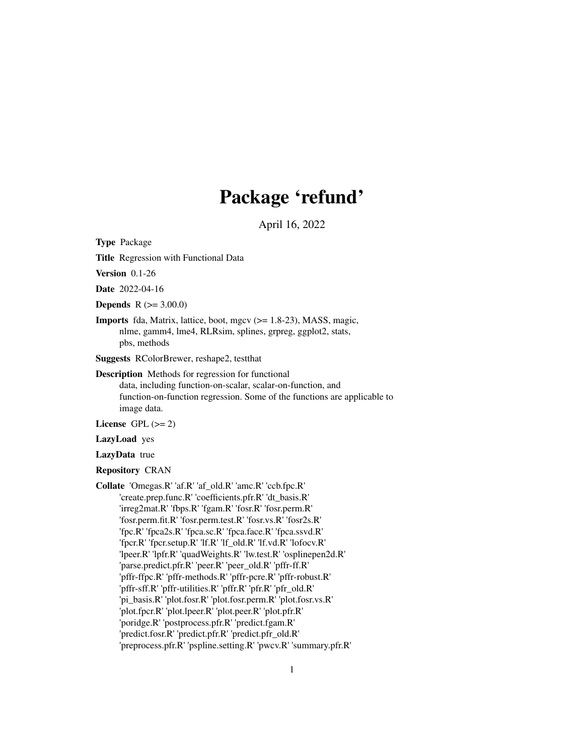# Package 'refund'

April 16, 2022

**Type** Package

**Title** Regression with Functional Data

**Version** 0.1-26

**Date** 2022-04-16

**Depends** R (>= 3.00.0)

**Imports** fda, Matrix, lattice, boot, mgcv (>= 1.8-23), MASS, magic, nlme, gamm4, lme4, RLRsim, splines, grpreg, ggplot2, stats, pbs, methods

**Suggests** RColorBrewer, reshape2, testthat

**Description** Methods for regression for functional data, including function-on-scalar, scalar-on-function, and function-on-function regression. Some of the functions are applicable to image data.

**License** GPL (>= 2)

**LazyLoad** yes

**LazyData** true

**Repository** CRAN

**Collate** 'Omegas.R' 'af.R' 'af_old.R' 'amc.R' 'ccb.fpc.R' 'create.prep.func.R' 'coefficients.pfr.R' 'dt_basis.R' 'irreg2mat.R' 'fbps.R' 'fgam.R' 'fosr.R' 'fosr.perm.R' 'fosr.perm.fit.R' 'fosr.perm.test.R' 'fosr.vs.R' 'fosr2s.R' 'fpc.R' 'fpca2s.R' 'fpca.sc.R' 'fpca.face.R' 'fpca.ssvd.R' 'fpcr.R' 'fpcr.setup.R' 'lf.R' 'lf_old.R' 'lf.vd.R' 'lofocv.R' 'lpeer.R' 'lpfr.R' 'quadWeights.R' 'lw.test.R' 'osplinepen2d.R' 'parse.predict.pfr.R' 'peer.R' 'peer_old.R' 'pffr-ff.R' 'pffr-ffpc.R' 'pffr-methods.R' 'pffr-pcre.R' 'pffr-robust.R' 'pffr-sff.R' 'pffr-utilities.R' 'pffr.R' 'pfr.R' 'pfr_old.R' 'pi_basis.R' 'plot.fosr.R' 'plot.fosr.perm.R' 'plot.fosr.vs.R' 'plot.fpcr.R' 'plot.lpeer.R' 'plot.peer.R' 'plot.pfr.R' 'poridge.R' 'postprocess.pfr.R' 'predict.fgam.R' 'predict.fosr.R' 'predict.pfr.R' 'predict.pfr_old.R' 'preprocess.pfr.R' 'pspline.setting.R' 'pwcv.R' 'summary.pfr.R'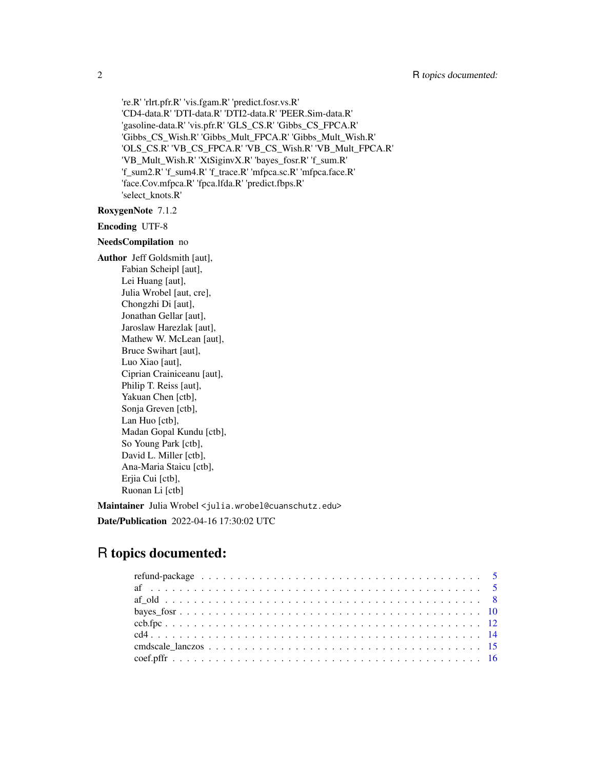're.R' 'rlrt.pfr.R' 'vis.fgam.R' 'predict.fosr.vs.R'
'CD4-data.R' 'DTI-data.R' 'DTI2-data.R' 'PEER.Sim-data.R'
'gasoline-data.R' 'vis.pfr.R' 'GLS_CS.R' 'Gibbs_CS_FPCA.R'
'Gibbs_CS_Wish.R' 'Gibbs_Mult_FPCA.R' 'Gibbs_Mult_Wish.R'
'OLS_CS.R' 'VB_CS_FPCA.R' 'VB_CS_Wish.R' 'VB_Mult_FPCA.R'
'VB_Mult_Wish.R' 'XtSiginvX.R' 'bayes_fosr.R' 'f_sum.R'
'f_sum2.R' 'f_sum4.R' 'f_trace.R' 'mfpca.sc.R' 'mfpca.face.R'
'face.Cov.mfpca.R' 'fpca.lfda.R' 'predict.fbps.R'
'select_knots.R'

**RoxygenNote** 7.1.2

**Encoding** UTF-8

**NeedsCompilation** no

**Author** Jeff Goldsmith [aut],
Fabian Scheipl [aut],
Lei Huang [aut],
Julia Wrobel [aut, cre],
Chongzhi Di [aut],
Jonathan Gellar [aut],
Jaroslaw Harezlak [aut],
Mathew W. McLean [aut],
Bruce Swihart [aut],
Luo Xiao [aut],
Ciprian Crainiceanu [aut],
Philip T. Reiss [aut],
Yakuan Chen [ctb],
Sonja Greven [ctb],
Lan Huo [ctb],
Madan Gopal Kundu [ctb],
So Young Park [ctb],
David L. Miller [ctb],
Ana-Maria Staicu [ctb],
Erjia Cui [ctb],
Ruonan Li [ctb]

**Maintainer** Julia Wrobel <julia.wrobel@cuanschutz.edu>

**Date/Publication** 2022-04-16 17:30:02 UTC

# R topics documented:

| | |
|---|---|
| refund-package | 5 |
| af | 5 |
| af_old | 8 |
| bayes_fosr | 10 |
| ccb.fpc | 12 |
| cd4 | 14 |
| cmdscale_lanczos | 15 |
| coef.pffr | 16 |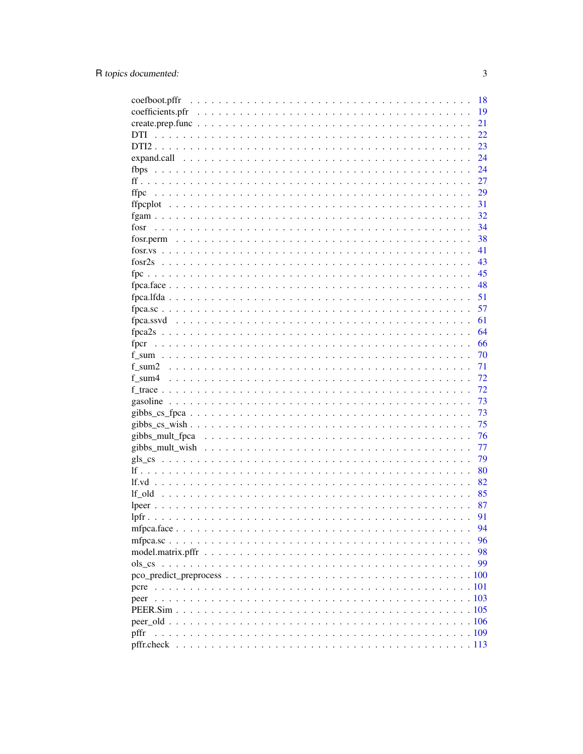coefboot.pffr . . . . . . . . . . . . . . . . . . . . . . . . . . . . . . . . . . . 18
coefficients.pfr . . . . . . . . . . . . . . . . . . . . . . . . . . . . . . . . . . 19
create.prep.func . . . . . . . . . . . . . . . . . . . . . . . . . . . . . . . . . . 21
DTI . . . . . . . . . . . . . . . . . . . . . . . . . . . . . . . . . . . . . . . . 22
DTI2 . . . . . . . . . . . . . . . . . . . . . . . . . . . . . . . . . . . . . . . 23
expand.call . . . . . . . . . . . . . . . . . . . . . . . . . . . . . . . . . . . 24
fbps . . . . . . . . . . . . . . . . . . . . . . . . . . . . . . . . . . . . . . . 24
ff . . . . . . . . . . . . . . . . . . . . . . . . . . . . . . . . . . . . . . . . 27
ffpc . . . . . . . . . . . . . . . . . . . . . . . . . . . . . . . . . . . . . . . 29
ffpcplot . . . . . . . . . . . . . . . . . . . . . . . . . . . . . . . . . . . . . 31
fgam . . . . . . . . . . . . . . . . . . . . . . . . . . . . . . . . . . . . . . . 32
fosr . . . . . . . . . . . . . . . . . . . . . . . . . . . . . . . . . . . . . . . 34
fosr.perm . . . . . . . . . . . . . . . . . . . . . . . . . . . . . . . . . . . . 38
fosr.vs . . . . . . . . . . . . . . . . . . . . . . . . . . . . . . . . . . . . . . 41
fosr2s . . . . . . . . . . . . . . . . . . . . . . . . . . . . . . . . . . . . . . 43
fpc . . . . . . . . . . . . . . . . . . . . . . . . . . . . . . . . . . . . . . . . 45
fpca.face . . . . . . . . . . . . . . . . . . . . . . . . . . . . . . . . . . . . . 48
fpca.lfda . . . . . . . . . . . . . . . . . . . . . . . . . . . . . . . . . . . . . 51
fpca.sc . . . . . . . . . . . . . . . . . . . . . . . . . . . . . . . . . . . . . . 57
fpca.ssvd . . . . . . . . . . . . . . . . . . . . . . . . . . . . . . . . . . . . . 61
fpca2s . . . . . . . . . . . . . . . . . . . . . . . . . . . . . . . . . . . . . . 64
fpcr . . . . . . . . . . . . . . . . . . . . . . . . . . . . . . . . . . . . . . . 66
f_sum . . . . . . . . . . . . . . . . . . . . . . . . . . . . . . . . . . . . . . 70
f_sum2 . . . . . . . . . . . . . . . . . . . . . . . . . . . . . . . . . . . . . . 71
f_sum4 . . . . . . . . . . . . . . . . . . . . . . . . . . . . . . . . . . . . . . 72
f_trace . . . . . . . . . . . . . . . . . . . . . . . . . . . . . . . . . . . . . . 72
gasoline . . . . . . . . . . . . . . . . . . . . . . . . . . . . . . . . . . . . . 73
gibbs_cs_fpca . . . . . . . . . . . . . . . . . . . . . . . . . . . . . . . . . . . 73
gibbs_cs_wish . . . . . . . . . . . . . . . . . . . . . . . . . . . . . . . . . . . 75
gibbs_mult_fpca . . . . . . . . . . . . . . . . . . . . . . . . . . . . . . . . . . 76
gibbs_mult_wish . . . . . . . . . . . . . . . . . . . . . . . . . . . . . . . . . . 77
gls_cs . . . . . . . . . . . . . . . . . . . . . . . . . . . . . . . . . . . . . . 79
lf . . . . . . . . . . . . . . . . . . . . . . . . . . . . . . . . . . . . . . . . 80
lf.vd . . . . . . . . . . . . . . . . . . . . . . . . . . . . . . . . . . . . . . . 82
lf_old . . . . . . . . . . . . . . . . . . . . . . . . . . . . . . . . . . . . . . 85
lpeer . . . . . . . . . . . . . . . . . . . . . . . . . . . . . . . . . . . . . . . 87
lpfr . . . . . . . . . . . . . . . . . . . . . . . . . . . . . . . . . . . . . . . 91
mfpca.face . . . . . . . . . . . . . . . . . . . . . . . . . . . . . . . . . . . . 94
mfpca.sc . . . . . . . . . . . . . . . . . . . . . . . . . . . . . . . . . . . . . 96
model.matrix.pffr . . . . . . . . . . . . . . . . . . . . . . . . . . . . . . . . . 98
ols_cs . . . . . . . . . . . . . . . . . . . . . . . . . . . . . . . . . . . . . . 99
pco_predict_preprocess . . . . . . . . . . . . . . . . . . . . . . . . . . . . . . 100
pcre . . . . . . . . . . . . . . . . . . . . . . . . . . . . . . . . . . . . . . . 101
peer . . . . . . . . . . . . . . . . . . . . . . . . . . . . . . . . . . . . . . . 103
PEER.Sim . . . . . . . . . . . . . . . . . . . . . . . . . . . . . . . . . . . . . 105
peer_old . . . . . . . . . . . . . . . . . . . . . . . . . . . . . . . . . . . . . 106
pffr . . . . . . . . . . . . . . . . . . . . . . . . . . . . . . . . . . . . . . . 109
pffr.check . . . . . . . . . . . . . . . . . . . . . . . . . . . . . . . . . . . . 113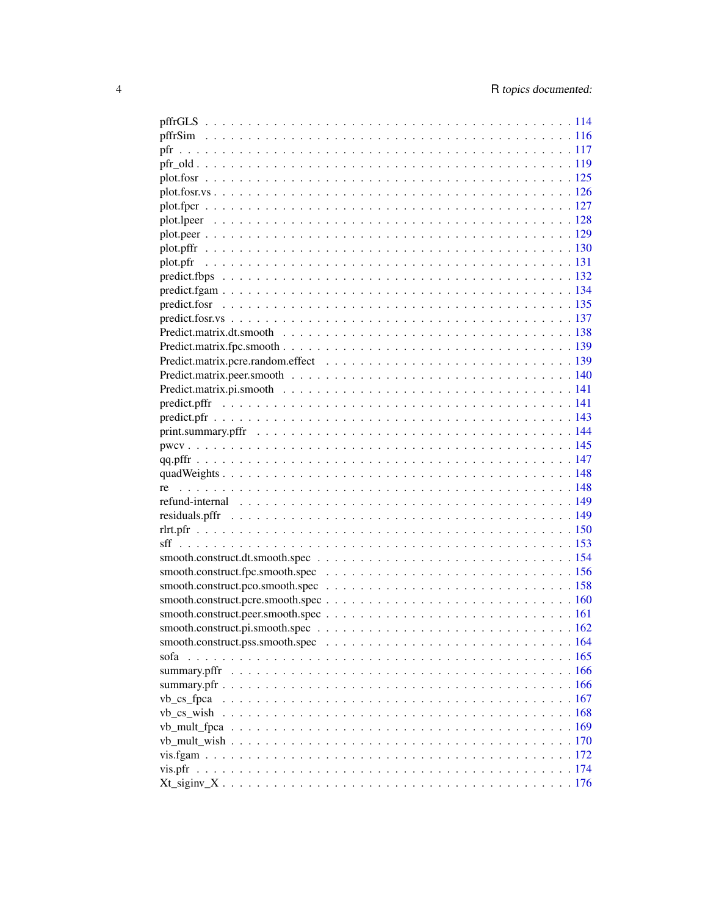pffrGLS . . . . . . . . . . . . . . . . . . . . . . . . . . . . . . . . . . . . . . . . . . 114
pffrSim . . . . . . . . . . . . . . . . . . . . . . . . . . . . . . . . . . . . . . . . . . 116
pfr . . . . . . . . . . . . . . . . . . . . . . . . . . . . . . . . . . . . . . . . . . . . . 117
pfr_old . . . . . . . . . . . . . . . . . . . . . . . . . . . . . . . . . . . . . . . . . . 119
plot.fosr . . . . . . . . . . . . . . . . . . . . . . . . . . . . . . . . . . . . . . . . . 125
plot.fosr.vs . . . . . . . . . . . . . . . . . . . . . . . . . . . . . . . . . . . . . . . 126
plot.fpcr . . . . . . . . . . . . . . . . . . . . . . . . . . . . . . . . . . . . . . . . . 127
plot.lpeer . . . . . . . . . . . . . . . . . . . . . . . . . . . . . . . . . . . . . . . . 128
plot.peer . . . . . . . . . . . . . . . . . . . . . . . . . . . . . . . . . . . . . . . . . 129
plot.pffr . . . . . . . . . . . . . . . . . . . . . . . . . . . . . . . . . . . . . . . . . 130
plot.pfr . . . . . . . . . . . . . . . . . . . . . . . . . . . . . . . . . . . . . . . . . . 131
predict.fbps . . . . . . . . . . . . . . . . . . . . . . . . . . . . . . . . . . . . . . . 132
predict.fgam . . . . . . . . . . . . . . . . . . . . . . . . . . . . . . . . . . . . . . . 134
predict.fosr . . . . . . . . . . . . . . . . . . . . . . . . . . . . . . . . . . . . . . . 135
predict.fosr.vs . . . . . . . . . . . . . . . . . . . . . . . . . . . . . . . . . . . . . 137
Predict.matrix.dt.smooth . . . . . . . . . . . . . . . . . . . . . . . . . . . . . . . 138
Predict.matrix.fpc.smooth . . . . . . . . . . . . . . . . . . . . . . . . . . . . . . 139
Predict.matrix.pcre.random.effect . . . . . . . . . . . . . . . . . . . . . . . . . . 139
Predict.matrix.peer.smooth . . . . . . . . . . . . . . . . . . . . . . . . . . . . . . 140
Predict.matrix.pi.smooth . . . . . . . . . . . . . . . . . . . . . . . . . . . . . . . 141
predict.pffr . . . . . . . . . . . . . . . . . . . . . . . . . . . . . . . . . . . . . . . 141
predict.pfr . . . . . . . . . . . . . . . . . . . . . . . . . . . . . . . . . . . . . . . . 143
print.summary.pffr . . . . . . . . . . . . . . . . . . . . . . . . . . . . . . . . . . . 144
pwcv . . . . . . . . . . . . . . . . . . . . . . . . . . . . . . . . . . . . . . . . . . . . 145
qq.pffr . . . . . . . . . . . . . . . . . . . . . . . . . . . . . . . . . . . . . . . . . . 147
quadWeights . . . . . . . . . . . . . . . . . . . . . . . . . . . . . . . . . . . . . . . 148
re . . . . . . . . . . . . . . . . . . . . . . . . . . . . . . . . . . . . . . . . . . . . . 148
refund-internal . . . . . . . . . . . . . . . . . . . . . . . . . . . . . . . . . . . . . 149
residuals.pffr . . . . . . . . . . . . . . . . . . . . . . . . . . . . . . . . . . . . . . 149
rlrt.pfr . . . . . . . . . . . . . . . . . . . . . . . . . . . . . . . . . . . . . . . . . . 150
sff . . . . . . . . . . . . . . . . . . . . . . . . . . . . . . . . . . . . . . . . . . . . . 153
smooth.construct.dt.smooth.spec . . . . . . . . . . . . . . . . . . . . . . . . . . . 154
smooth.construct.fpc.smooth.spec . . . . . . . . . . . . . . . . . . . . . . . . . . 156
smooth.construct.pco.smooth.spec . . . . . . . . . . . . . . . . . . . . . . . . . . 158
smooth.construct.pcre.smooth.spec . . . . . . . . . . . . . . . . . . . . . . . . . 160
smooth.construct.peer.smooth.spec . . . . . . . . . . . . . . . . . . . . . . . . . 161
smooth.construct.pi.smooth.spec . . . . . . . . . . . . . . . . . . . . . . . . . . . 162
smooth.construct.pss.smooth.spec . . . . . . . . . . . . . . . . . . . . . . . . . . 164
sofa . . . . . . . . . . . . . . . . . . . . . . . . . . . . . . . . . . . . . . . . . . . . 165
summary.pffr . . . . . . . . . . . . . . . . . . . . . . . . . . . . . . . . . . . . . . . 166
summary.pfr . . . . . . . . . . . . . . . . . . . . . . . . . . . . . . . . . . . . . . . . 166
vb_cs_fpca . . . . . . . . . . . . . . . . . . . . . . . . . . . . . . . . . . . . . . . . 167
vb_cs_wish . . . . . . . . . . . . . . . . . . . . . . . . . . . . . . . . . . . . . . . . 168
vb_mult_fpca . . . . . . . . . . . . . . . . . . . . . . . . . . . . . . . . . . . . . . . 169
vb_mult_wish . . . . . . . . . . . . . . . . . . . . . . . . . . . . . . . . . . . . . . . 170
vis.fgam . . . . . . . . . . . . . . . . . . . . . . . . . . . . . . . . . . . . . . . . . . 172
vis.pfr . . . . . . . . . . . . . . . . . . . . . . . . . . . . . . . . . . . . . . . . . . . 174
Xt_siginv_X . . . . . . . . . . . . . . . . . . . . . . . . . . . . . . . . . . . . . . . . 176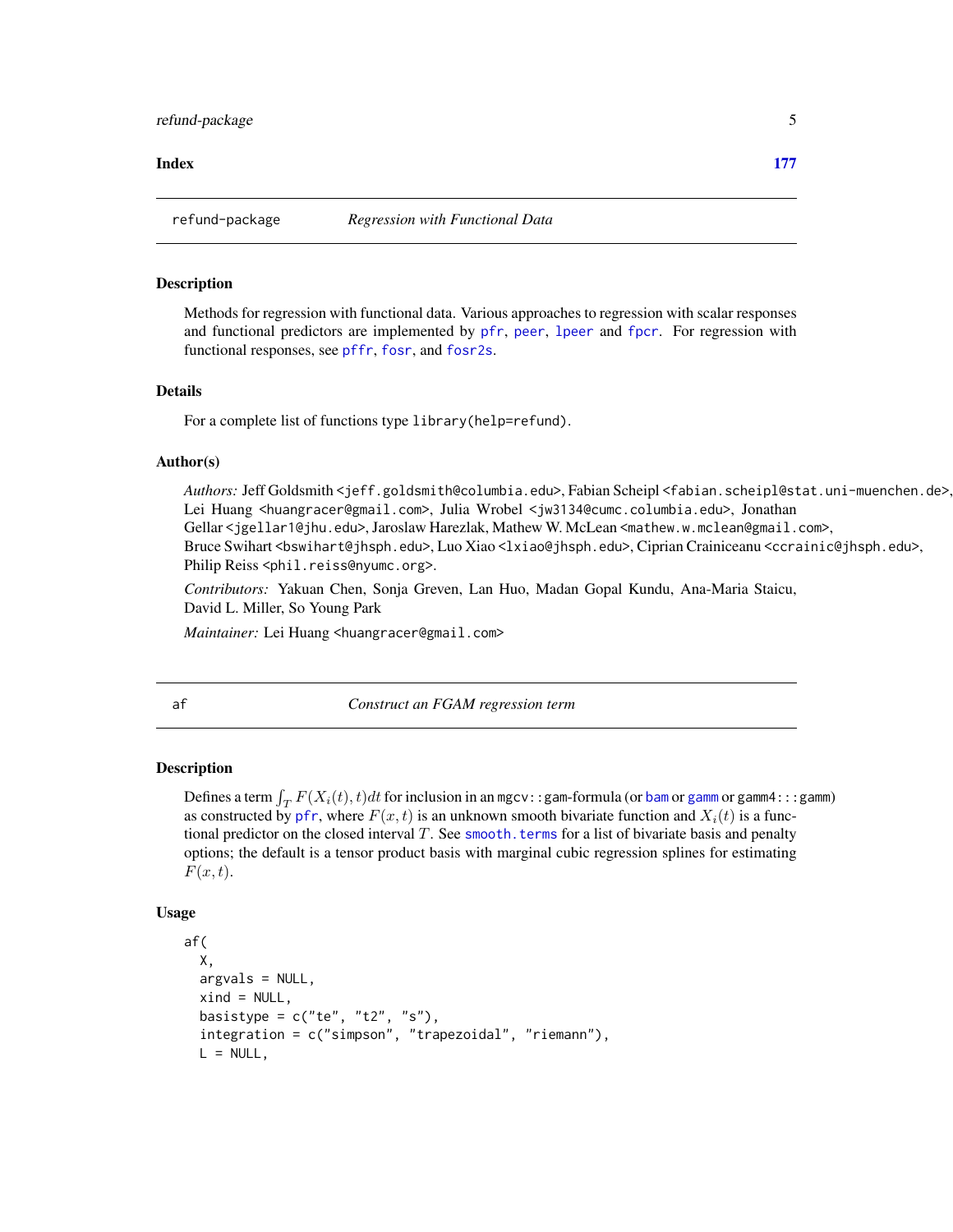**Index** **177**

---

## refund-package — *Regression with Functional Data*

### Description

Methods for regression with functional data. Various approaches to regression with scalar responses and functional predictors are implemented by pfr, peer, lpeer and fpcr. For regression with functional responses, see pffr, fosr, and fosr2s.

### Details

For a complete list of functions type `library(help=refund)`.

### Author(s)

*Authors:* Jeff Goldsmith <jeff.goldsmith@columbia.edu>, Fabian Scheipl <fabian.scheipl@stat.uni-muenchen.de>, Lei Huang <huangracer@gmail.com>, Julia Wrobel <jw3134@cumc.columbia.edu>, Jonathan Gellar <jgellar1@jhu.edu>, Jaroslaw Harezlak, Mathew W. McLean <mathew.w.mclean@gmail.com>, Bruce Swihart <bswihart@jhsph.edu>, Luo Xiao <lxiao@jhsph.edu>, Ciprian Crainiceanu <ccrainic@jhsph.edu>, Philip Reiss <phil.reiss@nyumc.org>.

*Contributors:* Yakuan Chen, Sonja Greven, Lan Huo, Madan Gopal Kundu, Ana-Maria Staicu, David L. Miller, So Young Park

*Maintainer:* Lei Huang <huangracer@gmail.com>

---

## af — *Construct an FGAM regression term*

### Description

Defines a term $\int_T F(X_i(t), t)dt$ for inclusion in an `mgcv::gam`-formula (or bam or gamm or `gamm4:::gamm`) as constructed by pfr, where $F(x, t)$ is an unknown smooth bivariate function and $X_i(t)$ is a functional predictor on the closed interval $T$. See smooth.terms for a list of bivariate basis and penalty options; the default is a tensor product basis with marginal cubic regression splines for estimating $F(x, t)$.

### Usage

```
af(
  X,
  argvals = NULL,
  xind = NULL,
  basistype = c("te", "t2", "s"),
  integration = c("simpson", "trapezoidal", "riemann"),
  L = NULL,
```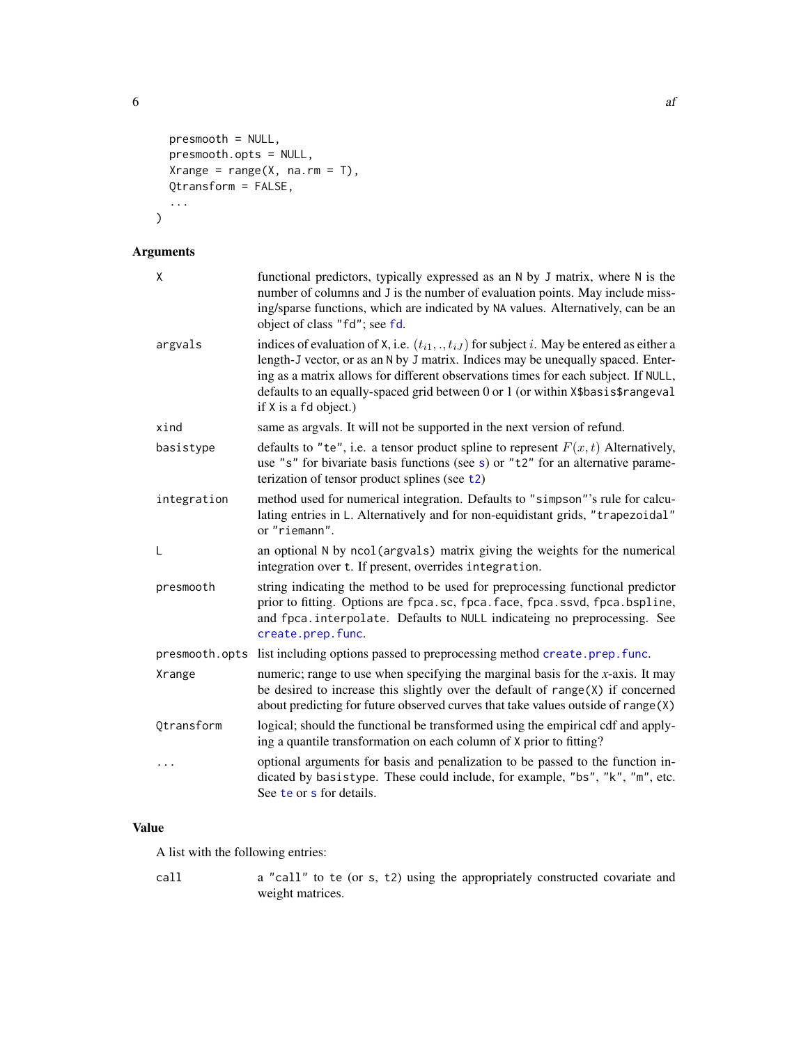```
  presmooth = NULL,
  presmooth.opts = NULL,
  Xrange = range(X, na.rm = T),
  Qtransform = FALSE,
  ...
)
```

## Arguments

| | |
|---|---|
| X | functional predictors, typically expressed as an N by J matrix, where N is the number of columns and J is the number of evaluation points. May include missing/sparse functions, which are indicated by NA values. Alternatively, can be an object of class "fd"; see fd. |
| argvals | indices of evaluation of X, i.e. $(t_{i1}, ., t_{iJ})$ for subject $i$. May be entered as either a length-J vector, or as an N by J matrix. Indices may be unequally spaced. Entering as a matrix allows for different observations times for each subject. If NULL, defaults to an equally-spaced grid between 0 or 1 (or within X$basis$rangeval if X is a fd object.) |
| xind | same as argvals. It will not be supported in the next version of refund. |
| basistype | defaults to "te", i.e. a tensor product spline to represent $F(x, t)$ Alternatively, use "s" for bivariate basis functions (see s) or "t2" for an alternative parameterization of tensor product splines (see t2) |
| integration | method used for numerical integration. Defaults to "simpson"'s rule for calculating entries in L. Alternatively and for non-equidistant grids, "trapezoidal" or "riemann". |
| L | an optional N by ncol(argvals) matrix giving the weights for the numerical integration over t. If present, overrides integration. |
| presmooth | string indicating the method to be used for preprocessing functional predictor prior to fitting. Options are fpca.sc, fpca.face, fpca.ssvd, fpca.bspline, and fpca.interpolate. Defaults to NULL indicateing no preprocessing. See create.prep.func. |
| presmooth.opts | list including options passed to preprocessing method create.prep.func. |
| Xrange | numeric; range to use when specifying the marginal basis for the *x*-axis. It may be desired to increase this slightly over the default of range(X) if concerned about predicting for future observed curves that take values outside of range(X) |
| Qtransform | logical; should the functional be transformed using the empirical cdf and applying a quantile transformation on each column of X prior to fitting? |
| ... | optional arguments for basis and penalization to be passed to the function indicated by basistype. These could include, for example, "bs", "k", "m", etc. See te or s for details. |

## Value

A list with the following entries:

| | |
|---|---|
| call | a "call" to te (or s, t2) using the appropriately constructed covariate and weight matrices. |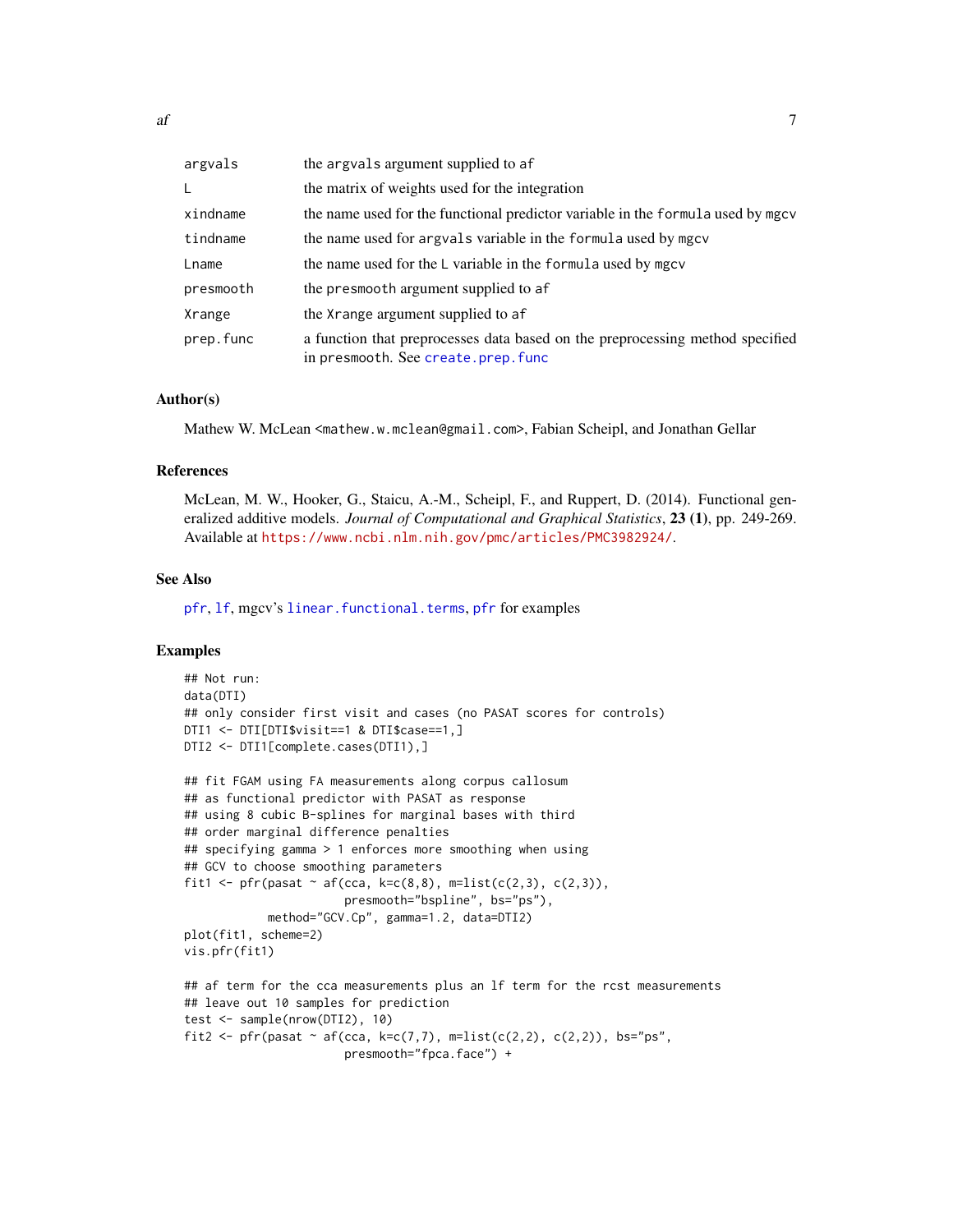| | |
|---|---|
| argvals | the argvals argument supplied to af |
| L | the matrix of weights used for the integration |
| xindname | the name used for the functional predictor variable in the formula used by mgcv |
| tindname | the name used for argvals variable in the formula used by mgcv |
| Lname | the name used for the L variable in the formula used by mgcv |
| presmooth | the presmooth argument supplied to af |
| Xrange | the Xrange argument supplied to af |
| prep.func | a function that preprocesses data based on the preprocessing method specified in presmooth. See create.prep.func |

### Author(s)

Mathew W. McLean <mathew.w.mclean@gmail.com>, Fabian Scheipl, and Jonathan Gellar

### References

McLean, M. W., Hooker, G., Staicu, A.-M., Scheipl, F., and Ruppert, D. (2014). Functional generalized additive models. *Journal of Computational and Graphical Statistics*, **23 (1)**, pp. 249-269. Available at https://www.ncbi.nlm.nih.gov/pmc/articles/PMC3982924/.

### See Also

pfr, lf, mgcv's linear.functional.terms, pfr for examples

### Examples

```
## Not run:
data(DTI)
## only consider first visit and cases (no PASAT scores for controls)
DTI1 <- DTI[DTI$visit==1 & DTI$case==1,]
DTI2 <- DTI1[complete.cases(DTI1),]

## fit FGAM using FA measurements along corpus callosum
## as functional predictor with PASAT as response
## using 8 cubic B-splines for marginal bases with third
## order marginal difference penalties
## specifying gamma > 1 enforces more smoothing when using
## GCV to choose smoothing parameters
fit1 <- pfr(pasat ~ af(cca, k=c(8,8), m=list(c(2,3), c(2,3)),
                       presmooth="bspline", bs="ps"),
            method="GCV.Cp", gamma=1.2, data=DTI2)
plot(fit1, scheme=2)
vis.pfr(fit1)

## af term for the cca measurements plus an lf term for the rcst measurements
## leave out 10 samples for prediction
test <- sample(nrow(DTI2), 10)
fit2 <- pfr(pasat ~ af(cca, k=c(7,7), m=list(c(2,2), c(2,2)), bs="ps",
                       presmooth="fpca.face") +
```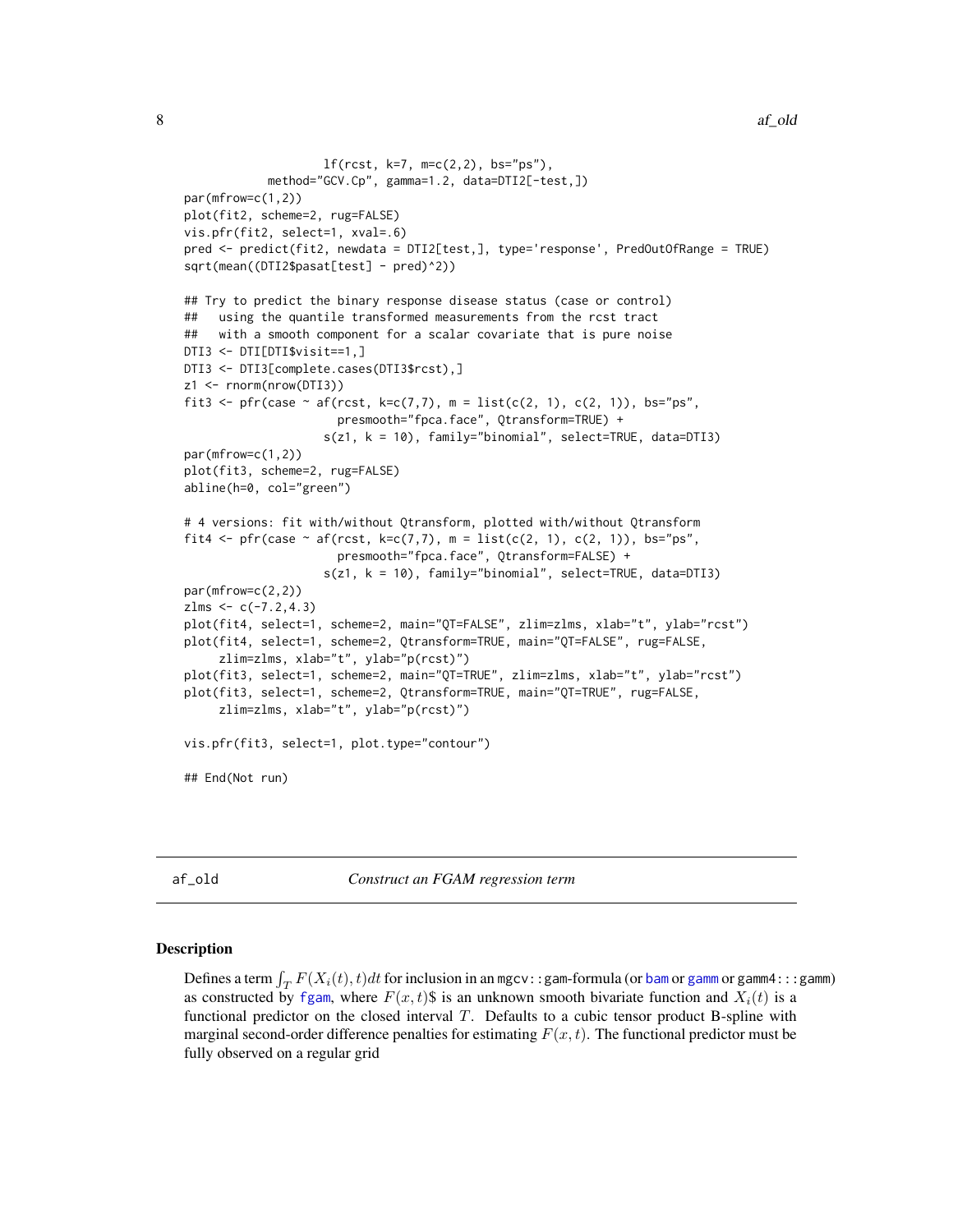```
                    lf(rcst, k=7, m=c(2,2), bs="ps"),
            method="GCV.Cp", gamma=1.2, data=DTI2[-test,])
par(mfrow=c(1,2))
plot(fit2, scheme=2, rug=FALSE)
vis.pfr(fit2, select=1, xval=.6)
pred <- predict(fit2, newdata = DTI2[test,], type='response', PredOutOfRange = TRUE)
sqrt(mean((DTI2$pasat[test] - pred)^2))

## Try to predict the binary response disease status (case or control)
##   using the quantile transformed measurements from the rcst tract
##   with a smooth component for a scalar covariate that is pure noise
DTI3 <- DTI[DTI$visit==1,]
DTI3 <- DTI3[complete.cases(DTI3$rcst),]
z1 <- rnorm(nrow(DTI3))
fit3 <- pfr(case ~ af(rcst, k=c(7,7), m = list(c(2, 1), c(2, 1)), bs="ps",
                      presmooth="fpca.face", Qtransform=TRUE) +
                    s(z1, k = 10), family="binomial", select=TRUE, data=DTI3)
par(mfrow=c(1,2))
plot(fit3, scheme=2, rug=FALSE)
abline(h=0, col="green")

# 4 versions: fit with/without Qtransform, plotted with/without Qtransform
fit4 <- pfr(case ~ af(rcst, k=c(7,7), m = list(c(2, 1), c(2, 1)), bs="ps",
                      presmooth="fpca.face", Qtransform=FALSE) +
                    s(z1, k = 10), family="binomial", select=TRUE, data=DTI3)
par(mfrow=c(2,2))
zlms <- c(-7.2,4.3)
plot(fit4, select=1, scheme=2, main="QT=FALSE", zlim=zlms, xlab="t", ylab="rcst")
plot(fit4, select=1, scheme=2, Qtransform=TRUE, main="QT=FALSE", rug=FALSE,
     zlim=zlms, xlab="t", ylab="p(rcst)")
plot(fit3, select=1, scheme=2, main="QT=TRUE", zlim=zlms, xlab="t", ylab="rcst")
plot(fit3, select=1, scheme=2, Qtransform=TRUE, main="QT=TRUE", rug=FALSE,
     zlim=zlms, xlab="t", ylab="p(rcst)")

vis.pfr(fit3, select=1, plot.type="contour")

## End(Not run)
```

## af_old — *Construct an FGAM regression term*

### Description

Defines a term $\int_T F(X_i(t), t)dt$ for inclusion in an mgcv::gam-formula (or bam or gamm or gamm4:::gamm) as constructed by fgam, where $F(x, t)$$ is an unknown smooth bivariate function and $X_i(t)$ is a functional predictor on the closed interval $T$. Defaults to a cubic tensor product B-spline with marginal second-order difference penalties for estimating $F(x, t)$. The functional predictor must be fully observed on a regular grid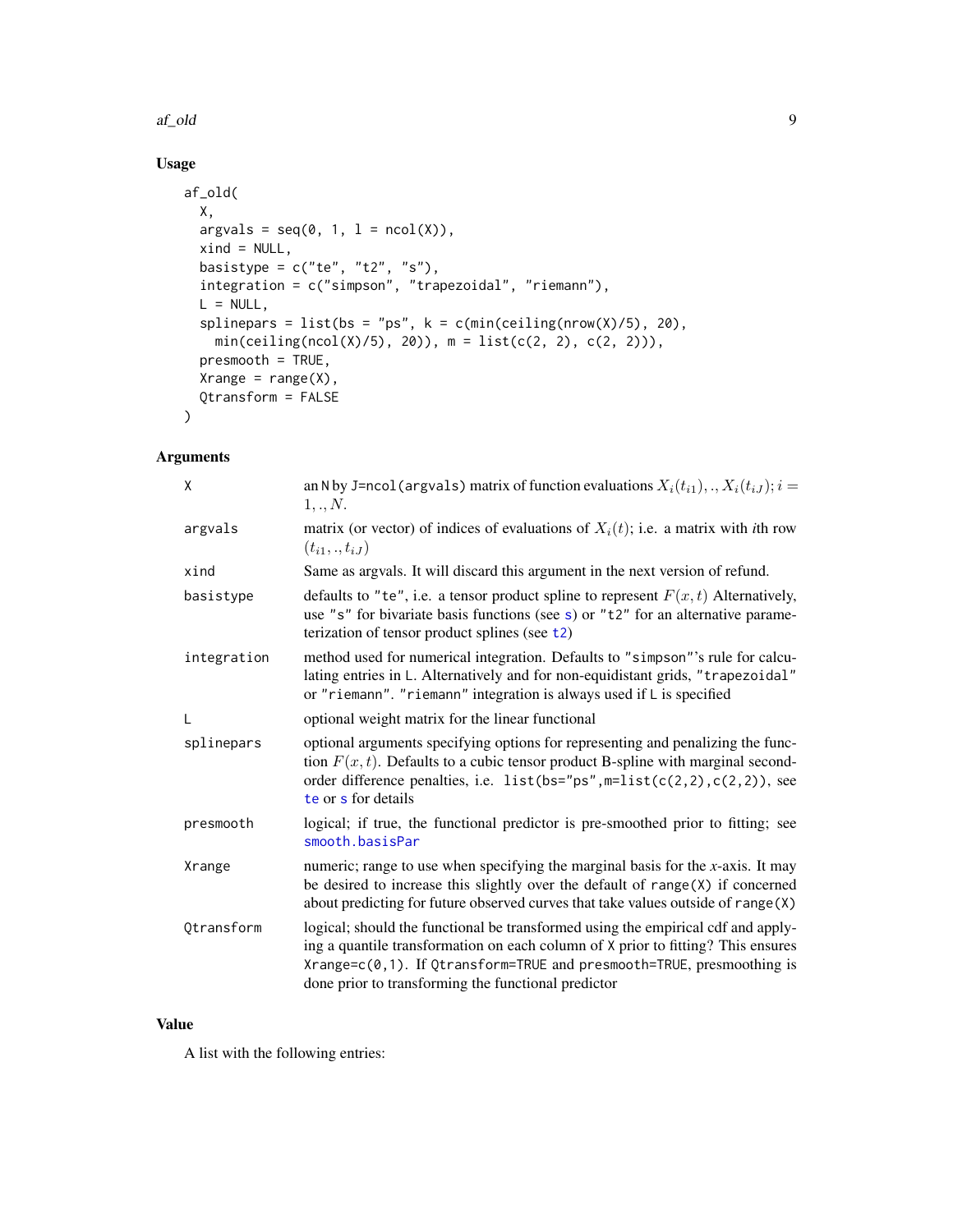## Usage

```
af_old(
  X,
  argvals = seq(0, 1, l = ncol(X)),
  xind = NULL,
  basistype = c("te", "t2", "s"),
  integration = c("simpson", "trapezoidal", "riemann"),
  L = NULL,
  splinepars = list(bs = "ps", k = c(min(ceiling(nrow(X)/5), 20),
    min(ceiling(ncol(X)/5), 20)), m = list(c(2, 2), c(2, 2))),
  presmooth = TRUE,
  Xrange = range(X),
  Qtransform = FALSE
)
```

## Arguments

| | |
|---|---|
| `X` | an N by J=`ncol(argvals)` matrix of function evaluations $X_i(t_{i1}), ., X_i(t_{iJ}); i = 1, ., N.$ |
| `argvals` | matrix (or vector) of indices of evaluations of $X_i(t)$; i.e. a matrix with *i*th row $(t_{i1}, ., t_{iJ})$ |
| `xind` | Same as argvals. It will discard this argument in the next version of refund. |
| `basistype` | defaults to `"te"`, i.e. a tensor product spline to represent $F(x, t)$ Alternatively, use `"s"` for bivariate basis functions (see `s`) or `"t2"` for an alternative parameterization of tensor product splines (see `t2`) |
| `integration` | method used for numerical integration. Defaults to `"simpson"`'s rule for calculating entries in `L`. Alternatively and for non-equidistant grids, `"trapezoidal"` or `"riemann"`. `"riemann"` integration is always used if `L` is specified |
| `L` | optional weight matrix for the linear functional |
| `splinepars` | optional arguments specifying options for representing and penalizing the function $F(x, t)$. Defaults to a cubic tensor product B-spline with marginal second-order difference penalties, i.e. `list(bs="ps",m=list(c(2,2),c(2,2))`, see `te` or `s` for details |
| `presmooth` | logical; if true, the functional predictor is pre-smoothed prior to fitting; see `smooth.basisPar` |
| `Xrange` | numeric; range to use when specifying the marginal basis for the *x*-axis. It may be desired to increase this slightly over the default of `range(X)` if concerned about predicting for future observed curves that take values outside of `range(X)` |
| `Qtransform` | logical; should the functional be transformed using the empirical cdf and applying a quantile transformation on each column of `X` prior to fitting? This ensures `Xrange=c(0,1)`. If `Qtransform=TRUE` and `presmooth=TRUE`, presmoothing is done prior to transforming the functional predictor |

## Value

A list with the following entries: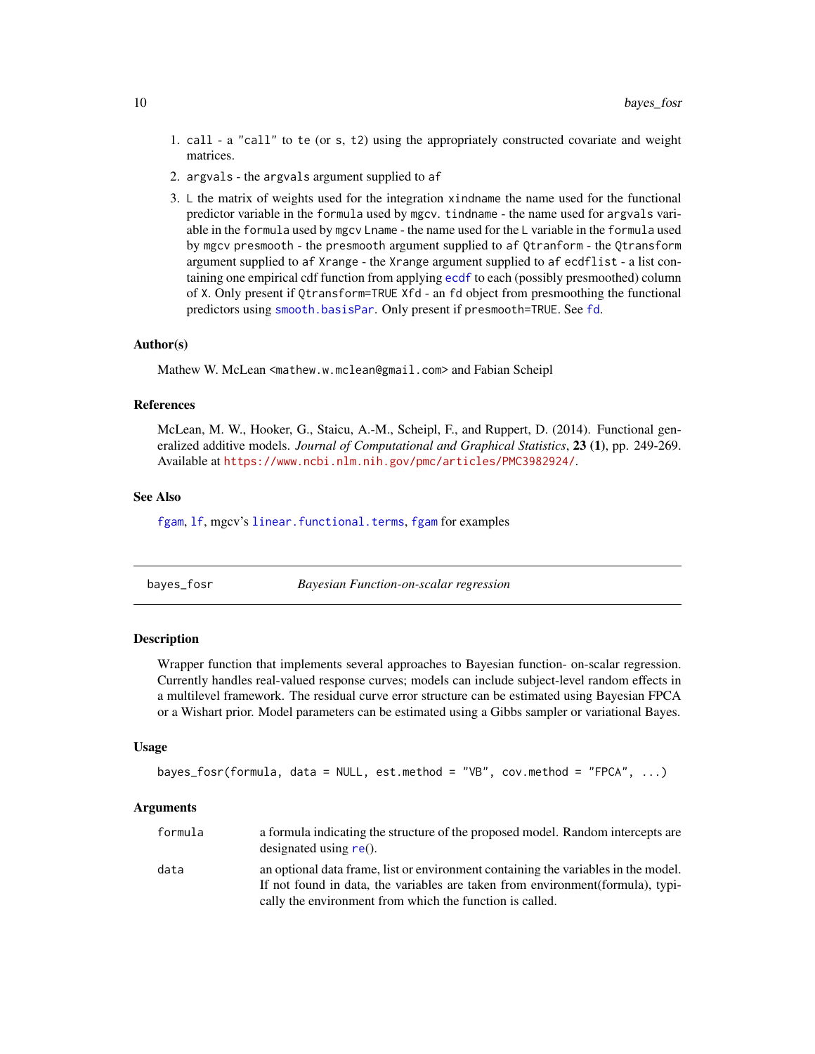1. call - a "call" to te (or s, t2) using the appropriately constructed covariate and weight matrices.
2. argvals - the argvals argument supplied to af
3. L the matrix of weights used for the integration xindname the name used for the functional predictor variable in the formula used by mgcv. tindname - the name used for argvals variable in the formula used by mgcv Lname - the name used for the L variable in the formula used by mgcv presmooth - the presmooth argument supplied to af Qtranform - the Qtransform argument supplied to af Xrange - the Xrange argument supplied to af ecdflist - a list containing one empirical cdf function from applying ecdf to each (possibly presmoothed) column of X. Only present if Qtransform=TRUE Xfd - an fd object from presmoothing the functional predictors using smooth.basisPar. Only present if presmooth=TRUE. See fd.

### Author(s)

Mathew W. McLean <mathew.w.mclean@gmail.com> and Fabian Scheipl

### References

McLean, M. W., Hooker, G., Staicu, A.-M., Scheipl, F., and Ruppert, D. (2014). Functional generalized additive models. *Journal of Computational and Graphical Statistics*, **23 (1)**, pp. 249-269. Available at https://www.ncbi.nlm.nih.gov/pmc/articles/PMC3982924/.

### See Also

fgam, lf, mgcv's linear.functional.terms, fgam for examples

---

## bayes_fosr — *Bayesian Function-on-scalar regression*

### Description

Wrapper function that implements several approaches to Bayesian function- on-scalar regression. Currently handles real-valued response curves; models can include subject-level random effects in a multilevel framework. The residual curve error structure can be estimated using Bayesian FPCA or a Wishart prior. Model parameters can be estimated using a Gibbs sampler or variational Bayes.

### Usage

```
bayes_fosr(formula, data = NULL, est.method = "VB", cov.method = "FPCA", ...)
```

### Arguments

| | |
|---|---|
| formula | a formula indicating the structure of the proposed model. Random intercepts are designated using re(). |
| data | an optional data frame, list or environment containing the variables in the model. If not found in data, the variables are taken from environment(formula), typically the environment from which the function is called. |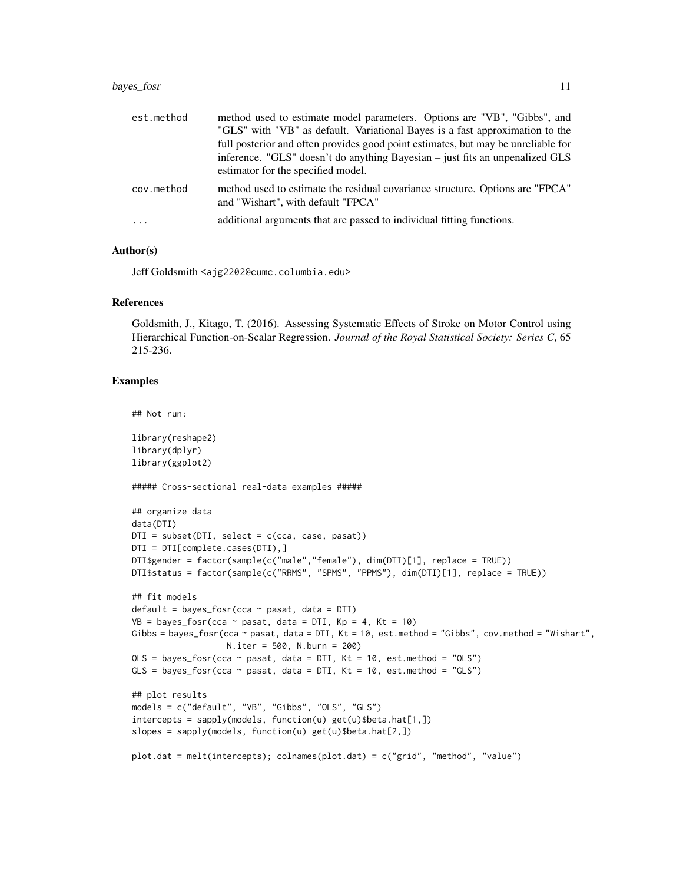| | |
|---|---|
| est.method | method used to estimate model parameters. Options are "VB", "Gibbs", and "GLS" with "VB" as default. Variational Bayes is a fast approximation to the full posterior and often provides good point estimates, but may be unreliable for inference. "GLS" doesn't do anything Bayesian – just fits an unpenalized GLS estimator for the specified model. |
| cov.method | method used to estimate the residual covariance structure. Options are "FPCA" and "Wishart", with default "FPCA" |
| ... | additional arguments that are passed to individual fitting functions. |

### Author(s)

Jeff Goldsmith <ajg2202@cumc.columbia.edu>

### References

Goldsmith, J., Kitago, T. (2016). Assessing Systematic Effects of Stroke on Motor Control using Hierarchical Function-on-Scalar Regression. *Journal of the Royal Statistical Society: Series C*, 65 215-236.

### Examples

```
## Not run:

library(reshape2)
library(dplyr)
library(ggplot2)

##### Cross-sectional real-data examples #####

## organize data
data(DTI)
DTI = subset(DTI, select = c(cca, case, pasat))
DTI = DTI[complete.cases(DTI),]
DTI$gender = factor(sample(c("male","female"), dim(DTI)[1], replace = TRUE))
DTI$status = factor(sample(c("RRMS", "SPMS", "PPMS"), dim(DTI)[1], replace = TRUE))

## fit models
default = bayes_fosr(cca ~ pasat, data = DTI)
VB = bayes_fosr(cca ~ pasat, data = DTI, Kp = 4, Kt = 10)
Gibbs = bayes_fosr(cca ~ pasat, data = DTI, Kt = 10, est.method = "Gibbs", cov.method = "Wishart",
                  N.iter = 500, N.burn = 200)
OLS = bayes_fosr(cca ~ pasat, data = DTI, Kt = 10, est.method = "OLS")
GLS = bayes_fosr(cca ~ pasat, data = DTI, Kt = 10, est.method = "GLS")

## plot results
models = c("default", "VB", "Gibbs", "OLS", "GLS")
intercepts = sapply(models, function(u) get(u)$beta.hat[1,])
slopes = sapply(models, function(u) get(u)$beta.hat[2,])

plot.dat = melt(intercepts); colnames(plot.dat) = c("grid", "method", "value")
```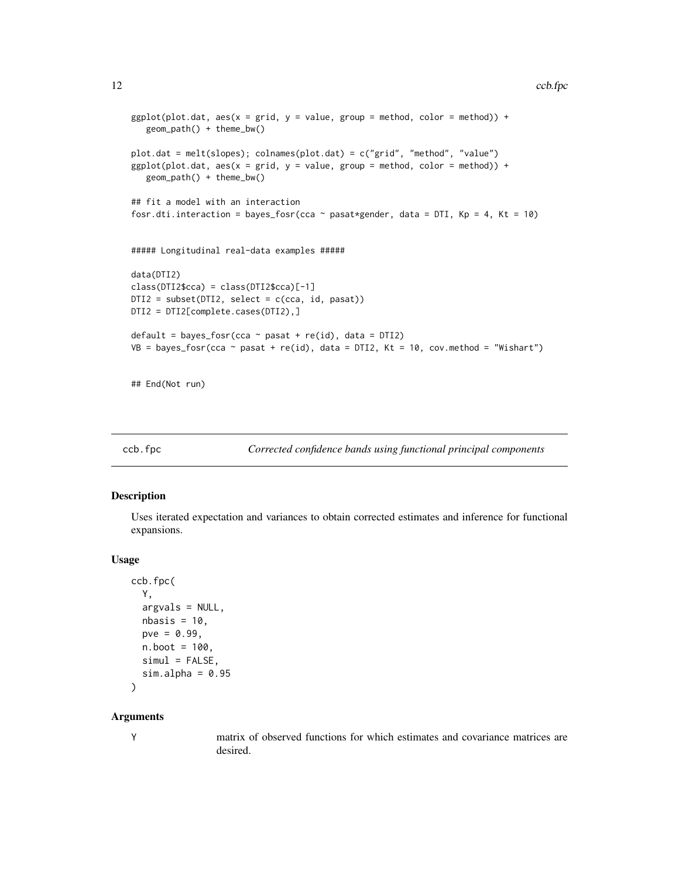```
ggplot(plot.dat, aes(x = grid, y = value, group = method, color = method)) +
   geom_path() + theme_bw()

plot.dat = melt(slopes); colnames(plot.dat) = c("grid", "method", "value")
ggplot(plot.dat, aes(x = grid, y = value, group = method, color = method)) +
   geom_path() + theme_bw()

## fit a model with an interaction
fosr.dti.interaction = bayes_fosr(cca ~ pasat*gender, data = DTI, Kp = 4, Kt = 10)


##### Longitudinal real-data examples #####

data(DTI2)
class(DTI2$cca) = class(DTI2$cca)[-1]
DTI2 = subset(DTI2, select = c(cca, id, pasat))
DTI2 = DTI2[complete.cases(DTI2),]

default = bayes_fosr(cca ~ pasat + re(id), data = DTI2)
VB = bayes_fosr(cca ~ pasat + re(id), data = DTI2, Kt = 10, cov.method = "Wishart")


## End(Not run)
```

## ccb.fpc — *Corrected confidence bands using functional principal components*

### Description

Uses iterated expectation and variances to obtain corrected estimates and inference for functional expansions.

### Usage

```
ccb.fpc(
  Y,
  argvals = NULL,
  nbasis = 10,
  pve = 0.99,
  n.boot = 100,
  simul = FALSE,
  sim.alpha = 0.95
)
```

### Arguments

| | |
|---|---|
| Y | matrix of observed functions for which estimates and covariance matrices are desired. |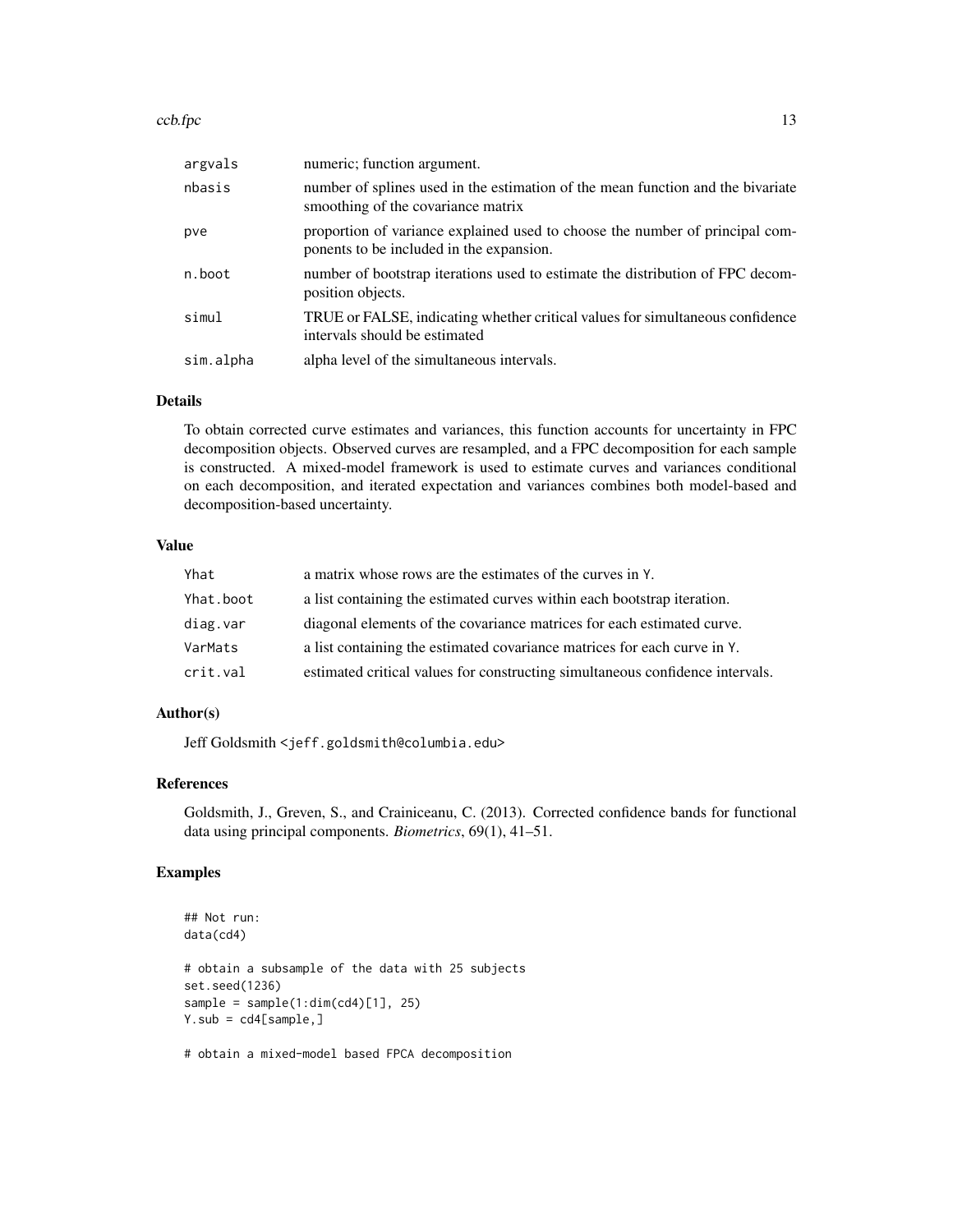| | |
|---|---|
| argvals | numeric; function argument. |
| nbasis | number of splines used in the estimation of the mean function and the bivariate smoothing of the covariance matrix |
| pve | proportion of variance explained used to choose the number of principal components to be included in the expansion. |
| n.boot | number of bootstrap iterations used to estimate the distribution of FPC decomposition objects. |
| simul | TRUE or FALSE, indicating whether critical values for simultaneous confidence intervals should be estimated |
| sim.alpha | alpha level of the simultaneous intervals. |

## Details

To obtain corrected curve estimates and variances, this function accounts for uncertainty in FPC decomposition objects. Observed curves are resampled, and a FPC decomposition for each sample is constructed. A mixed-model framework is used to estimate curves and variances conditional on each decomposition, and iterated expectation and variances combines both model-based and decomposition-based uncertainty.

## Value

| | |
|---|---|
| Yhat | a matrix whose rows are the estimates of the curves in Y. |
| Yhat.boot | a list containing the estimated curves within each bootstrap iteration. |
| diag.var | diagonal elements of the covariance matrices for each estimated curve. |
| VarMats | a list containing the estimated covariance matrices for each curve in Y. |
| crit.val | estimated critical values for constructing simultaneous confidence intervals. |

## Author(s)

Jeff Goldsmith <jeff.goldsmith@columbia.edu>

## References

Goldsmith, J., Greven, S., and Crainiceanu, C. (2013). Corrected confidence bands for functional data using principal components. *Biometrics*, 69(1), 41–51.

## Examples

```
## Not run:
data(cd4)

# obtain a subsample of the data with 25 subjects
set.seed(1236)
sample = sample(1:dim(cd4)[1], 25)
Y.sub = cd4[sample,]

# obtain a mixed-model based FPCA decomposition
```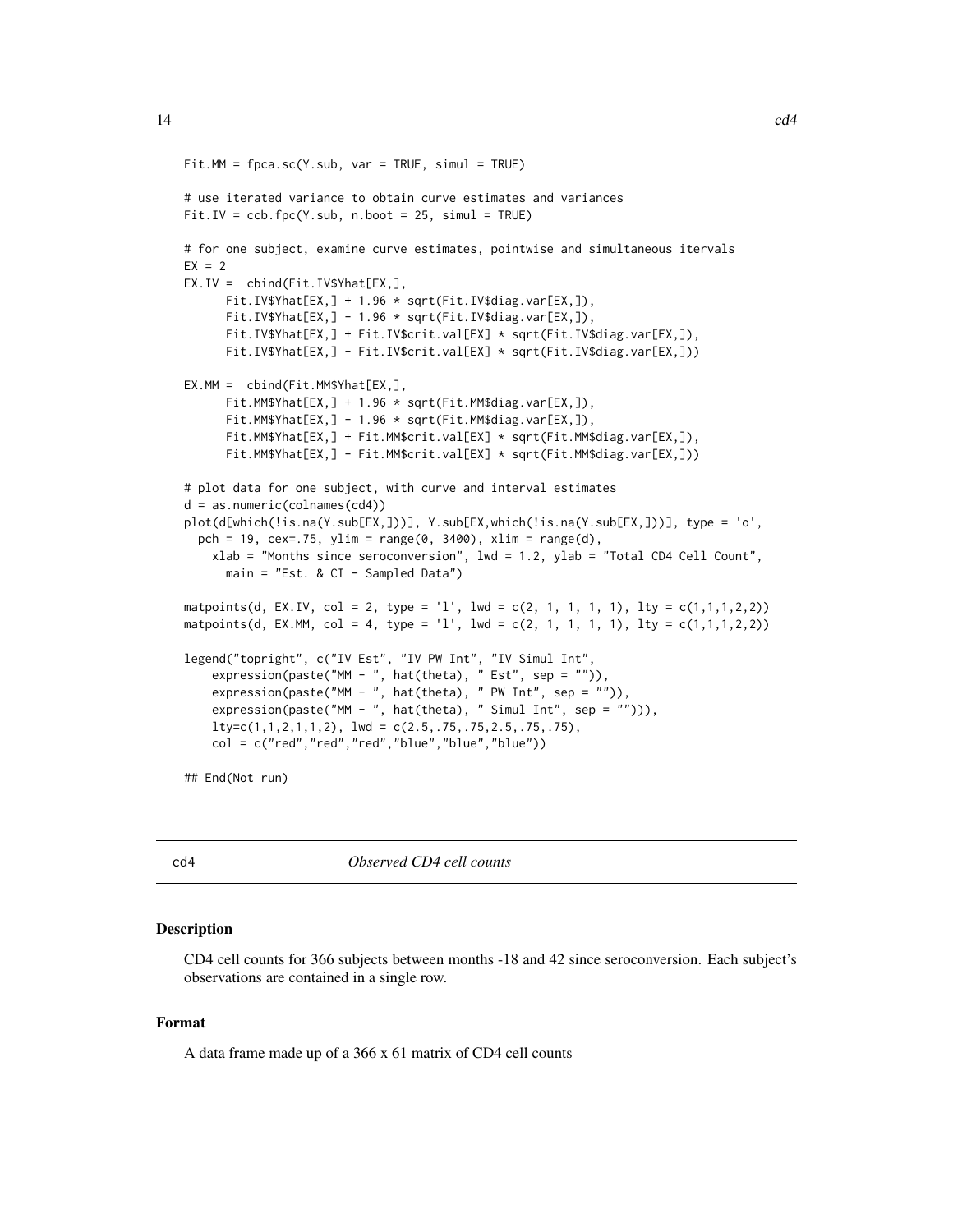```
Fit.MM = fpca.sc(Y.sub, var = TRUE, simul = TRUE)

# use iterated variance to obtain curve estimates and variances
Fit.IV = ccb.fpc(Y.sub, n.boot = 25, simul = TRUE)

# for one subject, examine curve estimates, pointwise and simultaneous itervals
EX = 2
EX.IV =  cbind(Fit.IV$Yhat[EX,],
      Fit.IV$Yhat[EX,] + 1.96 * sqrt(Fit.IV$diag.var[EX,]),
      Fit.IV$Yhat[EX,] - 1.96 * sqrt(Fit.IV$diag.var[EX,]),
      Fit.IV$Yhat[EX,] + Fit.IV$crit.val[EX] * sqrt(Fit.IV$diag.var[EX,]),
      Fit.IV$Yhat[EX,] - Fit.IV$crit.val[EX] * sqrt(Fit.IV$diag.var[EX,]))

EX.MM =  cbind(Fit.MM$Yhat[EX,],
      Fit.MM$Yhat[EX,] + 1.96 * sqrt(Fit.MM$diag.var[EX,]),
      Fit.MM$Yhat[EX,] - 1.96 * sqrt(Fit.MM$diag.var[EX,]),
      Fit.MM$Yhat[EX,] + Fit.MM$crit.val[EX] * sqrt(Fit.MM$diag.var[EX,]),
      Fit.MM$Yhat[EX,] - Fit.MM$crit.val[EX] * sqrt(Fit.MM$diag.var[EX,]))

# plot data for one subject, with curve and interval estimates
d = as.numeric(colnames(cd4))
plot(d[which(!is.na(Y.sub[EX,]))], Y.sub[EX,which(!is.na(Y.sub[EX,]))], type = 'o',
  pch = 19, cex=.75, ylim = range(0, 3400), xlim = range(d),
    xlab = "Months since seroconversion", lwd = 1.2, ylab = "Total CD4 Cell Count",
      main = "Est. & CI - Sampled Data")

matpoints(d, EX.IV, col = 2, type = 'l', lwd = c(2, 1, 1, 1, 1), lty = c(1,1,1,2,2))
matpoints(d, EX.MM, col = 4, type = 'l', lwd = c(2, 1, 1, 1, 1), lty = c(1,1,1,2,2))

legend("topright", c("IV Est", "IV PW Int", "IV Simul Int",
    expression(paste("MM - ", hat(theta), " Est", sep = "")),
    expression(paste("MM - ", hat(theta), " PW Int", sep = "")),
    expression(paste("MM - ", hat(theta), " Simul Int", sep = ""))),
    lty=c(1,1,2,1,1,2), lwd = c(2.5,.75,.75,2.5,.75,.75),
    col = c("red","red","red","blue","blue","blue"))

## End(Not run)
```

---

cd4 *Observed CD4 cell counts*

---

### Description

CD4 cell counts for 366 subjects between months -18 and 42 since seroconversion. Each subject's observations are contained in a single row.

### Format

A data frame made up of a 366 x 61 matrix of CD4 cell counts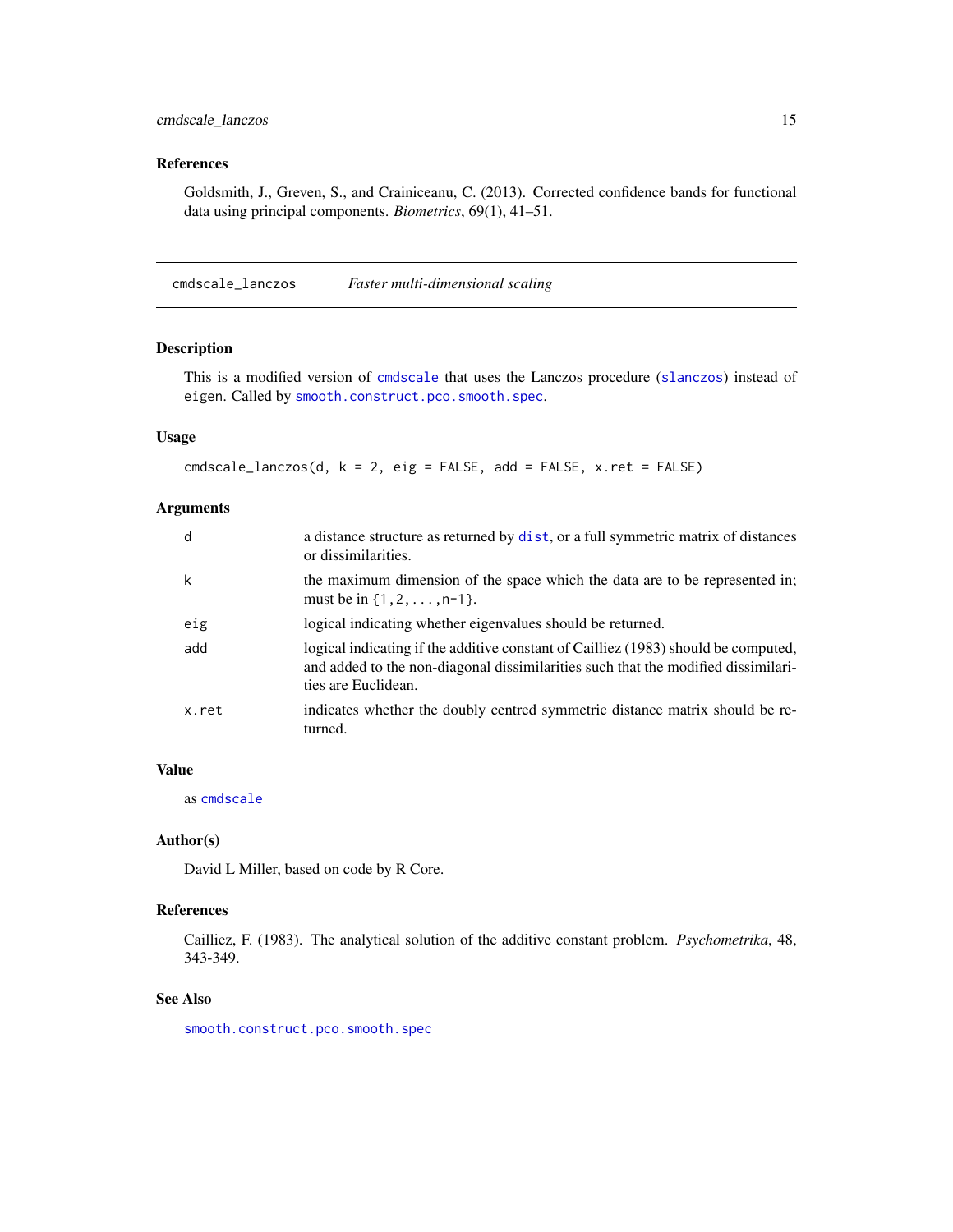### References

Goldsmith, J., Greven, S., and Crainiceanu, C. (2013). Corrected confidence bands for functional data using principal components. *Biometrics*, 69(1), 41–51.

---

## cmdscale_lanczos *Faster multi-dimensional scaling*

### Description

This is a modified version of `cmdscale` that uses the Lanczos procedure (`slanczos`) instead of `eigen`. Called by `smooth.construct.pco.smooth.spec`.

### Usage

```
cmdscale_lanczos(d, k = 2, eig = FALSE, add = FALSE, x.ret = FALSE)
```

### Arguments

| | |
|---|---|
| `d` | a distance structure as returned by `dist`, or a full symmetric matrix of distances or dissimilarities. |
| `k` | the maximum dimension of the space which the data are to be represented in; must be in `{1,2,...,n-1}`. |
| `eig` | logical indicating whether eigenvalues should be returned. |
| `add` | logical indicating if the additive constant of Cailliez (1983) should be computed, and added to the non-diagonal dissimilarities such that the modified dissimilarities are Euclidean. |
| `x.ret` | indicates whether the doubly centred symmetric distance matrix should be returned. |

### Value

as `cmdscale`

### Author(s)

David L Miller, based on code by R Core.

### References

Cailliez, F. (1983). The analytical solution of the additive constant problem. *Psychometrika*, 48, 343-349.

### See Also

`smooth.construct.pco.smooth.spec`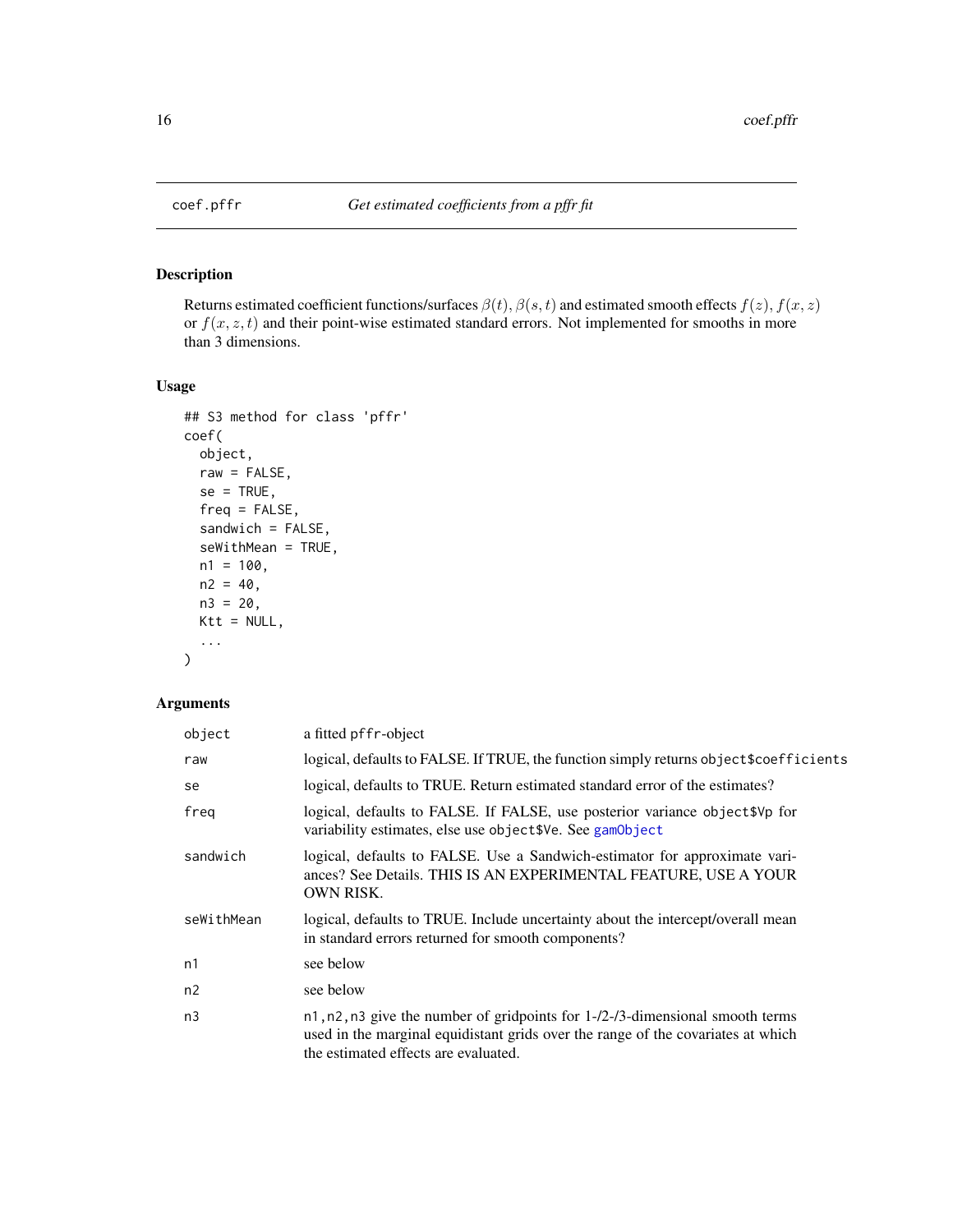coef.pffr — *Get estimated coefficients from a pffr fit*

## Description

Returns estimated coefficient functions/surfaces $\beta(t)$, $\beta(s,t)$ and estimated smooth effects $f(z)$, $f(x,z)$ or $f(x,z,t)$ and their point-wise estimated standard errors. Not implemented for smooths in more than 3 dimensions.

## Usage

```
## S3 method for class 'pffr'
coef(
  object,
  raw = FALSE,
  se = TRUE,
  freq = FALSE,
  sandwich = FALSE,
  seWithMean = TRUE,
  n1 = 100,
  n2 = 40,
  n3 = 20,
  Ktt = NULL,
  ...
)
```

## Arguments

| | |
|---|---|
| `object` | a fitted `pffr`-object |
| `raw` | logical, defaults to FALSE. If TRUE, the function simply returns `object$coefficients` |
| `se` | logical, defaults to TRUE. Return estimated standard error of the estimates? |
| `freq` | logical, defaults to FALSE. If FALSE, use posterior variance `object$Vp` for variability estimates, else use `object$Ve`. See `gamObject` |
| `sandwich` | logical, defaults to FALSE. Use a Sandwich-estimator for approximate variances? See Details. THIS IS AN EXPERIMENTAL FEATURE, USE A YOUR OWN RISK. |
| `seWithMean` | logical, defaults to TRUE. Include uncertainty about the intercept/overall mean in standard errors returned for smooth components? |
| `n1` | see below |
| `n2` | see below |
| `n3` | `n1,n2,n3` give the number of gridpoints for 1-/2-/3-dimensional smooth terms used in the marginal equidistant grids over the range of the covariates at which the estimated effects are evaluated. |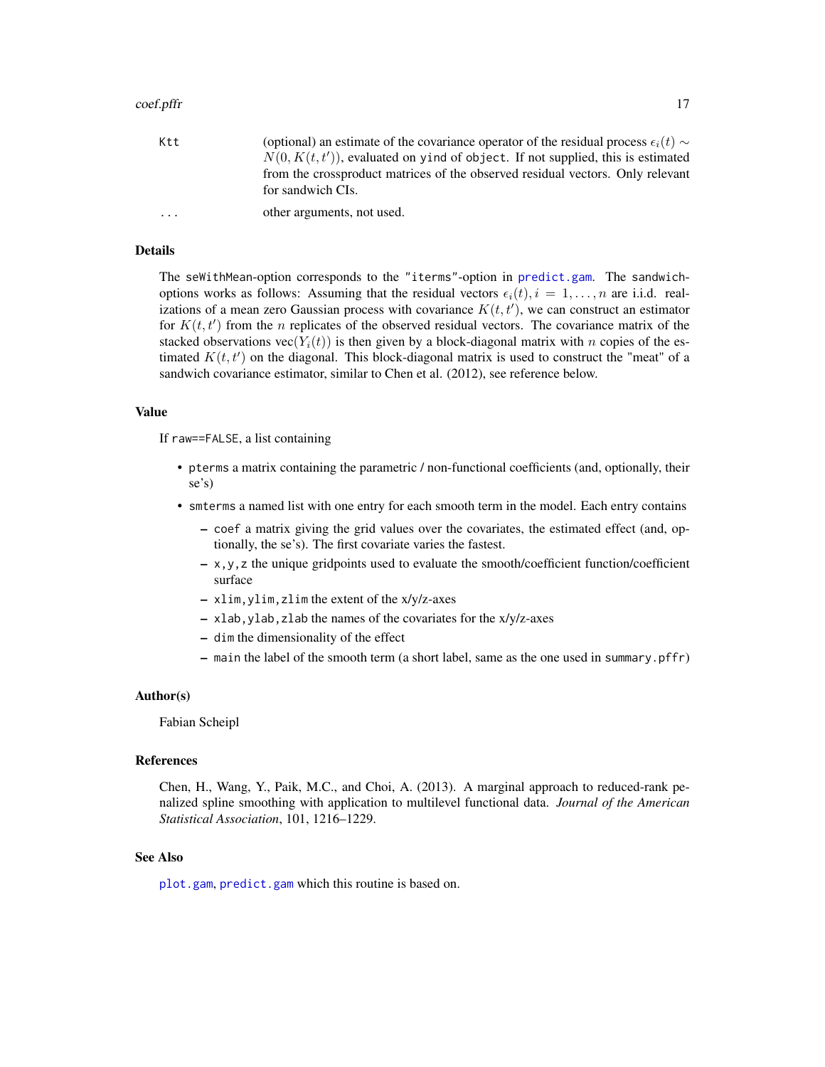| | |
|---|---|
| Ktt | (optional) an estimate of the covariance operator of the residual process $\epsilon_i(t) \sim N(0, K(t, t'))$, evaluated on yind of object. If not supplied, this is estimated from the crossproduct matrices of the observed residual vectors. Only relevant for sandwich CIs. |
| ... | other arguments, not used. |

## Details

The seWithMean-option corresponds to the "iterms"-option in predict.gam. The sandwich-options works as follows: Assuming that the residual vectors $\epsilon_i(t), i = 1, \ldots, n$ are i.i.d. realizations of a mean zero Gaussian process with covariance $K(t, t')$, we can construct an estimator for $K(t, t')$ from the $n$ replicates of the observed residual vectors. The covariance matrix of the stacked observations vec($Y_i(t)$) is then given by a block-diagonal matrix with $n$ copies of the estimated $K(t, t')$ on the diagonal. This block-diagonal matrix is used to construct the "meat" of a sandwich covariance estimator, similar to Chen et al. (2012), see reference below.

## Value

If raw==FALSE, a list containing

- pterms a matrix containing the parametric / non-functional coefficients (and, optionally, their se's)
- smterms a named list with one entry for each smooth term in the model. Each entry contains
  - coef a matrix giving the grid values over the covariates, the estimated effect (and, optionally, the se's). The first covariate varies the fastest.
  - x,y,z the unique gridpoints used to evaluate the smooth/coefficient function/coefficient surface
  - xlim,ylim,zlim the extent of the x/y/z-axes
  - xlab,ylab,zlab the names of the covariates for the x/y/z-axes
  - dim the dimensionality of the effect
  - main the label of the smooth term (a short label, same as the one used in summary.pffr)

## Author(s)

Fabian Scheipl

## References

Chen, H., Wang, Y., Paik, M.C., and Choi, A. (2013). A marginal approach to reduced-rank penalized spline smoothing with application to multilevel functional data. *Journal of the American Statistical Association*, 101, 1216–1229.

## See Also

plot.gam, predict.gam which this routine is based on.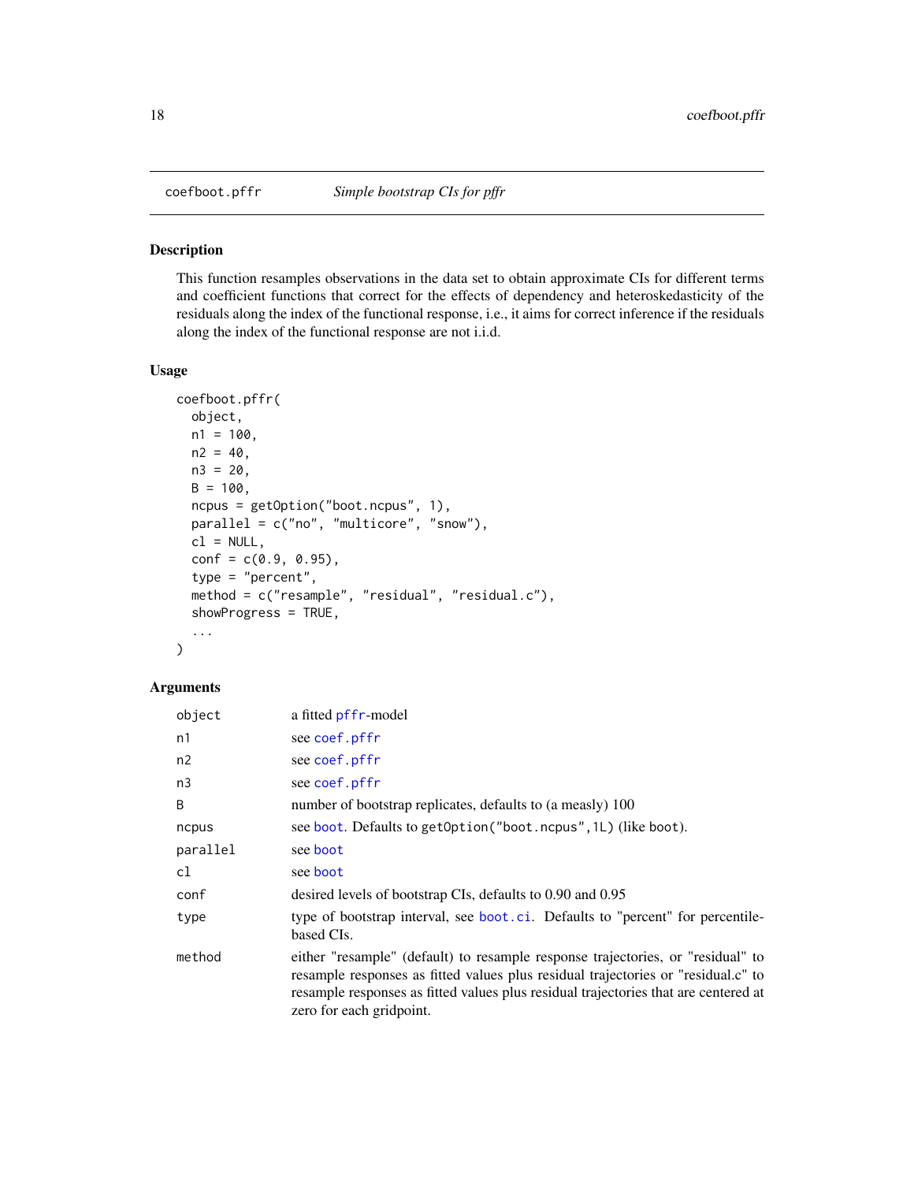## coefboot.pffr — *Simple bootstrap CIs for pffr*

### Description

This function resamples observations in the data set to obtain approximate CIs for different terms and coefficient functions that correct for the effects of dependency and heteroskedasticity of the residuals along the index of the functional response, i.e., it aims for correct inference if the residuals along the index of the functional response are not i.i.d.

### Usage

```
coefboot.pffr(
  object,
  n1 = 100,
  n2 = 40,
  n3 = 20,
  B = 100,
  ncpus = getOption("boot.ncpus", 1),
  parallel = c("no", "multicore", "snow"),
  cl = NULL,
  conf = c(0.9, 0.95),
  type = "percent",
  method = c("resample", "residual", "residual.c"),
  showProgress = TRUE,
  ...
)
```

### Arguments

| | |
|---|---|
| `object` | a fitted pffr-model |
| `n1` | see coef.pffr |
| `n2` | see coef.pffr |
| `n3` | see coef.pffr |
| `B` | number of bootstrap replicates, defaults to (a measly) 100 |
| `ncpus` | see boot. Defaults to `getOption("boot.ncpus",1L)` (like `boot`). |
| `parallel` | see boot |
| `cl` | see boot |
| `conf` | desired levels of bootstrap CIs, defaults to 0.90 and 0.95 |
| `type` | type of bootstrap interval, see boot.ci. Defaults to "percent" for percentile-based CIs. |
| `method` | either "resample" (default) to resample response trajectories, or "residual" to resample responses as fitted values plus residual trajectories or "residual.c" to resample responses as fitted values plus residual trajectories that are centered at zero for each gridpoint. |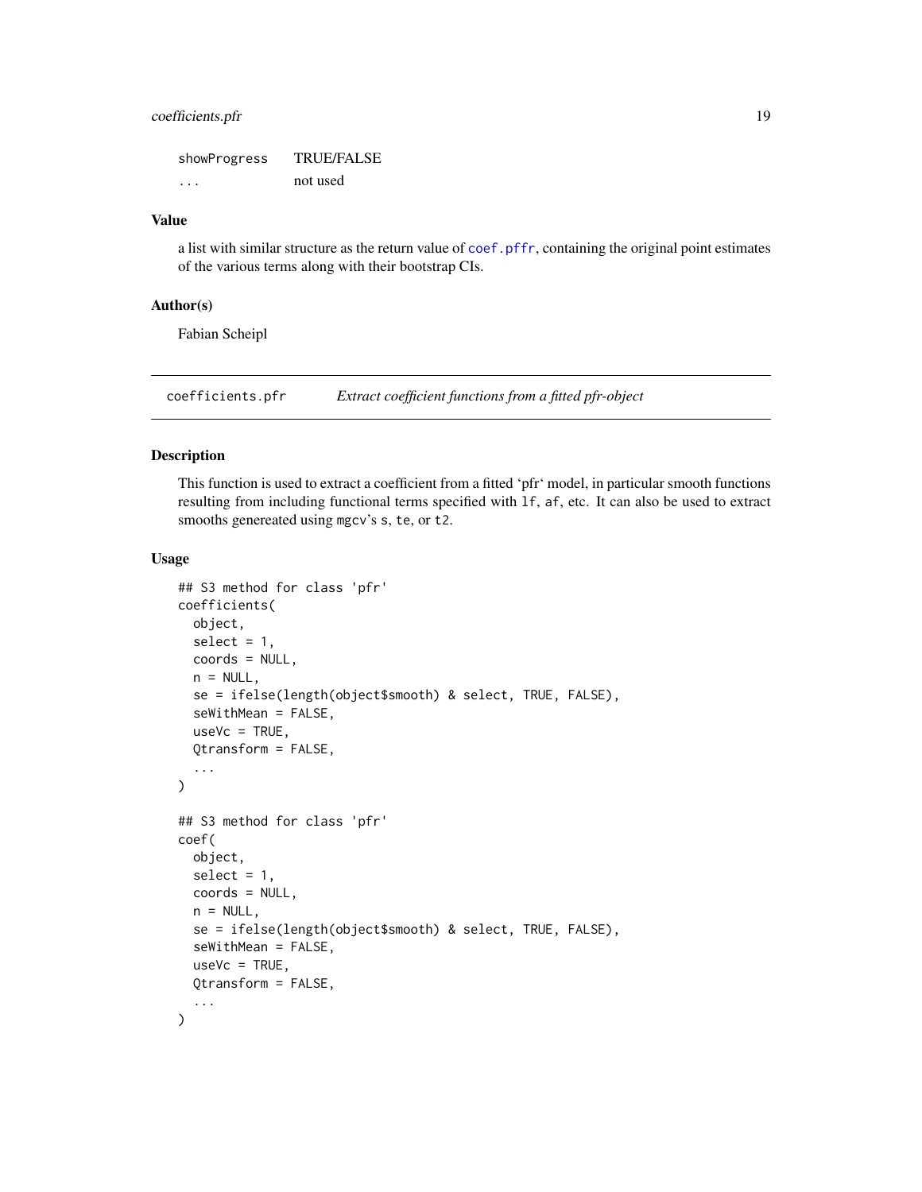| | |
|---|---|
| showProgress | TRUE/FALSE |
| ... | not used |

### Value

a list with similar structure as the return value of coef.pffr, containing the original point estimates of the various terms along with their bootstrap CIs.

### Author(s)

Fabian Scheipl

---

## coefficients.pfr — *Extract coefficient functions from a fitted pfr-object*

### Description

This function is used to extract a coefficient from a fitted 'pfr' model, in particular smooth functions resulting from including functional terms specified with lf, af, etc. It can also be used to extract smooths genereated using mgcv's s, te, or t2.

### Usage

```
## S3 method for class 'pfr'
coefficients(
  object,
  select = 1,
  coords = NULL,
  n = NULL,
  se = ifelse(length(object$smooth) & select, TRUE, FALSE),
  seWithMean = FALSE,
  useVc = TRUE,
  Qtransform = FALSE,
  ...
)

## S3 method for class 'pfr'
coef(
  object,
  select = 1,
  coords = NULL,
  n = NULL,
  se = ifelse(length(object$smooth) & select, TRUE, FALSE),
  seWithMean = FALSE,
  useVc = TRUE,
  Qtransform = FALSE,
  ...
)
```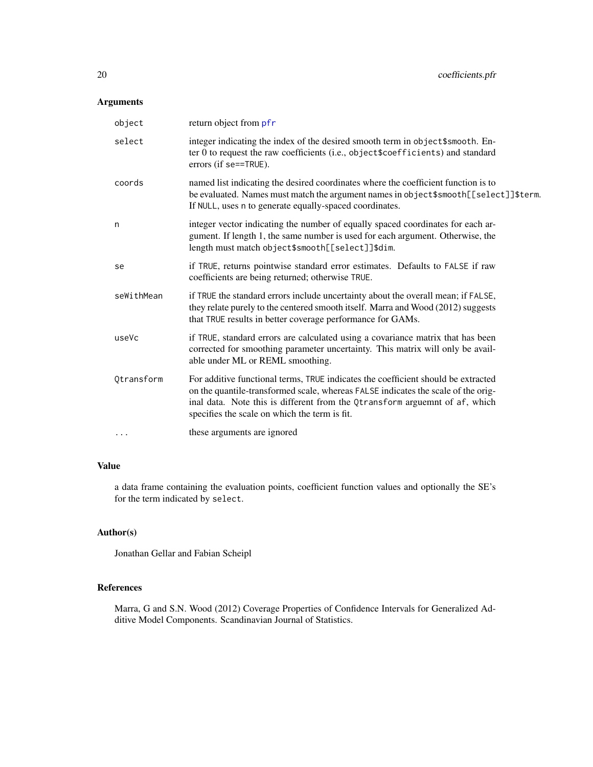### Arguments

| | |
|---|---|
| `object` | return object from `pfr` |
| `select` | integer indicating the index of the desired smooth term in `object$smooth`. Enter 0 to request the raw coefficients (i.e., `object$coefficients`) and standard errors (if `se==TRUE`). |
| `coords` | named list indicating the desired coordinates where the coefficient function is to be evaluated. Names must match the argument names in `object$smooth[[select]]$term`. If `NULL`, uses `n` to generate equally-spaced coordinates. |
| `n` | integer vector indicating the number of equally spaced coordinates for each argument. If length 1, the same number is used for each argument. Otherwise, the length must match `object$smooth[[select]]$dim`. |
| `se` | if `TRUE`, returns pointwise standard error estimates. Defaults to `FALSE` if raw coefficients are being returned; otherwise `TRUE`. |
| `seWithMean` | if `TRUE` the standard errors include uncertainty about the overall mean; if `FALSE`, they relate purely to the centered smooth itself. Marra and Wood (2012) suggests that `TRUE` results in better coverage performance for GAMs. |
| `useVc` | if `TRUE`, standard errors are calculated using a covariance matrix that has been corrected for smoothing parameter uncertainty. This matrix will only be available under ML or REML smoothing. |
| `Qtransform` | For additive functional terms, `TRUE` indicates the coefficient should be extracted on the quantile-transformed scale, whereas `FALSE` indicates the scale of the original data. Note this is different from the `Qtransform` arguemnt of `af`, which specifies the scale on which the term is fit. |
| `...` | these arguments are ignored |

### Value

a data frame containing the evaluation points, coefficient function values and optionally the SE's for the term indicated by `select`.

### Author(s)

Jonathan Gellar and Fabian Scheipl

### References

Marra, G and S.N. Wood (2012) Coverage Properties of Confidence Intervals for Generalized Additive Model Components. Scandinavian Journal of Statistics.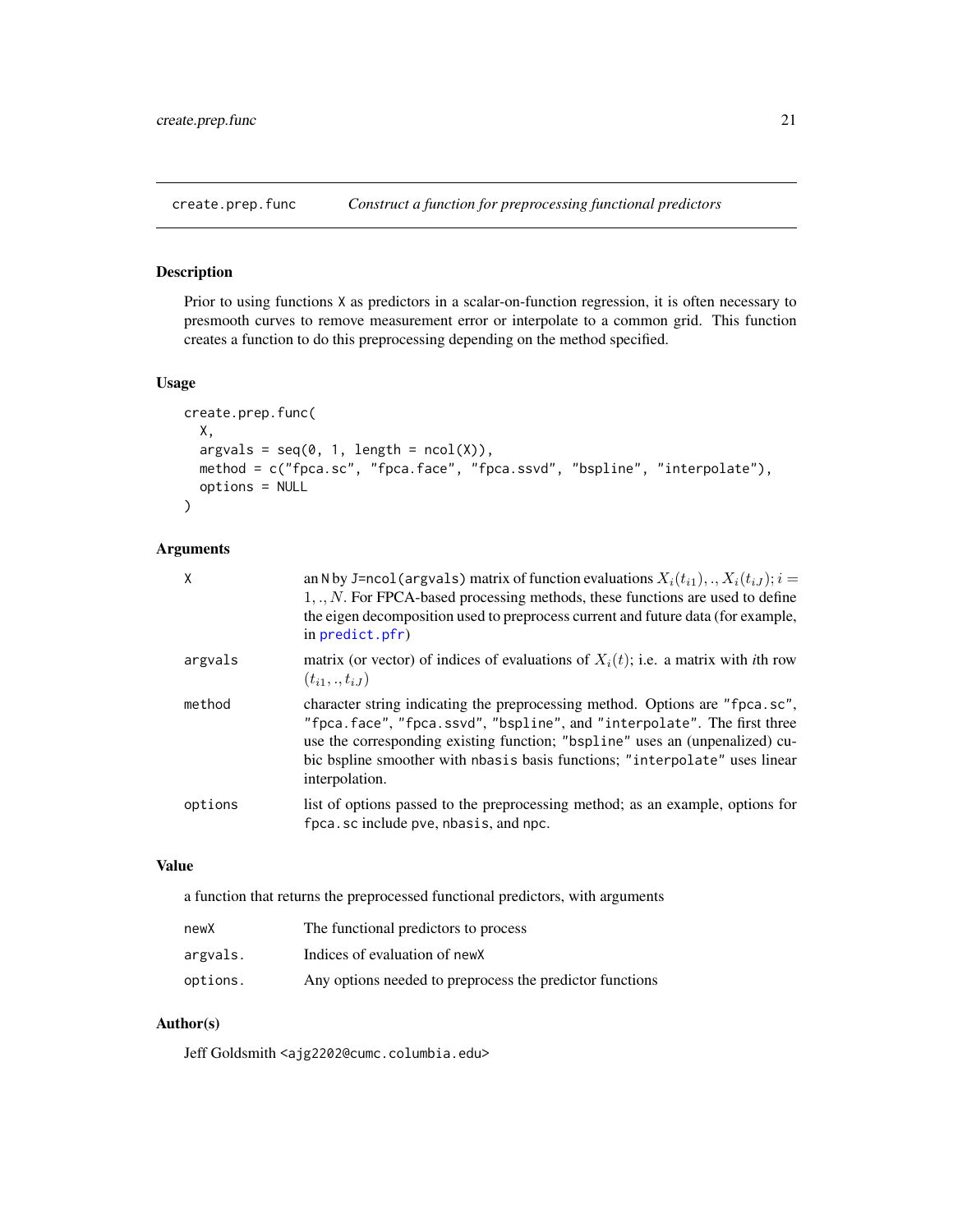# create.prep.func *Construct a function for preprocessing functional predictors*

## Description

Prior to using functions X as predictors in a scalar-on-function regression, it is often necessary to presmooth curves to remove measurement error or interpolate to a common grid. This function creates a function to do this preprocessing depending on the method specified.

## Usage

```
create.prep.func(
  X,
  argvals = seq(0, 1, length = ncol(X)),
  method = c("fpca.sc", "fpca.face", "fpca.ssvd", "bspline", "interpolate"),
  options = NULL
)
```

## Arguments

| | |
|---|---|
| X | an N by J=ncol(argvals) matrix of function evaluations $X_i(t_{i1}), ., X_i(t_{iJ}); i = 1, ., N$. For FPCA-based processing methods, these functions are used to define the eigen decomposition used to preprocess current and future data (for example, in predict.pfr) |
| argvals | matrix (or vector) of indices of evaluations of $X_i(t)$; i.e. a matrix with *i*th row $(t_{i1}, ., t_{iJ})$ |
| method | character string indicating the preprocessing method. Options are "fpca.sc", "fpca.face", "fpca.ssvd", "bspline", and "interpolate". The first three use the corresponding existing function; "bspline" uses an (unpenalized) cubic bspline smoother with nbasis basis functions; "interpolate" uses linear interpolation. |
| options | list of options passed to the preprocessing method; as an example, options for fpca.sc include pve, nbasis, and npc. |

## Value

a function that returns the preprocessed functional predictors, with arguments

| | |
|---|---|
| newX | The functional predictors to process |
| argvals. | Indices of evaluation of newX |
| options. | Any options needed to preprocess the predictor functions |

## Author(s)

Jeff Goldsmith <ajg2202@cumc.columbia.edu>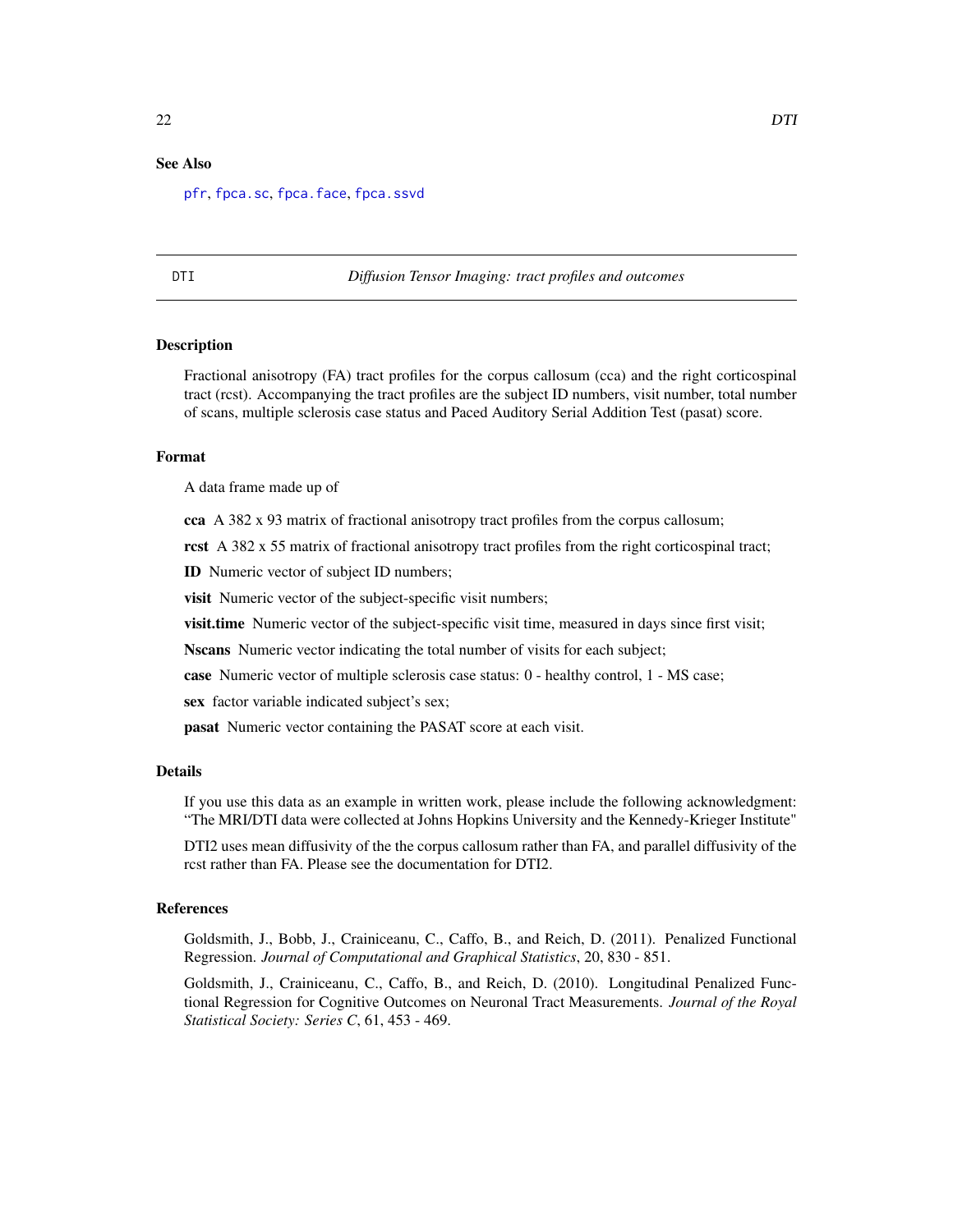### See Also

pfr, fpca.sc, fpca.face, fpca.ssvd

---

## DTI *Diffusion Tensor Imaging: tract profiles and outcomes*

### Description

Fractional anisotropy (FA) tract profiles for the corpus callosum (cca) and the right corticospinal tract (rcst). Accompanying the tract profiles are the subject ID numbers, visit number, total number of scans, multiple sclerosis case status and Paced Auditory Serial Addition Test (pasat) score.

### Format

A data frame made up of

**cca** A 382 x 93 matrix of fractional anisotropy tract profiles from the corpus callosum;

**rcst** A 382 x 55 matrix of fractional anisotropy tract profiles from the right corticospinal tract;

**ID** Numeric vector of subject ID numbers;

**visit** Numeric vector of the subject-specific visit numbers;

**visit.time** Numeric vector of the subject-specific visit time, measured in days since first visit;

**Nscans** Numeric vector indicating the total number of visits for each subject;

**case** Numeric vector of multiple sclerosis case status: 0 - healthy control, 1 - MS case;

**sex** factor variable indicated subject's sex;

**pasat** Numeric vector containing the PASAT score at each visit.

### Details

If you use this data as an example in written work, please include the following acknowledgment: "The MRI/DTI data were collected at Johns Hopkins University and the Kennedy-Krieger Institute"

DTI2 uses mean diffusivity of the the corpus callosum rather than FA, and parallel diffusivity of the rcst rather than FA. Please see the documentation for DTI2.

### References

Goldsmith, J., Bobb, J., Crainiceanu, C., Caffo, B., and Reich, D. (2011). Penalized Functional Regression. *Journal of Computational and Graphical Statistics*, 20, 830 - 851.

Goldsmith, J., Crainiceanu, C., Caffo, B., and Reich, D. (2010). Longitudinal Penalized Functional Regression for Cognitive Outcomes on Neuronal Tract Measurements. *Journal of the Royal Statistical Society: Series C*, 61, 453 - 469.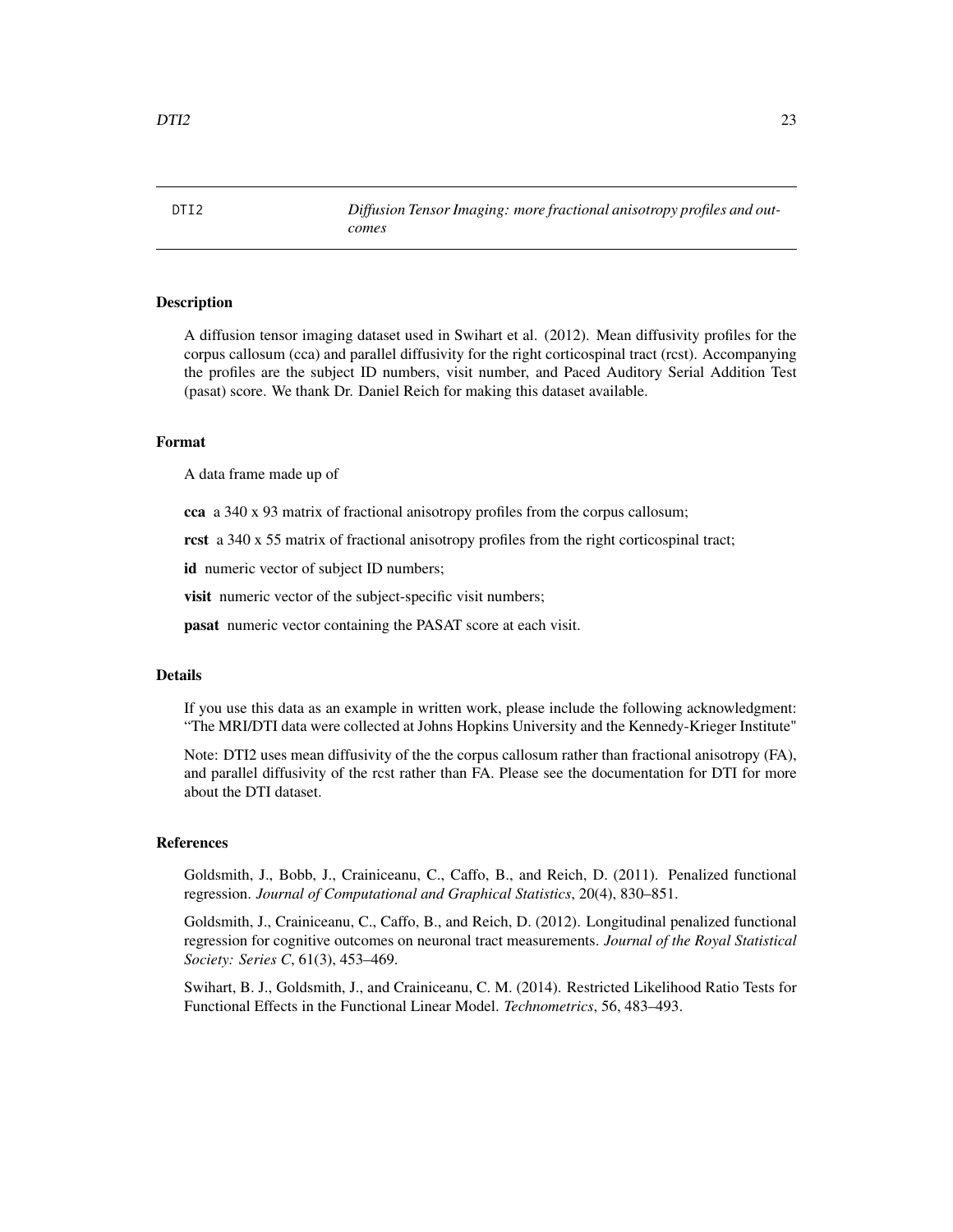## DTI2 — *Diffusion Tensor Imaging: more fractional anisotropy profiles and outcomes*

### Description

A diffusion tensor imaging dataset used in Swihart et al. (2012). Mean diffusivity profiles for the corpus callosum (cca) and parallel diffusivity for the right corticospinal tract (rcst). Accompanying the profiles are the subject ID numbers, visit number, and Paced Auditory Serial Addition Test (pasat) score. We thank Dr. Daniel Reich for making this dataset available.

### Format

A data frame made up of

**cca** a 340 x 93 matrix of fractional anisotropy profiles from the corpus callosum;

**rcst** a 340 x 55 matrix of fractional anisotropy profiles from the right corticospinal tract;

**id** numeric vector of subject ID numbers;

**visit** numeric vector of the subject-specific visit numbers;

**pasat** numeric vector containing the PASAT score at each visit.

### Details

If you use this data as an example in written work, please include the following acknowledgment: "The MRI/DTI data were collected at Johns Hopkins University and the Kennedy-Krieger Institute"

Note: DTI2 uses mean diffusivity of the the corpus callosum rather than fractional anisotropy (FA), and parallel diffusivity of the rcst rather than FA. Please see the documentation for DTI for more about the DTI dataset.

### References

Goldsmith, J., Bobb, J., Crainiceanu, C., Caffo, B., and Reich, D. (2011). Penalized functional regression. *Journal of Computational and Graphical Statistics*, 20(4), 830–851.

Goldsmith, J., Crainiceanu, C., Caffo, B., and Reich, D. (2012). Longitudinal penalized functional regression for cognitive outcomes on neuronal tract measurements. *Journal of the Royal Statistical Society: Series C*, 61(3), 453–469.

Swihart, B. J., Goldsmith, J., and Crainiceanu, C. M. (2014). Restricted Likelihood Ratio Tests for Functional Effects in the Functional Linear Model. *Technometrics*, 56, 483–493.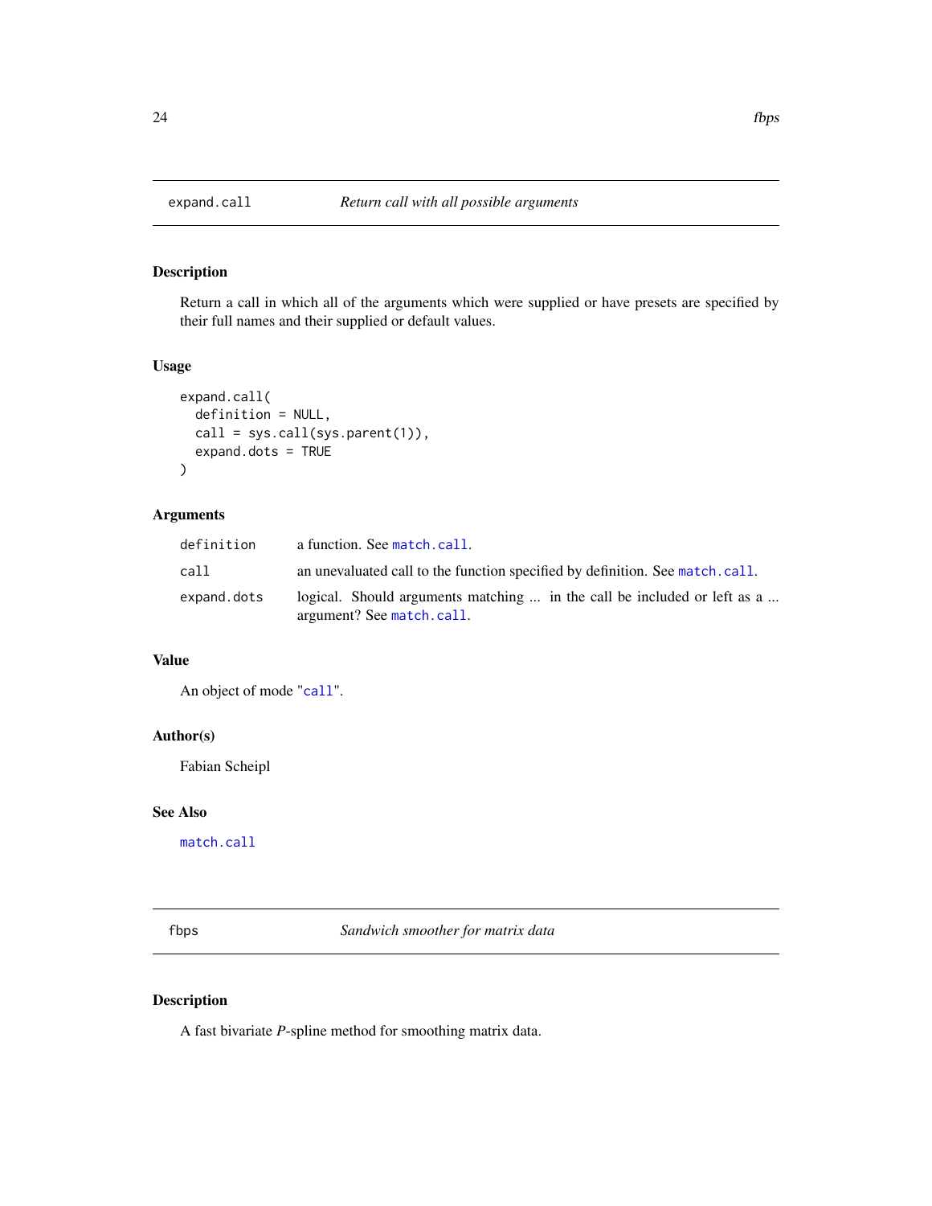## expand.call — *Return call with all possible arguments*

### Description

Return a call in which all of the arguments which were supplied or have presets are specified by their full names and their supplied or default values.

### Usage

```
expand.call(
  definition = NULL,
  call = sys.call(sys.parent(1)),
  expand.dots = TRUE
)
```

### Arguments

| | |
|---|---|
| `definition` | a function. See `match.call`. |
| `call` | an unevaluated call to the function specified by definition. See `match.call`. |
| `expand.dots` | logical. Should arguments matching ... in the call be included or left as a ... argument? See `match.call`. |

### Value

An object of mode "`call`".

### Author(s)

Fabian Scheipl

### See Also

`match.call`

## fbps — *Sandwich smoother for matrix data*

### Description

A fast bivariate *P*-spline method for smoothing matrix data.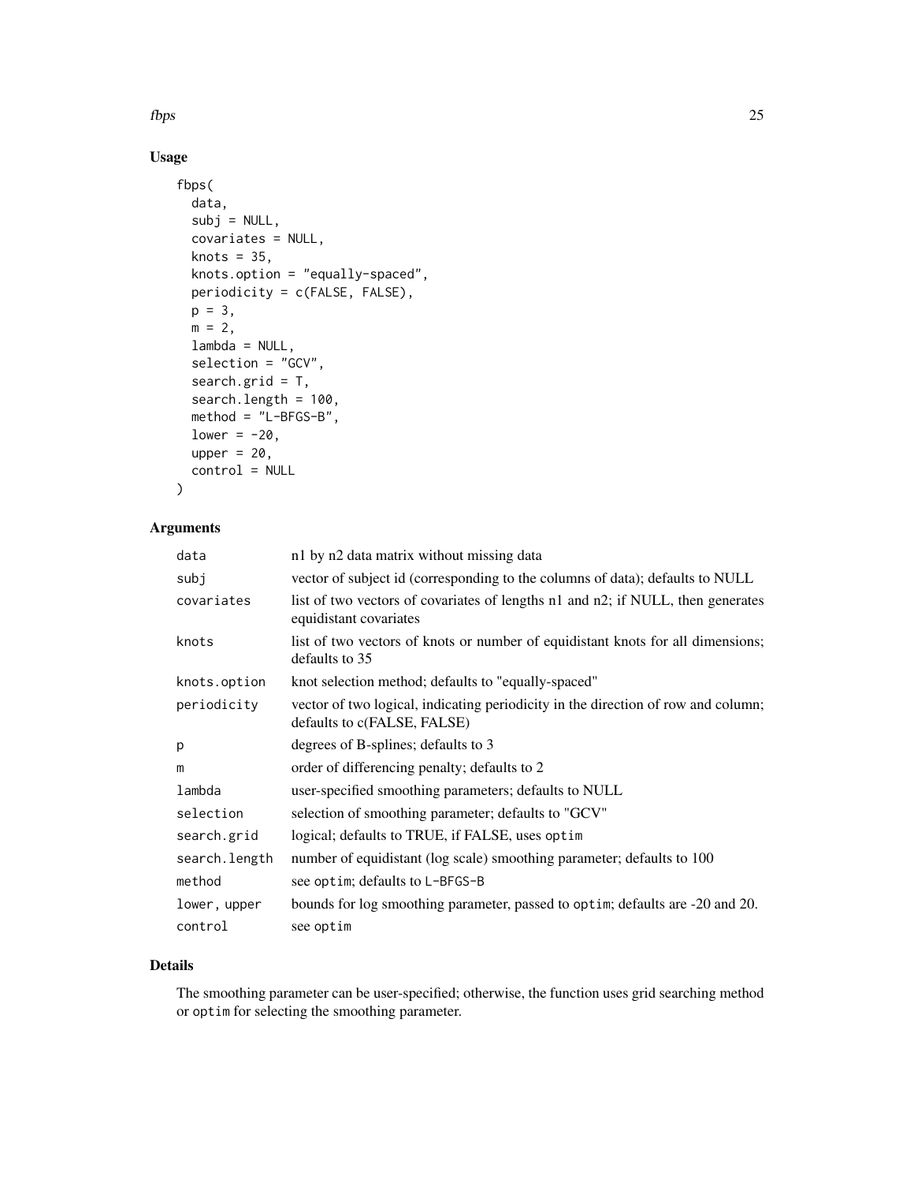## Usage

```
fbps(
  data,
  subj = NULL,
  covariates = NULL,
  knots = 35,
  knots.option = "equally-spaced",
  periodicity = c(FALSE, FALSE),
  p = 3,
  m = 2,
  lambda = NULL,
  selection = "GCV",
  search.grid = T,
  search.length = 100,
  method = "L-BFGS-B",
  lower = -20,
  upper = 20,
  control = NULL
)
```

## Arguments

| | |
|---|---|
| `data` | n1 by n2 data matrix without missing data |
| `subj` | vector of subject id (corresponding to the columns of data); defaults to NULL |
| `covariates` | list of two vectors of covariates of lengths n1 and n2; if NULL, then generates equidistant covariates |
| `knots` | list of two vectors of knots or number of equidistant knots for all dimensions; defaults to 35 |
| `knots.option` | knot selection method; defaults to "equally-spaced" |
| `periodicity` | vector of two logical, indicating periodicity in the direction of row and column; defaults to c(FALSE, FALSE) |
| `p` | degrees of B-splines; defaults to 3 |
| `m` | order of differencing penalty; defaults to 2 |
| `lambda` | user-specified smoothing parameters; defaults to NULL |
| `selection` | selection of smoothing parameter; defaults to "GCV" |
| `search.grid` | logical; defaults to TRUE, if FALSE, uses `optim` |
| `search.length` | number of equidistant (log scale) smoothing parameter; defaults to 100 |
| `method` | see `optim`; defaults to `L-BFGS-B` |
| `lower, upper` | bounds for log smoothing parameter, passed to `optim`; defaults are -20 and 20. |
| `control` | see `optim` |

## Details

The smoothing parameter can be user-specified; otherwise, the function uses grid searching method or `optim` for selecting the smoothing parameter.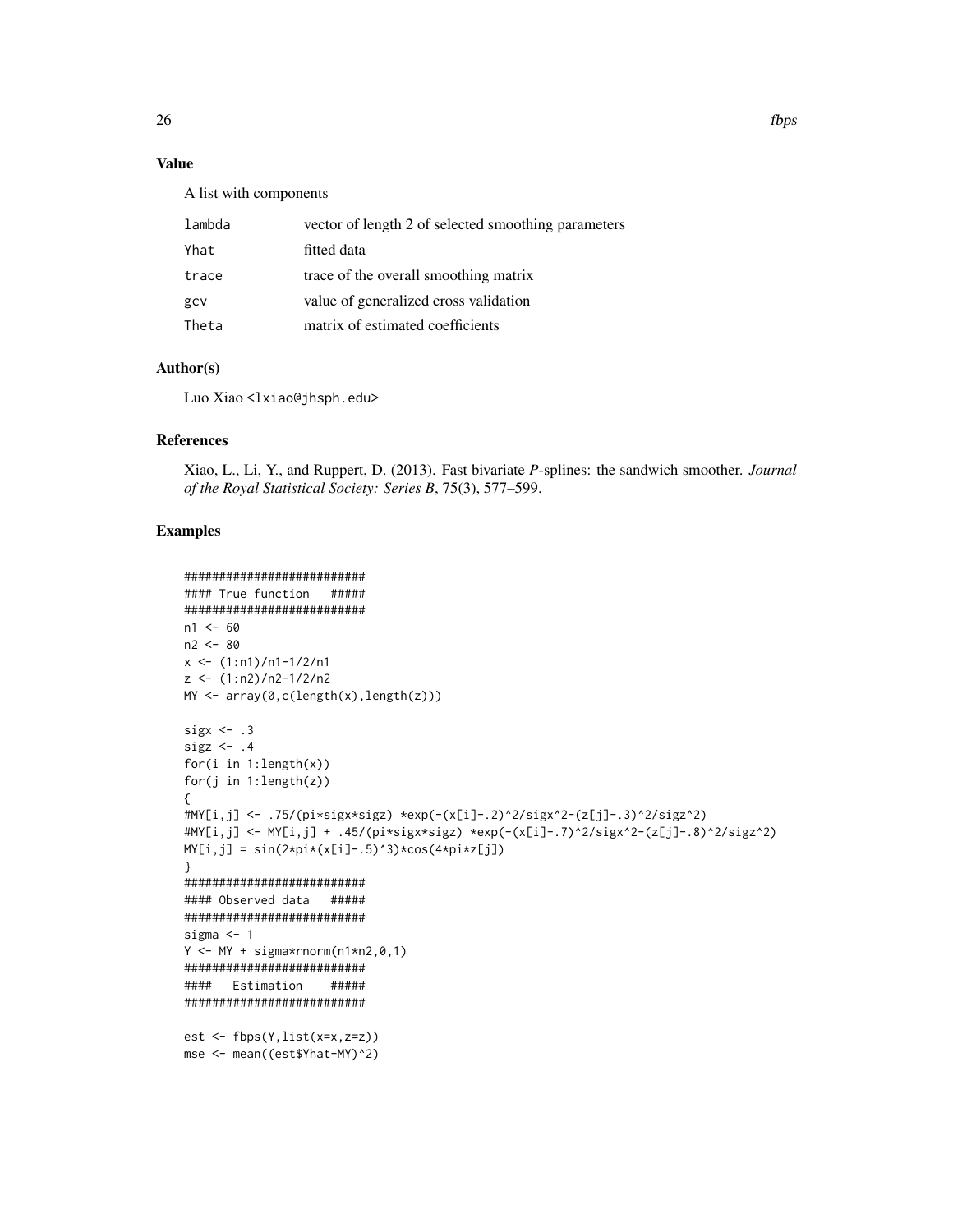## Value

A list with components

| | |
|---|---|
| lambda | vector of length 2 of selected smoothing parameters |
| Yhat | fitted data |
| trace | trace of the overall smoothing matrix |
| gcv | value of generalized cross validation |
| Theta | matrix of estimated coefficients |

## Author(s)

Luo Xiao <lxiao@jhsph.edu>

## References

Xiao, L., Li, Y., and Ruppert, D. (2013). Fast bivariate *P*-splines: the sandwich smoother. *Journal of the Royal Statistical Society: Series B*, 75(3), 577–599.

## Examples

```
##########################
#### True function   #####
##########################
n1 <- 60
n2 <- 80
x <- (1:n1)/n1-1/2/n1
z <- (1:n2)/n2-1/2/n2
MY <- array(0,c(length(x),length(z)))

sigx <- .3
sigz <- .4
for(i in 1:length(x))
for(j in 1:length(z))
{
#MY[i,j] <- .75/(pi*sigx*sigz) *exp(-(x[i]-.2)^2/sigx^2-(z[j]-.3)^2/sigz^2)
#MY[i,j] <- MY[i,j] + .45/(pi*sigx*sigz) *exp(-(x[i]-.7)^2/sigx^2-(z[j]-.8)^2/sigz^2)
MY[i,j] = sin(2*pi*(x[i]-.5)^3)*cos(4*pi*z[j])
}
##########################
#### Observed data   #####
##########################
sigma <- 1
Y <- MY + sigma*rnorm(n1*n2,0,1)
##########################
####   Estimation    #####
##########################

est <- fbps(Y,list(x=x,z=z))
mse <- mean((est$Yhat-MY)^2)
```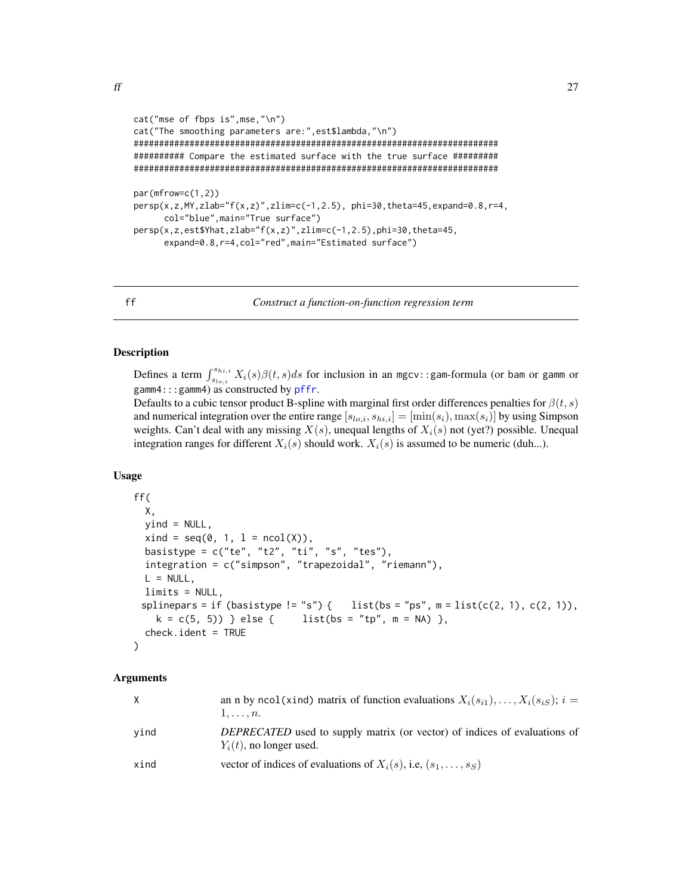```
cat("mse of fbps is",mse,"\n")
cat("The smoothing parameters are:",est$lambda,"\n")
########################################################################
########## Compare the estimated surface with the true surface #########
########################################################################

par(mfrow=c(1,2))
persp(x,z,MY,zlab="f(x,z)",zlim=c(-1,2.5), phi=30,theta=45,expand=0.8,r=4,
      col="blue",main="True surface")
persp(x,z,est$Yhat,zlab="f(x,z)",zlim=c(-1,2.5),phi=30,theta=45,
      expand=0.8,r=4,col="red",main="Estimated surface")
```

---

## ff — *Construct a function-on-function regression term*

### Description

Defines a term $\int_{s_{lo,i}}^{s_{hi,i}} X_i(s)\beta(t,s)ds$ for inclusion in an mgcv::gam-formula (or bam or gamm or gamm4:::gamm4) as constructed by pffr.
Defaults to a cubic tensor product B-spline with marginal first order differences penalties for $\beta(t,s)$ and numerical integration over the entire range $[s_{lo,i}, s_{hi,i}] = [\min(s_i), \max(s_i)]$ by using Simpson weights. Can't deal with any missing $X(s)$, unequal lengths of $X_i(s)$ not (yet?) possible. Unequal integration ranges for different $X_i(s)$ should work. $X_i(s)$ is assumed to be numeric (duh...).

### Usage

```
ff(
  X,
  yind = NULL,
  xind = seq(0, 1, l = ncol(X)),
  basistype = c("te", "t2", "ti", "s", "tes"),
  integration = c("simpson", "trapezoidal", "riemann"),
  L = NULL,
  limits = NULL,
  splinepars = if (basistype != "s") {    list(bs = "ps", m = list(c(2, 1), c(2, 1)),
    k = c(5, 5)) } else {     list(bs = "tp", m = NA) },
  check.ident = TRUE
)
```

### Arguments

| | |
|---|---|
| X | an n by ncol(xind) matrix of function evaluations $X_i(s_{i1}), \ldots, X_i(s_{iS})$; $i = 1, \ldots, n$. |
| yind | *DEPRECATED* used to supply matrix (or vector) of indices of evaluations of $Y_i(t)$, no longer used. |
| xind | vector of indices of evaluations of $X_i(s)$, i.e, $(s_1, \ldots, s_S)$ |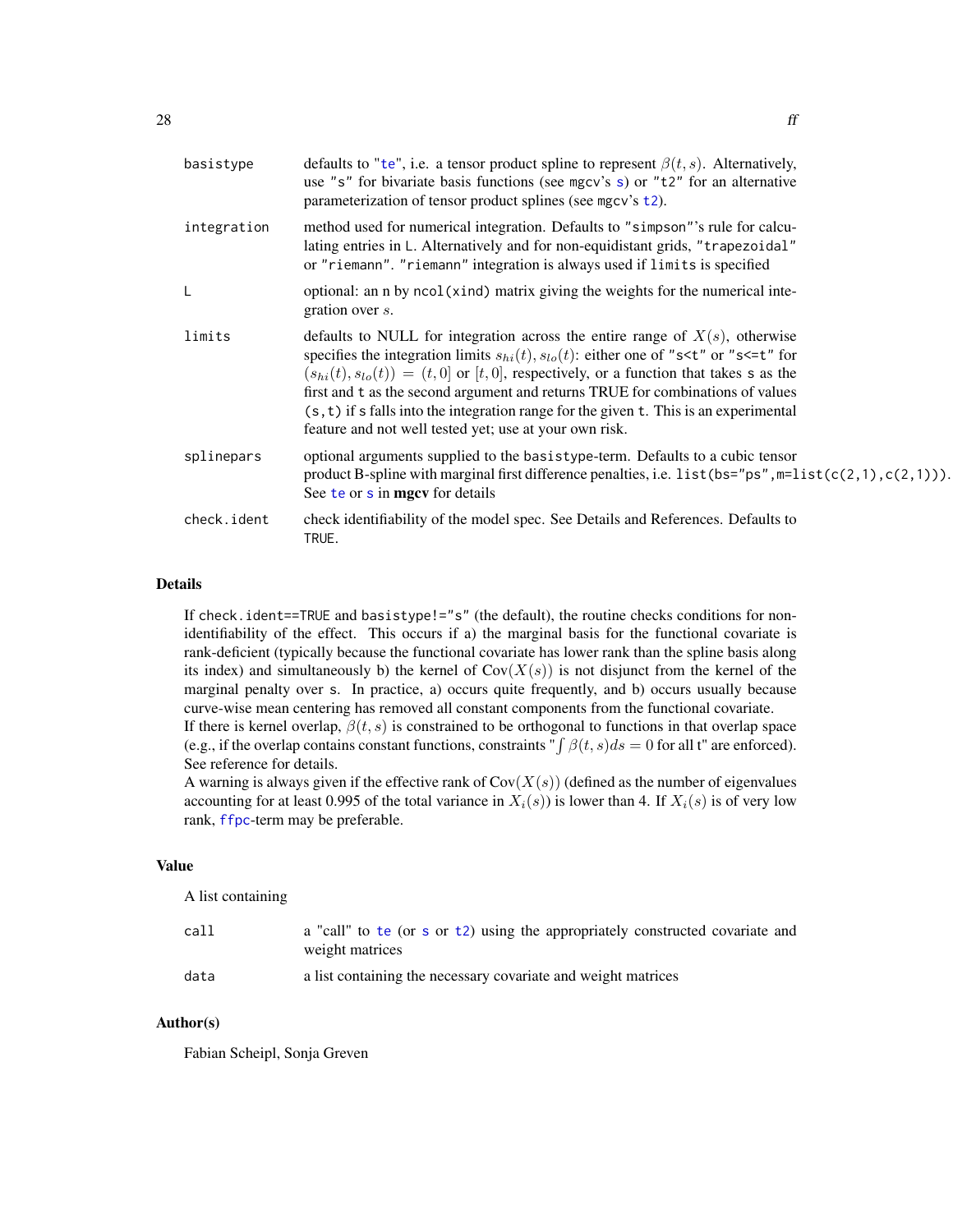| | |
|---|---|
| basistype | defaults to "te", i.e. a tensor product spline to represent $\beta(t, s)$. Alternatively, use "s" for bivariate basis functions (see mgcv's s) or "t2" for an alternative parameterization of tensor product splines (see mgcv's t2). |
| integration | method used for numerical integration. Defaults to "simpson"'s rule for calculating entries in L. Alternatively and for non-equidistant grids, "trapezoidal" or "riemann". "riemann" integration is always used if limits is specified |
| L | optional: an n by ncol(xind) matrix giving the weights for the numerical integration over $s$. |
| limits | defaults to NULL for integration across the entire range of $X(s)$, otherwise specifies the integration limits $s_{hi}(t), s_{lo}(t)$: either one of "s<t" or "s<=t" for $(s_{hi}(t), s_{lo}(t)) = (t, 0]$ or $[t, 0]$, respectively, or a function that takes s as the first and t as the second argument and returns TRUE for combinations of values (s,t) if s falls into the integration range for the given t. This is an experimental feature and not well tested yet; use at your own risk. |
| splinepars | optional arguments supplied to the basistype-term. Defaults to a cubic tensor product B-spline with marginal first difference penalties, i.e. list(bs="ps",m=list(c(2,1),c(2,1))). See te or s in **mgcv** for details |
| check.ident | check identifiability of the model spec. See Details and References. Defaults to TRUE. |

## Details

If check.ident==TRUE and basistype!="s" (the default), the routine checks conditions for non-identifiability of the effect. This occurs if a) the marginal basis for the functional covariate is rank-deficient (typically because the functional covariate has lower rank than the spline basis along its index) and simultaneously b) the kernel of $\text{Cov}(X(s))$ is not disjunct from the kernel of the marginal penalty over s. In practice, a) occurs quite frequently, and b) occurs usually because curve-wise mean centering has removed all constant components from the functional covariate.
If there is kernel overlap, $\beta(t, s)$ is constrained to be orthogonal to functions in that overlap space (e.g., if the overlap contains constant functions, constraints "$\int \beta(t, s)ds = 0$ for all t" are enforced). See reference for details.
A warning is always given if the effective rank of $\text{Cov}(X(s))$ (defined as the number of eigenvalues accounting for at least 0.995 of the total variance in $X_i(s)$) is lower than 4. If $X_i(s)$ is of very low rank, ffpc-term may be preferable.

## Value

A list containing

| | |
|---|---|
| call | a "call" to te (or s or t2) using the appropriately constructed covariate and weight matrices |
| data | a list containing the necessary covariate and weight matrices |

## Author(s)

Fabian Scheipl, Sonja Greven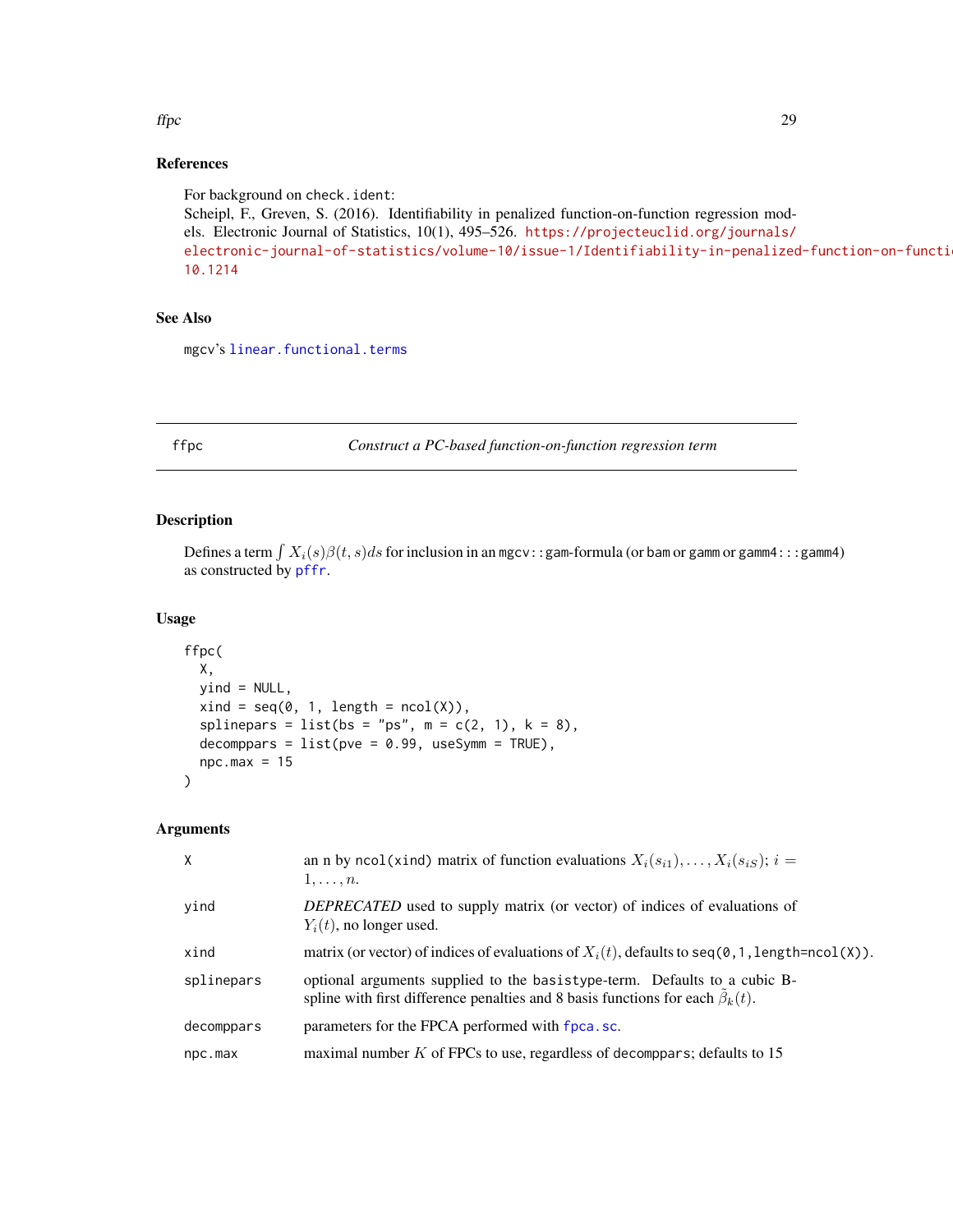### References

For background on check.ident:
Scheipl, F., Greven, S. (2016). Identifiability in penalized function-on-function regression models. Electronic Journal of Statistics, 10(1), 495–526. https://projecteuclid.org/journals/electronic-journal-of-statistics/volume-10/issue-1/Identifiability-in-penalized-function-on-functio 10.1214

### See Also

mgcv's linear.functional.terms

---

## ffpc — *Construct a PC-based function-on-function regression term*

### Description

Defines a term $\int X_i(s)\beta(t,s)ds$ for inclusion in an mgcv::gam-formula (or bam or gamm or gamm4:::gamm4) as constructed by pffr.

### Usage

```
ffpc(
  X,
  yind = NULL,
  xind = seq(0, 1, length = ncol(X)),
  splinepars = list(bs = "ps", m = c(2, 1), k = 8),
  decomppars = list(pve = 0.99, useSymm = TRUE),
  npc.max = 15
)
```

### Arguments

| | |
|---|---|
| X | an n by ncol(xind) matrix of function evaluations $X_i(s_{i1}), \ldots, X_i(s_{iS})$; $i = 1, \ldots, n$. |
| yind | *DEPRECATED* used to supply matrix (or vector) of indices of evaluations of $Y_i(t)$, no longer used. |
| xind | matrix (or vector) of indices of evaluations of $X_i(t)$, defaults to seq(0,1,length=ncol(X)). |
| splinepars | optional arguments supplied to the basistype-term. Defaults to a cubic B-spline with first difference penalties and 8 basis functions for each $\tilde{\beta}_k(t)$. |
| decomppars | parameters for the FPCA performed with fpca.sc. |
| npc.max | maximal number $K$ of FPCs to use, regardless of decomppars; defaults to 15 |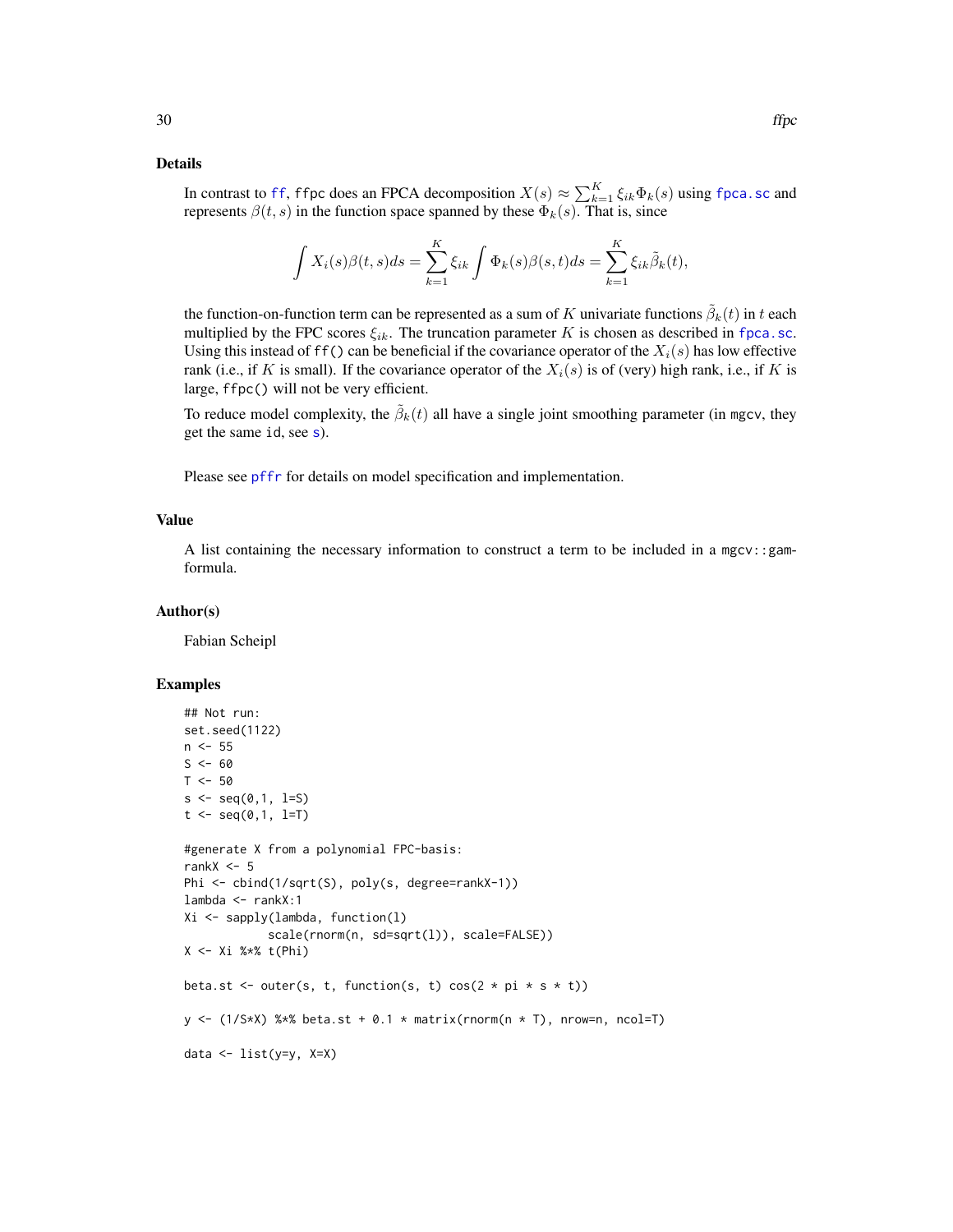### Details

In contrast to ff, ffpc does an FPCA decomposition $X(s) \approx \sum_{k=1}^K \xi_{ik}\Phi_k(s)$ using fpca.sc and represents $\beta(t,s)$ in the function space spanned by these $\Phi_k(s)$. That is, since

$$\int X_i(s)\beta(t,s)ds = \sum_{k=1}^K \xi_{ik} \int \Phi_k(s)\beta(s,t)ds = \sum_{k=1}^K \xi_{ik}\tilde{\beta}_k(t),$$

the function-on-function term can be represented as a sum of $K$ univariate functions $\tilde{\beta}_k(t)$ in $t$ each multiplied by the FPC scores $\xi_{ik}$. The truncation parameter $K$ is chosen as described in fpca.sc. Using this instead of `ff()` can be beneficial if the covariance operator of the $X_i(s)$ has low effective rank (i.e., if $K$ is small). If the covariance operator of the $X_i(s)$ is of (very) high rank, i.e., if $K$ is large, `ffpc()` will not be very efficient.

To reduce model complexity, the $\tilde{\beta}_k(t)$ all have a single joint smoothing parameter (in `mgcv`, they get the same `id`, see s).

Please see pffr for details on model specification and implementation.

### Value

A list containing the necessary information to construct a term to be included in a `mgcv::gam`-formula.

### Author(s)

Fabian Scheipl

### Examples

```
## Not run:
set.seed(1122)
n <- 55
S <- 60
T <- 50
s <- seq(0,1, l=S)
t <- seq(0,1, l=T)

#generate X from a polynomial FPC-basis:
rankX <- 5
Phi <- cbind(1/sqrt(S), poly(s, degree=rankX-1))
lambda <- rankX:1
Xi <- sapply(lambda, function(l)
            scale(rnorm(n, sd=sqrt(l)), scale=FALSE))
X <- Xi %*% t(Phi)

beta.st <- outer(s, t, function(s, t) cos(2 * pi * s * t))

y <- (1/S*X) %*% beta.st + 0.1 * matrix(rnorm(n * T), nrow=n, ncol=T)

data <- list(y=y, X=X)
```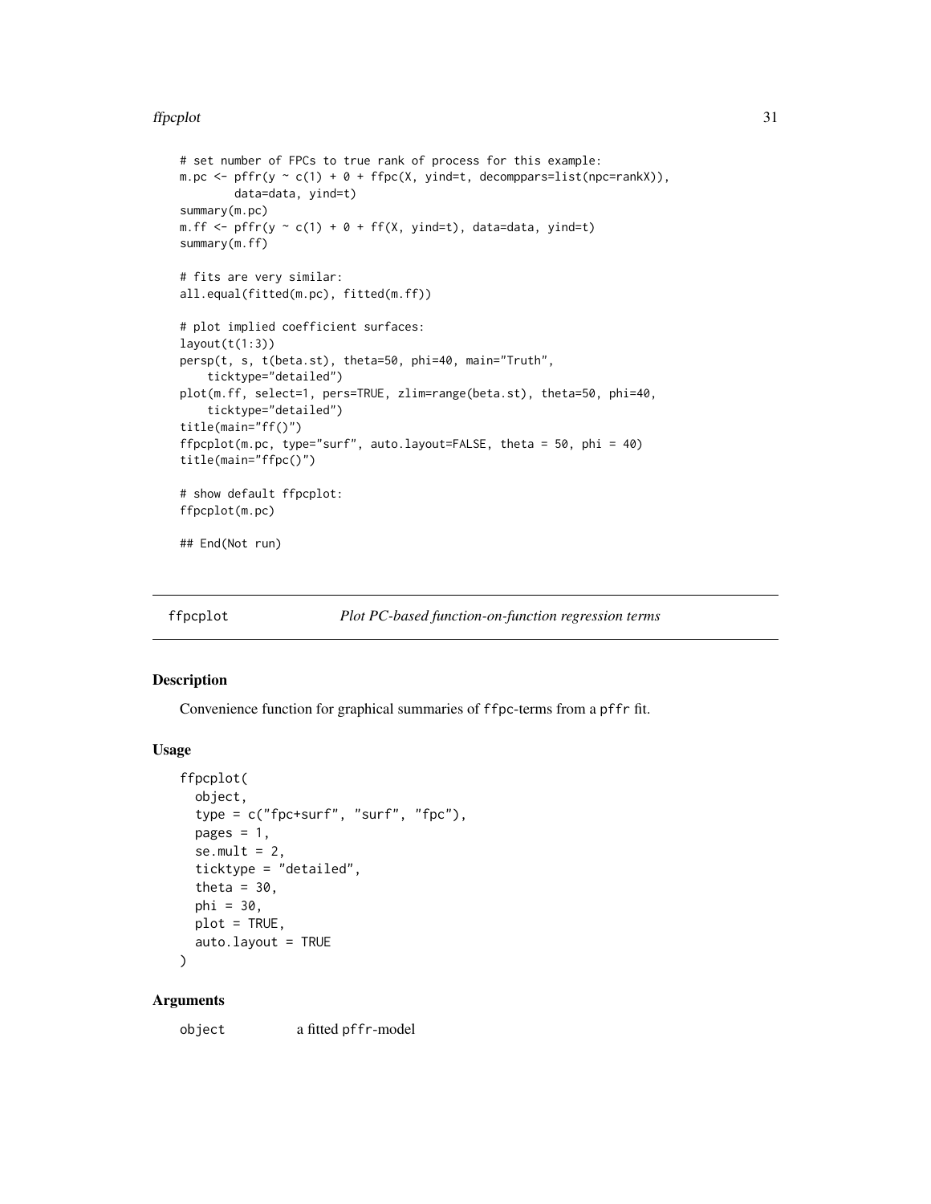```
# set number of FPCs to true rank of process for this example:
m.pc <- pffr(y ~ c(1) + 0 + ffpc(X, yind=t, decomppars=list(npc=rankX)),
        data=data, yind=t)
summary(m.pc)
m.ff <- pffr(y ~ c(1) + 0 + ff(X, yind=t), data=data, yind=t)
summary(m.ff)

# fits are very similar:
all.equal(fitted(m.pc), fitted(m.ff))

# plot implied coefficient surfaces:
layout(t(1:3))
persp(t, s, t(beta.st), theta=50, phi=40, main="Truth",
    ticktype="detailed")
plot(m.ff, select=1, pers=TRUE, zlim=range(beta.st), theta=50, phi=40,
    ticktype="detailed")
title(main="ff()")
ffpcplot(m.pc, type="surf", auto.layout=FALSE, theta = 50, phi = 40)
title(main="ffpc()")

# show default ffpcplot:
ffpcplot(m.pc)

## End(Not run)
```

---

## ffpcplot *Plot PC-based function-on-function regression terms*

---

### Description

Convenience function for graphical summaries of ffpc-terms from a pffr fit.

### Usage

```
ffpcplot(
  object,
  type = c("fpc+surf", "surf", "fpc"),
  pages = 1,
  se.mult = 2,
  ticktype = "detailed",
  theta = 30,
  phi = 30,
  plot = TRUE,
  auto.layout = TRUE
)
```

### Arguments

| | |
|---|---|
| object | a fitted pffr-model |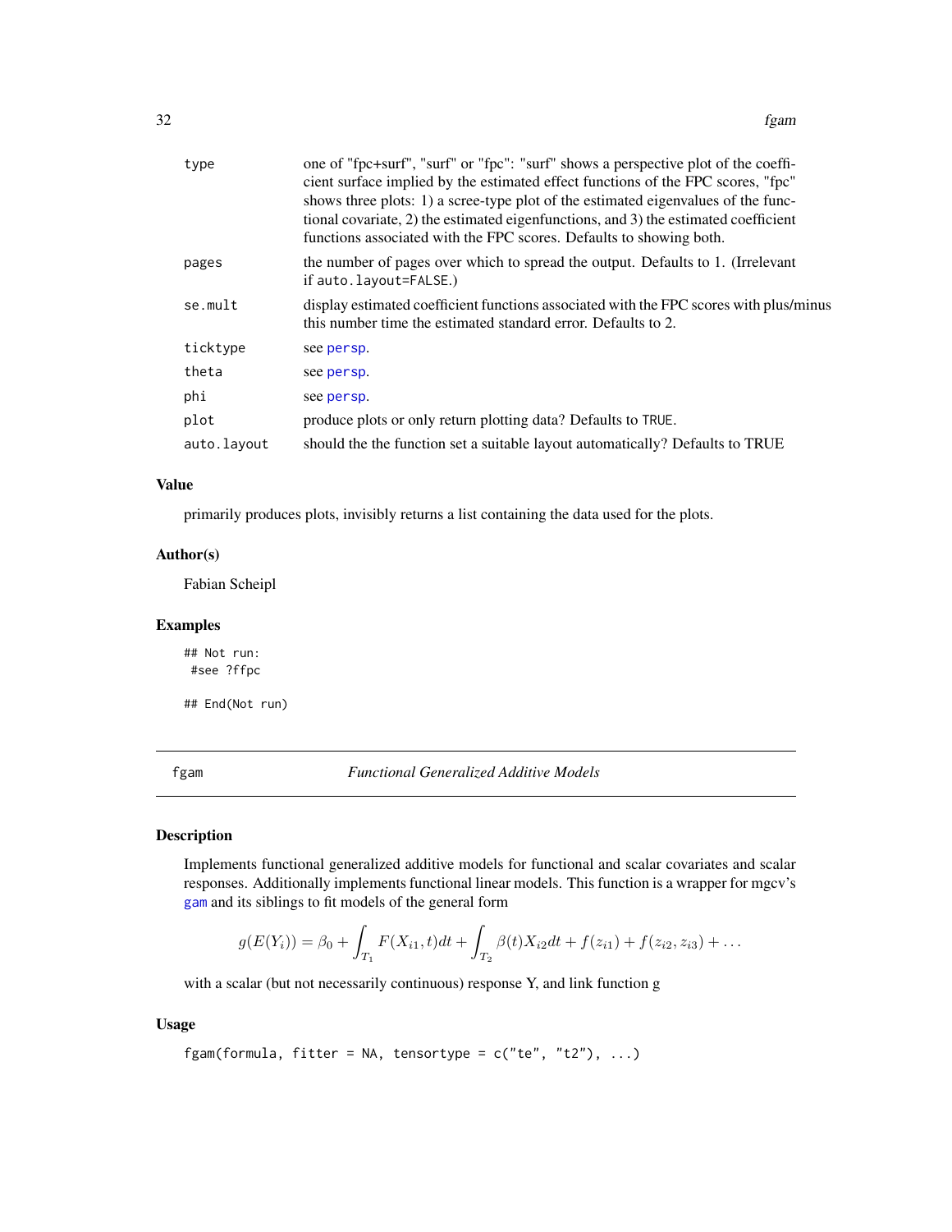| | |
|---|---|
| type | one of "fpc+surf", "surf" or "fpc": "surf" shows a perspective plot of the coefficient surface implied by the estimated effect functions of the FPC scores, "fpc" shows three plots: 1) a scree-type plot of the estimated eigenvalues of the functional covariate, 2) the estimated eigenfunctions, and 3) the estimated coefficient functions associated with the FPC scores. Defaults to showing both. |
| pages | the number of pages over which to spread the output. Defaults to 1. (Irrelevant if `auto.layout=FALSE`.) |
| se.mult | display estimated coefficient functions associated with the FPC scores with plus/minus this number time the estimated standard error. Defaults to 2. |
| ticktype | see persp. |
| theta | see persp. |
| phi | see persp. |
| plot | produce plots or only return plotting data? Defaults to `TRUE`. |
| auto.layout | should the the function set a suitable layout automatically? Defaults to TRUE |

## Value

primarily produces plots, invisibly returns a list containing the data used for the plots.

## Author(s)

Fabian Scheipl

## Examples

```
## Not run:
 #see ?ffpc

## End(Not run)
```

---

# fgam — *Functional Generalized Additive Models*

## Description

Implements functional generalized additive models for functional and scalar covariates and scalar responses. Additionally implements functional linear models. This function is a wrapper for mgcv's gam and its siblings to fit models of the general form

$$g(E(Y_i)) = \beta_0 + \int_{T_1} F(X_{i1}, t)dt + \int_{T_2} \beta(t)X_{i2}dt + f(z_{i1}) + f(z_{i2}, z_{i3}) + \ldots$$

with a scalar (but not necessarily continuous) response Y, and link function g

## Usage

```
fgam(formula, fitter = NA, tensortype = c("te", "t2"), ...)
```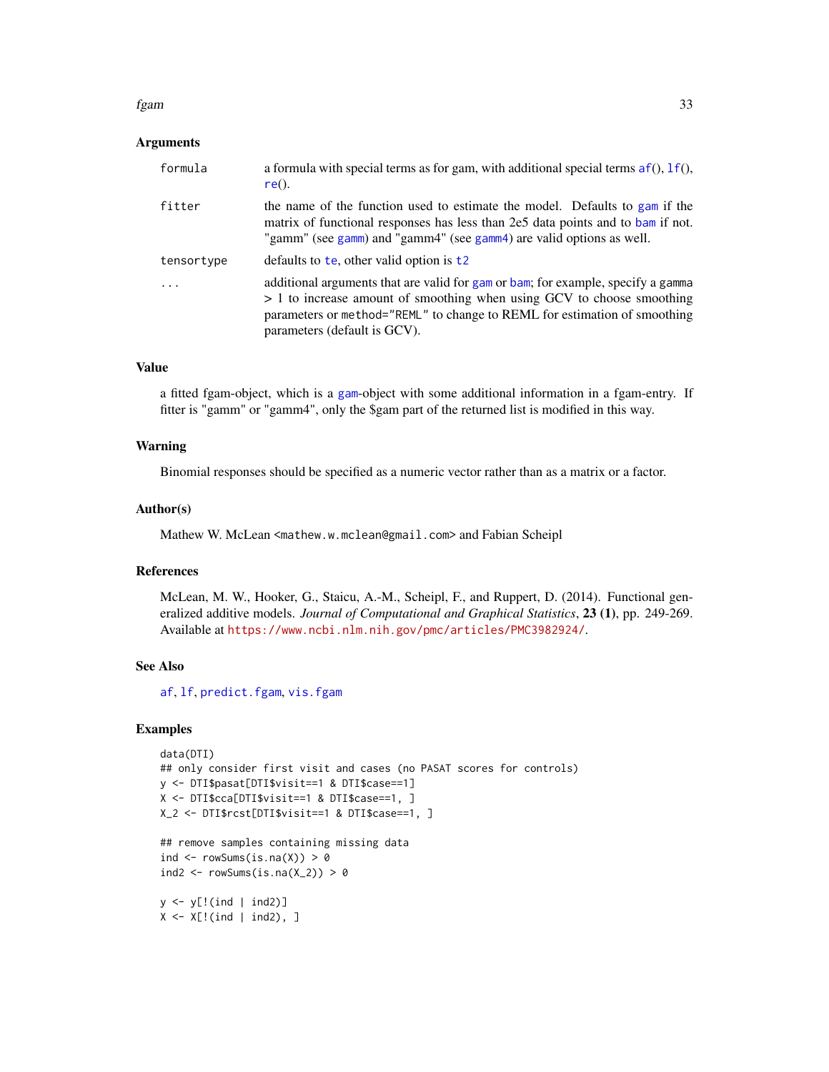## Arguments

| | |
|---|---|
| formula | a formula with special terms as for gam, with additional special terms af(), lf(), re(). |
| fitter | the name of the function used to estimate the model. Defaults to gam if the matrix of functional responses has less than 2e5 data points and to bam if not. "gamm" (see gamm) and "gamm4" (see gamm4) are valid options as well. |
| tensortype | defaults to te, other valid option is t2 |
| ... | additional arguments that are valid for gam or bam; for example, specify a gamma > 1 to increase amount of smoothing when using GCV to choose smoothing parameters or method="REML" to change to REML for estimation of smoothing parameters (default is GCV). |

## Value

a fitted fgam-object, which is a gam-object with some additional information in a fgam-entry. If fitter is "gamm" or "gamm4", only the $gam part of the returned list is modified in this way.

## Warning

Binomial responses should be specified as a numeric vector rather than as a matrix or a factor.

## Author(s)

Mathew W. McLean <mathew.w.mclean@gmail.com> and Fabian Scheipl

## References

McLean, M. W., Hooker, G., Staicu, A.-M., Scheipl, F., and Ruppert, D. (2014). Functional generalized additive models. *Journal of Computational and Graphical Statistics*, **23 (1)**, pp. 249-269. Available at https://www.ncbi.nlm.nih.gov/pmc/articles/PMC3982924/.

## See Also

af, lf, predict.fgam, vis.fgam

## Examples

```
data(DTI)
## only consider first visit and cases (no PASAT scores for controls)
y <- DTI$pasat[DTI$visit==1 & DTI$case==1]
X <- DTI$cca[DTI$visit==1 & DTI$case==1, ]
X_2 <- DTI$rcst[DTI$visit==1 & DTI$case==1, ]

## remove samples containing missing data
ind <- rowSums(is.na(X)) > 0
ind2 <- rowSums(is.na(X_2)) > 0

y <- y[!(ind | ind2)]
X <- X[!(ind | ind2), ]
```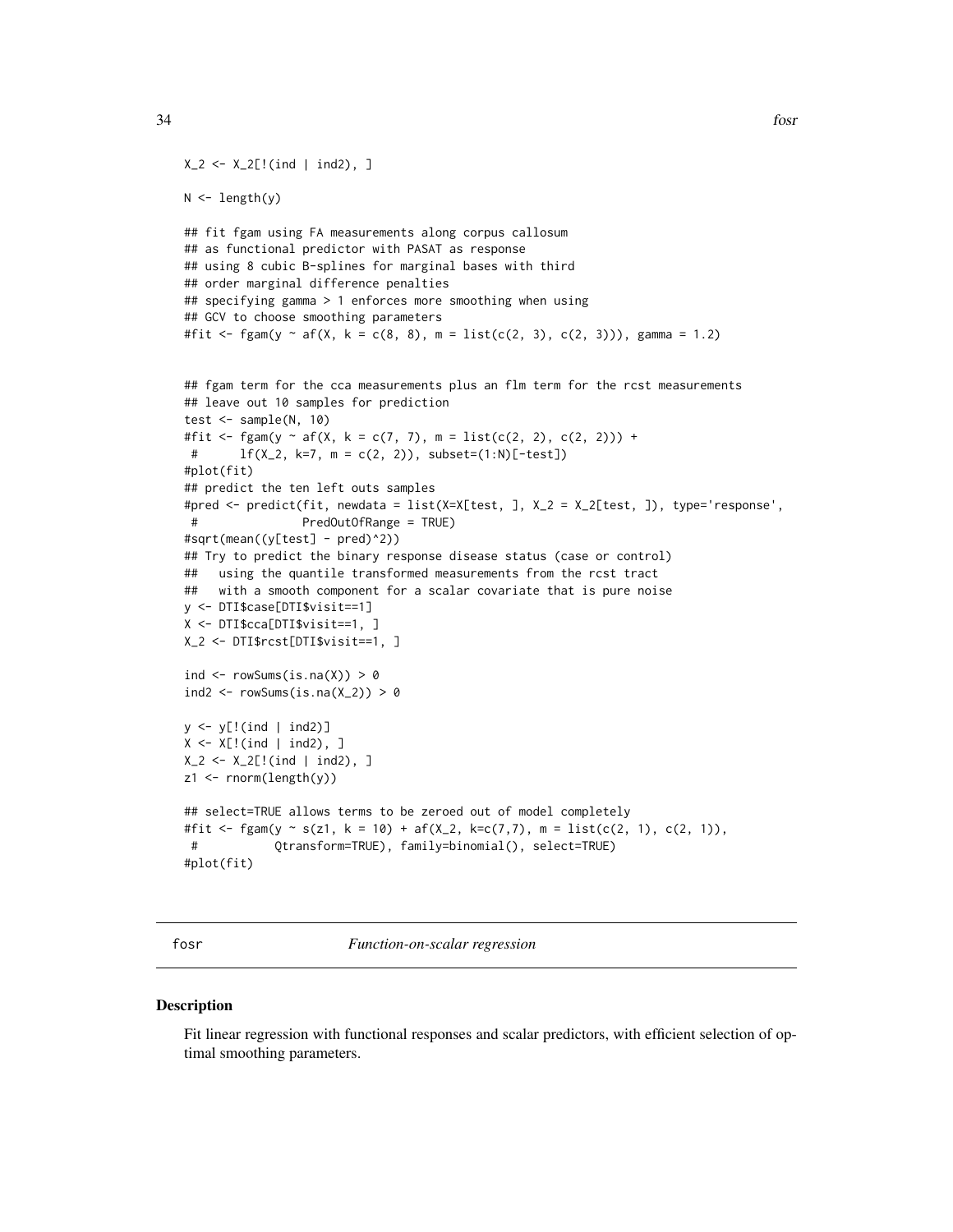```
X_2 <- X_2[!(ind | ind2), ]

N <- length(y)

## fit fgam using FA measurements along corpus callosum
## as functional predictor with PASAT as response
## using 8 cubic B-splines for marginal bases with third
## order marginal difference penalties
## specifying gamma > 1 enforces more smoothing when using
## GCV to choose smoothing parameters
#fit <- fgam(y ~ af(X, k = c(8, 8), m = list(c(2, 3), c(2, 3))), gamma = 1.2)


## fgam term for the cca measurements plus an flm term for the rcst measurements
## leave out 10 samples for prediction
test <- sample(N, 10)
#fit <- fgam(y ~ af(X, k = c(7, 7), m = list(c(2, 2), c(2, 2))) +
 #      lf(X_2, k=7, m = c(2, 2)), subset=(1:N)[-test])
#plot(fit)
## predict the ten left outs samples
#pred <- predict(fit, newdata = list(X=X[test, ], X_2 = X_2[test, ]), type='response',
 #               PredOutOfRange = TRUE)
#sqrt(mean((y[test] - pred)^2))
## Try to predict the binary response disease status (case or control)
##   using the quantile transformed measurements from the rcst tract
##   with a smooth component for a scalar covariate that is pure noise
y <- DTI$case[DTI$visit==1]
X <- DTI$cca[DTI$visit==1, ]
X_2 <- DTI$rcst[DTI$visit==1, ]

ind <- rowSums(is.na(X)) > 0
ind2 <- rowSums(is.na(X_2)) > 0

y <- y[!(ind | ind2)]
X <- X[!(ind | ind2), ]
X_2 <- X_2[!(ind | ind2), ]
z1 <- rnorm(length(y))

## select=TRUE allows terms to be zeroed out of model completely
#fit <- fgam(y ~ s(z1, k = 10) + af(X_2, k=c(7,7), m = list(c(2, 1), c(2, 1)),
 #           Qtransform=TRUE), family=binomial(), select=TRUE)
#plot(fit)
```

---

## fosr — *Function-on-scalar regression*

### Description

Fit linear regression with functional responses and scalar predictors, with efficient selection of optimal smoothing parameters.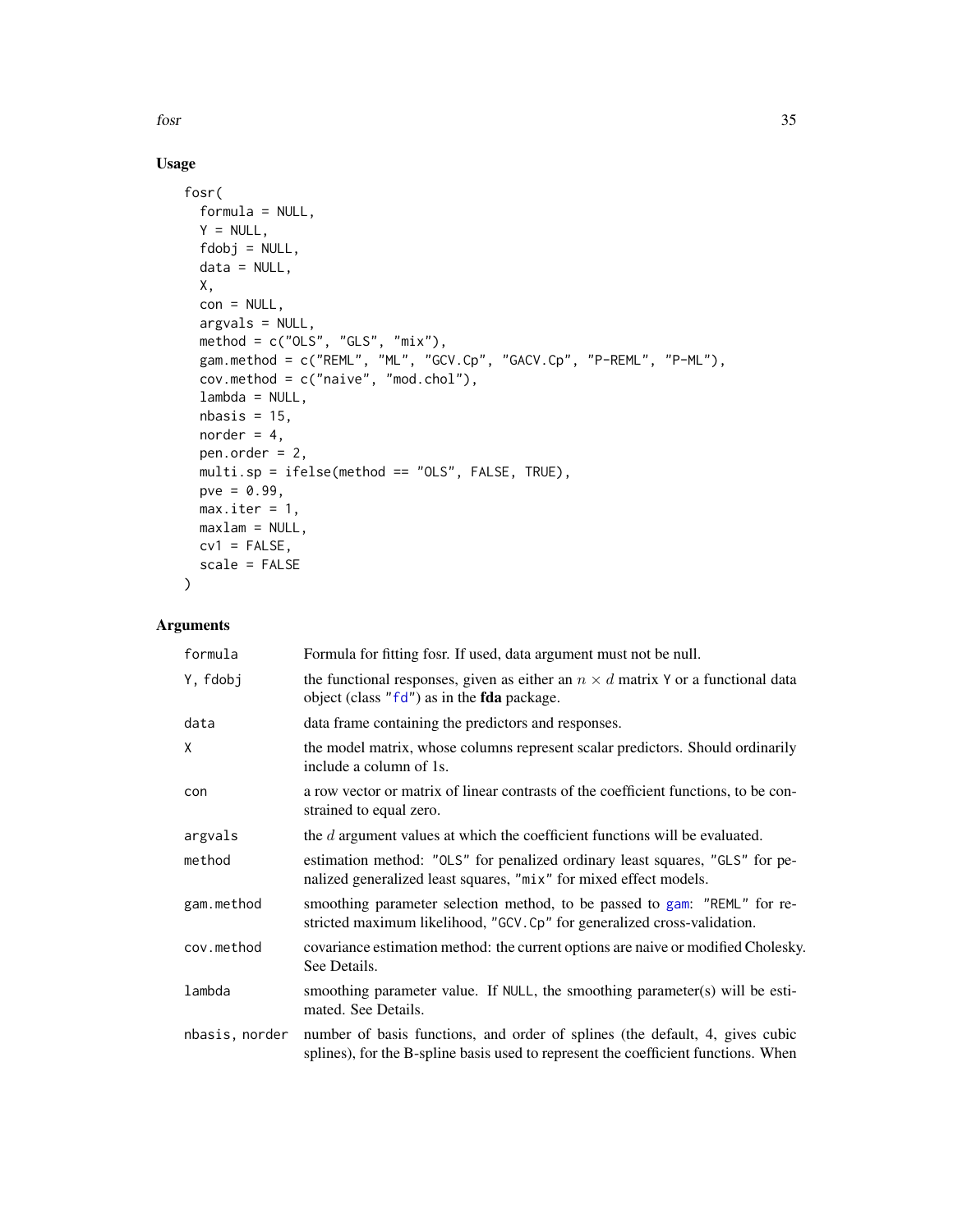## Usage

```
fosr(
  formula = NULL,
  Y = NULL,
  fdobj = NULL,
  data = NULL,
  X,
  con = NULL,
  argvals = NULL,
  method = c("OLS", "GLS", "mix"),
  gam.method = c("REML", "ML", "GCV.Cp", "GACV.Cp", "P-REML", "P-ML"),
  cov.method = c("naive", "mod.chol"),
  lambda = NULL,
  nbasis = 15,
  norder = 4,
  pen.order = 2,
  multi.sp = ifelse(method == "OLS", FALSE, TRUE),
  pve = 0.99,
  max.iter = 1,
  maxlam = NULL,
  cv1 = FALSE,
  scale = FALSE
)
```

## Arguments

| | |
|---|---|
| `formula` | Formula for fitting fosr. If used, data argument must not be null. |
| `Y, fdobj` | the functional responses, given as either an $n \times d$ matrix `Y` or a functional data object (class `"fd"`) as in the **fda** package. |
| `data` | data frame containing the predictors and responses. |
| `X` | the model matrix, whose columns represent scalar predictors. Should ordinarily include a column of 1s. |
| `con` | a row vector or matrix of linear contrasts of the coefficient functions, to be constrained to equal zero. |
| `argvals` | the $d$ argument values at which the coefficient functions will be evaluated. |
| `method` | estimation method: `"OLS"` for penalized ordinary least squares, `"GLS"` for penalized generalized least squares, `"mix"` for mixed effect models. |
| `gam.method` | smoothing parameter selection method, to be passed to `gam`: `"REML"` for restricted maximum likelihood, `"GCV.Cp"` for generalized cross-validation. |
| `cov.method` | covariance estimation method: the current options are naive or modified Cholesky. See Details. |
| `lambda` | smoothing parameter value. If `NULL`, the smoothing parameter(s) will be estimated. See Details. |
| `nbasis, norder` | number of basis functions, and order of splines (the default, 4, gives cubic splines), for the B-spline basis used to represent the coefficient functions. When |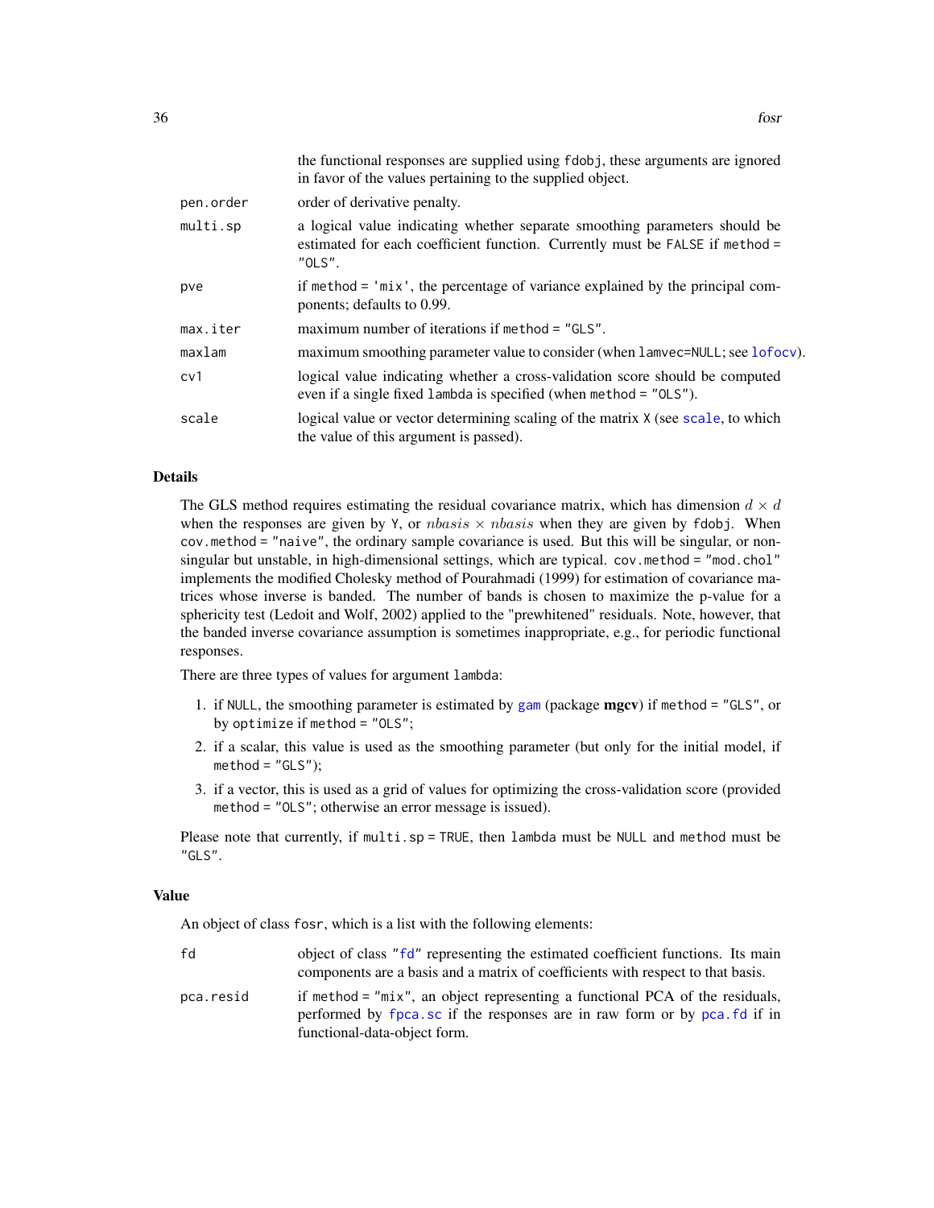the functional responses are supplied using `fdobj`, these arguments are ignored in favor of the values pertaining to the supplied object.

| | |
|---|---|
| pen.order | order of derivative penalty. |
| multi.sp | a logical value indicating whether separate smoothing parameters should be estimated for each coefficient function. Currently must be FALSE if method = "OLS". |
| pve | if method = 'mix', the percentage of variance explained by the principal components; defaults to 0.99. |
| max.iter | maximum number of iterations if method = "GLS". |
| maxlam | maximum smoothing parameter value to consider (when lamvec=NULL; see lofocv). |
| cv1 | logical value indicating whether a cross-validation score should be computed even if a single fixed lambda is specified (when method = "OLS"). |
| scale | logical value or vector determining scaling of the matrix X (see scale, to which the value of this argument is passed). |

## Details

The GLS method requires estimating the residual covariance matrix, which has dimension $d \times d$ when the responses are given by Y, or $nbasis \times nbasis$ when they are given by fdobj. When cov.method = "naive", the ordinary sample covariance is used. But this will be singular, or nonsingular but unstable, in high-dimensional settings, which are typical. cov.method = "mod.chol" implements the modified Cholesky method of Pourahmadi (1999) for estimation of covariance matrices whose inverse is banded. The number of bands is chosen to maximize the p-value for a sphericity test (Ledoit and Wolf, 2002) applied to the "prewhitened" residuals. Note, however, that the banded inverse covariance assumption is sometimes inappropriate, e.g., for periodic functional responses.

There are three types of values for argument lambda:

1. if NULL, the smoothing parameter is estimated by gam (package **mgcv**) if method = "GLS", or by optimize if method = "OLS";
2. if a scalar, this value is used as the smoothing parameter (but only for the initial model, if method = "GLS");
3. if a vector, this is used as a grid of values for optimizing the cross-validation score (provided method = "OLS"; otherwise an error message is issued).

Please note that currently, if multi.sp = TRUE, then lambda must be NULL and method must be "GLS".

## Value

An object of class fosr, which is a list with the following elements:

| | |
|---|---|
| fd | object of class "fd" representing the estimated coefficient functions. Its main components are a basis and a matrix of coefficients with respect to that basis. |
| pca.resid | if method = "mix", an object representing a functional PCA of the residuals, performed by fpca.sc if the responses are in raw form or by pca.fd if in functional-data-object form. |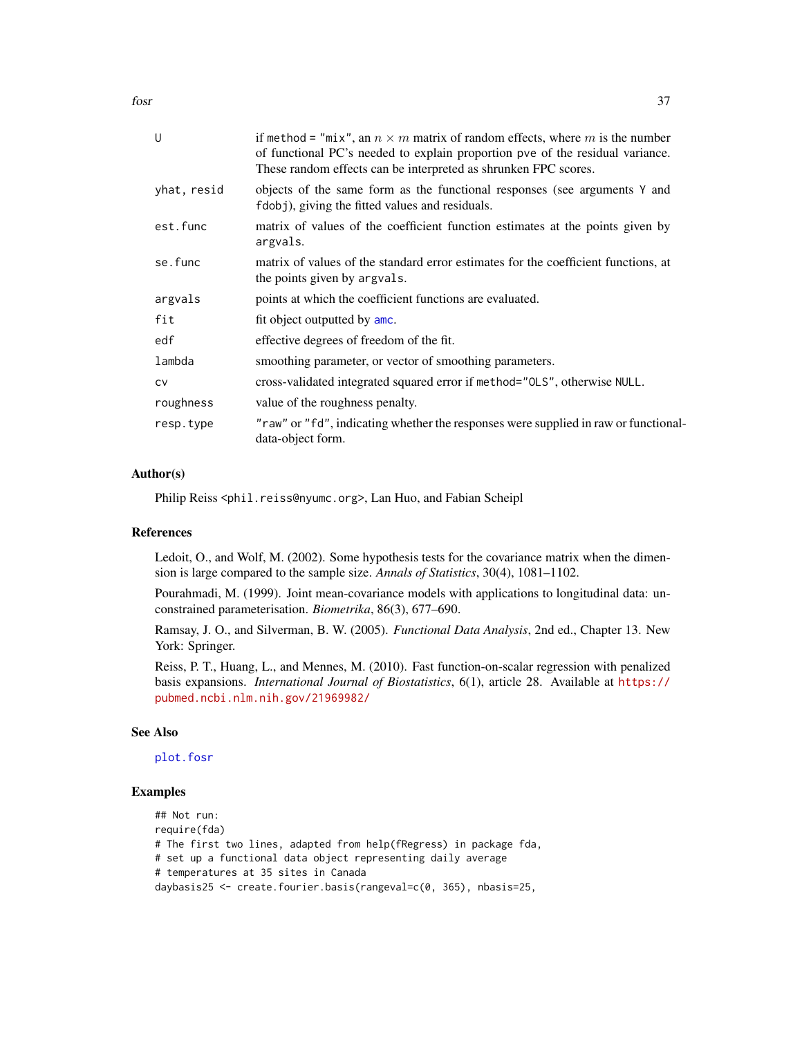| | |
|---|---|
| U | if method = "mix", an $n \times m$ matrix of random effects, where $m$ is the number of functional PC's needed to explain proportion pve of the residual variance. These random effects can be interpreted as shrunken FPC scores. |
| yhat, resid | objects of the same form as the functional responses (see arguments Y and fdobj), giving the fitted values and residuals. |
| est.func | matrix of values of the coefficient function estimates at the points given by argvals. |
| se.func | matrix of values of the standard error estimates for the coefficient functions, at the points given by argvals. |
| argvals | points at which the coefficient functions are evaluated. |
| fit | fit object outputted by amc. |
| edf | effective degrees of freedom of the fit. |
| lambda | smoothing parameter, or vector of smoothing parameters. |
| cv | cross-validated integrated squared error if method="OLS", otherwise NULL. |
| roughness | value of the roughness penalty. |
| resp.type | "raw" or "fd", indicating whether the responses were supplied in raw or functional-data-object form. |

## Author(s)

Philip Reiss <phil.reiss@nyumc.org>, Lan Huo, and Fabian Scheipl

## References

Ledoit, O., and Wolf, M. (2002). Some hypothesis tests for the covariance matrix when the dimension is large compared to the sample size. *Annals of Statistics*, 30(4), 1081–1102.

Pourahmadi, M. (1999). Joint mean-covariance models with applications to longitudinal data: unconstrained parameterisation. *Biometrika*, 86(3), 677–690.

Ramsay, J. O., and Silverman, B. W. (2005). *Functional Data Analysis*, 2nd ed., Chapter 13. New York: Springer.

Reiss, P. T., Huang, L., and Mennes, M. (2010). Fast function-on-scalar regression with penalized basis expansions. *International Journal of Biostatistics*, 6(1), article 28. Available at https://pubmed.ncbi.nlm.nih.gov/21969982/

## See Also

plot.fosr

## Examples

```
## Not run:
require(fda)
# The first two lines, adapted from help(fRegress) in package fda,
# set up a functional data object representing daily average
# temperatures at 35 sites in Canada
daybasis25 <- create.fourier.basis(rangeval=c(0, 365), nbasis=25,
```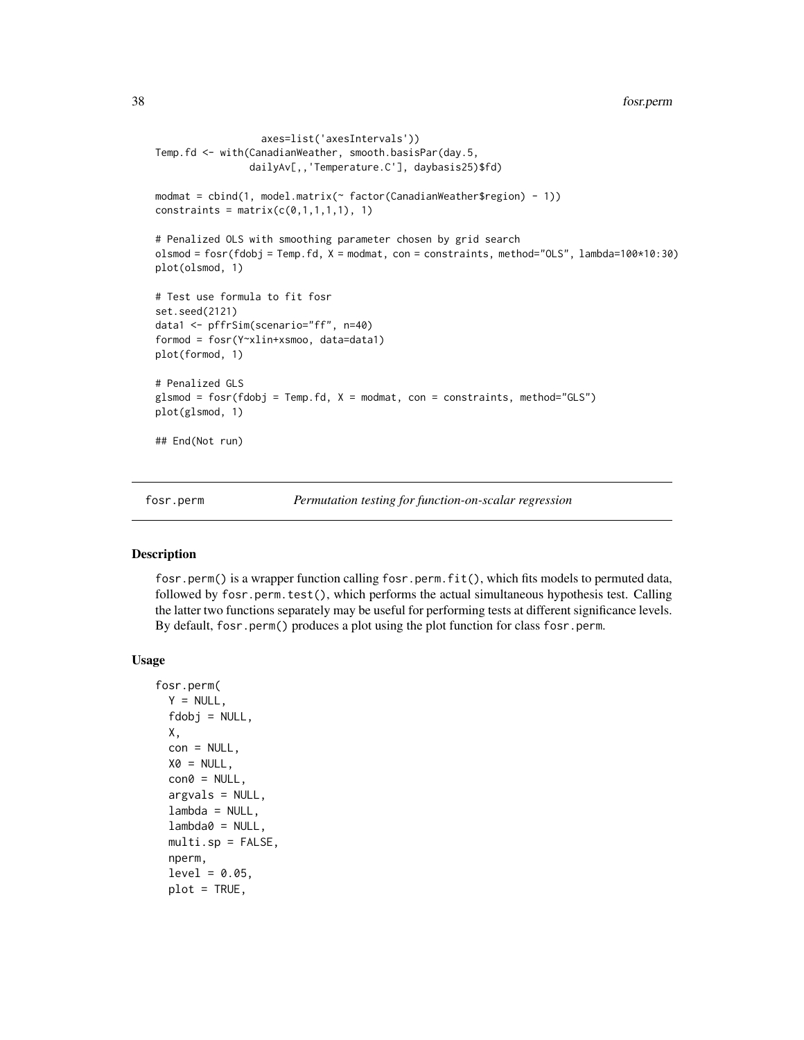```
                 axes=list('axesIntervals'))
Temp.fd <- with(CanadianWeather, smooth.basisPar(day.5,
                dailyAv[,,'Temperature.C'], daybasis25)$fd)

modmat = cbind(1, model.matrix(~ factor(CanadianWeather$region) - 1))
constraints = matrix(c(0,1,1,1,1), 1)

# Penalized OLS with smoothing parameter chosen by grid search
olsmod = fosr(fdobj = Temp.fd, X = modmat, con = constraints, method="OLS", lambda=100*10:30)
plot(olsmod, 1)

# Test use formula to fit fosr
set.seed(2121)
data1 <- pffrSim(scenario="ff", n=40)
formod = fosr(Y~xlin+xsmoo, data=data1)
plot(formod, 1)

# Penalized GLS
glsmod = fosr(fdobj = Temp.fd, X = modmat, con = constraints, method="GLS")
plot(glsmod, 1)

## End(Not run)
```

## fosr.perm — *Permutation testing for function-on-scalar regression*

### Description

`fosr.perm()` is a wrapper function calling `fosr.perm.fit()`, which fits models to permuted data, followed by `fosr.perm.test()`, which performs the actual simultaneous hypothesis test. Calling the latter two functions separately may be useful for performing tests at different significance levels. By default, `fosr.perm()` produces a plot using the plot function for class `fosr.perm`.

### Usage

```
fosr.perm(
  Y = NULL,
  fdobj = NULL,
  X,
  con = NULL,
  X0 = NULL,
  con0 = NULL,
  argvals = NULL,
  lambda = NULL,
  lambda0 = NULL,
  multi.sp = FALSE,
  nperm,
  level = 0.05,
  plot = TRUE,
```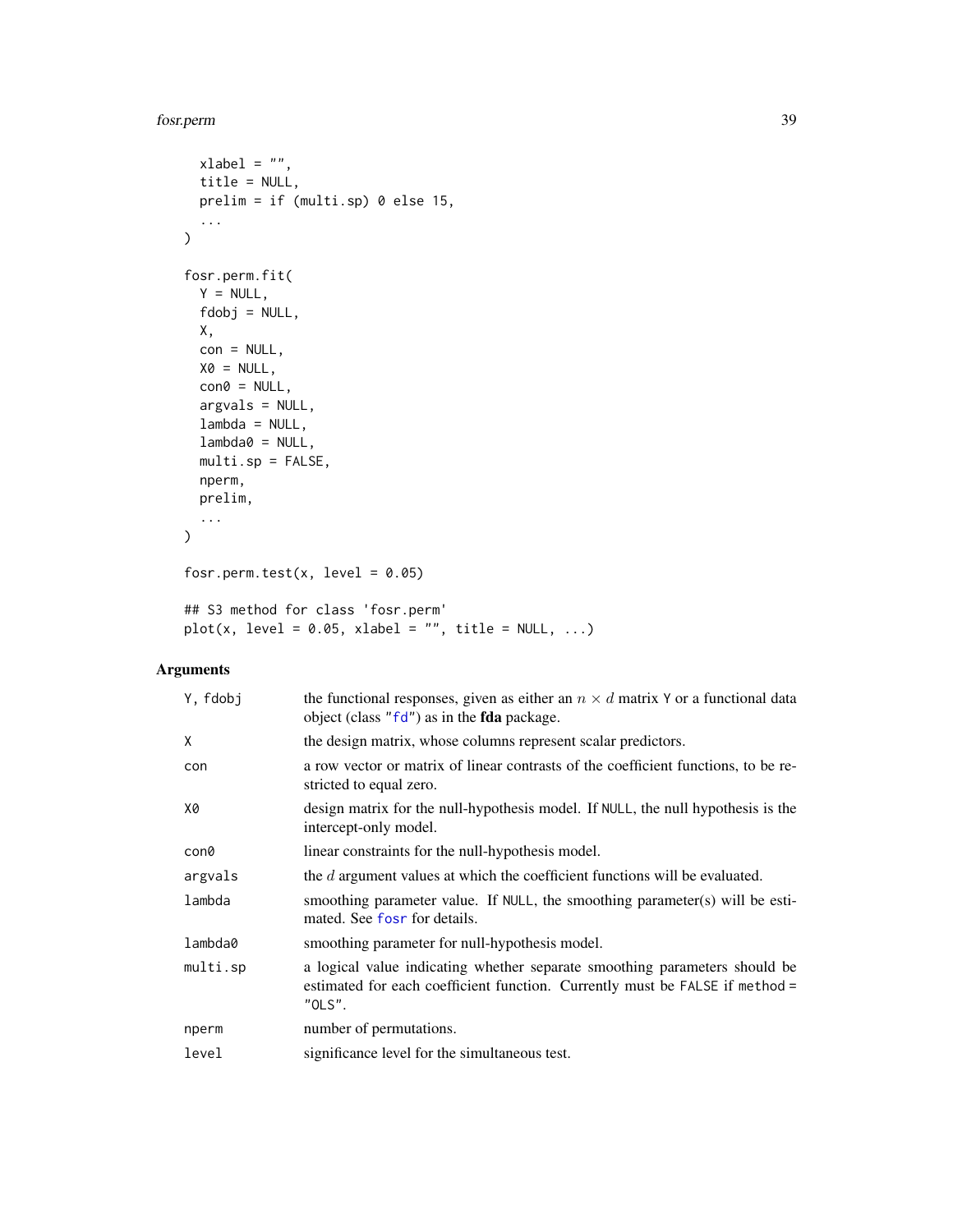```
  xlabel = "",
  title = NULL,
  prelim = if (multi.sp) 0 else 15,
  ...
)

fosr.perm.fit(
  Y = NULL,
  fdobj = NULL,
  X,
  con = NULL,
  X0 = NULL,
  con0 = NULL,
  argvals = NULL,
  lambda = NULL,
  lambda0 = NULL,
  multi.sp = FALSE,
  nperm,
  prelim,
  ...
)

fosr.perm.test(x, level = 0.05)

## S3 method for class 'fosr.perm'
plot(x, level = 0.05, xlabel = "", title = NULL, ...)
```

## Arguments

| | |
|---|---|
| `Y, fdobj` | the functional responses, given as either an $n \times d$ matrix `Y` or a functional data object (class `"fd"`) as in the **fda** package. |
| `X` | the design matrix, whose columns represent scalar predictors. |
| `con` | a row vector or matrix of linear contrasts of the coefficient functions, to be restricted to equal zero. |
| `X0` | design matrix for the null-hypothesis model. If `NULL`, the null hypothesis is the intercept-only model. |
| `con0` | linear constraints for the null-hypothesis model. |
| `argvals` | the $d$ argument values at which the coefficient functions will be evaluated. |
| `lambda` | smoothing parameter value. If `NULL`, the smoothing parameter(s) will be estimated. See `fosr` for details. |
| `lambda0` | smoothing parameter for null-hypothesis model. |
| `multi.sp` | a logical value indicating whether separate smoothing parameters should be estimated for each coefficient function. Currently must be `FALSE` if `method = "OLS"`. |
| `nperm` | number of permutations. |
| `level` | significance level for the simultaneous test. |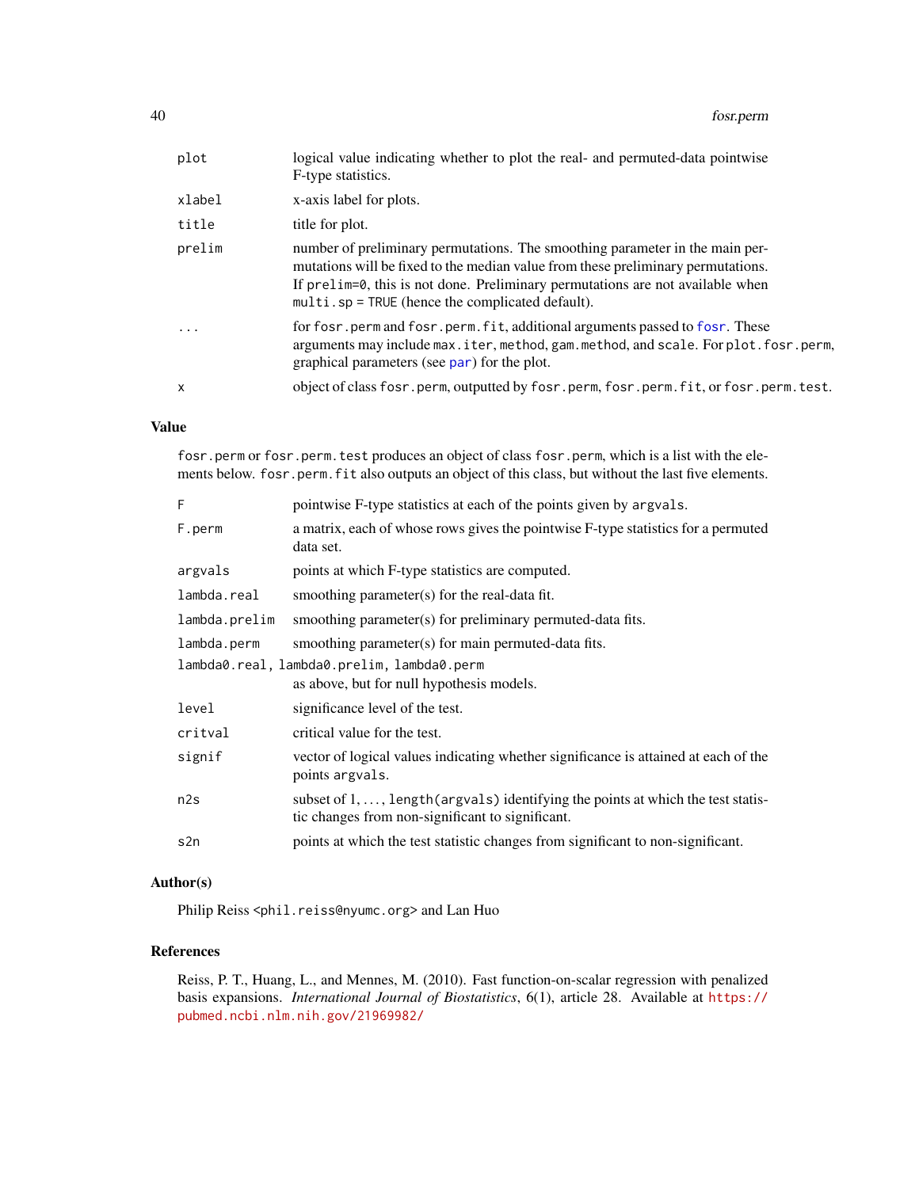| | |
|---|---|
| `plot` | logical value indicating whether to plot the real- and permuted-data pointwise F-type statistics. |
| `xlabel` | x-axis label for plots. |
| `title` | title for plot. |
| `prelim` | number of preliminary permutations. The smoothing parameter in the main permutations will be fixed to the median value from these preliminary permutations. If `prelim=0`, this is not done. Preliminary permutations are not available when `multi.sp = TRUE` (hence the complicated default). |
| `...` | for `fosr.perm` and `fosr.perm.fit`, additional arguments passed to `fosr`. These arguments may include `max.iter`, `method`, `gam.method`, and `scale`. For `plot.fosr.perm`, graphical parameters (see `par`) for the plot. |
| `x` | object of class `fosr.perm`, outputted by `fosr.perm`, `fosr.perm.fit`, or `fosr.perm.test`. |

## Value

`fosr.perm` or `fosr.perm.test` produces an object of class `fosr.perm`, which is a list with the elements below. `fosr.perm.fit` also outputs an object of this class, but without the last five elements.

| | |
|---|---|
| `F` | pointwise F-type statistics at each of the points given by `argvals`. |
| `F.perm` | a matrix, each of whose rows gives the pointwise F-type statistics for a permuted data set. |
| `argvals` | points at which F-type statistics are computed. |
| `lambda.real` | smoothing parameter(s) for the real-data fit. |
| `lambda.prelim` | smoothing parameter(s) for preliminary permuted-data fits. |
| `lambda.perm` | smoothing parameter(s) for main permuted-data fits. |
| `lambda0.real, lambda0.prelim, lambda0.perm` | as above, but for null hypothesis models. |
| `level` | significance level of the test. |
| `critval` | critical value for the test. |
| `signif` | vector of logical values indicating whether significance is attained at each of the points `argvals`. |
| `n2s` | subset of 1, ..., `length(argvals)` identifying the points at which the test statistic changes from non-significant to significant. |
| `s2n` | points at which the test statistic changes from significant to non-significant. |

## Author(s)

Philip Reiss <phil.reiss@nyumc.org> and Lan Huo

## References

Reiss, P. T., Huang, L., and Mennes, M. (2010). Fast function-on-scalar regression with penalized basis expansions. *International Journal of Biostatistics*, 6(1), article 28. Available at https://pubmed.ncbi.nlm.nih.gov/21969982/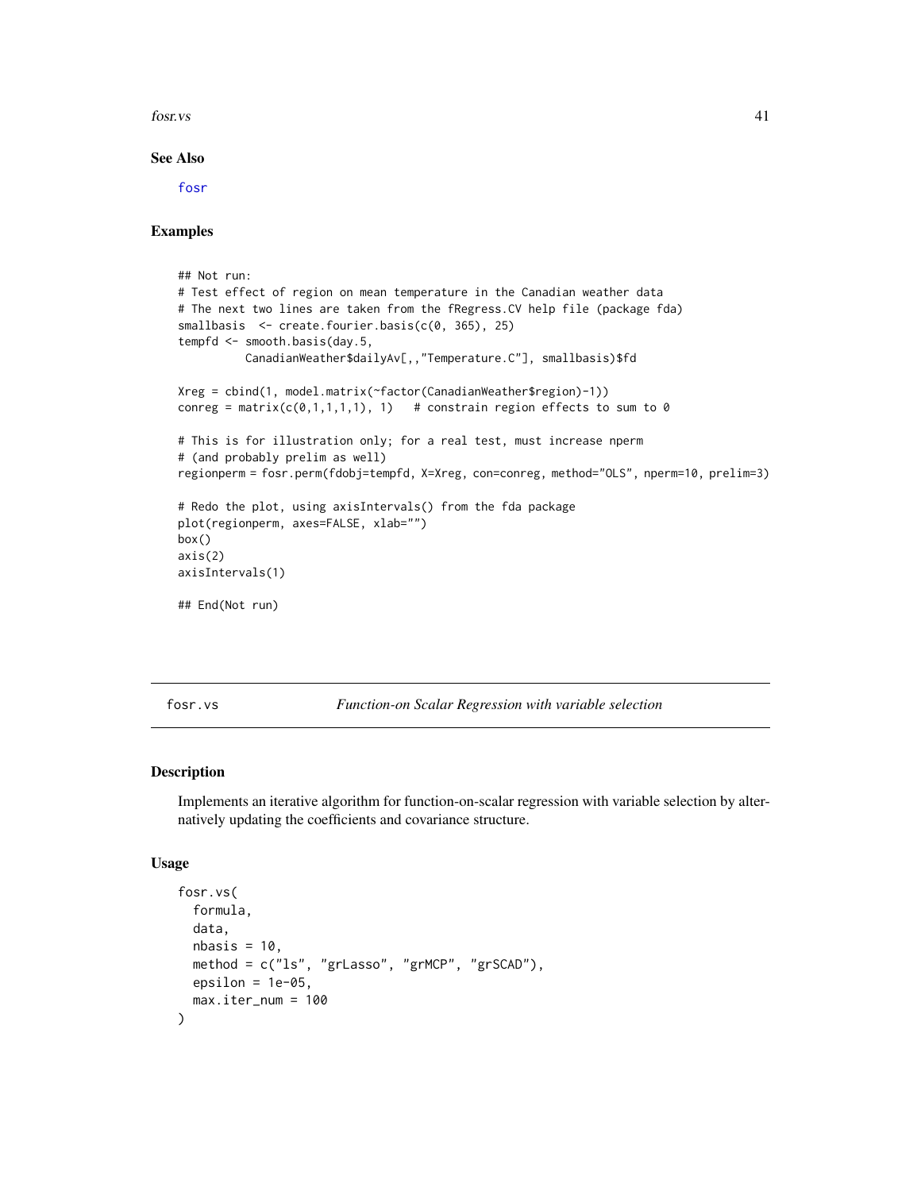### See Also

fosr

### Examples

```
## Not run:
# Test effect of region on mean temperature in the Canadian weather data
# The next two lines are taken from the fRegress.CV help file (package fda)
smallbasis  <- create.fourier.basis(c(0, 365), 25)
tempfd <- smooth.basis(day.5,
          CanadianWeather$dailyAv[,,"Temperature.C"], smallbasis)$fd

Xreg = cbind(1, model.matrix(~factor(CanadianWeather$region)-1))
conreg = matrix(c(0,1,1,1,1), 1)   # constrain region effects to sum to 0

# This is for illustration only; for a real test, must increase nperm
# (and probably prelim as well)
regionperm = fosr.perm(fdobj=tempfd, X=Xreg, con=conreg, method="OLS", nperm=10, prelim=3)

# Redo the plot, using axisIntervals() from the fda package
plot(regionperm, axes=FALSE, xlab="")
box()
axis(2)
axisIntervals(1)

## End(Not run)
```

---

## fosr.vs — *Function-on Scalar Regression with variable selection*

### Description

Implements an iterative algorithm for function-on-scalar regression with variable selection by alternatively updating the coefficients and covariance structure.

### Usage

```
fosr.vs(
  formula,
  data,
  nbasis = 10,
  method = c("ls", "grLasso", "grMCP", "grSCAD"),
  epsilon = 1e-05,
  max.iter_num = 100
)
```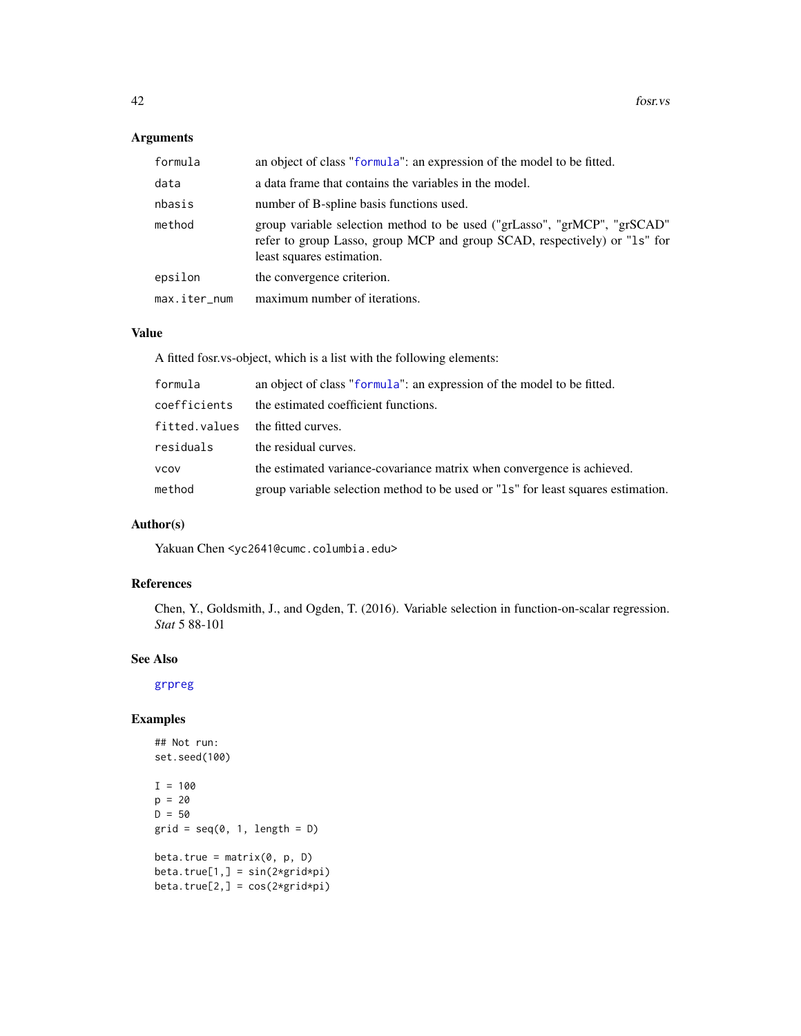## Arguments

| | |
|---|---|
| formula | an object of class "formula": an expression of the model to be fitted. |
| data | a data frame that contains the variables in the model. |
| nbasis | number of B-spline basis functions used. |
| method | group variable selection method to be used ("grLasso", "grMCP", "grSCAD" refer to group Lasso, group MCP and group SCAD, respectively) or "ls" for least squares estimation. |
| epsilon | the convergence criterion. |
| max.iter_num | maximum number of iterations. |

## Value

A fitted fosr.vs-object, which is a list with the following elements:

| | |
|---|---|
| formula | an object of class "formula": an expression of the model to be fitted. |
| coefficients | the estimated coefficient functions. |
| fitted.values | the fitted curves. |
| residuals | the residual curves. |
| vcov | the estimated variance-covariance matrix when convergence is achieved. |
| method | group variable selection method to be used or "ls" for least squares estimation. |

## Author(s)

Yakuan Chen <yc2641@cumc.columbia.edu>

## References

Chen, Y., Goldsmith, J., and Ogden, T. (2016). Variable selection in function-on-scalar regression. *Stat* 5 88-101

## See Also

grpreg

## Examples

```
## Not run:
set.seed(100)

I = 100
p = 20
D = 50
grid = seq(0, 1, length = D)

beta.true = matrix(0, p, D)
beta.true[1,] = sin(2*grid*pi)
beta.true[2,] = cos(2*grid*pi)
```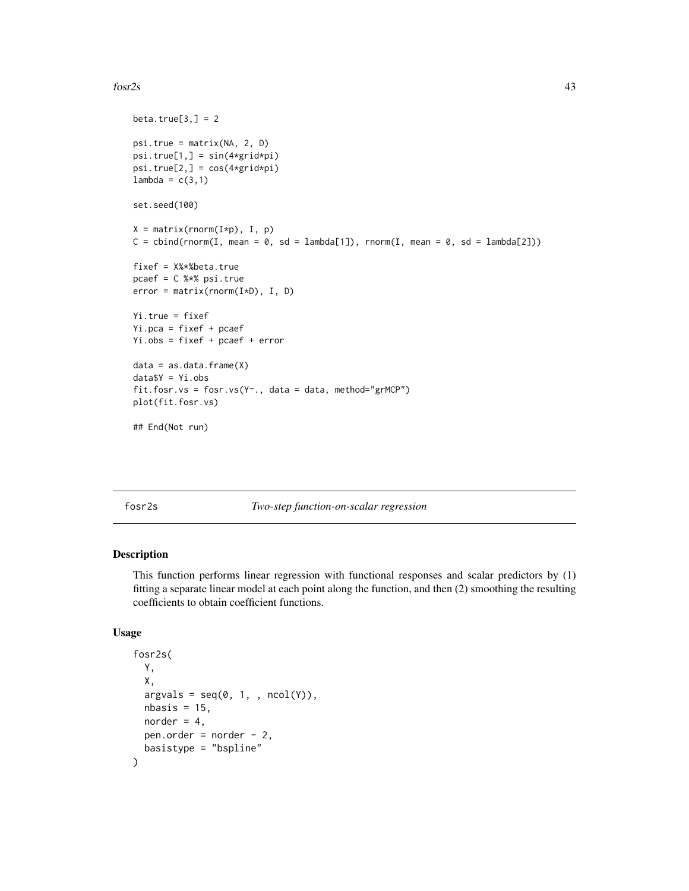```
beta.true[3,] = 2

psi.true = matrix(NA, 2, D)
psi.true[1,] = sin(4*grid*pi)
psi.true[2,] = cos(4*grid*pi)
lambda = c(3,1)

set.seed(100)

X = matrix(rnorm(I*p), I, p)
C = cbind(rnorm(I, mean = 0, sd = lambda[1]), rnorm(I, mean = 0, sd = lambda[2]))

fixef = X%*%beta.true
pcaef = C %*% psi.true
error = matrix(rnorm(I*D), I, D)

Yi.true = fixef
Yi.pca = fixef + pcaef
Yi.obs = fixef + pcaef + error

data = as.data.frame(X)
data$Y = Yi.obs
fit.fosr.vs = fosr.vs(Y~., data = data, method="grMCP")
plot(fit.fosr.vs)

## End(Not run)
```

---

fosr2s    *Two-step function-on-scalar regression*

---

## Description

This function performs linear regression with functional responses and scalar predictors by (1) fitting a separate linear model at each point along the function, and then (2) smoothing the resulting coefficients to obtain coefficient functions.

## Usage

```
fosr2s(
  Y,
  X,
  argvals = seq(0, 1, , ncol(Y)),
  nbasis = 15,
  norder = 4,
  pen.order = norder - 2,
  basistype = "bspline"
)
```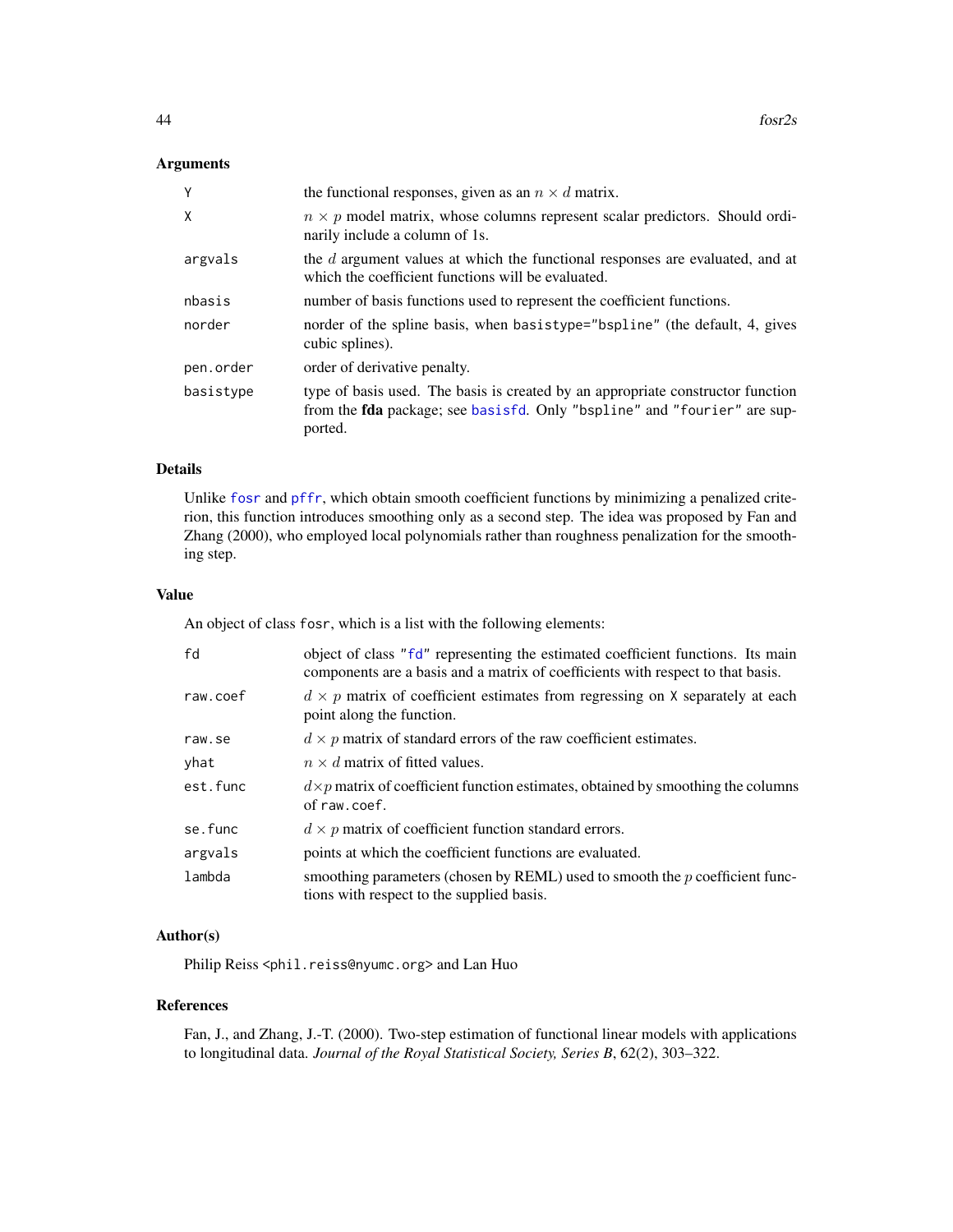### Arguments

| | |
|---|---|
| Y | the functional responses, given as an $n \times d$ matrix. |
| X | $n \times p$ model matrix, whose columns represent scalar predictors. Should ordinarily include a column of 1s. |
| argvals | the $d$ argument values at which the functional responses are evaluated, and at which the coefficient functions will be evaluated. |
| nbasis | number of basis functions used to represent the coefficient functions. |
| norder | norder of the spline basis, when basistype="bspline" (the default, 4, gives cubic splines). |
| pen.order | order of derivative penalty. |
| basistype | type of basis used. The basis is created by an appropriate constructor function from the **fda** package; see basisfd. Only "bspline" and "fourier" are supported. |

### Details

Unlike fosr and pffr, which obtain smooth coefficient functions by minimizing a penalized criterion, this function introduces smoothing only as a second step. The idea was proposed by Fan and Zhang (2000), who employed local polynomials rather than roughness penalization for the smoothing step.

### Value

An object of class fosr, which is a list with the following elements:

| | |
|---|---|
| fd | object of class "fd" representing the estimated coefficient functions. Its main components are a basis and a matrix of coefficients with respect to that basis. |
| raw.coef | $d \times p$ matrix of coefficient estimates from regressing on X separately at each point along the function. |
| raw.se | $d \times p$ matrix of standard errors of the raw coefficient estimates. |
| yhat | $n \times d$ matrix of fitted values. |
| est.func | $d \times p$ matrix of coefficient function estimates, obtained by smoothing the columns of raw.coef. |
| se.func | $d \times p$ matrix of coefficient function standard errors. |
| argvals | points at which the coefficient functions are evaluated. |
| lambda | smoothing parameters (chosen by REML) used to smooth the $p$ coefficient functions with respect to the supplied basis. |

### Author(s)

Philip Reiss <phil.reiss@nyumc.org> and Lan Huo

### References

Fan, J., and Zhang, J.-T. (2000). Two-step estimation of functional linear models with applications to longitudinal data. *Journal of the Royal Statistical Society, Series B*, 62(2), 303–322.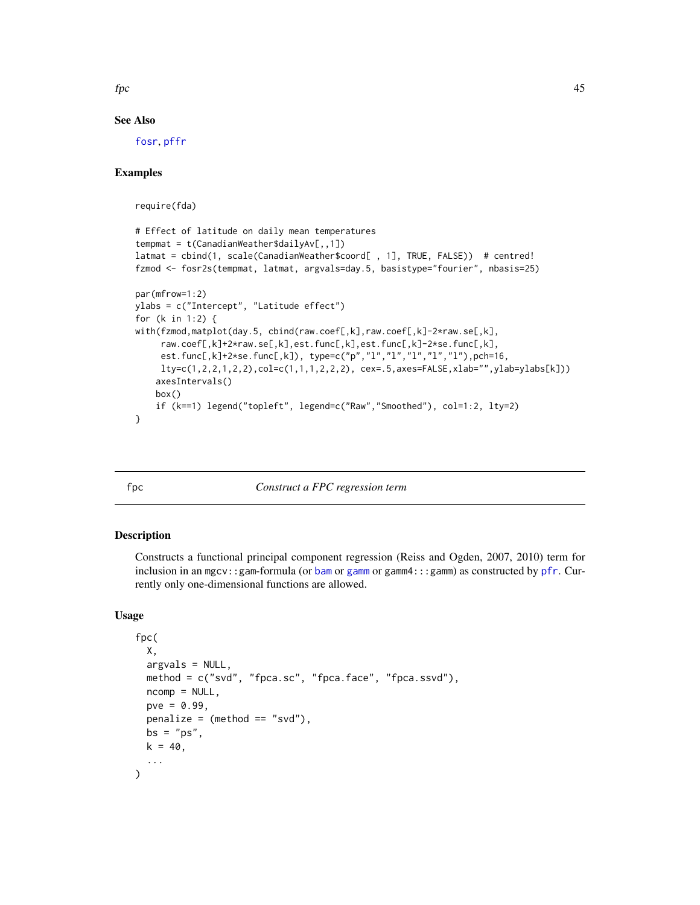## See Also

fosr, pffr

## Examples

```
require(fda)

# Effect of latitude on daily mean temperatures
tempmat = t(CanadianWeather$dailyAv[,,1])
latmat = cbind(1, scale(CanadianWeather$coord[ , 1], TRUE, FALSE))  # centred!
fzmod <- fosr2s(tempmat, latmat, argvals=day.5, basistype="fourier", nbasis=25)

par(mfrow=1:2)
ylabs = c("Intercept", "Latitude effect")
for (k in 1:2) {
with(fzmod,matplot(day.5, cbind(raw.coef[,k],raw.coef[,k]-2*raw.se[,k],
     raw.coef[,k]+2*raw.se[,k],est.func[,k],est.func[,k]-2*se.func[,k],
     est.func[,k]+2*se.func[,k]), type=c("p","l","l","l","l","l"),pch=16,
     lty=c(1,2,2,1,2,2),col=c(1,1,1,2,2,2), cex=.5,axes=FALSE,xlab="",ylab=ylabs[k]))
    axesIntervals()
    box()
    if (k==1) legend("topleft", legend=c("Raw","Smoothed"), col=1:2, lty=2)
}
```

---

# fpc *Construct a FPC regression term*

## Description

Constructs a functional principal component regression (Reiss and Ogden, 2007, 2010) term for inclusion in an mgcv::gam-formula (or bam or gamm or gamm4:::gamm) as constructed by pfr. Currently only one-dimensional functions are allowed.

## Usage

```
fpc(
  X,
  argvals = NULL,
  method = c("svd", "fpca.sc", "fpca.face", "fpca.ssvd"),
  ncomp = NULL,
  pve = 0.99,
  penalize = (method == "svd"),
  bs = "ps",
  k = 40,
  ...
)
```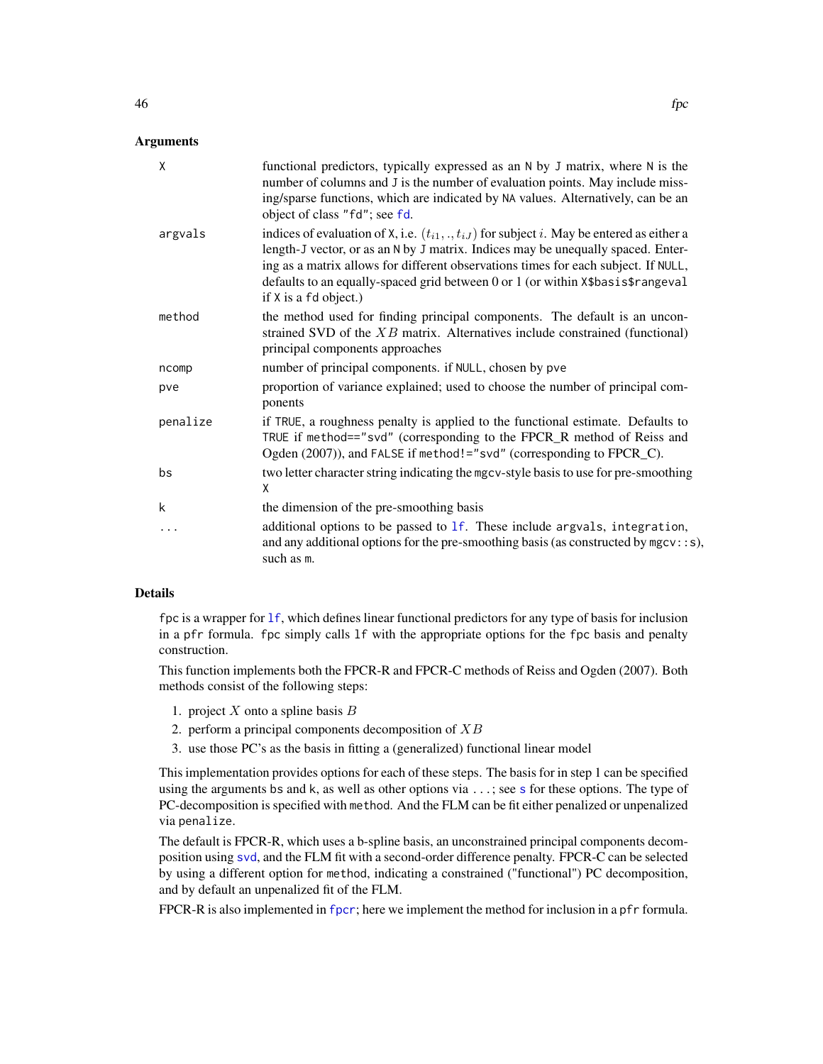## Arguments

| | |
|---|---|
| `X` | functional predictors, typically expressed as an `N` by `J` matrix, where `N` is the number of columns and `J` is the number of evaluation points. May include missing/sparse functions, which are indicated by `NA` values. Alternatively, can be an object of class `"fd"`; see `fd`. |
| `argvals` | indices of evaluation of `X`, i.e. $(t_{i1}, ., t_{iJ})$ for subject $i$. May be entered as either a length-`J` vector, or as an `N` by `J` matrix. Indices may be unequally spaced. Entering as a matrix allows for different observations times for each subject. If `NULL`, defaults to an equally-spaced grid between 0 or 1 (or within `X$basis$rangeval` if `X` is a `fd` object.) |
| `method` | the method used for finding principal components. The default is an unconstrained SVD of the $XB$ matrix. Alternatives include constrained (functional) principal components approaches |
| `ncomp` | number of principal components. if `NULL`, chosen by `pve` |
| `pve` | proportion of variance explained; used to choose the number of principal components |
| `penalize` | if `TRUE`, a roughness penalty is applied to the functional estimate. Defaults to `TRUE` if `method=="svd"` (corresponding to the FPCR_R method of Reiss and Ogden (2007)), and `FALSE` if `method!="svd"` (corresponding to FPCR_C). |
| `bs` | two letter character string indicating the `mgcv`-style basis to use for pre-smoothing `X` |
| `k` | the dimension of the pre-smoothing basis |
| `...` | additional options to be passed to `lf`. These include `argvals`, `integration`, and any additional options for the pre-smoothing basis (as constructed by `mgcv::s`), such as `m`. |

## Details

`fpc` is a wrapper for `lf`, which defines linear functional predictors for any type of basis for inclusion in a `pfr` formula. `fpc` simply calls `lf` with the appropriate options for the `fpc` basis and penalty construction.

This function implements both the FPCR-R and FPCR-C methods of Reiss and Ogden (2007). Both methods consist of the following steps:

1. project $X$ onto a spline basis $B$
2. perform a principal components decomposition of $XB$
3. use those PC's as the basis in fitting a (generalized) functional linear model

This implementation provides options for each of these steps. The basis for in step 1 can be specified using the arguments `bs` and `k`, as well as other options via `...`; see `s` for these options. The type of PC-decomposition is specified with `method`. And the FLM can be fit either penalized or unpenalized via `penalize`.

The default is FPCR-R, which uses a b-spline basis, an unconstrained principal components decomposition using `svd`, and the FLM fit with a second-order difference penalty. FPCR-C can be selected by using a different option for `method`, indicating a constrained ("functional") PC decomposition, and by default an unpenalized fit of the FLM.

FPCR-R is also implemented in `fpcr`; here we implement the method for inclusion in a `pfr` formula.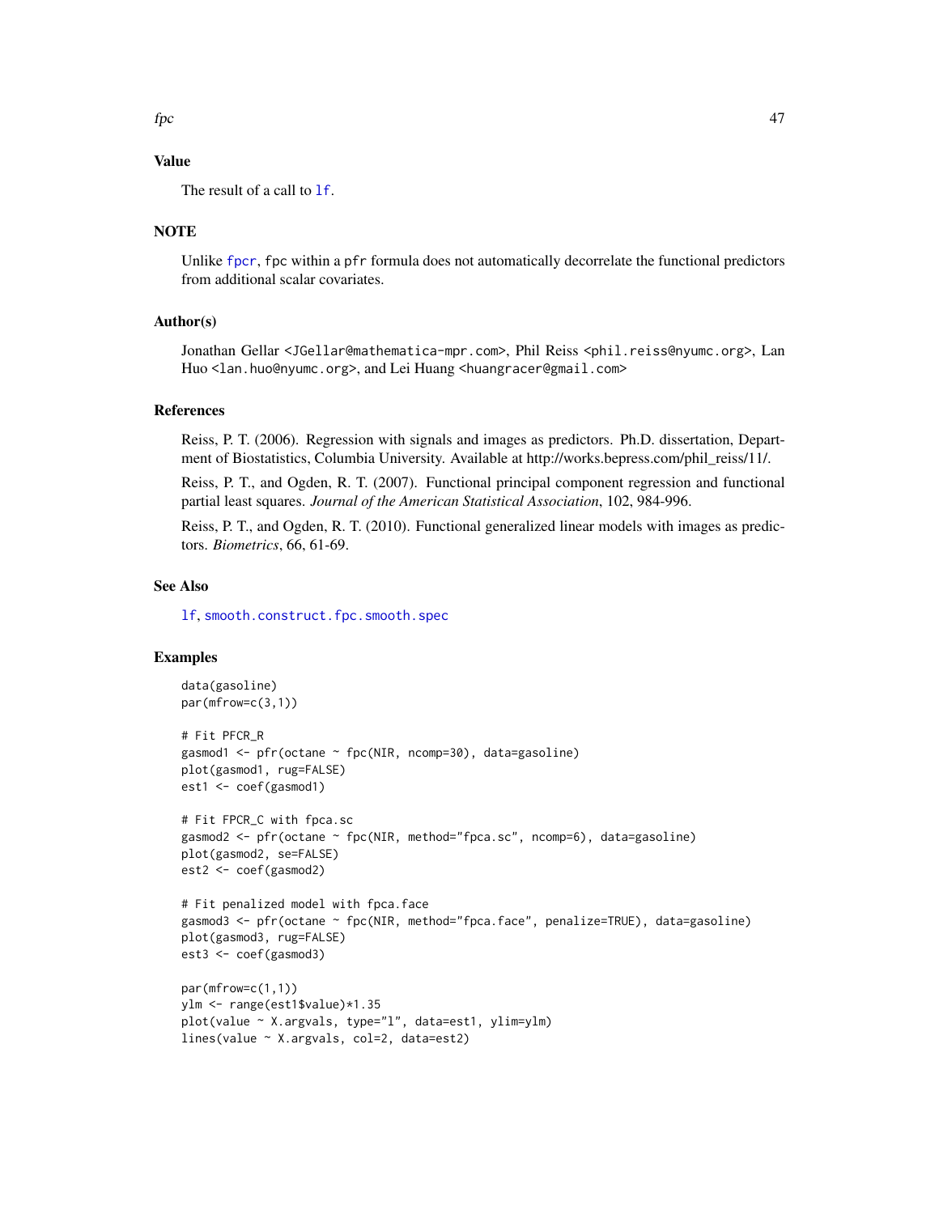## Value

The result of a call to `lf`.

## NOTE

Unlike `fpcr`, `fpc` within a `pfr` formula does not automatically decorrelate the functional predictors from additional scalar covariates.

## Author(s)

Jonathan Gellar <JGellar@mathematica-mpr.com>, Phil Reiss <phil.reiss@nyumc.org>, Lan Huo <lan.huo@nyumc.org>, and Lei Huang <huangracer@gmail.com>

## References

Reiss, P. T. (2006). Regression with signals and images as predictors. Ph.D. dissertation, Department of Biostatistics, Columbia University. Available at http://works.bepress.com/phil_reiss/11/.

Reiss, P. T., and Ogden, R. T. (2007). Functional principal component regression and functional partial least squares. *Journal of the American Statistical Association*, 102, 984-996.

Reiss, P. T., and Ogden, R. T. (2010). Functional generalized linear models with images as predictors. *Biometrics*, 66, 61-69.

## See Also

`lf`, `smooth.construct.fpc.smooth.spec`

## Examples

```
data(gasoline)
par(mfrow=c(3,1))

# Fit PFCR_R
gasmod1 <- pfr(octane ~ fpc(NIR, ncomp=30), data=gasoline)
plot(gasmod1, rug=FALSE)
est1 <- coef(gasmod1)

# Fit FPCR_C with fpca.sc
gasmod2 <- pfr(octane ~ fpc(NIR, method="fpca.sc", ncomp=6), data=gasoline)
plot(gasmod2, se=FALSE)
est2 <- coef(gasmod2)

# Fit penalized model with fpca.face
gasmod3 <- pfr(octane ~ fpc(NIR, method="fpca.face", penalize=TRUE), data=gasoline)
plot(gasmod3, rug=FALSE)
est3 <- coef(gasmod3)

par(mfrow=c(1,1))
ylm <- range(est1$value)*1.35
plot(value ~ X.argvals, type="l", data=est1, ylim=ylm)
lines(value ~ X.argvals, col=2, data=est2)
```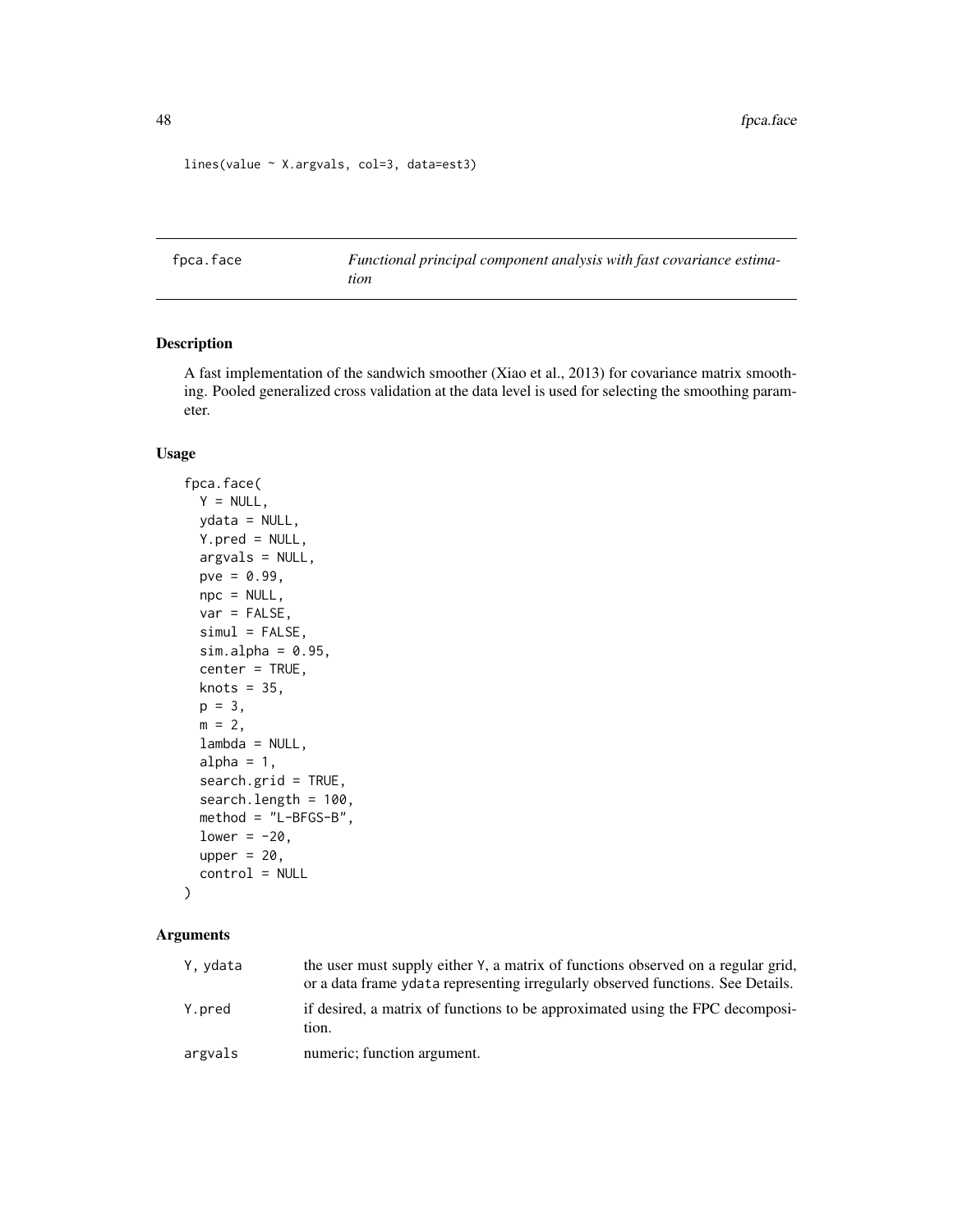```
lines(value ~ X.argvals, col=3, data=est3)
```

---

## fpca.face — *Functional principal component analysis with fast covariance estimation*

### Description

A fast implementation of the sandwich smoother (Xiao et al., 2013) for covariance matrix smoothing. Pooled generalized cross validation at the data level is used for selecting the smoothing parameter.

### Usage

```
fpca.face(
  Y = NULL,
  ydata = NULL,
  Y.pred = NULL,
  argvals = NULL,
  pve = 0.99,
  npc = NULL,
  var = FALSE,
  simul = FALSE,
  sim.alpha = 0.95,
  center = TRUE,
  knots = 35,
  p = 3,
  m = 2,
  lambda = NULL,
  alpha = 1,
  search.grid = TRUE,
  search.length = 100,
  method = "L-BFGS-B",
  lower = -20,
  upper = 20,
  control = NULL
)
```

### Arguments

| | |
|---|---|
| Y, ydata | the user must supply either Y, a matrix of functions observed on a regular grid, or a data frame ydata representing irregularly observed functions. See Details. |
| Y.pred | if desired, a matrix of functions to be approximated using the FPC decomposition. |
| argvals | numeric; function argument. |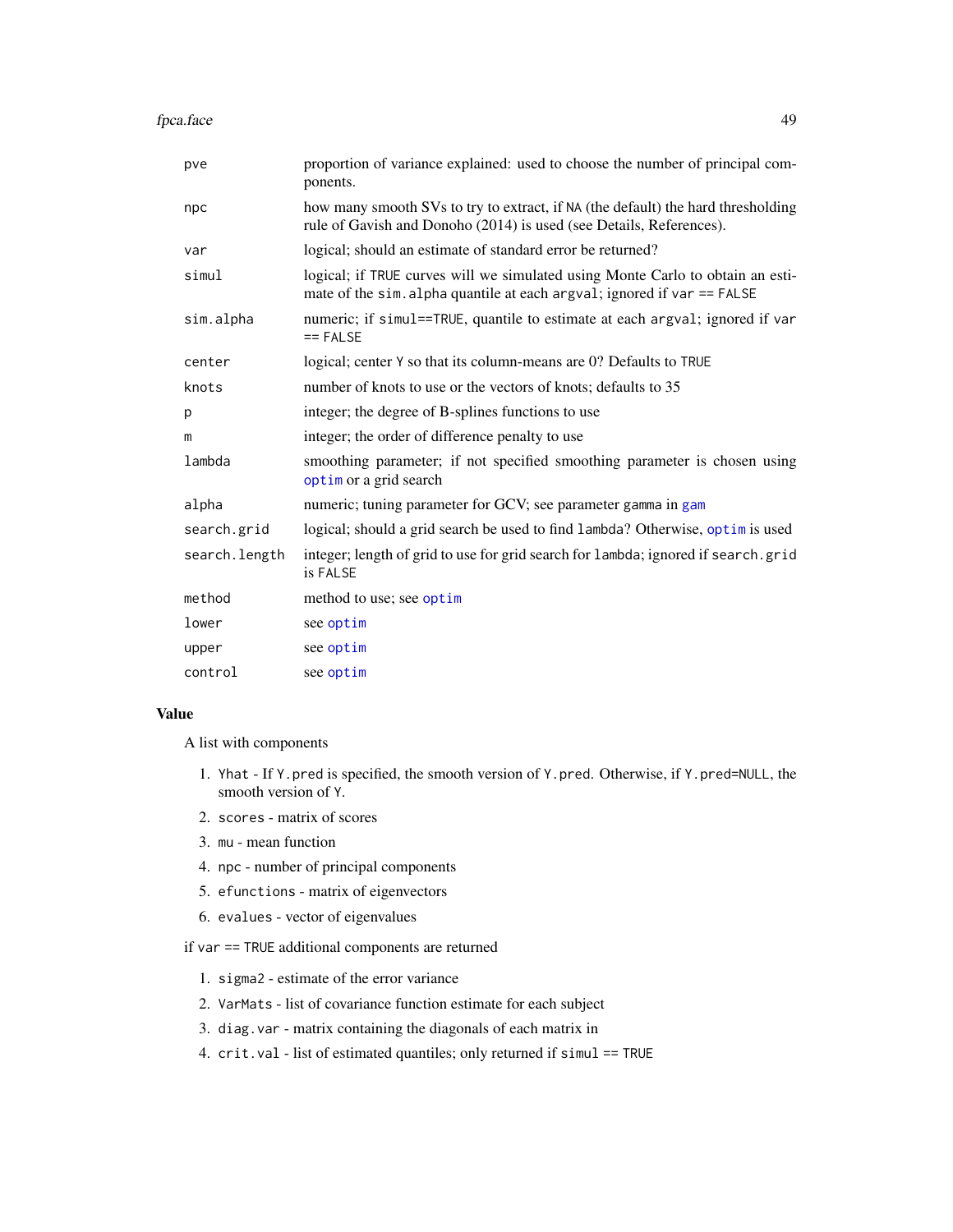| | |
|---|---|
| pve | proportion of variance explained: used to choose the number of principal components. |
| npc | how many smooth SVs to try to extract, if NA (the default) the hard thresholding rule of Gavish and Donoho (2014) is used (see Details, References). |
| var | logical; should an estimate of standard error be returned? |
| simul | logical; if TRUE curves will we simulated using Monte Carlo to obtain an estimate of the sim.alpha quantile at each argval; ignored if var == FALSE |
| sim.alpha | numeric; if simul==TRUE, quantile to estimate at each argval; ignored if var == FALSE |
| center | logical; center Y so that its column-means are 0? Defaults to TRUE |
| knots | number of knots to use or the vectors of knots; defaults to 35 |
| p | integer; the degree of B-splines functions to use |
| m | integer; the order of difference penalty to use |
| lambda | smoothing parameter; if not specified smoothing parameter is chosen using optim or a grid search |
| alpha | numeric; tuning parameter for GCV; see parameter gamma in gam |
| search.grid | logical; should a grid search be used to find lambda? Otherwise, optim is used |
| search.length | integer; length of grid to use for grid search for lambda; ignored if search.grid is FALSE |
| method | method to use; see optim |
| lower | see optim |
| upper | see optim |
| control | see optim |

## Value

A list with components

1. Yhat - If Y.pred is specified, the smooth version of Y.pred. Otherwise, if Y.pred=NULL, the smooth version of Y.
2. scores - matrix of scores
3. mu - mean function
4. npc - number of principal components
5. efunctions - matrix of eigenvectors
6. evalues - vector of eigenvalues

if var == TRUE additional components are returned

1. sigma2 - estimate of the error variance
2. VarMats - list of covariance function estimate for each subject
3. diag.var - matrix containing the diagonals of each matrix in
4. crit.val - list of estimated quantiles; only returned if simul == TRUE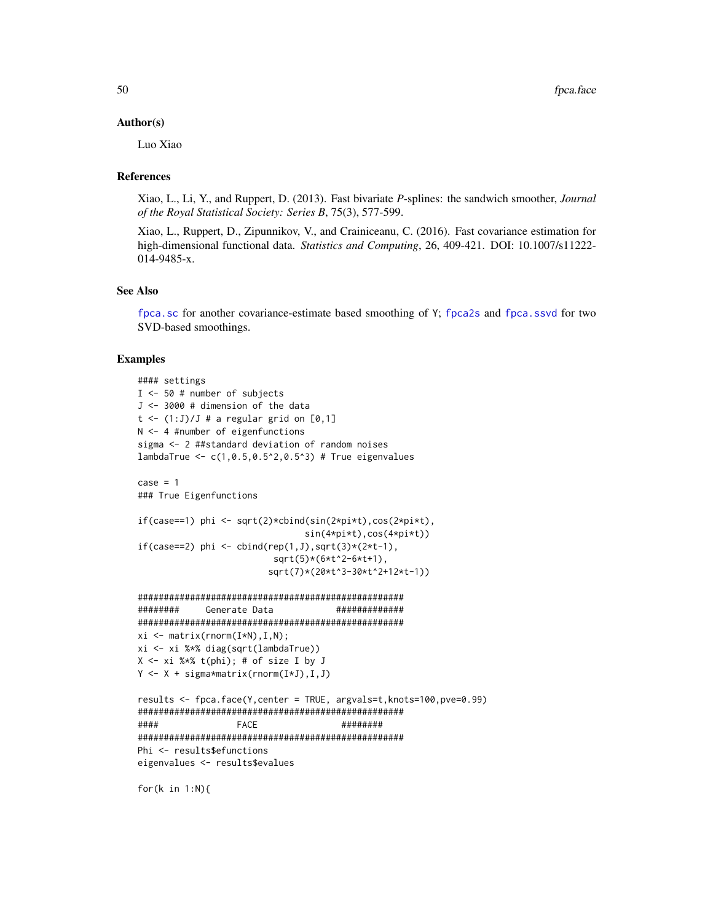## Author(s)

Luo Xiao

## References

Xiao, L., Li, Y., and Ruppert, D. (2013). Fast bivariate *P*-splines: the sandwich smoother, *Journal of the Royal Statistical Society: Series B*, 75(3), 577-599.

Xiao, L., Ruppert, D., Zipunnikov, V., and Crainiceanu, C. (2016). Fast covariance estimation for high-dimensional functional data. *Statistics and Computing*, 26, 409-421. DOI: 10.1007/s11222-014-9485-x.

## See Also

fpca.sc for another covariance-estimate based smoothing of Y; fpca2s and fpca.ssvd for two SVD-based smoothings.

## Examples

```
#### settings
I <- 50 # number of subjects
J <- 3000 # dimension of the data
t <- (1:J)/J # a regular grid on [0,1]
N <- 4 #number of eigenfunctions
sigma <- 2 ##standard deviation of random noises
lambdaTrue <- c(1,0.5,0.5^2,0.5^3) # True eigenvalues

case = 1
### True Eigenfunctions

if(case==1) phi <- sqrt(2)*cbind(sin(2*pi*t),cos(2*pi*t),
                                sin(4*pi*t),cos(4*pi*t))
if(case==2) phi <- cbind(rep(1,J),sqrt(3)*(2*t-1),
                          sqrt(5)*(6*t^2-6*t+1),
                         sqrt(7)*(20*t^3-30*t^2+12*t-1))

###################################################
########     Generate Data            #############
###################################################
xi <- matrix(rnorm(I*N),I,N);
xi <- xi %*% diag(sqrt(lambdaTrue))
X <- xi %*% t(phi); # of size I by J
Y <- X + sigma*matrix(rnorm(I*J),I,J)

results <- fpca.face(Y,center = TRUE, argvals=t,knots=100,pve=0.99)
###################################################
####              FACE                ########
###################################################
Phi <- results$efunctions
eigenvalues <- results$evalues

for(k in 1:N){
```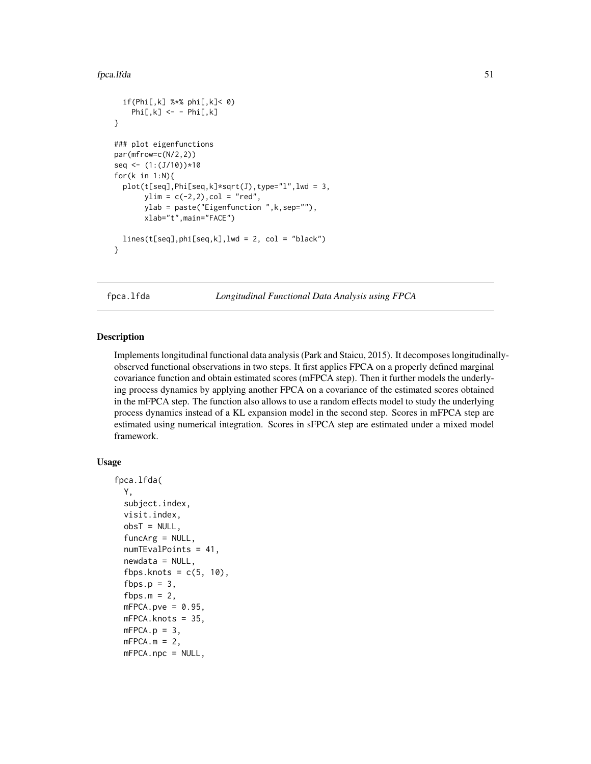```
  if(Phi[,k] %*% phi[,k]< 0)
    Phi[,k] <- - Phi[,k]
}

### plot eigenfunctions
par(mfrow=c(N/2,2))
seq <- (1:(J/10))*10
for(k in 1:N){
  plot(t[seq],Phi[seq,k]*sqrt(J),type="l",lwd = 3,
       ylim = c(-2,2),col = "red",
       ylab = paste("Eigenfunction ",k,sep=""),
       xlab="t",main="FACE")

  lines(t[seq],phi[seq,k],lwd = 2, col = "black")
}
```

## fpca.lfda — *Longitudinal Functional Data Analysis using FPCA*

### Description

Implements longitudinal functional data analysis (Park and Staicu, 2015). It decomposes longitudinally-observed functional observations in two steps. It first applies FPCA on a properly defined marginal covariance function and obtain estimated scores (mFPCA step). Then it further models the underlying process dynamics by applying another FPCA on a covariance of the estimated scores obtained in the mFPCA step. The function also allows to use a random effects model to study the underlying process dynamics instead of a KL expansion model in the second step. Scores in mFPCA step are estimated using numerical integration. Scores in sFPCA step are estimated under a mixed model framework.

### Usage

```
fpca.lfda(
  Y,
  subject.index,
  visit.index,
  obsT = NULL,
  funcArg = NULL,
  numTEvalPoints = 41,
  newdata = NULL,
  fbps.knots = c(5, 10),
  fbps.p = 3,
  fbps.m = 2,
  mFPCA.pve = 0.95,
  mFPCA.knots = 35,
  mFPCA.p = 3,
  mFPCA.m = 2,
  mFPCA.npc = NULL,
```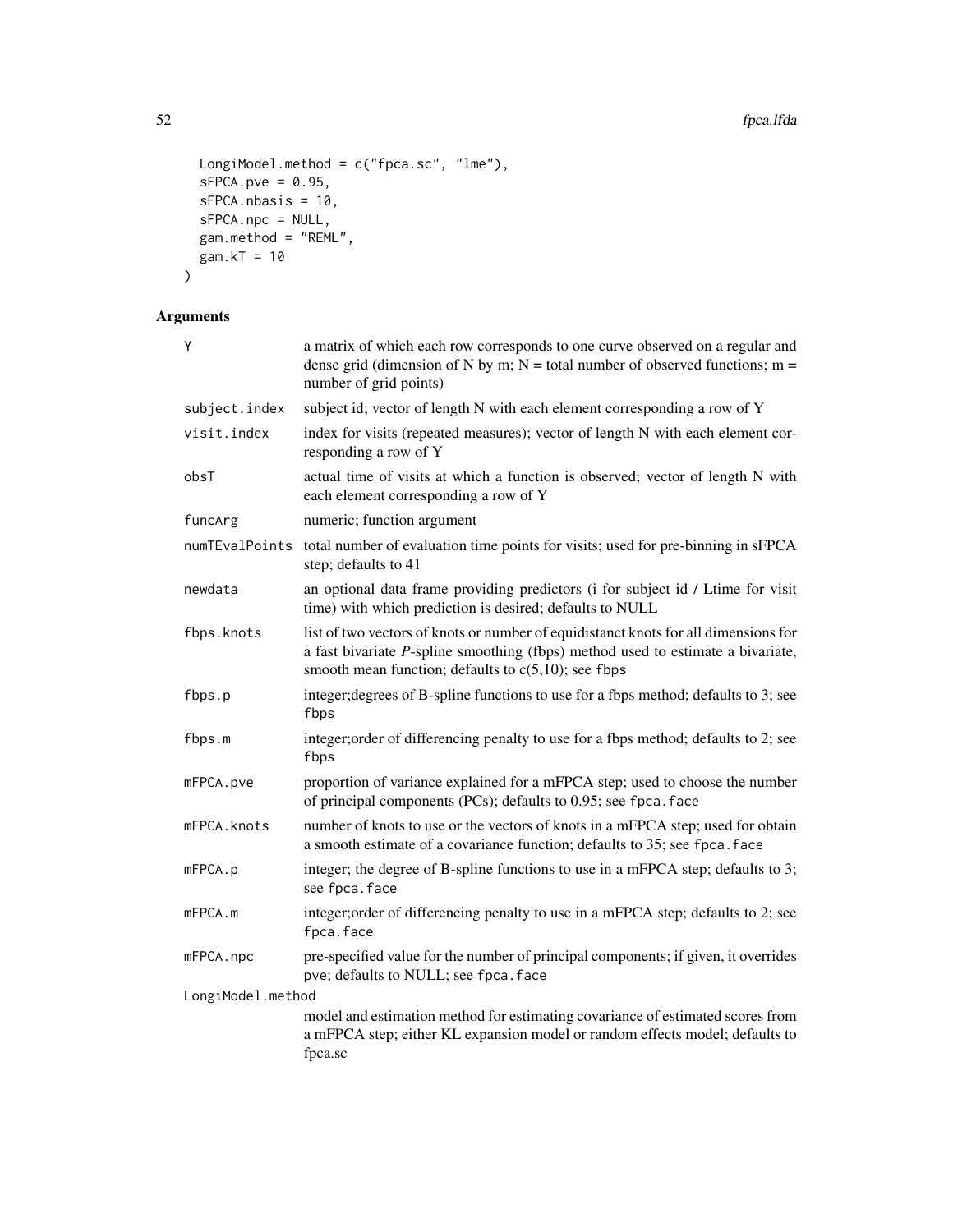```
  LongiModel.method = c("fpca.sc", "lme"),
  sFPCA.pve = 0.95,
  sFPCA.nbasis = 10,
  sFPCA.npc = NULL,
  gam.method = "REML",
  gam.kT = 10
)
```

## Arguments

| | |
|---|---|
| Y | a matrix of which each row corresponds to one curve observed on a regular and dense grid (dimension of N by m; N = total number of observed functions; m = number of grid points) |
| subject.index | subject id; vector of length N with each element corresponding a row of Y |
| visit.index | index for visits (repeated measures); vector of length N with each element corresponding a row of Y |
| obsT | actual time of visits at which a function is observed; vector of length N with each element corresponding a row of Y |
| funcArg | numeric; function argument |
| numTEvalPoints | total number of evaluation time points for visits; used for pre-binning in sFPCA step; defaults to 41 |
| newdata | an optional data frame providing predictors (i for subject id / Ltime for visit time) with which prediction is desired; defaults to NULL |
| fbps.knots | list of two vectors of knots or number of equidistanct knots for all dimensions for a fast bivariate *P*-spline smoothing (fbps) method used to estimate a bivariate, smooth mean function; defaults to c(5,10); see `fbps` |
| fbps.p | integer;degrees of B-spline functions to use for a fbps method; defaults to 3; see `fbps` |
| fbps.m | integer;order of differencing penalty to use for a fbps method; defaults to 2; see `fbps` |
| mFPCA.pve | proportion of variance explained for a mFPCA step; used to choose the number of principal components (PCs); defaults to 0.95; see `fpca.face` |
| mFPCA.knots | number of knots to use or the vectors of knots in a mFPCA step; used for obtain a smooth estimate of a covariance function; defaults to 35; see `fpca.face` |
| mFPCA.p | integer; the degree of B-spline functions to use in a mFPCA step; defaults to 3; see `fpca.face` |
| mFPCA.m | integer;order of differencing penalty to use in a mFPCA step; defaults to 2; see `fpca.face` |
| mFPCA.npc | pre-specified value for the number of principal components; if given, it overrides pve; defaults to NULL; see `fpca.face` |
| LongiModel.method | model and estimation method for estimating covariance of estimated scores from a mFPCA step; either KL expansion model or random effects model; defaults to fpca.sc |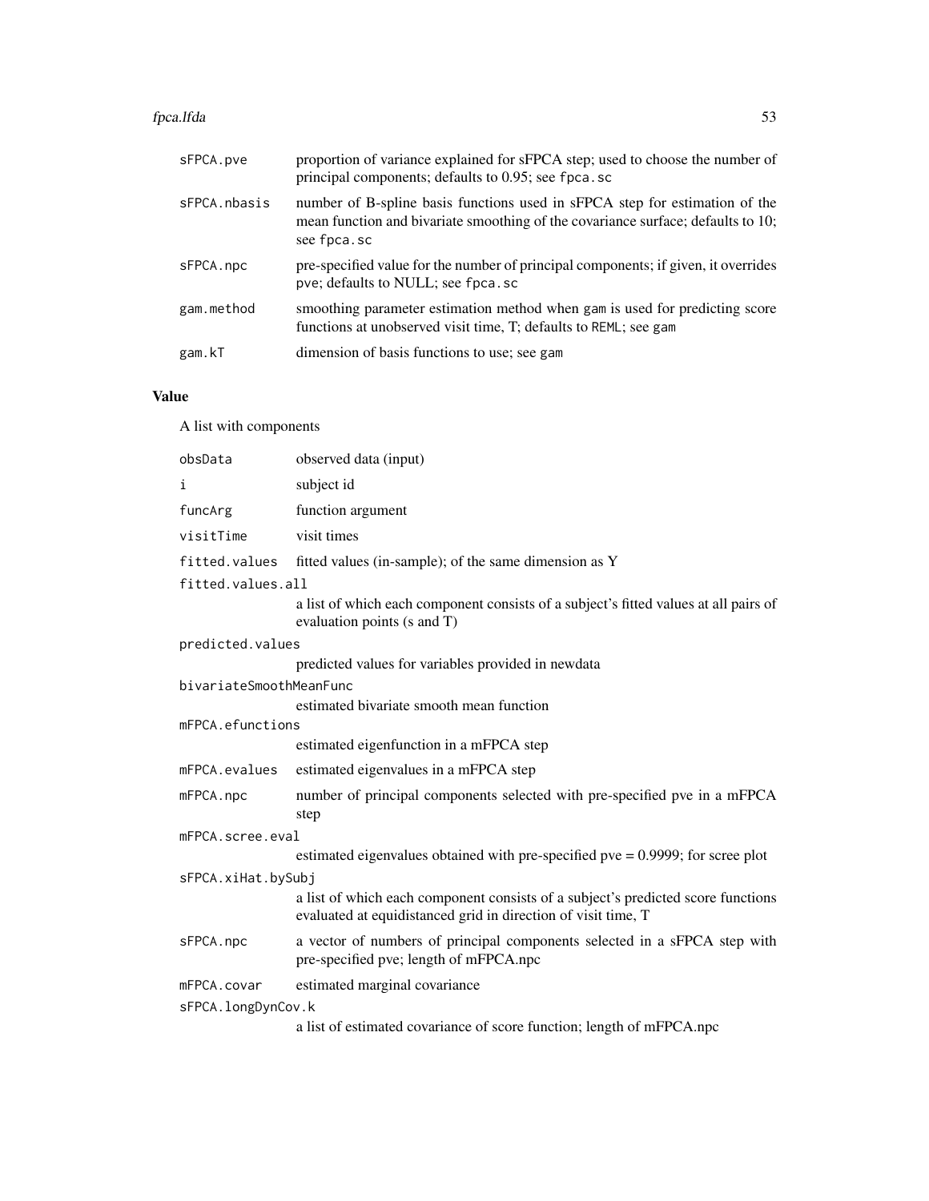| | |
|---|---|
| `sFPCA.pve` | proportion of variance explained for sFPCA step; used to choose the number of principal components; defaults to 0.95; see `fpca.sc` |
| `sFPCA.nbasis` | number of B-spline basis functions used in sFPCA step for estimation of the mean function and bivariate smoothing of the covariance surface; defaults to 10; see `fpca.sc` |
| `sFPCA.npc` | pre-specified value for the number of principal components; if given, it overrides `pve`; defaults to NULL; see `fpca.sc` |
| `gam.method` | smoothing parameter estimation method when `gam` is used for predicting score functions at unobserved visit time, T; defaults to `REML`; see `gam` |
| `gam.kT` | dimension of basis functions to use; see `gam` |

## Value

A list with components

| | |
|---|---|
| `obsData` | observed data (input) |
| `i` | subject id |
| `funcArg` | function argument |
| `visitTime` | visit times |
| `fitted.values` | fitted values (in-sample); of the same dimension as Y |
| `fitted.values.all` | a list of which each component consists of a subject's fitted values at all pairs of evaluation points (s and T) |
| `predicted.values` | predicted values for variables provided in newdata |
| `bivariateSmoothMeanFunc` | estimated bivariate smooth mean function |
| `mFPCA.efunctions` | estimated eigenfunction in a mFPCA step |
| `mFPCA.evalues` | estimated eigenvalues in a mFPCA step |
| `mFPCA.npc` | number of principal components selected with pre-specified pve in a mFPCA step |
| `mFPCA.scree.eval` | estimated eigenvalues obtained with pre-specified pve = 0.9999; for scree plot |
| `sFPCA.xiHat.bySubj` | a list of which each component consists of a subject's predicted score functions evaluated at equidistanced grid in direction of visit time, T |
| `sFPCA.npc` | a vector of numbers of principal components selected in a sFPCA step with pre-specified pve; length of mFPCA.npc |
| `mFPCA.covar` | estimated marginal covariance |
| `sFPCA.longDynCov.k` | a list of estimated covariance of score function; length of mFPCA.npc |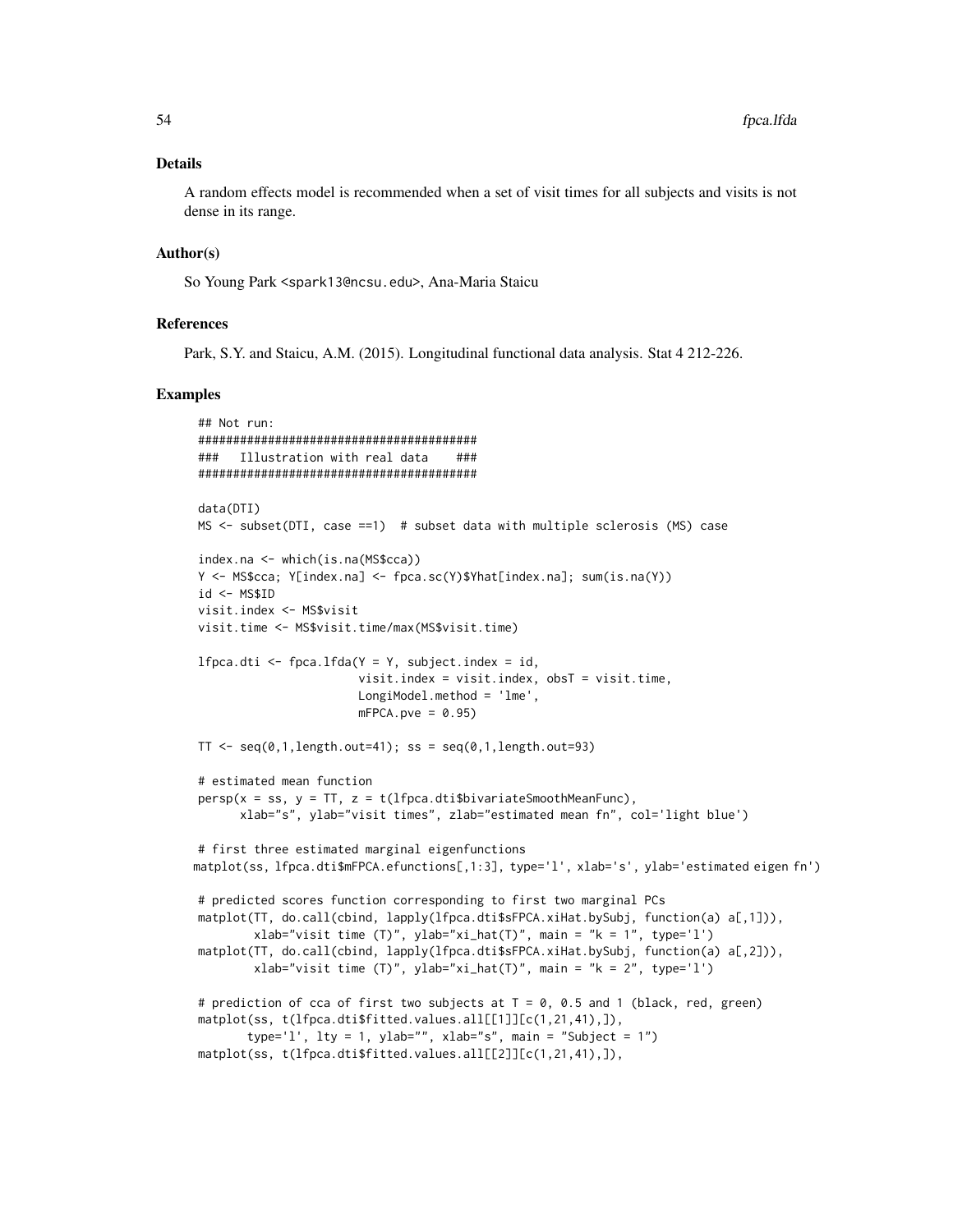## Details

A random effects model is recommended when a set of visit times for all subjects and visits is not dense in its range.

## Author(s)

So Young Park <spark13@ncsu.edu>, Ana-Maria Staicu

## References

Park, S.Y. and Staicu, A.M. (2015). Longitudinal functional data analysis. Stat 4 212-226.

## Examples

```
## Not run:
########################################
###   Illustration with real data    ###
########################################

data(DTI)
MS <- subset(DTI, case ==1)  # subset data with multiple sclerosis (MS) case

index.na <- which(is.na(MS$cca))
Y <- MS$cca; Y[index.na] <- fpca.sc(Y)$Yhat[index.na]; sum(is.na(Y))
id <- MS$ID
visit.index <- MS$visit
visit.time <- MS$visit.time/max(MS$visit.time)

lfpca.dti <- fpca.lfda(Y = Y, subject.index = id,
                       visit.index = visit.index, obsT = visit.time,
                       LongiModel.method = 'lme',
                       mFPCA.pve = 0.95)

TT <- seq(0,1,length.out=41); ss = seq(0,1,length.out=93)

# estimated mean function
persp(x = ss, y = TT, z = t(lfpca.dti$bivariateSmoothMeanFunc),
      xlab="s", ylab="visit times", zlab="estimated mean fn", col='light blue')

# first three estimated marginal eigenfunctions
matplot(ss, lfpca.dti$mFPCA.efunctions[,1:3], type='l', xlab='s', ylab='estimated eigen fn')

# predicted scores function corresponding to first two marginal PCs
matplot(TT, do.call(cbind, lapply(lfpca.dti$sFPCA.xiHat.bySubj, function(a) a[,1])),
        xlab="visit time (T)", ylab="xi_hat(T)", main = "k = 1", type='l')
matplot(TT, do.call(cbind, lapply(lfpca.dti$sFPCA.xiHat.bySubj, function(a) a[,2])),
        xlab="visit time (T)", ylab="xi_hat(T)", main = "k = 2", type='l')

# prediction of cca of first two subjects at T = 0, 0.5 and 1 (black, red, green)
matplot(ss, t(lfpca.dti$fitted.values.all[[1]][c(1,21,41),]),
       type='l', lty = 1, ylab="", xlab="s", main = "Subject = 1")
matplot(ss, t(lfpca.dti$fitted.values.all[[2]][c(1,21,41),]),
```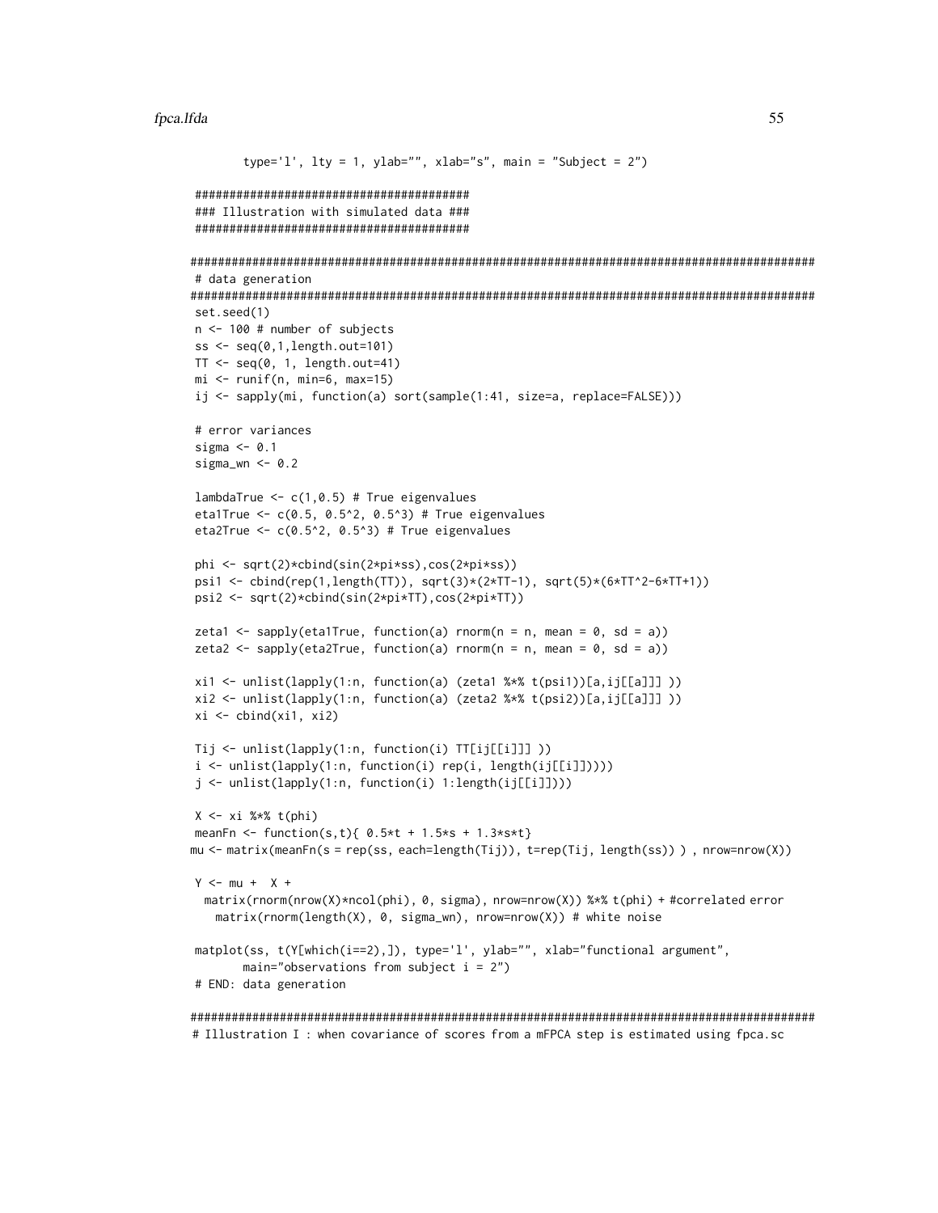```
        type='l', lty = 1, ylab="", xlab="s", main = "Subject = 2")

########################################
### Illustration with simulated data ###
########################################

###########################################################################################
# data generation
###########################################################################################
set.seed(1)
n <- 100 # number of subjects
ss <- seq(0,1,length.out=101)
TT <- seq(0, 1, length.out=41)
mi <- runif(n, min=6, max=15)
ij <- sapply(mi, function(a) sort(sample(1:41, size=a, replace=FALSE)))

# error variances
sigma <- 0.1
sigma_wn <- 0.2

lambdaTrue <- c(1,0.5) # True eigenvalues
eta1True <- c(0.5, 0.5^2, 0.5^3) # True eigenvalues
eta2True <- c(0.5^2, 0.5^3) # True eigenvalues

phi <- sqrt(2)*cbind(sin(2*pi*ss),cos(2*pi*ss))
psi1 <- cbind(rep(1,length(TT)), sqrt(3)*(2*TT-1), sqrt(5)*(6*TT^2-6*TT+1))
psi2 <- sqrt(2)*cbind(sin(2*pi*TT),cos(2*pi*TT))

zeta1 <- sapply(eta1True, function(a) rnorm(n = n, mean = 0, sd = a))
zeta2 <- sapply(eta2True, function(a) rnorm(n = n, mean = 0, sd = a))

xi1 <- unlist(lapply(1:n, function(a) (zeta1 %*% t(psi1))[a,ij[[a]]] ))
xi2 <- unlist(lapply(1:n, function(a) (zeta2 %*% t(psi2))[a,ij[[a]]] ))
xi <- cbind(xi1, xi2)

Tij <- unlist(lapply(1:n, function(i) TT[ij[[i]]] ))
i <- unlist(lapply(1:n, function(i) rep(i, length(ij[[i]]))))
j <- unlist(lapply(1:n, function(i) 1:length(ij[[i]])))

X <- xi %*% t(phi)
meanFn <- function(s,t){ 0.5*t + 1.5*s + 1.3*s*t}
mu <- matrix(meanFn(s = rep(ss, each=length(Tij)), t=rep(Tij, length(ss)) ) , nrow=nrow(X))

Y <- mu +  X +
  matrix(rnorm(nrow(X)*ncol(phi), 0, sigma), nrow=nrow(X)) %*% t(phi) + #correlated error
    matrix(rnorm(length(X), 0, sigma_wn), nrow=nrow(X)) # white noise

matplot(ss, t(Y[which(i==2),]), type='l', ylab="", xlab="functional argument",
        main="observations from subject i = 2")
# END: data generation

###########################################################################################
# Illustration I : when covariance of scores from a mFPCA step is estimated using fpca.sc
```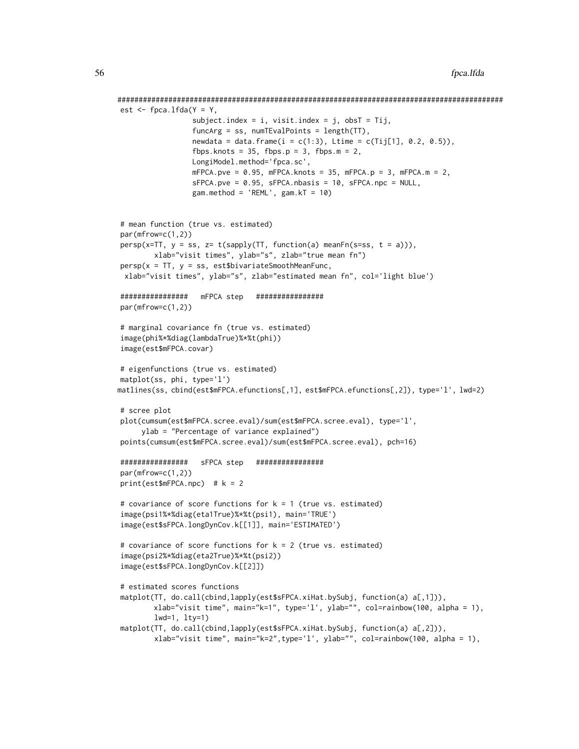```
##########################################################################################
est <- fpca.lfda(Y = Y,
                 subject.index = i, visit.index = j, obsT = Tij,
                 funcArg = ss, numTEvalPoints = length(TT),
                 newdata = data.frame(i = c(1:3), Ltime = c(Tij[1], 0.2, 0.5)),
                 fbps.knots = 35, fbps.p = 3, fbps.m = 2,
                 LongiModel.method='fpca.sc',
                 mFPCA.pve = 0.95, mFPCA.knots = 35, mFPCA.p = 3, mFPCA.m = 2,
                 sFPCA.pve = 0.95, sFPCA.nbasis = 10, sFPCA.npc = NULL,
                 gam.method = 'REML', gam.kT = 10)


# mean function (true vs. estimated)
par(mfrow=c(1,2))
persp(x=TT, y = ss, z= t(sapply(TT, function(a) meanFn(s=ss, t = a))),
       xlab="visit times", ylab="s", zlab="true mean fn")
persp(x = TT, y = ss, est$bivariateSmoothMeanFunc,
 xlab="visit times", ylab="s", zlab="estimated mean fn", col='light blue')

################   mFPCA step   ################
par(mfrow=c(1,2))

# marginal covariance fn (true vs. estimated)
image(phi%*%diag(lambdaTrue)%*%t(phi))
image(est$mFPCA.covar)

# eigenfunctions (true vs. estimated)
matplot(ss, phi, type='l')
matlines(ss, cbind(est$mFPCA.efunctions[,1], est$mFPCA.efunctions[,2]), type='l', lwd=2)

# scree plot
plot(cumsum(est$mFPCA.scree.eval)/sum(est$mFPCA.scree.eval), type='l',
     ylab = "Percentage of variance explained")
points(cumsum(est$mFPCA.scree.eval)/sum(est$mFPCA.scree.eval), pch=16)

################   sFPCA step   ################
par(mfrow=c(1,2))
print(est$mFPCA.npc)  # k = 2

# covariance of score functions for k = 1 (true vs. estimated)
image(psi1%*%diag(eta1True)%*%t(psi1), main='TRUE')
image(est$sFPCA.longDynCov.k[[1]], main='ESTIMATED')

# covariance of score functions for k = 2 (true vs. estimated)
image(psi2%*%diag(eta2True)%*%t(psi2))
image(est$sFPCA.longDynCov.k[[2]])

# estimated scores functions
matplot(TT, do.call(cbind,lapply(est$sFPCA.xiHat.bySubj, function(a) a[,1])),
        xlab="visit time", main="k=1", type='l', ylab="", col=rainbow(100, alpha = 1),
        lwd=1, lty=1)
matplot(TT, do.call(cbind,lapply(est$sFPCA.xiHat.bySubj, function(a) a[,2])),
        xlab="visit time", main="k=2",type='l', ylab="", col=rainbow(100, alpha = 1),
```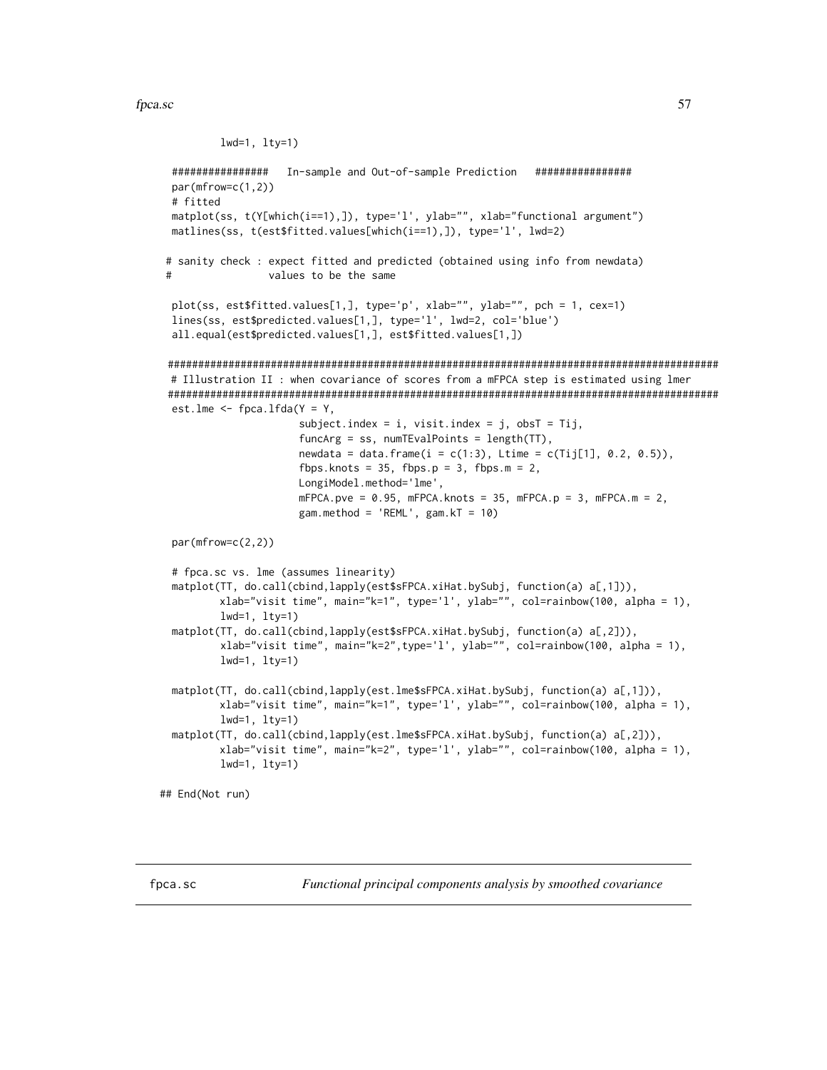```
        lwd=1, lty=1)

 ################   In-sample and Out-of-sample Prediction   ################
 par(mfrow=c(1,2))
 # fitted
 matplot(ss, t(Y[which(i==1),]), type='l', ylab="", xlab="functional argument")
 matlines(ss, t(est$fitted.values[which(i==1),]), type='l', lwd=2)

# sanity check : expect fitted and predicted (obtained using info from newdata)
#                values to be the same

 plot(ss, est$fitted.values[1,], type='p', xlab="", ylab="", pch = 1, cex=1)
 lines(ss, est$predicted.values[1,], type='l', lwd=2, col='blue')
 all.equal(est$predicted.values[1,], est$fitted.values[1,])

 ###########################################################################################
 # Illustration II : when covariance of scores from a mFPCA step is estimated using lmer
 ###########################################################################################
 est.lme <- fpca.lfda(Y = Y,
                      subject.index = i, visit.index = j, obsT = Tij,
                      funcArg = ss, numTEvalPoints = length(TT),
                      newdata = data.frame(i = c(1:3), Ltime = c(Tij[1], 0.2, 0.5)),
                      fbps.knots = 35, fbps.p = 3, fbps.m = 2,
                      LongiModel.method='lme',
                      mFPCA.pve = 0.95, mFPCA.knots = 35, mFPCA.p = 3, mFPCA.m = 2,
                      gam.method = 'REML', gam.kT = 10)

 par(mfrow=c(2,2))

 # fpca.sc vs. lme (assumes linearity)
 matplot(TT, do.call(cbind,lapply(est$sFPCA.xiHat.bySubj, function(a) a[,1])),
         xlab="visit time", main="k=1", type='l', ylab="", col=rainbow(100, alpha = 1),
         lwd=1, lty=1)
 matplot(TT, do.call(cbind,lapply(est$sFPCA.xiHat.bySubj, function(a) a[,2])),
         xlab="visit time", main="k=2",type='l', ylab="", col=rainbow(100, alpha = 1),
         lwd=1, lty=1)

 matplot(TT, do.call(cbind,lapply(est.lme$sFPCA.xiHat.bySubj, function(a) a[,1])),
         xlab="visit time", main="k=1", type='l', ylab="", col=rainbow(100, alpha = 1),
         lwd=1, lty=1)
 matplot(TT, do.call(cbind,lapply(est.lme$sFPCA.xiHat.bySubj, function(a) a[,2])),
         xlab="visit time", main="k=2", type='l', ylab="", col=rainbow(100, alpha = 1),
         lwd=1, lty=1)

## End(Not run)
```

---

fpca.sc *Functional principal components analysis by smoothed covariance*

---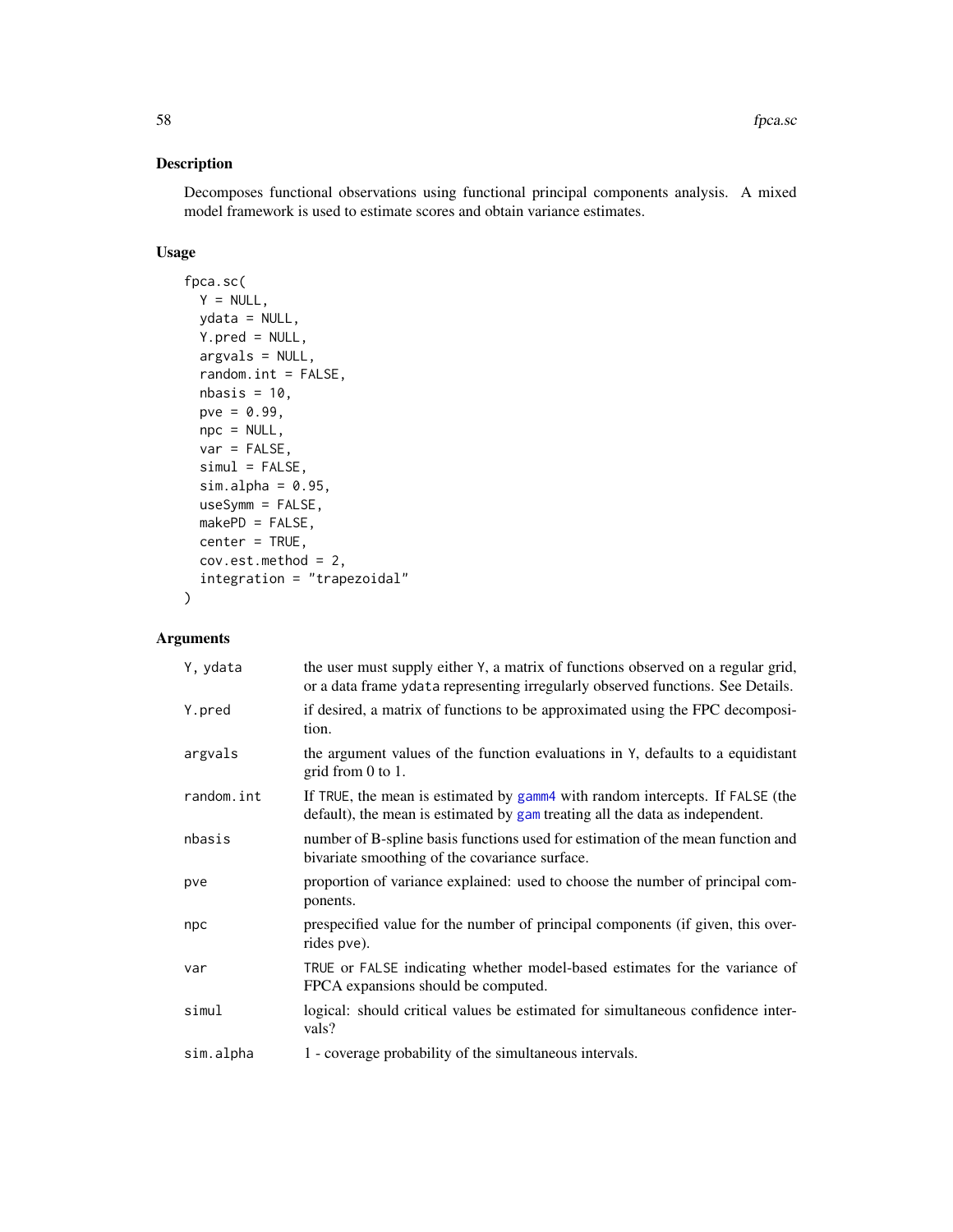## Description

Decomposes functional observations using functional principal components analysis. A mixed model framework is used to estimate scores and obtain variance estimates.

## Usage

```
fpca.sc(
  Y = NULL,
  ydata = NULL,
  Y.pred = NULL,
  argvals = NULL,
  random.int = FALSE,
  nbasis = 10,
  pve = 0.99,
  npc = NULL,
  var = FALSE,
  simul = FALSE,
  sim.alpha = 0.95,
  useSymm = FALSE,
  makePD = FALSE,
  center = TRUE,
  cov.est.method = 2,
  integration = "trapezoidal"
)
```

## Arguments

| | |
|---|---|
| Y, ydata | the user must supply either Y, a matrix of functions observed on a regular grid, or a data frame ydata representing irregularly observed functions. See Details. |
| Y.pred | if desired, a matrix of functions to be approximated using the FPC decomposition. |
| argvals | the argument values of the function evaluations in Y, defaults to a equidistant grid from 0 to 1. |
| random.int | If TRUE, the mean is estimated by gamm4 with random intercepts. If FALSE (the default), the mean is estimated by gam treating all the data as independent. |
| nbasis | number of B-spline basis functions used for estimation of the mean function and bivariate smoothing of the covariance surface. |
| pve | proportion of variance explained: used to choose the number of principal components. |
| npc | prespecified value for the number of principal components (if given, this overrides pve). |
| var | TRUE or FALSE indicating whether model-based estimates for the variance of FPCA expansions should be computed. |
| simul | logical: should critical values be estimated for simultaneous confidence intervals? |
| sim.alpha | 1 - coverage probability of the simultaneous intervals. |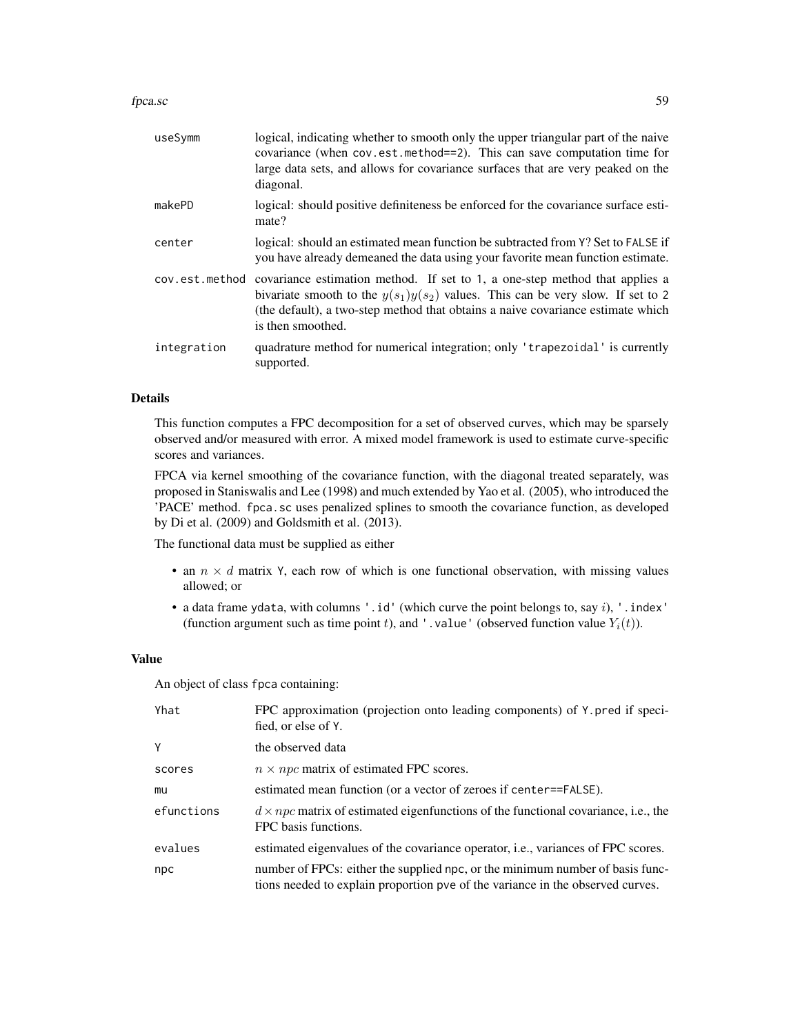| | |
|---|---|
| useSymm | logical, indicating whether to smooth only the upper triangular part of the naive covariance (when cov.est.method==2). This can save computation time for large data sets, and allows for covariance surfaces that are very peaked on the diagonal. |
| makePD | logical: should positive definiteness be enforced for the covariance surface estimate? |
| center | logical: should an estimated mean function be subtracted from Y? Set to FALSE if you have already demeaned the data using your favorite mean function estimate. |
| cov.est.method | covariance estimation method. If set to 1, a one-step method that applies a bivariate smooth to the $y(s_1)y(s_2)$ values. This can be very slow. If set to 2 (the default), a two-step method that obtains a naive covariance estimate which is then smoothed. |
| integration | quadrature method for numerical integration; only 'trapezoidal' is currently supported. |

## Details

This function computes a FPC decomposition for a set of observed curves, which may be sparsely observed and/or measured with error. A mixed model framework is used to estimate curve-specific scores and variances.

FPCA via kernel smoothing of the covariance function, with the diagonal treated separately, was proposed in Staniswalis and Lee (1998) and much extended by Yao et al. (2005), who introduced the 'PACE' method. fpca.sc uses penalized splines to smooth the covariance function, as developed by Di et al. (2009) and Goldsmith et al. (2013).

The functional data must be supplied as either

- an $n \times d$ matrix Y, each row of which is one functional observation, with missing values allowed; or
- a data frame ydata, with columns '.id' (which curve the point belongs to, say $i$), '.index' (function argument such as time point $t$), and '.value' (observed function value $Y_i(t)$).

## Value

An object of class fpca containing:

| | |
|---|---|
| Yhat | FPC approximation (projection onto leading components) of Y.pred if specified, or else of Y. |
| Y | the observed data |
| scores | $n \times npc$ matrix of estimated FPC scores. |
| mu | estimated mean function (or a vector of zeroes if center==FALSE). |
| efunctions | $d \times npc$ matrix of estimated eigenfunctions of the functional covariance, i.e., the FPC basis functions. |
| evalues | estimated eigenvalues of the covariance operator, i.e., variances of FPC scores. |
| npc | number of FPCs: either the supplied npc, or the minimum number of basis functions needed to explain proportion pve of the variance in the observed curves. |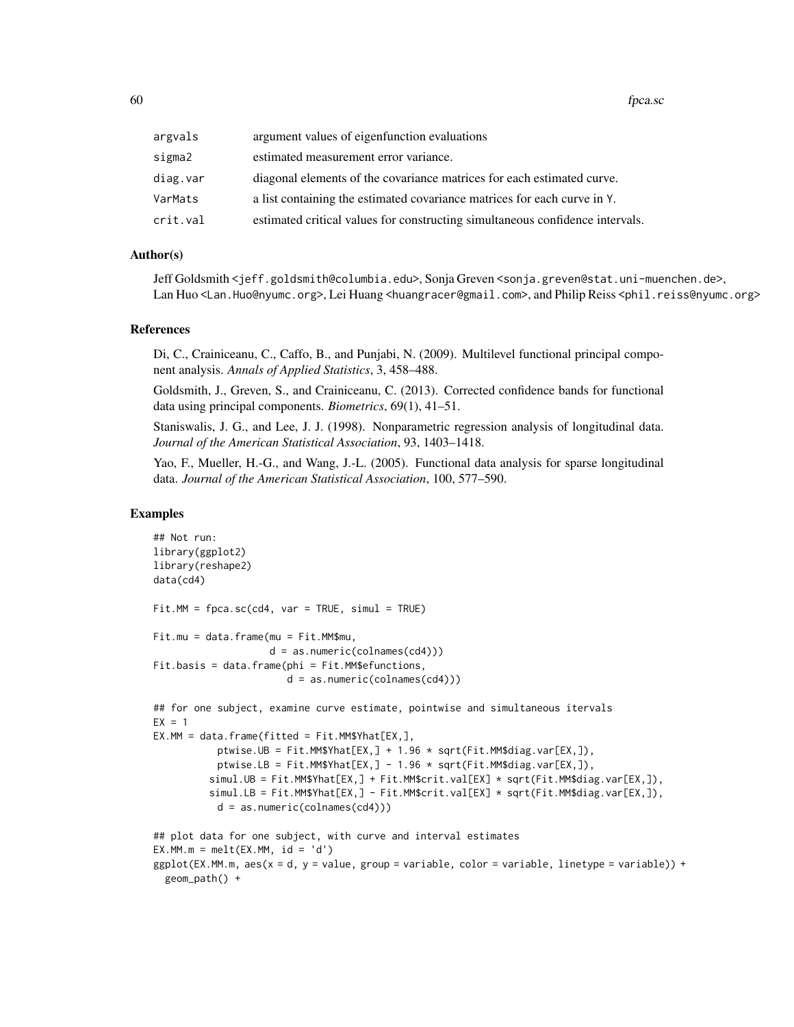| | |
|---|---|
| argvals | argument values of eigenfunction evaluations |
| sigma2 | estimated measurement error variance. |
| diag.var | diagonal elements of the covariance matrices for each estimated curve. |
| VarMats | a list containing the estimated covariance matrices for each curve in Y. |
| crit.val | estimated critical values for constructing simultaneous confidence intervals. |

### Author(s)

Jeff Goldsmith <jeff.goldsmith@columbia.edu>, Sonja Greven <sonja.greven@stat.uni-muenchen.de>, Lan Huo <Lan.Huo@nyumc.org>, Lei Huang <huangracer@gmail.com>, and Philip Reiss <phil.reiss@nyumc.org>

### References

Di, C., Crainiceanu, C., Caffo, B., and Punjabi, N. (2009). Multilevel functional principal component analysis. *Annals of Applied Statistics*, 3, 458–488.

Goldsmith, J., Greven, S., and Crainiceanu, C. (2013). Corrected confidence bands for functional data using principal components. *Biometrics*, 69(1), 41–51.

Staniswalis, J. G., and Lee, J. J. (1998). Nonparametric regression analysis of longitudinal data. *Journal of the American Statistical Association*, 93, 1403–1418.

Yao, F., Mueller, H.-G., and Wang, J.-L. (2005). Functional data analysis for sparse longitudinal data. *Journal of the American Statistical Association*, 100, 577–590.

### Examples

```
## Not run:
library(ggplot2)
library(reshape2)
data(cd4)

Fit.MM = fpca.sc(cd4, var = TRUE, simul = TRUE)

Fit.mu = data.frame(mu = Fit.MM$mu,
                    d = as.numeric(colnames(cd4)))
Fit.basis = data.frame(phi = Fit.MM$efunctions,
                       d = as.numeric(colnames(cd4)))

## for one subject, examine curve estimate, pointwise and simultaneous itervals
EX = 1
EX.MM = data.frame(fitted = Fit.MM$Yhat[EX,],
           ptwise.UB = Fit.MM$Yhat[EX,] + 1.96 * sqrt(Fit.MM$diag.var[EX,]),
           ptwise.LB = Fit.MM$Yhat[EX,] - 1.96 * sqrt(Fit.MM$diag.var[EX,]),
          simul.UB = Fit.MM$Yhat[EX,] + Fit.MM$crit.val[EX] * sqrt(Fit.MM$diag.var[EX,]),
          simul.LB = Fit.MM$Yhat[EX,] - Fit.MM$crit.val[EX] * sqrt(Fit.MM$diag.var[EX,]),
           d = as.numeric(colnames(cd4)))

## plot data for one subject, with curve and interval estimates
EX.MM.m = melt(EX.MM, id = 'd')
ggplot(EX.MM.m, aes(x = d, y = value, group = variable, color = variable, linetype = variable)) +
  geom_path() +
```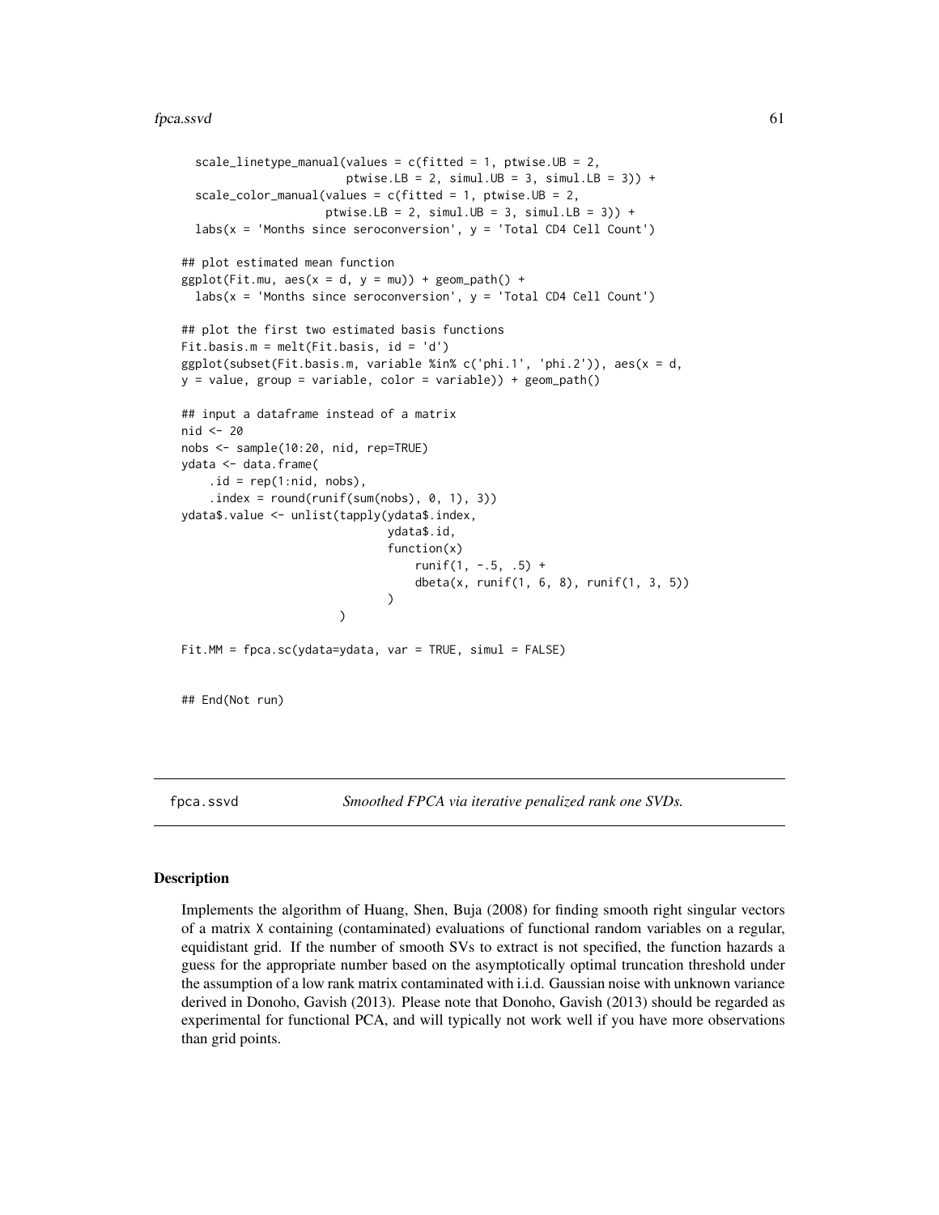```
  scale_linetype_manual(values = c(fitted = 1, ptwise.UB = 2,
                        ptwise.LB = 2, simul.UB = 3, simul.LB = 3)) +
  scale_color_manual(values = c(fitted = 1, ptwise.UB = 2,
                     ptwise.LB = 2, simul.UB = 3, simul.LB = 3)) +
  labs(x = 'Months since seroconversion', y = 'Total CD4 Cell Count')

## plot estimated mean function
ggplot(Fit.mu, aes(x = d, y = mu)) + geom_path() +
  labs(x = 'Months since seroconversion', y = 'Total CD4 Cell Count')

## plot the first two estimated basis functions
Fit.basis.m = melt(Fit.basis, id = 'd')
ggplot(subset(Fit.basis.m, variable %in% c('phi.1', 'phi.2')), aes(x = d,
y = value, group = variable, color = variable)) + geom_path()

## input a dataframe instead of a matrix
nid <- 20
nobs <- sample(10:20, nid, rep=TRUE)
ydata <- data.frame(
    .id = rep(1:nid, nobs),
    .index = round(runif(sum(nobs), 0, 1), 3))
ydata$.value <- unlist(tapply(ydata$.index,
                              ydata$.id,
                              function(x)
                                  runif(1, -.5, .5) +
                                  dbeta(x, runif(1, 6, 8), runif(1, 3, 5))
                              )
                       )

Fit.MM = fpca.sc(ydata=ydata, var = TRUE, simul = FALSE)


## End(Not run)
```

---

## fpca.ssvd — *Smoothed FPCA via iterative penalized rank one SVDs.*

### Description

Implements the algorithm of Huang, Shen, Buja (2008) for finding smooth right singular vectors of a matrix `X` containing (contaminated) evaluations of functional random variables on a regular, equidistant grid. If the number of smooth SVs to extract is not specified, the function hazards a guess for the appropriate number based on the asymptotically optimal truncation threshold under the assumption of a low rank matrix contaminated with i.i.d. Gaussian noise with unknown variance derived in Donoho, Gavish (2013). Please note that Donoho, Gavish (2013) should be regarded as experimental for functional PCA, and will typically not work well if you have more observations than grid points.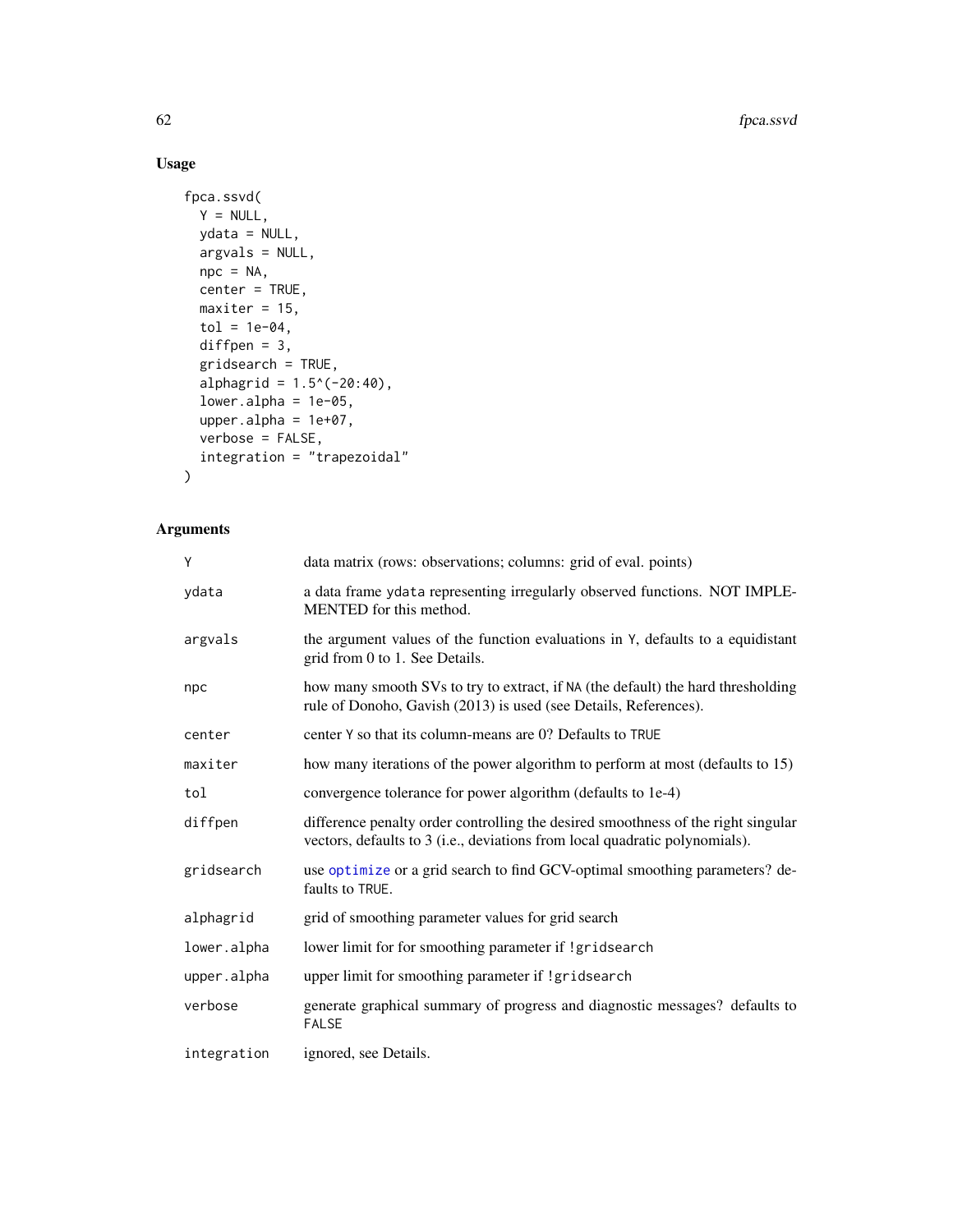## Usage

```
fpca.ssvd(
  Y = NULL,
  ydata = NULL,
  argvals = NULL,
  npc = NA,
  center = TRUE,
  maxiter = 15,
  tol = 1e-04,
  diffpen = 3,
  gridsearch = TRUE,
  alphagrid = 1.5^(-20:40),
  lower.alpha = 1e-05,
  upper.alpha = 1e+07,
  verbose = FALSE,
  integration = "trapezoidal"
)
```

## Arguments

| | |
|---|---|
| `Y` | data matrix (rows: observations; columns: grid of eval. points) |
| `ydata` | a data frame `ydata` representing irregularly observed functions. NOT IMPLEMENTED for this method. |
| `argvals` | the argument values of the function evaluations in `Y`, defaults to a equidistant grid from 0 to 1. See Details. |
| `npc` | how many smooth SVs to try to extract, if `NA` (the default) the hard thresholding rule of Donoho, Gavish (2013) is used (see Details, References). |
| `center` | center `Y` so that its column-means are 0? Defaults to `TRUE` |
| `maxiter` | how many iterations of the power algorithm to perform at most (defaults to 15) |
| `tol` | convergence tolerance for power algorithm (defaults to 1e-4) |
| `diffpen` | difference penalty order controlling the desired smoothness of the right singular vectors, defaults to 3 (i.e., deviations from local quadratic polynomials). |
| `gridsearch` | use `optimize` or a grid search to find GCV-optimal smoothing parameters? defaults to `TRUE`. |
| `alphagrid` | grid of smoothing parameter values for grid search |
| `lower.alpha` | lower limit for for smoothing parameter if `!gridsearch` |
| `upper.alpha` | upper limit for smoothing parameter if `!gridsearch` |
| `verbose` | generate graphical summary of progress and diagnostic messages? defaults to `FALSE` |
| `integration` | ignored, see Details. |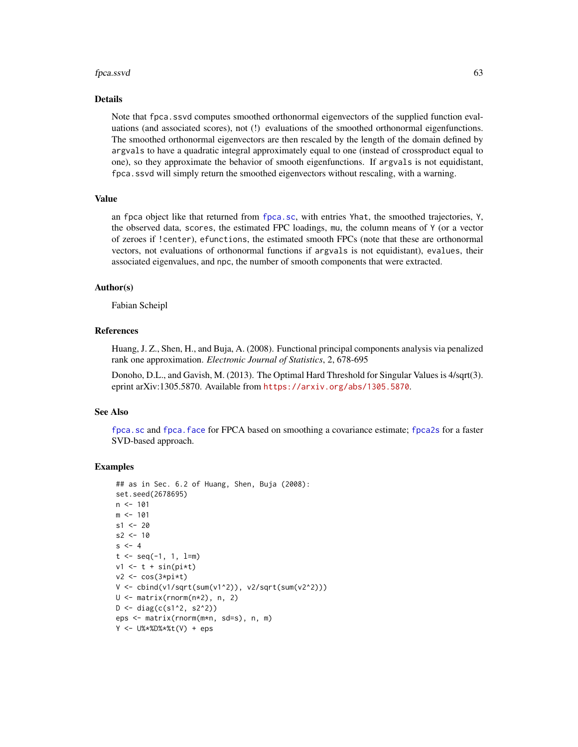### Details

Note that `fpca.ssvd` computes smoothed orthonormal eigenvectors of the supplied function evaluations (and associated scores), not (!) evaluations of the smoothed orthonormal eigenfunctions. The smoothed orthonormal eigenvectors are then rescaled by the length of the domain defined by `argvals` to have a quadratic integral approximately equal to one (instead of crossproduct equal to one), so they approximate the behavior of smooth eigenfunctions. If `argvals` is not equidistant, `fpca.ssvd` will simply return the smoothed eigenvectors without rescaling, with a warning.

### Value

an `fpca` object like that returned from `fpca.sc`, with entries `Yhat`, the smoothed trajectories, `Y`, the observed data, `scores`, the estimated FPC loadings, `mu`, the column means of `Y` (or a vector of zeroes if `!center`), `efunctions`, the estimated smooth FPCs (note that these are orthonormal vectors, not evaluations of orthonormal functions if `argvals` is not equidistant), `evalues`, their associated eigenvalues, and `npc`, the number of smooth components that were extracted.

### Author(s)

Fabian Scheipl

### References

Huang, J. Z., Shen, H., and Buja, A. (2008). Functional principal components analysis via penalized rank one approximation. *Electronic Journal of Statistics*, 2, 678-695

Donoho, D.L., and Gavish, M. (2013). The Optimal Hard Threshold for Singular Values is 4/sqrt(3). eprint arXiv:1305.5870. Available from https://arxiv.org/abs/1305.5870.

### See Also

`fpca.sc` and `fpca.face` for FPCA based on smoothing a covariance estimate; `fpca2s` for a faster SVD-based approach.

### Examples

```
## as in Sec. 6.2 of Huang, Shen, Buja (2008):
set.seed(2678695)
n <- 101
m <- 101
s1 <- 20
s2 <- 10
s <- 4
t <- seq(-1, 1, l=m)
v1 <- t + sin(pi*t)
v2 <- cos(3*pi*t)
V <- cbind(v1/sqrt(sum(v1^2)), v2/sqrt(sum(v2^2)))
U <- matrix(rnorm(n*2), n, 2)
D <- diag(c(s1^2, s2^2))
eps <- matrix(rnorm(m*n, sd=s), n, m)
Y <- U%*%D%*%t(V) + eps
```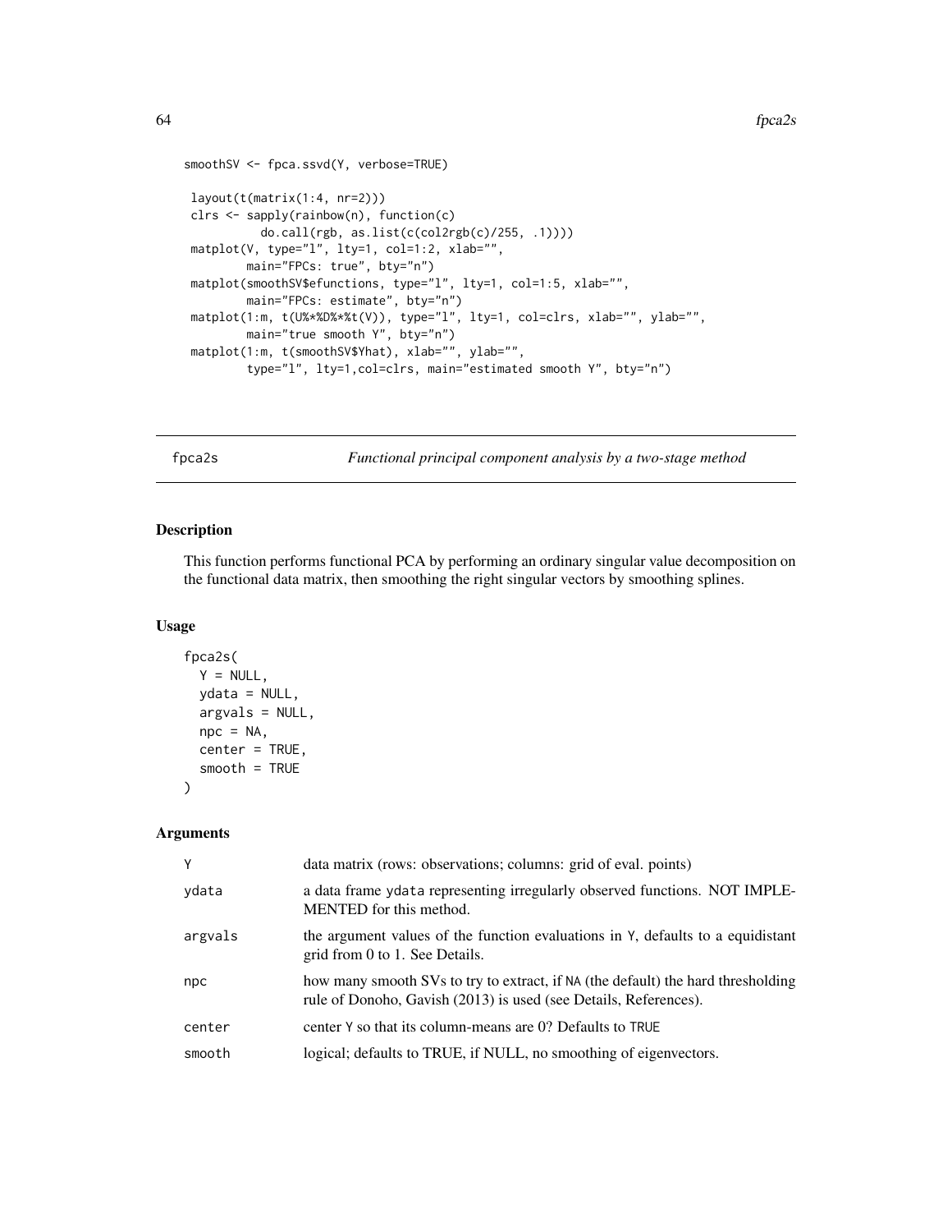```
smoothSV <- fpca.ssvd(Y, verbose=TRUE)

 layout(t(matrix(1:4, nr=2)))
 clrs <- sapply(rainbow(n), function(c)
           do.call(rgb, as.list(c(col2rgb(c)/255, .1))))
 matplot(V, type="l", lty=1, col=1:2, xlab="",
         main="FPCs: true", bty="n")
 matplot(smoothSV$efunctions, type="l", lty=1, col=1:5, xlab="",
         main="FPCs: estimate", bty="n")
 matplot(1:m, t(U%*%D%*%t(V)), type="l", lty=1, col=clrs, xlab="", ylab="",
         main="true smooth Y", bty="n")
 matplot(1:m, t(smoothSV$Yhat), xlab="", ylab="",
         type="l", lty=1,col=clrs, main="estimated smooth Y", bty="n")
```

---

fpca2s *Functional principal component analysis by a two-stage method*

---

## Description

This function performs functional PCA by performing an ordinary singular value decomposition on the functional data matrix, then smoothing the right singular vectors by smoothing splines.

## Usage

```
fpca2s(
  Y = NULL,
  ydata = NULL,
  argvals = NULL,
  npc = NA,
  center = TRUE,
  smooth = TRUE
)
```

## Arguments

| | |
|---|---|
| Y | data matrix (rows: observations; columns: grid of eval. points) |
| ydata | a data frame ydata representing irregularly observed functions. NOT IMPLEMENTED for this method. |
| argvals | the argument values of the function evaluations in Y, defaults to a equidistant grid from 0 to 1. See Details. |
| npc | how many smooth SVs to try to extract, if NA (the default) the hard thresholding rule of Donoho, Gavish (2013) is used (see Details, References). |
| center | center Y so that its column-means are 0? Defaults to TRUE |
| smooth | logical; defaults to TRUE, if NULL, no smoothing of eigenvectors. |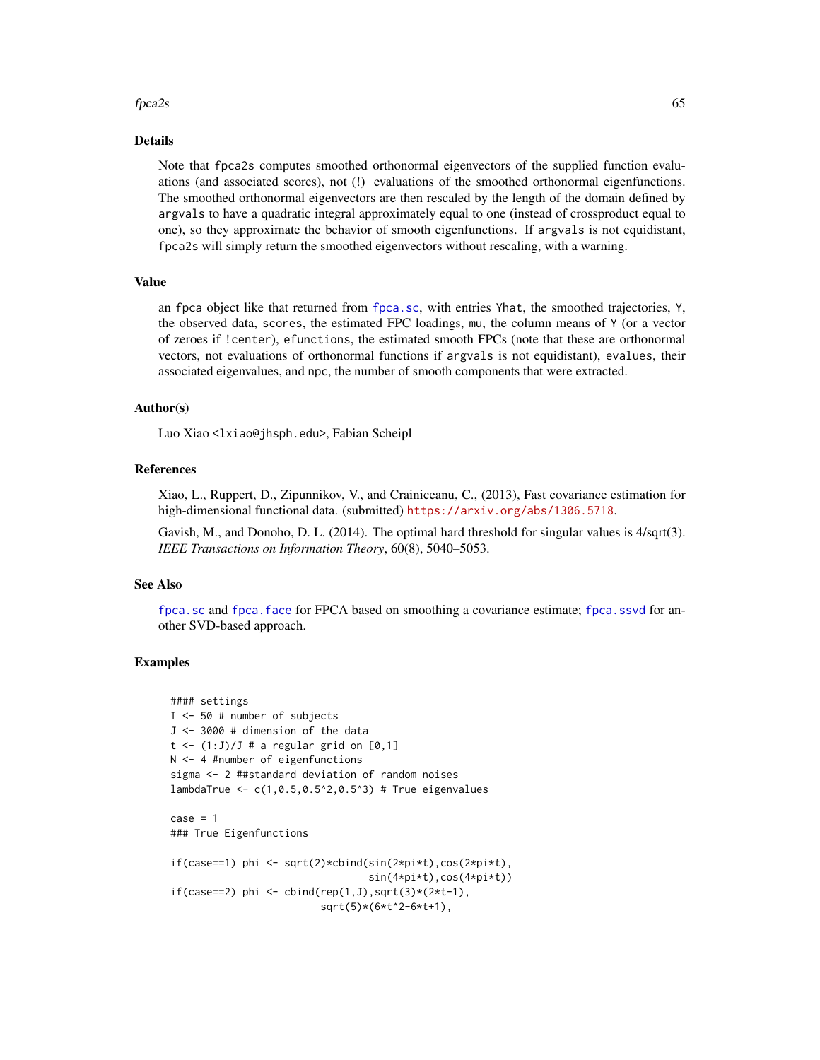## Details

Note that fpca2s computes smoothed orthonormal eigenvectors of the supplied function evaluations (and associated scores), not (!) evaluations of the smoothed orthonormal eigenfunctions. The smoothed orthonormal eigenvectors are then rescaled by the length of the domain defined by argvals to have a quadratic integral approximately equal to one (instead of crossproduct equal to one), so they approximate the behavior of smooth eigenfunctions. If argvals is not equidistant, fpca2s will simply return the smoothed eigenvectors without rescaling, with a warning.

## Value

an fpca object like that returned from fpca.sc, with entries Yhat, the smoothed trajectories, Y, the observed data, scores, the estimated FPC loadings, mu, the column means of Y (or a vector of zeroes if !center), efunctions, the estimated smooth FPCs (note that these are orthonormal vectors, not evaluations of orthonormal functions if argvals is not equidistant), evalues, their associated eigenvalues, and npc, the number of smooth components that were extracted.

## Author(s)

Luo Xiao <lxiao@jhsph.edu>, Fabian Scheipl

## References

Xiao, L., Ruppert, D., Zipunnikov, V., and Crainiceanu, C., (2013), Fast covariance estimation for high-dimensional functional data. (submitted) https://arxiv.org/abs/1306.5718.

Gavish, M., and Donoho, D. L. (2014). The optimal hard threshold for singular values is 4/sqrt(3). *IEEE Transactions on Information Theory*, 60(8), 5040–5053.

## See Also

fpca.sc and fpca.face for FPCA based on smoothing a covariance estimate; fpca.ssvd for another SVD-based approach.

## Examples

```
#### settings
I <- 50 # number of subjects
J <- 3000 # dimension of the data
t <- (1:J)/J # a regular grid on [0,1]
N <- 4 #number of eigenfunctions
sigma <- 2 ##standard deviation of random noises
lambdaTrue <- c(1,0.5,0.5^2,0.5^3) # True eigenvalues

case = 1
### True Eigenfunctions

if(case==1) phi <- sqrt(2)*cbind(sin(2*pi*t),cos(2*pi*t),
                                 sin(4*pi*t),cos(4*pi*t))
if(case==2) phi <- cbind(rep(1,J),sqrt(3)*(2*t-1),
                         sqrt(5)*(6*t^2-6*t+1),
```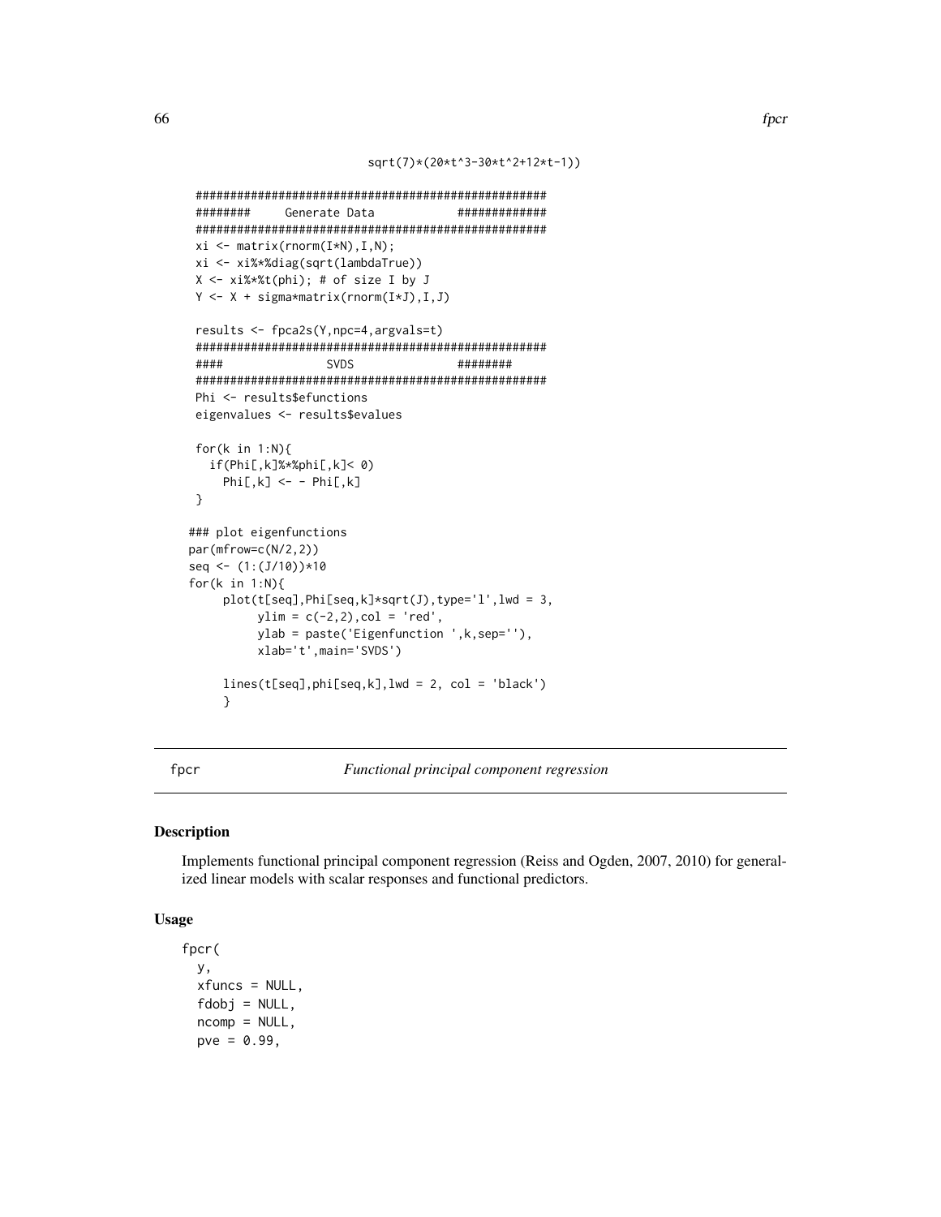```
                        sqrt(7)*(20*t^3-30*t^2+12*t-1))

###################################################
########     Generate Data            #############
###################################################
xi <- matrix(rnorm(I*N),I,N);
xi <- xi%*%diag(sqrt(lambdaTrue))
X <- xi%*%t(phi); # of size I by J
Y <- X + sigma*matrix(rnorm(I*J),I,J)

results <- fpca2s(Y,npc=4,argvals=t)
###################################################
####               SVDS               ########
###################################################
Phi <- results$efunctions
eigenvalues <- results$evalues

for(k in 1:N){
  if(Phi[,k]%*%phi[,k]< 0)
    Phi[,k] <- - Phi[,k]
}

### plot eigenfunctions
par(mfrow=c(N/2,2))
seq <- (1:(J/10))*10
for(k in 1:N){
     plot(t[seq],Phi[seq,k]*sqrt(J),type='l',lwd = 3,
          ylim = c(-2,2),col = 'red',
          ylab = paste('Eigenfunction ',k,sep=''),
          xlab='t',main='SVDS')

     lines(t[seq],phi[seq,k],lwd = 2, col = 'black')
     }
```

---

## fpcr — *Functional principal component regression*

### Description

Implements functional principal component regression (Reiss and Ogden, 2007, 2010) for generalized linear models with scalar responses and functional predictors.

### Usage

```
fpcr(
  y,
  xfuncs = NULL,
  fdobj = NULL,
  ncomp = NULL,
  pve = 0.99,
```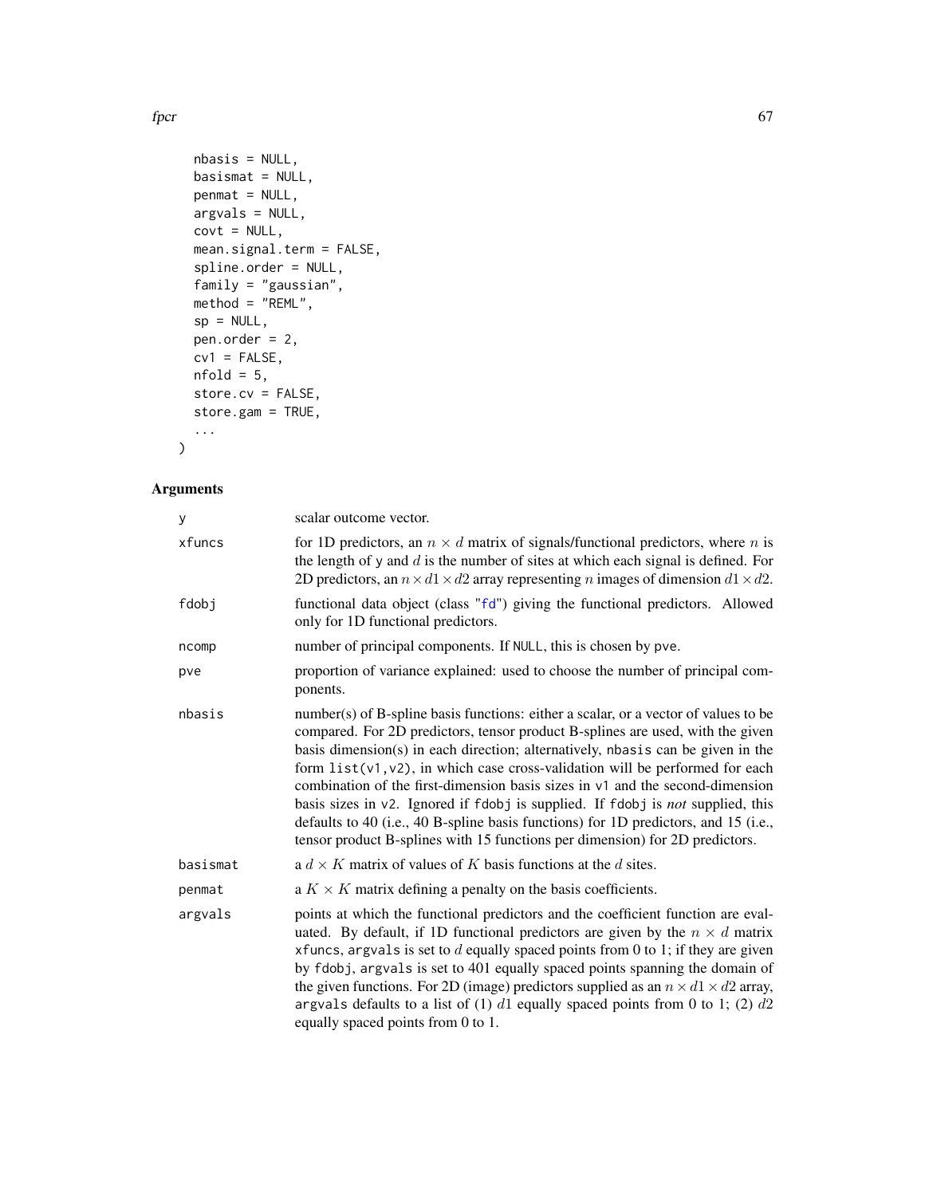```
  nbasis = NULL,
  basismat = NULL,
  penmat = NULL,
  argvals = NULL,
  covt = NULL,
  mean.signal.term = FALSE,
  spline.order = NULL,
  family = "gaussian",
  method = "REML",
  sp = NULL,
  pen.order = 2,
  cv1 = FALSE,
  nfold = 5,
  store.cv = FALSE,
  store.gam = TRUE,
  ...
)
```

## Arguments

| | |
|---|---|
| y | scalar outcome vector. |
| xfuncs | for 1D predictors, an $n \times d$ matrix of signals/functional predictors, where $n$ is the length of y and $d$ is the number of sites at which each signal is defined. For 2D predictors, an $n \times d1 \times d2$ array representing $n$ images of dimension $d1 \times d2$. |
| fdobj | functional data object (class "fd") giving the functional predictors. Allowed only for 1D functional predictors. |
| ncomp | number of principal components. If NULL, this is chosen by pve. |
| pve | proportion of variance explained: used to choose the number of principal components. |
| nbasis | number(s) of B-spline basis functions: either a scalar, or a vector of values to be compared. For 2D predictors, tensor product B-splines are used, with the given basis dimension(s) in each direction; alternatively, nbasis can be given in the form list(v1,v2), in which case cross-validation will be performed for each combination of the first-dimension basis sizes in v1 and the second-dimension basis sizes in v2. Ignored if fdobj is supplied. If fdobj is *not* supplied, this defaults to 40 (i.e., 40 B-spline basis functions) for 1D predictors, and 15 (i.e., tensor product B-splines with 15 functions per dimension) for 2D predictors. |
| basismat | a $d \times K$ matrix of values of $K$ basis functions at the $d$ sites. |
| penmat | a $K \times K$ matrix defining a penalty on the basis coefficients. |
| argvals | points at which the functional predictors and the coefficient function are evaluated. By default, if 1D functional predictors are given by the $n \times d$ matrix xfuncs, argvals is set to $d$ equally spaced points from 0 to 1; if they are given by fdobj, argvals is set to 401 equally spaced points spanning the domain of the given functions. For 2D (image) predictors supplied as an $n \times d1 \times d2$ array, argvals defaults to a list of (1) $d1$ equally spaced points from 0 to 1; (2) $d2$ equally spaced points from 0 to 1. |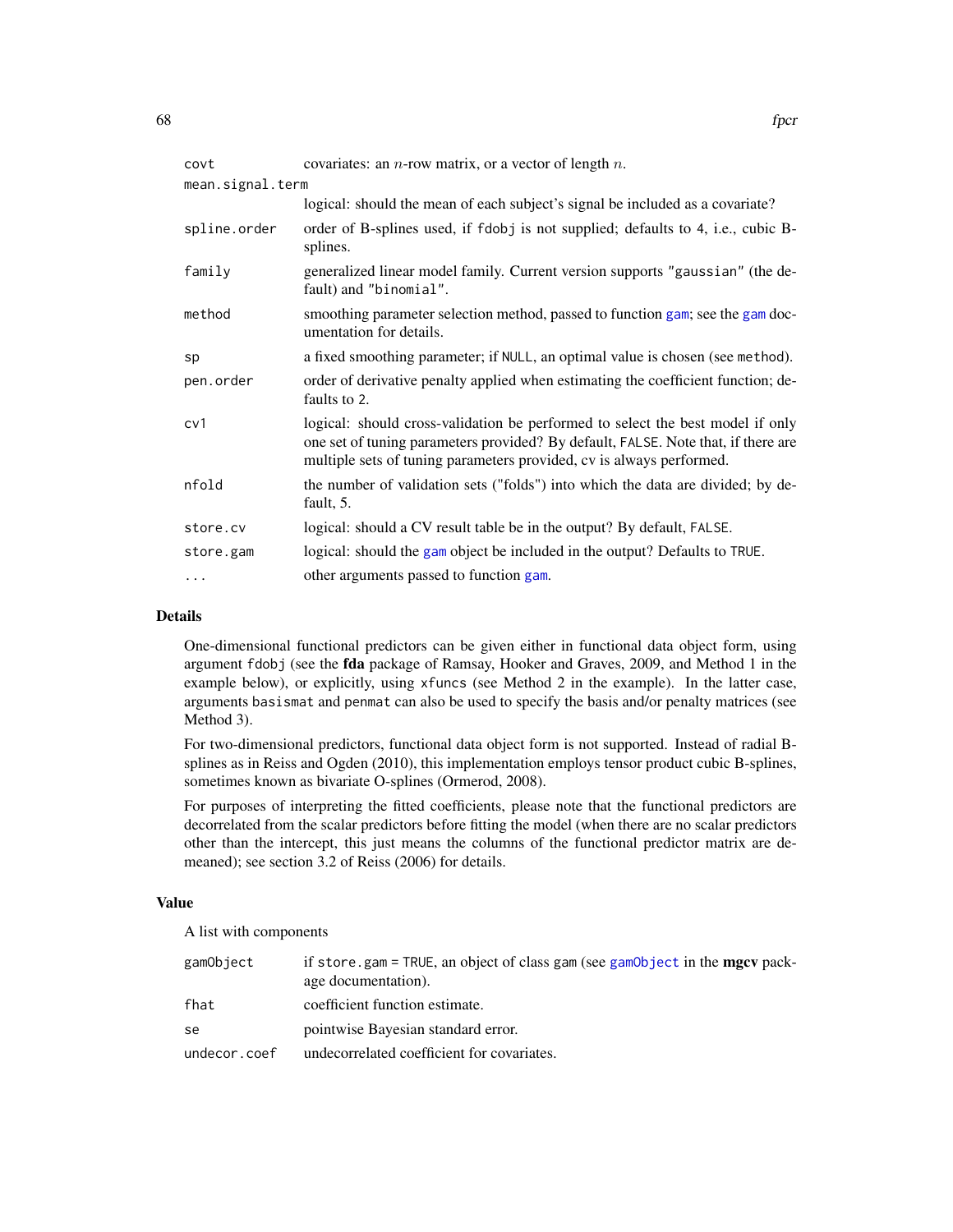| | |
|---|---|
| `covt` | covariates: an $n$-row matrix, or a vector of length $n$. |
| `mean.signal.term` | logical: should the mean of each subject's signal be included as a covariate? |
| `spline.order` | order of B-splines used, if `fdobj` is not supplied; defaults to 4, i.e., cubic B-splines. |
| `family` | generalized linear model family. Current version supports `"gaussian"` (the default) and `"binomial"`. |
| `method` | smoothing parameter selection method, passed to function `gam`; see the `gam` documentation for details. |
| `sp` | a fixed smoothing parameter; if `NULL`, an optimal value is chosen (see `method`). |
| `pen.order` | order of derivative penalty applied when estimating the coefficient function; defaults to 2. |
| `cv1` | logical: should cross-validation be performed to select the best model if only one set of tuning parameters provided? By default, `FALSE`. Note that, if there are multiple sets of tuning parameters provided, cv is always performed. |
| `nfold` | the number of validation sets ("folds") into which the data are divided; by default, 5. |
| `store.cv` | logical: should a CV result table be in the output? By default, `FALSE`. |
| `store.gam` | logical: should the `gam` object be included in the output? Defaults to `TRUE`. |
| `...` | other arguments passed to function `gam`. |

## Details

One-dimensional functional predictors can be given either in functional data object form, using argument `fdobj` (see the **fda** package of Ramsay, Hooker and Graves, 2009, and Method 1 in the example below), or explicitly, using `xfuncs` (see Method 2 in the example). In the latter case, arguments `basismat` and `penmat` can also be used to specify the basis and/or penalty matrices (see Method 3).

For two-dimensional predictors, functional data object form is not supported. Instead of radial B-splines as in Reiss and Ogden (2010), this implementation employs tensor product cubic B-splines, sometimes known as bivariate O-splines (Ormerod, 2008).

For purposes of interpreting the fitted coefficients, please note that the functional predictors are decorrelated from the scalar predictors before fitting the model (when there are no scalar predictors other than the intercept, this just means the columns of the functional predictor matrix are de-meaned); see section 3.2 of Reiss (2006) for details.

## Value

A list with components

| | |
|---|---|
| `gamObject` | if `store.gam = TRUE`, an object of class `gam` (see `gamObject` in the **mgcv** package documentation). |
| `fhat` | coefficient function estimate. |
| `se` | pointwise Bayesian standard error. |
| `undecor.coef` | undecorrelated coefficient for covariates. |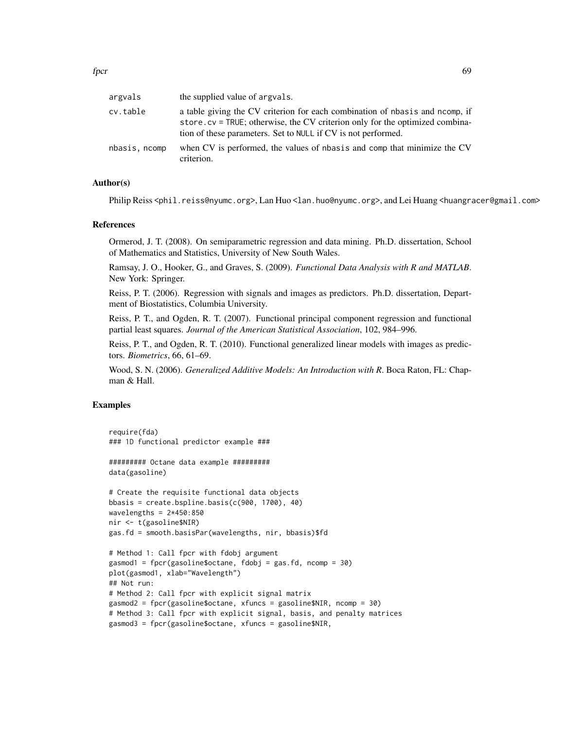| | |
|---|---|
| argvals | the supplied value of argvals. |
| cv.table | a table giving the CV criterion for each combination of nbasis and ncomp, if store.cv = TRUE; otherwise, the CV criterion only for the optimized combination of these parameters. Set to NULL if CV is not performed. |
| nbasis, ncomp | when CV is performed, the values of nbasis and comp that minimize the CV criterion. |

## Author(s)

Philip Reiss <phil.reiss@nyumc.org>, Lan Huo <lan.huo@nyumc.org>, and Lei Huang <huangracer@gmail.com>

## References

Ormerod, J. T. (2008). On semiparametric regression and data mining. Ph.D. dissertation, School of Mathematics and Statistics, University of New South Wales.

Ramsay, J. O., Hooker, G., and Graves, S. (2009). *Functional Data Analysis with R and MATLAB*. New York: Springer.

Reiss, P. T. (2006). Regression with signals and images as predictors. Ph.D. dissertation, Department of Biostatistics, Columbia University.

Reiss, P. T., and Ogden, R. T. (2007). Functional principal component regression and functional partial least squares. *Journal of the American Statistical Association*, 102, 984–996.

Reiss, P. T., and Ogden, R. T. (2010). Functional generalized linear models with images as predictors. *Biometrics*, 66, 61–69.

Wood, S. N. (2006). *Generalized Additive Models: An Introduction with R*. Boca Raton, FL: Chapman & Hall.

## Examples

```
require(fda)
### 1D functional predictor example ###

######### Octane data example #########
data(gasoline)

# Create the requisite functional data objects
bbasis = create.bspline.basis(c(900, 1700), 40)
wavelengths = 2*450:850
nir <- t(gasoline$NIR)
gas.fd = smooth.basisPar(wavelengths, nir, bbasis)$fd

# Method 1: Call fpcr with fdobj argument
gasmod1 = fpcr(gasoline$octane, fdobj = gas.fd, ncomp = 30)
plot(gasmod1, xlab="Wavelength")
## Not run:
# Method 2: Call fpcr with explicit signal matrix
gasmod2 = fpcr(gasoline$octane, xfuncs = gasoline$NIR, ncomp = 30)
# Method 3: Call fpcr with explicit signal, basis, and penalty matrices
gasmod3 = fpcr(gasoline$octane, xfuncs = gasoline$NIR,
```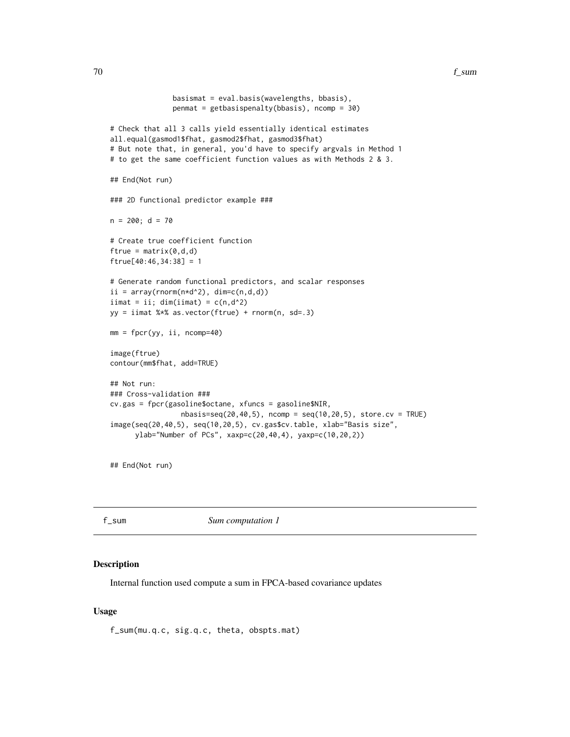```
               basismat = eval.basis(wavelengths, bbasis),
               penmat = getbasispenalty(bbasis), ncomp = 30)

# Check that all 3 calls yield essentially identical estimates
all.equal(gasmod1$fhat, gasmod2$fhat, gasmod3$fhat)
# But note that, in general, you'd have to specify argvals in Method 1
# to get the same coefficient function values as with Methods 2 & 3.

## End(Not run)

### 2D functional predictor example ###

n = 200; d = 70

# Create true coefficient function
ftrue = matrix(0,d,d)
ftrue[40:46,34:38] = 1

# Generate random functional predictors, and scalar responses
ii = array(rnorm(n*d^2), dim=c(n,d,d))
iimat = ii; dim(iimat) = c(n,d^2)
yy = iimat %*% as.vector(ftrue) + rnorm(n, sd=.3)

mm = fpcr(yy, ii, ncomp=40)

image(ftrue)
contour(mm$fhat, add=TRUE)

## Not run:
### Cross-validation ###
cv.gas = fpcr(gasoline$octane, xfuncs = gasoline$NIR,
                 nbasis=seq(20,40,5), ncomp = seq(10,20,5), store.cv = TRUE)
image(seq(20,40,5), seq(10,20,5), cv.gas$cv.table, xlab="Basis size",
      ylab="Number of PCs", xaxp=c(20,40,4), yaxp=c(10,20,2))


## End(Not run)
```

## f_sum *Sum computation 1*

### Description

Internal function used compute a sum in FPCA-based covariance updates

### Usage

```
f_sum(mu.q.c, sig.q.c, theta, obspts.mat)
```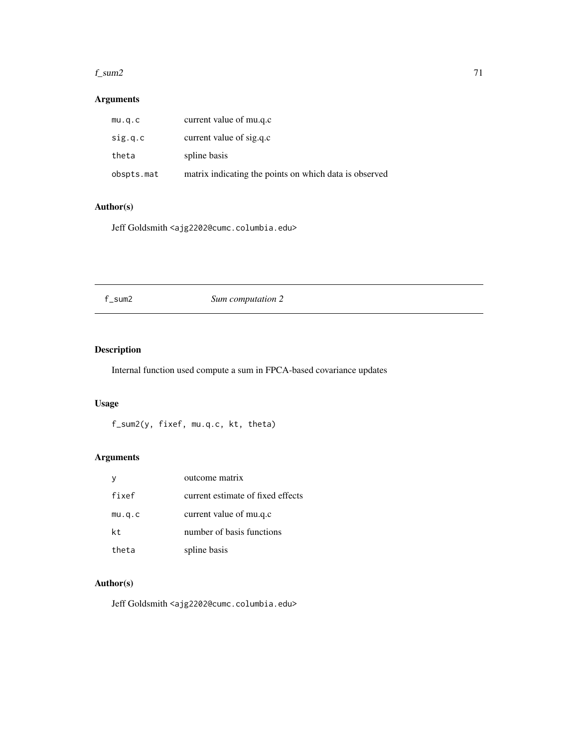## Arguments

| | |
|---|---|
| `mu.q.c` | current value of mu.q.c |
| `sig.q.c` | current value of sig.q.c |
| `theta` | spline basis |
| `obspts.mat` | matrix indicating the points on which data is observed |

## Author(s)

Jeff Goldsmith <ajg2202@cumc.columbia.edu>

---

# f_sum2 — *Sum computation 2*

---

## Description

Internal function used compute a sum in FPCA-based covariance updates

## Usage

```
f_sum2(y, fixef, mu.q.c, kt, theta)
```

## Arguments

| | |
|---|---|
| `y` | outcome matrix |
| `fixef` | current estimate of fixed effects |
| `mu.q.c` | current value of mu.q.c |
| `kt` | number of basis functions |
| `theta` | spline basis |

## Author(s)

Jeff Goldsmith <ajg2202@cumc.columbia.edu>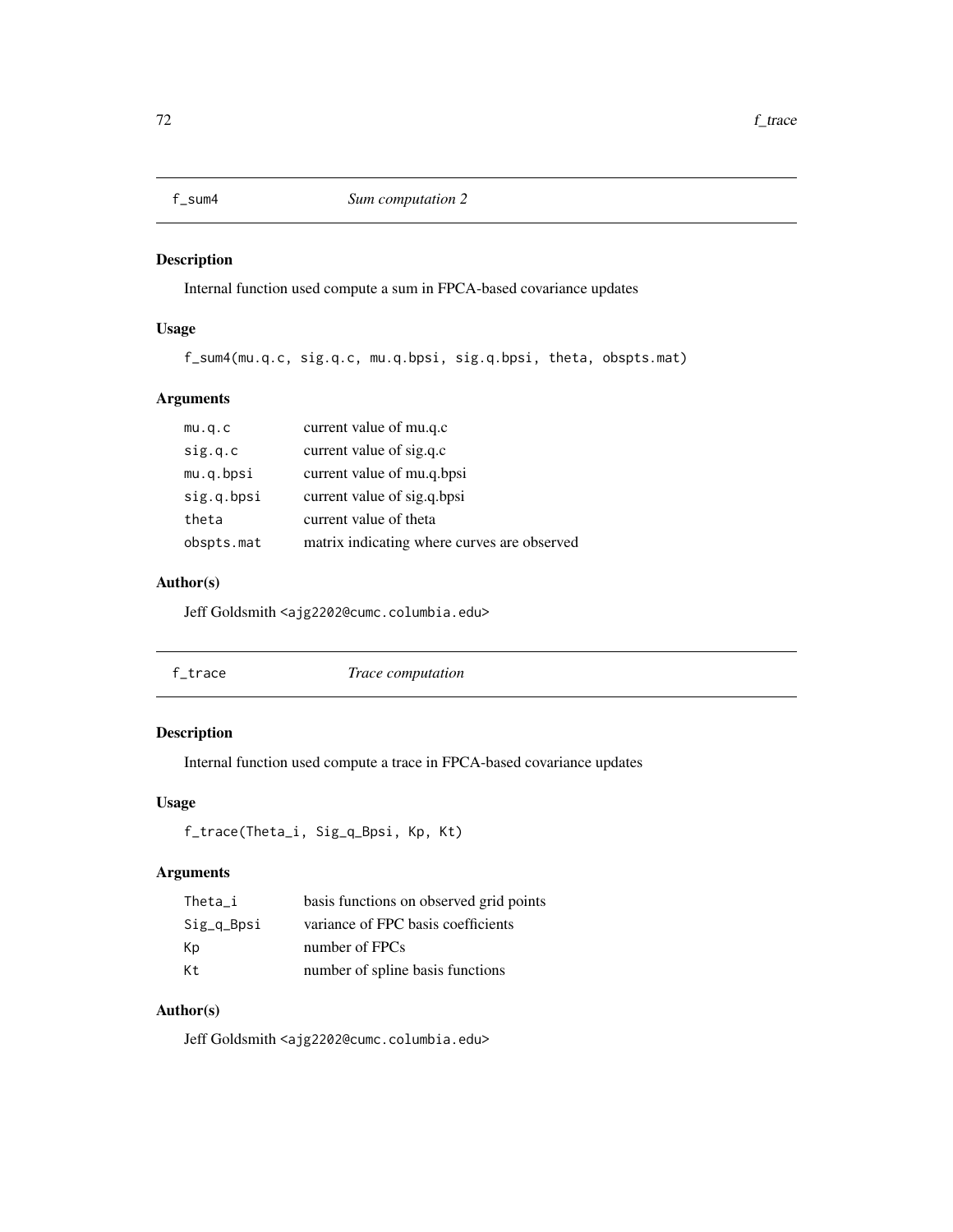## f_sum4 *Sum computation 2*

### Description

Internal function used compute a sum in FPCA-based covariance updates

### Usage

```
f_sum4(mu.q.c, sig.q.c, mu.q.bpsi, sig.q.bpsi, theta, obspts.mat)
```

### Arguments

| | |
|---|---|
| mu.q.c | current value of mu.q.c |
| sig.q.c | current value of sig.q.c |
| mu.q.bpsi | current value of mu.q.bpsi |
| sig.q.bpsi | current value of sig.q.bpsi |
| theta | current value of theta |
| obspts.mat | matrix indicating where curves are observed |

### Author(s)

Jeff Goldsmith <ajg2202@cumc.columbia.edu>

## f_trace *Trace computation*

### Description

Internal function used compute a trace in FPCA-based covariance updates

### Usage

```
f_trace(Theta_i, Sig_q_Bpsi, Kp, Kt)
```

### Arguments

| | |
|---|---|
| Theta_i | basis functions on observed grid points |
| Sig_q_Bpsi | variance of FPC basis coefficients |
| Kp | number of FPCs |
| Kt | number of spline basis functions |

### Author(s)

Jeff Goldsmith <ajg2202@cumc.columbia.edu>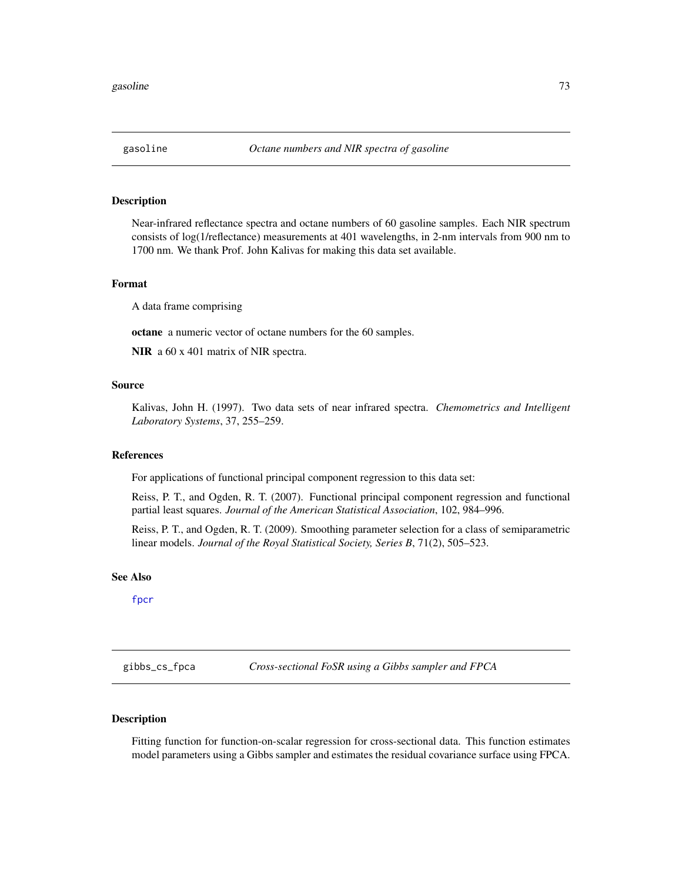## gasoline *Octane numbers and NIR spectra of gasoline*

### Description

Near-infrared reflectance spectra and octane numbers of 60 gasoline samples. Each NIR spectrum consists of log(1/reflectance) measurements at 401 wavelengths, in 2-nm intervals from 900 nm to 1700 nm. We thank Prof. John Kalivas for making this data set available.

### Format

A data frame comprising

**octane** a numeric vector of octane numbers for the 60 samples.

**NIR** a 60 x 401 matrix of NIR spectra.

### Source

Kalivas, John H. (1997). Two data sets of near infrared spectra. *Chemometrics and Intelligent Laboratory Systems*, 37, 255–259.

### References

For applications of functional principal component regression to this data set:

Reiss, P. T., and Ogden, R. T. (2007). Functional principal component regression and functional partial least squares. *Journal of the American Statistical Association*, 102, 984–996.

Reiss, P. T., and Ogden, R. T. (2009). Smoothing parameter selection for a class of semiparametric linear models. *Journal of the Royal Statistical Society, Series B*, 71(2), 505–523.

### See Also

fpcr

## gibbs_cs_fpca *Cross-sectional FoSR using a Gibbs sampler and FPCA*

### Description

Fitting function for function-on-scalar regression for cross-sectional data. This function estimates model parameters using a Gibbs sampler and estimates the residual covariance surface using FPCA.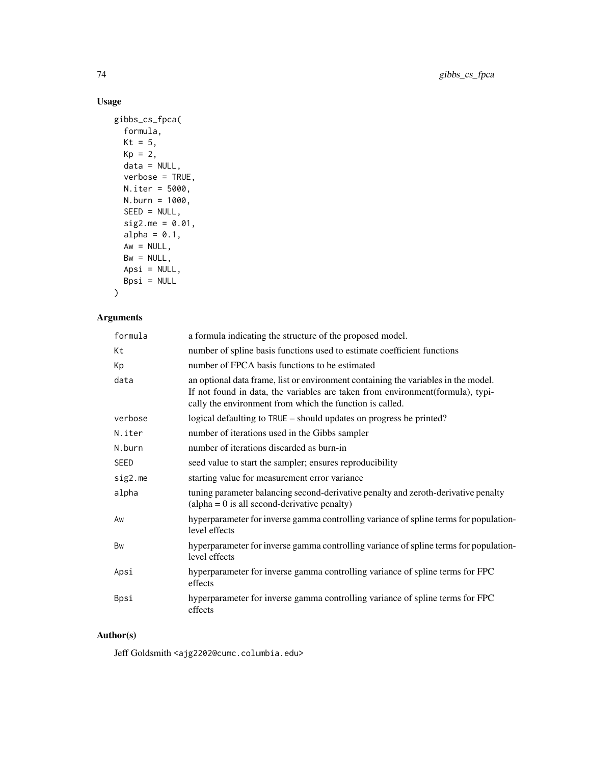## Usage

```
gibbs_cs_fpca(
  formula,
  Kt = 5,
  Kp = 2,
  data = NULL,
  verbose = TRUE,
  N.iter = 5000,
  N.burn = 1000,
  SEED = NULL,
  sig2.me = 0.01,
  alpha = 0.1,
  Aw = NULL,
  Bw = NULL,
  Apsi = NULL,
  Bpsi = NULL
)
```

## Arguments

| | |
|---|---|
| formula | a formula indicating the structure of the proposed model. |
| Kt | number of spline basis functions used to estimate coefficient functions |
| Kp | number of FPCA basis functions to be estimated |
| data | an optional data frame, list or environment containing the variables in the model. If not found in data, the variables are taken from environment(formula), typically the environment from which the function is called. |
| verbose | logical defaulting to TRUE – should updates on progress be printed? |
| N.iter | number of iterations used in the Gibbs sampler |
| N.burn | number of iterations discarded as burn-in |
| SEED | seed value to start the sampler; ensures reproducibility |
| sig2.me | starting value for measurement error variance |
| alpha | tuning parameter balancing second-derivative penalty and zeroth-derivative penalty (alpha = 0 is all second-derivative penalty) |
| Aw | hyperparameter for inverse gamma controlling variance of spline terms for population-level effects |
| Bw | hyperparameter for inverse gamma controlling variance of spline terms for population-level effects |
| Apsi | hyperparameter for inverse gamma controlling variance of spline terms for FPC effects |
| Bpsi | hyperparameter for inverse gamma controlling variance of spline terms for FPC effects |

## Author(s)

Jeff Goldsmith <ajg2202@cumc.columbia.edu>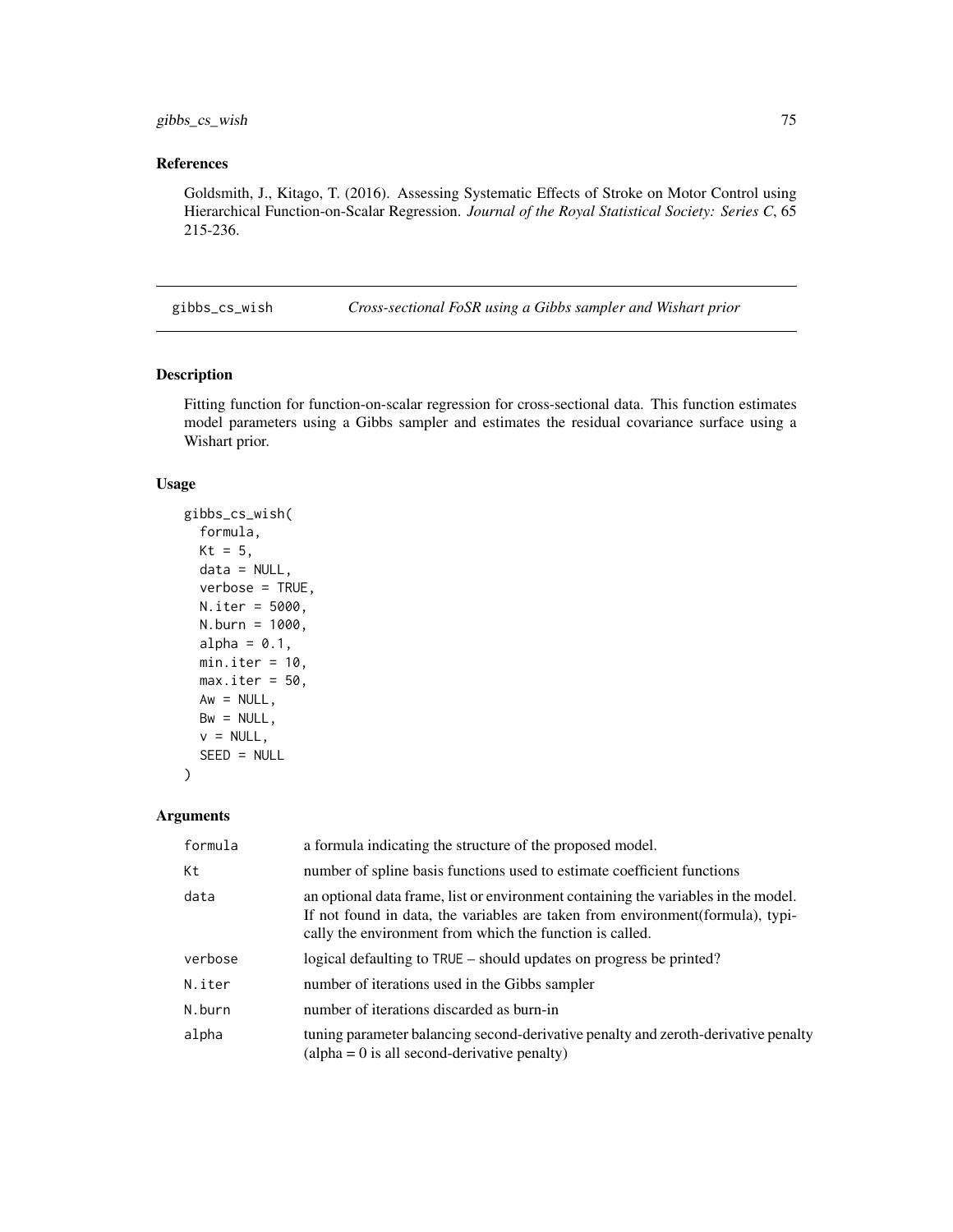## References

Goldsmith, J., Kitago, T. (2016). Assessing Systematic Effects of Stroke on Motor Control using Hierarchical Function-on-Scalar Regression. *Journal of the Royal Statistical Society: Series C*, 65 215-236.

---

## gibbs_cs_wish &emsp; *Cross-sectional FoSR using a Gibbs sampler and Wishart prior*

---

### Description

Fitting function for function-on-scalar regression for cross-sectional data. This function estimates model parameters using a Gibbs sampler and estimates the residual covariance surface using a Wishart prior.

### Usage

```
gibbs_cs_wish(
  formula,
  Kt = 5,
  data = NULL,
  verbose = TRUE,
  N.iter = 5000,
  N.burn = 1000,
  alpha = 0.1,
  min.iter = 10,
  max.iter = 50,
  Aw = NULL,
  Bw = NULL,
  v = NULL,
  SEED = NULL
)
```

### Arguments

| | |
|---|---|
| formula | a formula indicating the structure of the proposed model. |
| Kt | number of spline basis functions used to estimate coefficient functions |
| data | an optional data frame, list or environment containing the variables in the model. If not found in data, the variables are taken from environment(formula), typically the environment from which the function is called. |
| verbose | logical defaulting to TRUE – should updates on progress be printed? |
| N.iter | number of iterations used in the Gibbs sampler |
| N.burn | number of iterations discarded as burn-in |
| alpha | tuning parameter balancing second-derivative penalty and zeroth-derivative penalty (alpha = 0 is all second-derivative penalty) |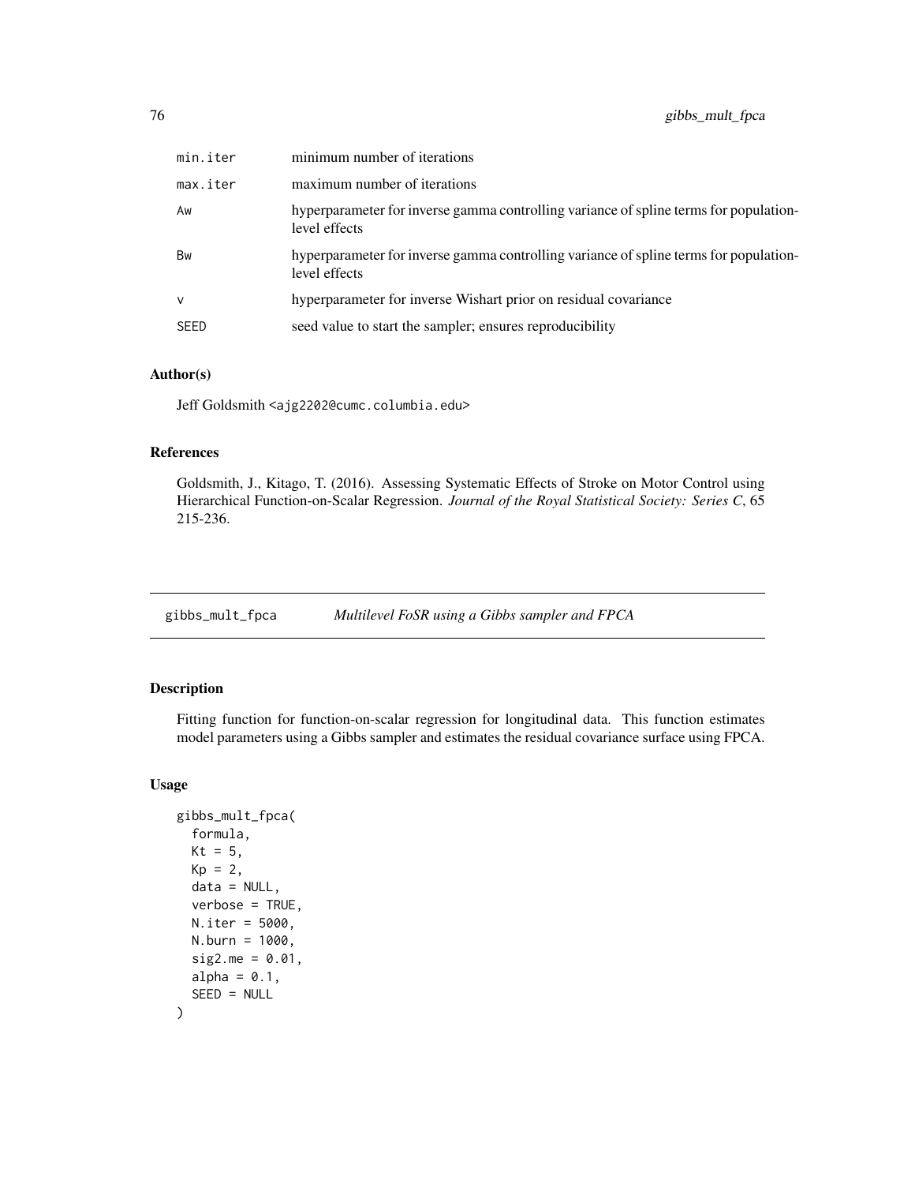| | |
|---|---|
| min.iter | minimum number of iterations |
| max.iter | maximum number of iterations |
| Aw | hyperparameter for inverse gamma controlling variance of spline terms for population-level effects |
| Bw | hyperparameter for inverse gamma controlling variance of spline terms for population-level effects |
| v | hyperparameter for inverse Wishart prior on residual covariance |
| SEED | seed value to start the sampler; ensures reproducibility |

## Author(s)

Jeff Goldsmith <ajg2202@cumc.columbia.edu>

## References

Goldsmith, J., Kitago, T. (2016). Assessing Systematic Effects of Stroke on Motor Control using Hierarchical Function-on-Scalar Regression. *Journal of the Royal Statistical Society: Series C*, 65 215-236.

---

# gibbs_mult_fpca    *Multilevel FoSR using a Gibbs sampler and FPCA*

---

## Description

Fitting function for function-on-scalar regression for longitudinal data. This function estimates model parameters using a Gibbs sampler and estimates the residual covariance surface using FPCA.

## Usage

```
gibbs_mult_fpca(
  formula,
  Kt = 5,
  Kp = 2,
  data = NULL,
  verbose = TRUE,
  N.iter = 5000,
  N.burn = 1000,
  sig2.me = 0.01,
  alpha = 0.1,
  SEED = NULL
)
```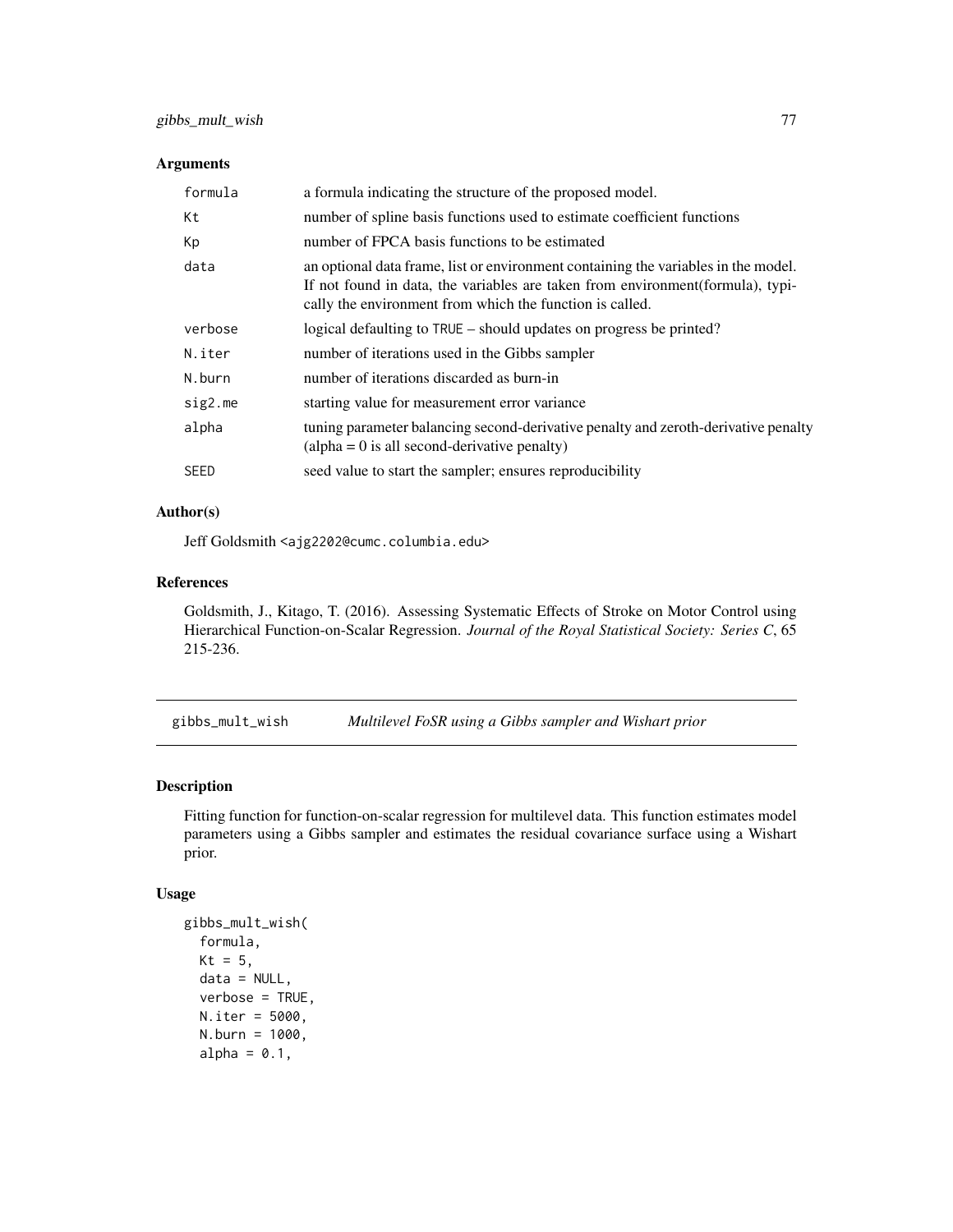### Arguments

| | |
|---|---|
| `formula` | a formula indicating the structure of the proposed model. |
| `Kt` | number of spline basis functions used to estimate coefficient functions |
| `Kp` | number of FPCA basis functions to be estimated |
| `data` | an optional data frame, list or environment containing the variables in the model. If not found in data, the variables are taken from environment(formula), typically the environment from which the function is called. |
| `verbose` | logical defaulting to `TRUE` – should updates on progress be printed? |
| `N.iter` | number of iterations used in the Gibbs sampler |
| `N.burn` | number of iterations discarded as burn-in |
| `sig2.me` | starting value for measurement error variance |
| `alpha` | tuning parameter balancing second-derivative penalty and zeroth-derivative penalty (alpha = 0 is all second-derivative penalty) |
| `SEED` | seed value to start the sampler; ensures reproducibility |

### Author(s)

Jeff Goldsmith <ajg2202@cumc.columbia.edu>

### References

Goldsmith, J., Kitago, T. (2016). Assessing Systematic Effects of Stroke on Motor Control using Hierarchical Function-on-Scalar Regression. *Journal of the Royal Statistical Society: Series C*, 65 215-236.

---

## gibbs_mult_wish — *Multilevel FoSR using a Gibbs sampler and Wishart prior*

### Description

Fitting function for function-on-scalar regression for multilevel data. This function estimates model parameters using a Gibbs sampler and estimates the residual covariance surface using a Wishart prior.

### Usage

```
gibbs_mult_wish(
  formula,
  Kt = 5,
  data = NULL,
  verbose = TRUE,
  N.iter = 5000,
  N.burn = 1000,
  alpha = 0.1,
```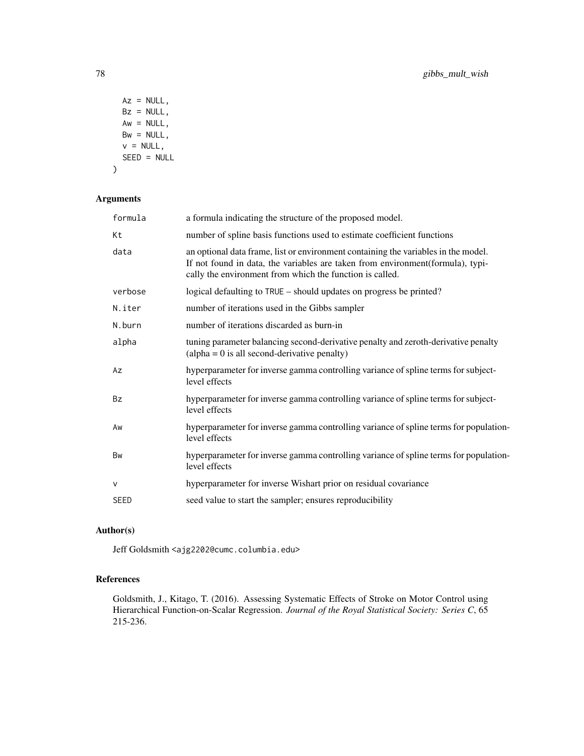```
  Az = NULL,
  Bz = NULL,
  Aw = NULL,
  Bw = NULL,
  v = NULL,
  SEED = NULL
)
```

## Arguments

| | |
|---|---|
| `formula` | a formula indicating the structure of the proposed model. |
| `Kt` | number of spline basis functions used to estimate coefficient functions |
| `data` | an optional data frame, list or environment containing the variables in the model. If not found in data, the variables are taken from environment(formula), typically the environment from which the function is called. |
| `verbose` | logical defaulting to `TRUE` – should updates on progress be printed? |
| `N.iter` | number of iterations used in the Gibbs sampler |
| `N.burn` | number of iterations discarded as burn-in |
| `alpha` | tuning parameter balancing second-derivative penalty and zeroth-derivative penalty (alpha = 0 is all second-derivative penalty) |
| `Az` | hyperparameter for inverse gamma controlling variance of spline terms for subject-level effects |
| `Bz` | hyperparameter for inverse gamma controlling variance of spline terms for subject-level effects |
| `Aw` | hyperparameter for inverse gamma controlling variance of spline terms for population-level effects |
| `Bw` | hyperparameter for inverse gamma controlling variance of spline terms for population-level effects |
| `v` | hyperparameter for inverse Wishart prior on residual covariance |
| `SEED` | seed value to start the sampler; ensures reproducibility |

## Author(s)

Jeff Goldsmith <ajg2202@cumc.columbia.edu>

## References

Goldsmith, J., Kitago, T. (2016). Assessing Systematic Effects of Stroke on Motor Control using Hierarchical Function-on-Scalar Regression. *Journal of the Royal Statistical Society: Series C*, 65 215-236.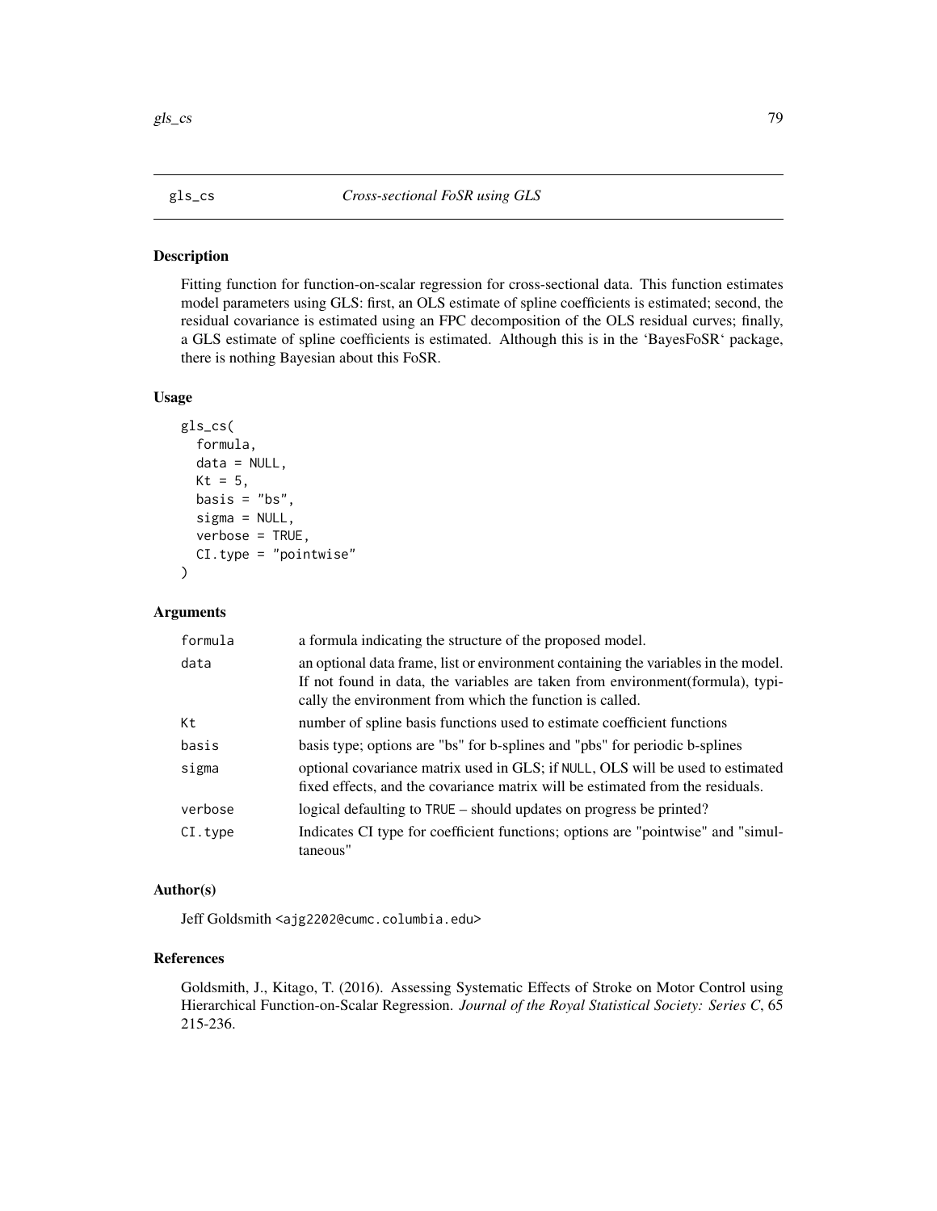# gls_cs — *Cross-sectional FoSR using GLS*

## Description

Fitting function for function-on-scalar regression for cross-sectional data. This function estimates model parameters using GLS: first, an OLS estimate of spline coefficients is estimated; second, the residual covariance is estimated using an FPC decomposition of the OLS residual curves; finally, a GLS estimate of spline coefficients is estimated. Although this is in the 'BayesFoSR' package, there is nothing Bayesian about this FoSR.

## Usage

```
gls_cs(
  formula,
  data = NULL,
  Kt = 5,
  basis = "bs",
  sigma = NULL,
  verbose = TRUE,
  CI.type = "pointwise"
)
```

## Arguments

| Argument | Description |
|---|---|
| formula | a formula indicating the structure of the proposed model. |
| data | an optional data frame, list or environment containing the variables in the model. If not found in data, the variables are taken from environment(formula), typically the environment from which the function is called. |
| Kt | number of spline basis functions used to estimate coefficient functions |
| basis | basis type; options are "bs" for b-splines and "pbs" for periodic b-splines |
| sigma | optional covariance matrix used in GLS; if NULL, OLS will be used to estimated fixed effects, and the covariance matrix will be estimated from the residuals. |
| verbose | logical defaulting to TRUE – should updates on progress be printed? |
| CI.type | Indicates CI type for coefficient functions; options are "pointwise" and "simultaneous" |

## Author(s)

Jeff Goldsmith <ajg2202@cumc.columbia.edu>

## References

Goldsmith, J., Kitago, T. (2016). Assessing Systematic Effects of Stroke on Motor Control using Hierarchical Function-on-Scalar Regression. *Journal of the Royal Statistical Society: Series C*, 65 215-236.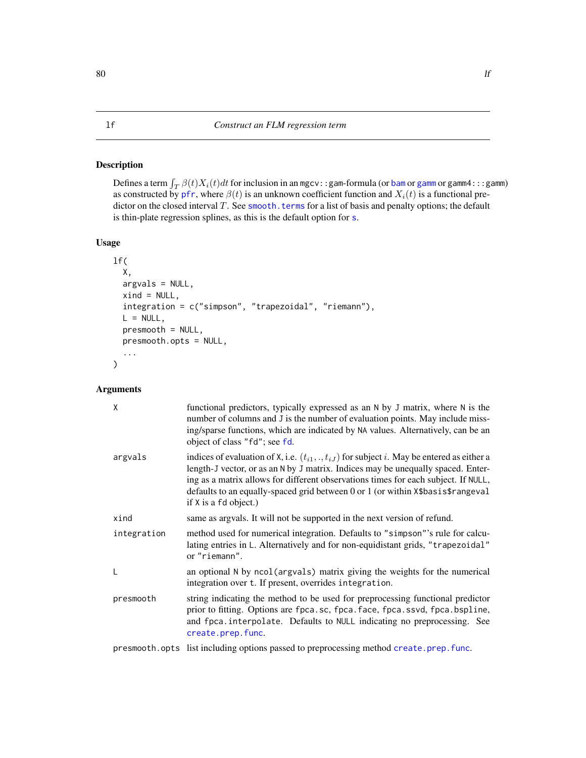## lf — *Construct an FLM regression term*

### Description

Defines a term $\int_T \beta(t)X_i(t)dt$ for inclusion in an `mgcv::gam`-formula (or `bam` or `gamm` or `gamm4:::gamm`) as constructed by `pfr`, where $\beta(t)$ is an unknown coefficient function and $X_i(t)$ is a functional predictor on the closed interval $T$. See `smooth.terms` for a list of basis and penalty options; the default is thin-plate regression splines, as this is the default option for `s`.

### Usage

```
lf(
  X,
  argvals = NULL,
  xind = NULL,
  integration = c("simpson", "trapezoidal", "riemann"),
  L = NULL,
  presmooth = NULL,
  presmooth.opts = NULL,
  ...
)
```

### Arguments

| | |
|---|---|
| `X` | functional predictors, typically expressed as an `N` by `J` matrix, where `N` is the number of columns and `J` is the number of evaluation points. May include missing/sparse functions, which are indicated by `NA` values. Alternatively, can be an object of class `"fd"`; see `fd`. |
| `argvals` | indices of evaluation of `X`, i.e. $(t_{i1}, ., t_{iJ})$ for subject $i$. May be entered as either a length-`J` vector, or as an `N` by `J` matrix. Indices may be unequally spaced. Entering as a matrix allows for different observations times for each subject. If `NULL`, defaults to an equally-spaced grid between 0 or 1 (or within `X$basis$rangeval` if `X` is a `fd` object.) |
| `xind` | same as argvals. It will not be supported in the next version of refund. |
| `integration` | method used for numerical integration. Defaults to `"simpson"`'s rule for calculating entries in `L`. Alternatively and for non-equidistant grids, `"trapezoidal"` or `"riemann"`. |
| `L` | an optional `N` by `ncol(argvals)` matrix giving the weights for the numerical integration over `t`. If present, overrides `integration`. |
| `presmooth` | string indicating the method to be used for preprocessing functional predictor prior to fitting. Options are `fpca.sc`, `fpca.face`, `fpca.ssvd`, `fpca.bspline`, and `fpca.interpolate`. Defaults to `NULL` indicating no preprocessing. See `create.prep.func`. |
| `presmooth.opts` | list including options passed to preprocessing method `create.prep.func`. |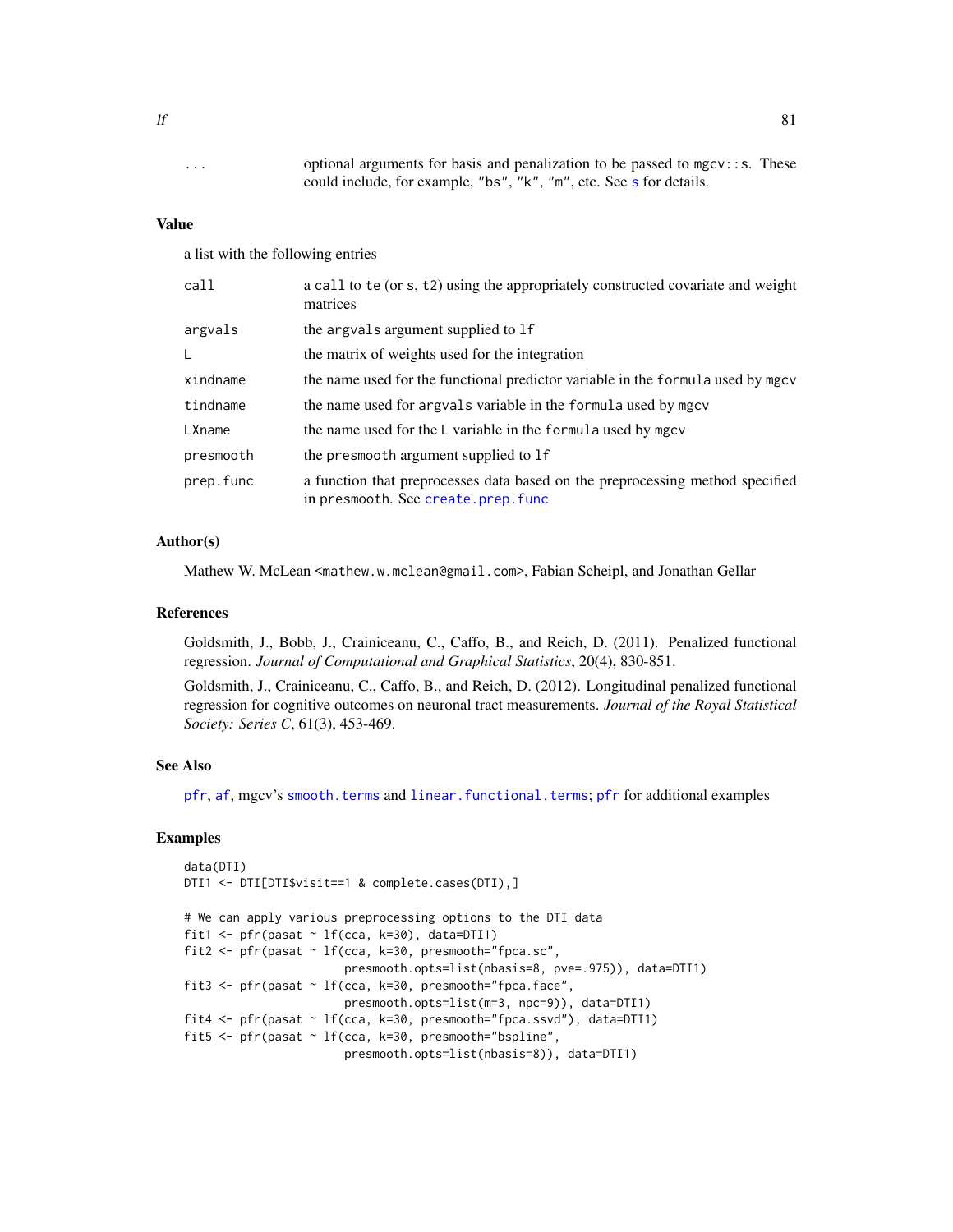| | |
|---|---|
| ... | optional arguments for basis and penalization to be passed to mgcv::s. These could include, for example, "bs", "k", "m", etc. See s for details. |

## Value

a list with the following entries

| | |
|---|---|
| call | a call to te (or s, t2) using the appropriately constructed covariate and weight matrices |
| argvals | the argvals argument supplied to lf |
| L | the matrix of weights used for the integration |
| xindname | the name used for the functional predictor variable in the formula used by mgcv |
| tindname | the name used for argvals variable in the formula used by mgcv |
| LXname | the name used for the L variable in the formula used by mgcv |
| presmooth | the presmooth argument supplied to lf |
| prep.func | a function that preprocesses data based on the preprocessing method specified in presmooth. See create.prep.func |

## Author(s)

Mathew W. McLean <mathew.w.mclean@gmail.com>, Fabian Scheipl, and Jonathan Gellar

## References

Goldsmith, J., Bobb, J., Crainiceanu, C., Caffo, B., and Reich, D. (2011). Penalized functional regression. *Journal of Computational and Graphical Statistics*, 20(4), 830-851.

Goldsmith, J., Crainiceanu, C., Caffo, B., and Reich, D. (2012). Longitudinal penalized functional regression for cognitive outcomes on neuronal tract measurements. *Journal of the Royal Statistical Society: Series C*, 61(3), 453-469.

## See Also

pfr, af, mgcv's smooth.terms and linear.functional.terms; pfr for additional examples

## Examples

```
data(DTI)
DTI1 <- DTI[DTI$visit==1 & complete.cases(DTI),]

# We can apply various preprocessing options to the DTI data
fit1 <- pfr(pasat ~ lf(cca, k=30), data=DTI1)
fit2 <- pfr(pasat ~ lf(cca, k=30, presmooth="fpca.sc",
                       presmooth.opts=list(nbasis=8, pve=.975)), data=DTI1)
fit3 <- pfr(pasat ~ lf(cca, k=30, presmooth="fpca.face",
                       presmooth.opts=list(m=3, npc=9)), data=DTI1)
fit4 <- pfr(pasat ~ lf(cca, k=30, presmooth="fpca.ssvd"), data=DTI1)
fit5 <- pfr(pasat ~ lf(cca, k=30, presmooth="bspline",
                       presmooth.opts=list(nbasis=8)), data=DTI1)
```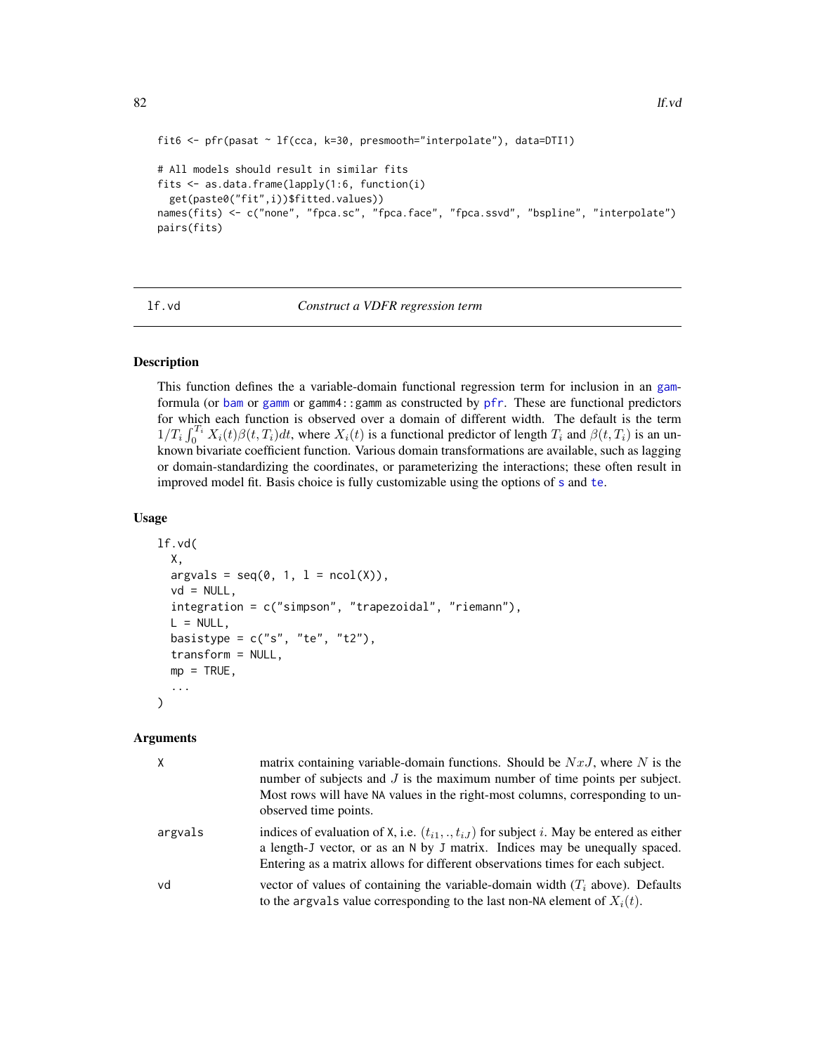```
fit6 <- pfr(pasat ~ lf(cca, k=30, presmooth="interpolate"), data=DTI1)

# All models should result in similar fits
fits <- as.data.frame(lapply(1:6, function(i)
  get(paste0("fit",i))$fitted.values))
names(fits) <- c("none", "fpca.sc", "fpca.face", "fpca.ssvd", "bspline", "interpolate")
pairs(fits)
```

## lf.vd — *Construct a VDFR regression term*

### Description

This function defines the a variable-domain functional regression term for inclusion in an gam-formula (or bam or gamm or gamm4::gamm as constructed by pfr. These are functional predictors for which each function is observed over a domain of different width. The default is the term $1/T_i \int_0^{T_i} X_i(t)\beta(t, T_i)dt$, where $X_i(t)$ is a functional predictor of length $T_i$ and $\beta(t, T_i)$ is an unknown bivariate coefficient function. Various domain transformations are available, such as lagging or domain-standardizing the coordinates, or parameterizing the interactions; these often result in improved model fit. Basis choice is fully customizable using the options of s and te.

### Usage

```
lf.vd(
  X,
  argvals = seq(0, 1, l = ncol(X)),
  vd = NULL,
  integration = c("simpson", "trapezoidal", "riemann"),
  L = NULL,
  basistype = c("s", "te", "t2"),
  transform = NULL,
  mp = TRUE,
  ...
)
```

### Arguments

| | |
|---|---|
| X | matrix containing variable-domain functions. Should be $NxJ$, where $N$ is the number of subjects and $J$ is the maximum number of time points per subject. Most rows will have NA values in the right-most columns, corresponding to unobserved time points. |
| argvals | indices of evaluation of X, i.e. $(t_{i1}, ., t_{iJ})$ for subject $i$. May be entered as either a length-J vector, or as an N by J matrix. Indices may be unequally spaced. Entering as a matrix allows for different observations times for each subject. |
| vd | vector of values of containing the variable-domain width ($T_i$ above). Defaults to the argvals value corresponding to the last non-NA element of $X_i(t)$. |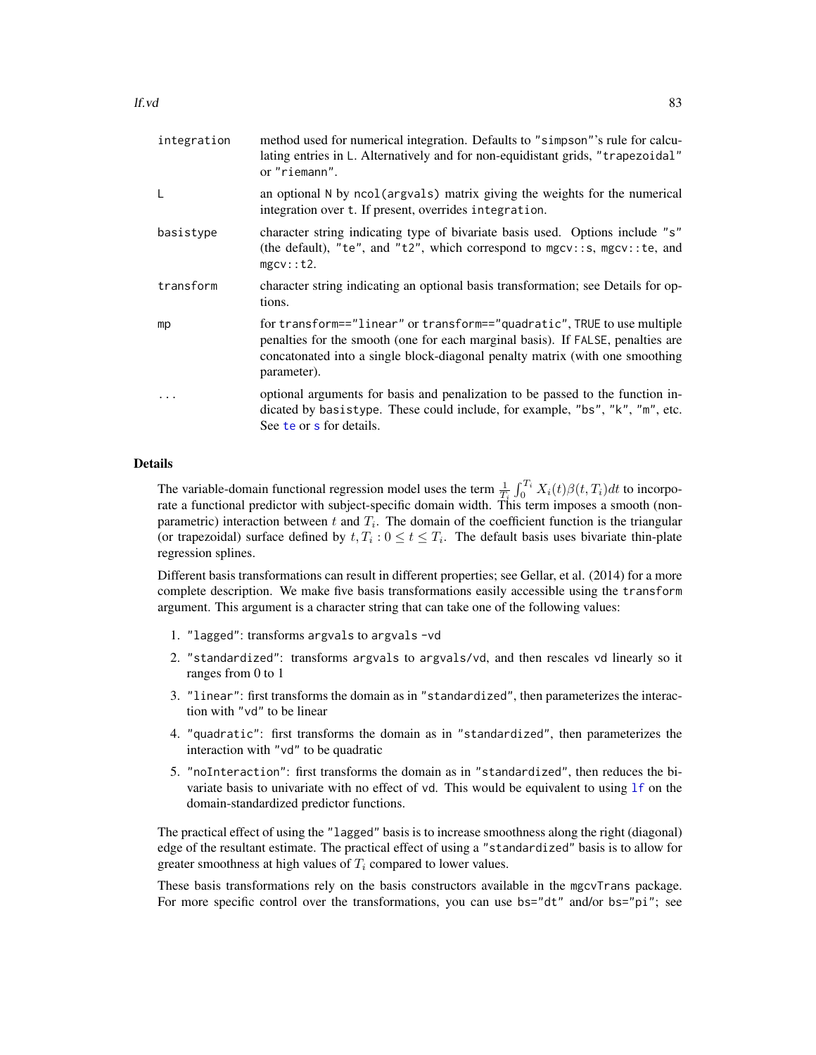| | |
|---|---|
| integration | method used for numerical integration. Defaults to "simpson"'s rule for calculating entries in L. Alternatively and for non-equidistant grids, "trapezoidal" or "riemann". |
| L | an optional N by ncol(argvals) matrix giving the weights for the numerical integration over t. If present, overrides integration. |
| basistype | character string indicating type of bivariate basis used. Options include "s" (the default), "te", and "t2", which correspond to mgcv::s, mgcv::te, and mgcv::t2. |
| transform | character string indicating an optional basis transformation; see Details for options. |
| mp | for transform=="linear" or transform=="quadratic", TRUE to use multiple penalties for the smooth (one for each marginal basis). If FALSE, penalties are concatonated into a single block-diagonal penalty matrix (with one smoothing parameter). |
| ... | optional arguments for basis and penalization to be passed to the function indicated by basistype. These could include, for example, "bs", "k", "m", etc. See te or s for details. |

## Details

The variable-domain functional regression model uses the term $\frac{1}{T_i}\int_0^{T_i} X_i(t)\beta(t, T_i)dt$ to incorporate a functional predictor with subject-specific domain width. This term imposes a smooth (nonparametric) interaction between $t$ and $T_i$. The domain of the coefficient function is the triangular (or trapezoidal) surface defined by $t, T_i : 0 \leq t \leq T_i$. The default basis uses bivariate thin-plate regression splines.

Different basis transformations can result in different properties; see Gellar, et al. (2014) for a more complete description. We make five basis transformations easily accessible using the transform argument. This argument is a character string that can take one of the following values:

1. "lagged": transforms argvals to argvals -vd
2. "standardized": transforms argvals to argvals/vd, and then rescales vd linearly so it ranges from 0 to 1
3. "linear": first transforms the domain as in "standardized", then parameterizes the interaction with "vd" to be linear
4. "quadratic": first transforms the domain as in "standardized", then parameterizes the interaction with "vd" to be quadratic
5. "noInteraction": first transforms the domain as in "standardized", then reduces the bivariate basis to univariate with no effect of vd. This would be equivalent to using lf on the domain-standardized predictor functions.

The practical effect of using the "lagged" basis is to increase smoothness along the right (diagonal) edge of the resultant estimate. The practical effect of using a "standardized" basis is to allow for greater smoothness at high values of $T_i$ compared to lower values.

These basis transformations rely on the basis constructors available in the mgcvTrans package. For more specific control over the transformations, you can use bs="dt" and/or bs="pi"; see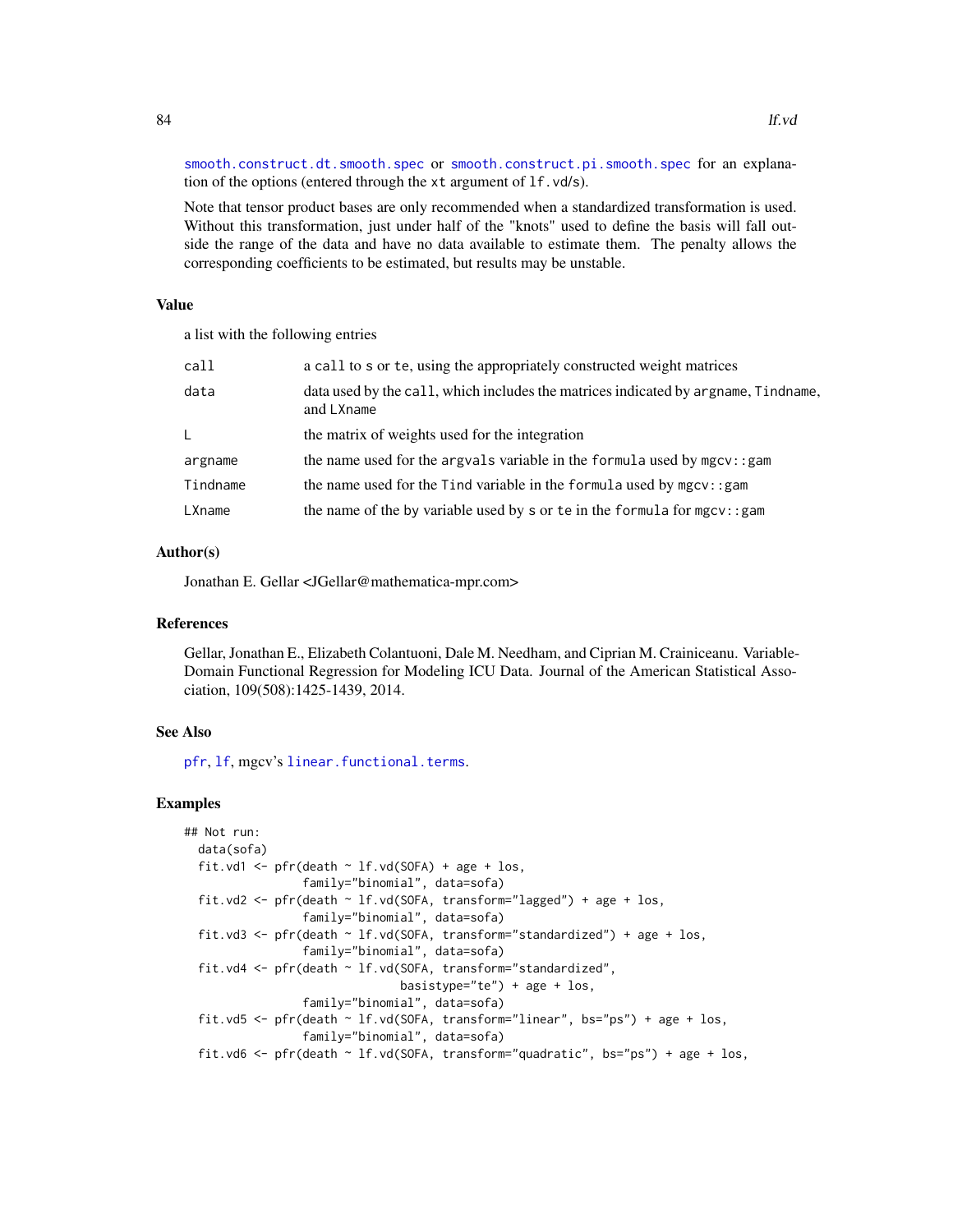smooth.construct.dt.smooth.spec or smooth.construct.pi.smooth.spec for an explanation of the options (entered through the xt argument of lf.vd/s).

Note that tensor product bases are only recommended when a standardized transformation is used. Without this transformation, just under half of the "knots" used to define the basis will fall outside the range of the data and have no data available to estimate them. The penalty allows the corresponding coefficients to be estimated, but results may be unstable.

### Value

a list with the following entries

| | |
|---|---|
| call | a call to s or te, using the appropriately constructed weight matrices |
| data | data used by the call, which includes the matrices indicated by argname, Tindname, and LXname |
| L | the matrix of weights used for the integration |
| argname | the name used for the argvals variable in the formula used by mgcv::gam |
| Tindname | the name used for the Tind variable in the formula used by mgcv::gam |
| LXname | the name of the by variable used by s or te in the formula for mgcv::gam |

### Author(s)

Jonathan E. Gellar <JGellar@mathematica-mpr.com>

### References

Gellar, Jonathan E., Elizabeth Colantuoni, Dale M. Needham, and Ciprian M. Crainiceanu. Variable-Domain Functional Regression for Modeling ICU Data. Journal of the American Statistical Association, 109(508):1425-1439, 2014.

### See Also

pfr, lf, mgcv's linear.functional.terms.

### Examples

```
## Not run:
  data(sofa)
  fit.vd1 <- pfr(death ~ lf.vd(SOFA) + age + los,
                 family="binomial", data=sofa)
  fit.vd2 <- pfr(death ~ lf.vd(SOFA, transform="lagged") + age + los,
                 family="binomial", data=sofa)
  fit.vd3 <- pfr(death ~ lf.vd(SOFA, transform="standardized") + age + los,
                 family="binomial", data=sofa)
  fit.vd4 <- pfr(death ~ lf.vd(SOFA, transform="standardized",
                               basistype="te") + age + los,
                 family="binomial", data=sofa)
  fit.vd5 <- pfr(death ~ lf.vd(SOFA, transform="linear", bs="ps") + age + los,
                 family="binomial", data=sofa)
  fit.vd6 <- pfr(death ~ lf.vd(SOFA, transform="quadratic", bs="ps") + age + los,
```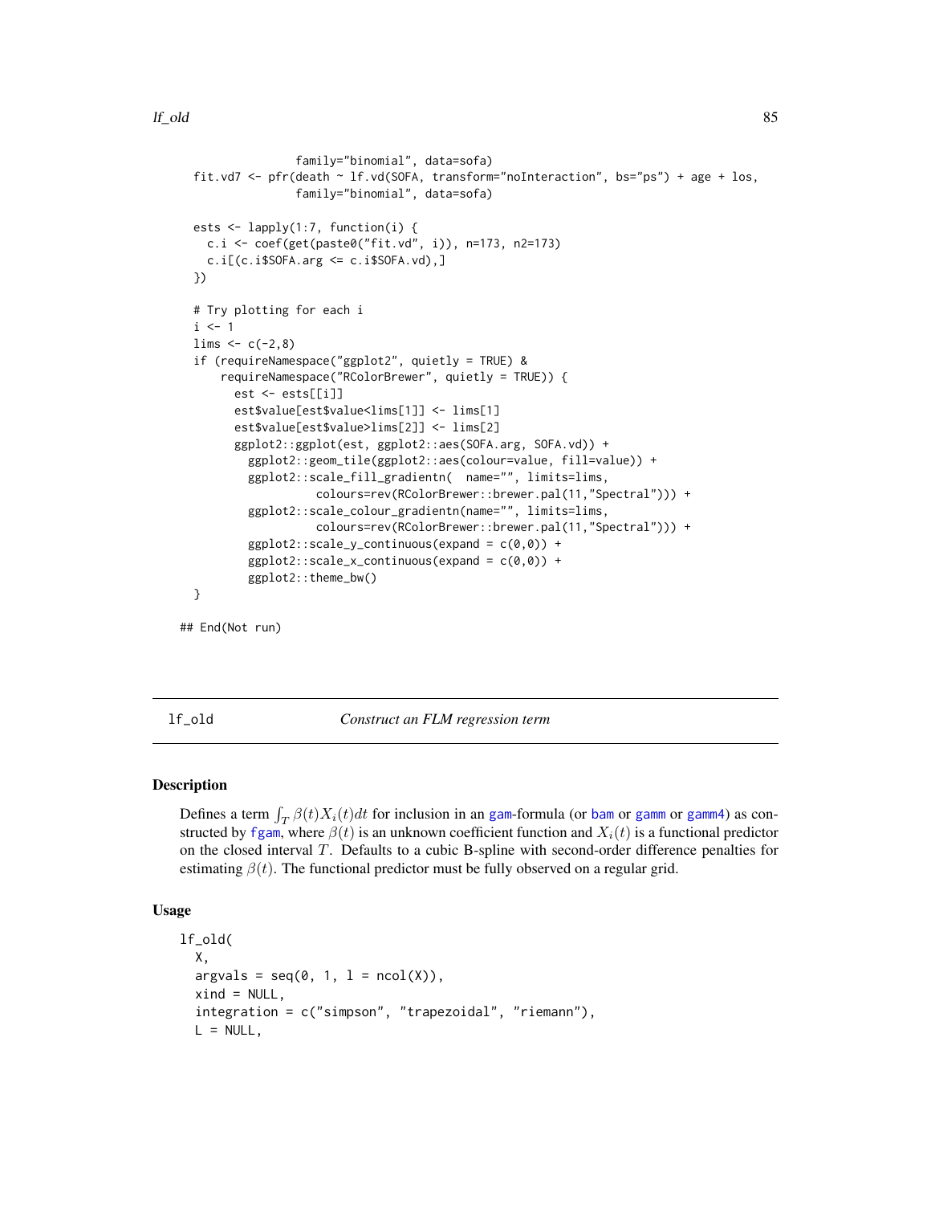```
                 family="binomial", data=sofa)
  fit.vd7 <- pfr(death ~ lf.vd(SOFA, transform="noInteraction", bs="ps") + age + los,
                 family="binomial", data=sofa)

  ests <- lapply(1:7, function(i) {
    c.i <- coef(get(paste0("fit.vd", i)), n=173, n2=173)
    c.i[(c.i$SOFA.arg <= c.i$SOFA.vd),]
  })

  # Try plotting for each i
  i <- 1
  lims <- c(-2,8)
  if (requireNamespace("ggplot2", quietly = TRUE) &
      requireNamespace("RColorBrewer", quietly = TRUE)) {
        est <- ests[[i]]
        est$value[est$value<lims[1]] <- lims[1]
        est$value[est$value>lims[2]] <- lims[2]
        ggplot2::ggplot(est, ggplot2::aes(SOFA.arg, SOFA.vd)) +
          ggplot2::geom_tile(ggplot2::aes(colour=value, fill=value)) +
          ggplot2::scale_fill_gradientn(  name="", limits=lims,
                    colours=rev(RColorBrewer::brewer.pal(11,"Spectral"))) +
          ggplot2::scale_colour_gradientn(name="", limits=lims,
                    colours=rev(RColorBrewer::brewer.pal(11,"Spectral"))) +
          ggplot2::scale_y_continuous(expand = c(0,0)) +
          ggplot2::scale_x_continuous(expand = c(0,0)) +
          ggplot2::theme_bw()
  }

## End(Not run)
```

## lf_old — *Construct an FLM regression term*

### Description

Defines a term $\int_T \beta(t) X_i(t) dt$ for inclusion in an gam-formula (or bam or gamm or gamm4) as constructed by fgam, where $\beta(t)$ is an unknown coefficient function and $X_i(t)$ is a functional predictor on the closed interval $T$. Defaults to a cubic B-spline with second-order difference penalties for estimating $\beta(t)$. The functional predictor must be fully observed on a regular grid.

### Usage

```
lf_old(
  X,
  argvals = seq(0, 1, l = ncol(X)),
  xind = NULL,
  integration = c("simpson", "trapezoidal", "riemann"),
  L = NULL,
```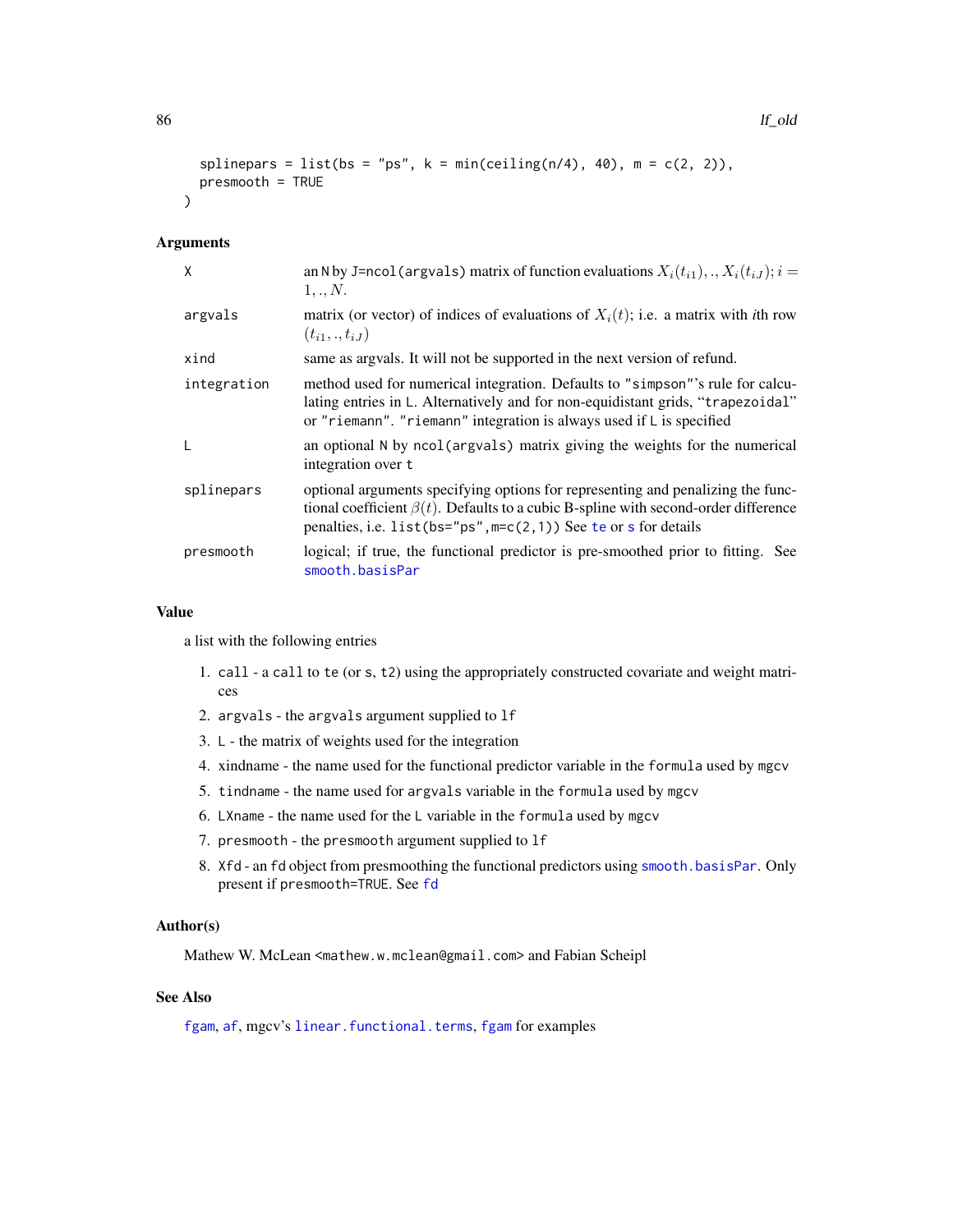```
  splinepars = list(bs = "ps", k = min(ceiling(n/4), 40), m = c(2, 2)),
  presmooth = TRUE
)
```

## Arguments

| | |
|---|---|
| X | an N by J=ncol(argvals) matrix of function evaluations $X_i(t_{i1}), ., X_i(t_{iJ}); i = 1, ., N$. |
| argvals | matrix (or vector) of indices of evaluations of $X_i(t)$; i.e. a matrix with *i*th row $(t_{i1}, ., t_{iJ})$ |
| xind | same as argvals. It will not be supported in the next version of refund. |
| integration | method used for numerical integration. Defaults to "simpson"'s rule for calculating entries in L. Alternatively and for non-equidistant grids, "trapezoidal" or "riemann". "riemann" integration is always used if L is specified |
| L | an optional N by ncol(argvals) matrix giving the weights for the numerical integration over t |
| splinepars | optional arguments specifying options for representing and penalizing the functional coefficient $\beta(t)$. Defaults to a cubic B-spline with second-order difference penalties, i.e. list(bs="ps",m=c(2,1)) See te or s for details |
| presmooth | logical; if true, the functional predictor is pre-smoothed prior to fitting. See smooth.basisPar |

## Value

a list with the following entries

1. call - a call to te (or s, t2) using the appropriately constructed covariate and weight matrices
2. argvals - the argvals argument supplied to lf
3. L - the matrix of weights used for the integration
4. xindname - the name used for the functional predictor variable in the formula used by mgcv
5. tindname - the name used for argvals variable in the formula used by mgcv
6. LXname - the name used for the L variable in the formula used by mgcv
7. presmooth - the presmooth argument supplied to lf
8. Xfd - an fd object from presmoothing the functional predictors using smooth.basisPar. Only present if presmooth=TRUE. See fd

## Author(s)

Mathew W. McLean <mathew.w.mclean@gmail.com> and Fabian Scheipl

## See Also

fgam, af, mgcv's linear.functional.terms, fgam for examples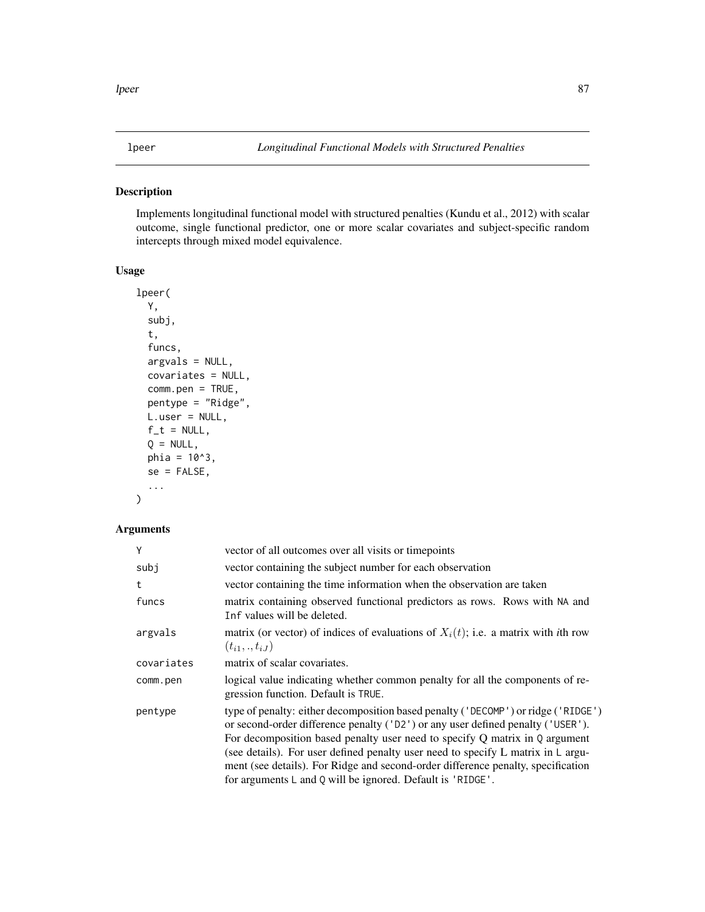lpeer — *Longitudinal Functional Models with Structured Penalties*

## Description

Implements longitudinal functional model with structured penalties (Kundu et al., 2012) with scalar outcome, single functional predictor, one or more scalar covariates and subject-specific random intercepts through mixed model equivalence.

## Usage

```
lpeer(
  Y,
  subj,
  t,
  funcs,
  argvals = NULL,
  covariates = NULL,
  comm.pen = TRUE,
  pentype = "Ridge",
  L.user = NULL,
  f_t = NULL,
  Q = NULL,
  phia = 10^3,
  se = FALSE,
  ...
)
```

## Arguments

| | |
|---|---|
| Y | vector of all outcomes over all visits or timepoints |
| subj | vector containing the subject number for each observation |
| t | vector containing the time information when the observation are taken |
| funcs | matrix containing observed functional predictors as rows. Rows with NA and Inf values will be deleted. |
| argvals | matrix (or vector) of indices of evaluations of $X_i(t)$; i.e. a matrix with *i*th row $(t_{i1}, ., t_{iJ})$ |
| covariates | matrix of scalar covariates. |
| comm.pen | logical value indicating whether common penalty for all the components of regression function. Default is TRUE. |
| pentype | type of penalty: either decomposition based penalty ('DECOMP') or ridge ('RIDGE') or second-order difference penalty ('D2') or any user defined penalty ('USER'). For decomposition based penalty user need to specify Q matrix in Q argument (see details). For user defined penalty user need to specify L matrix in L argument (see details). For Ridge and second-order difference penalty, specification for arguments L and Q will be ignored. Default is 'RIDGE'. |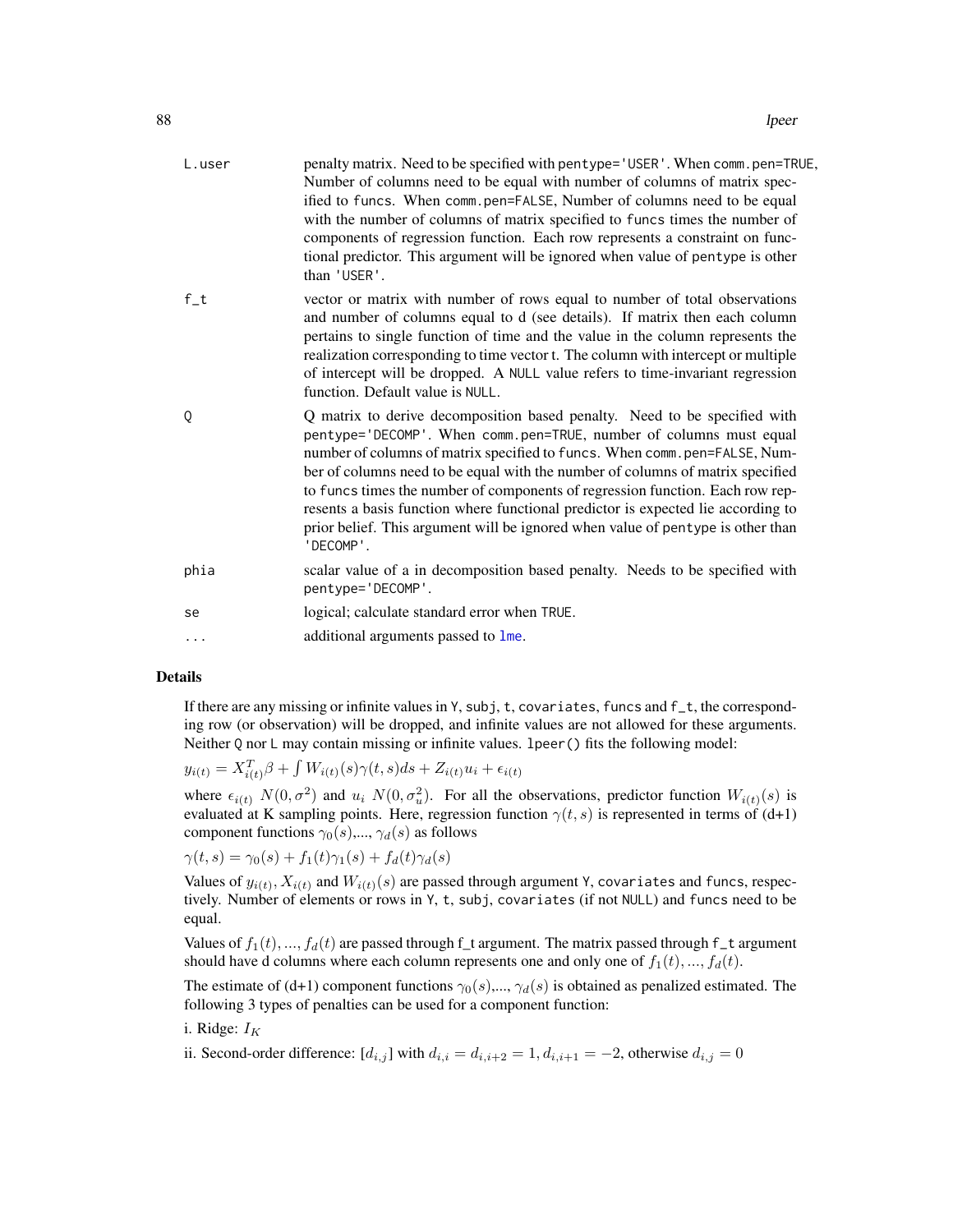L.user
: penalty matrix. Need to be specified with pentype='USER'. When comm.pen=TRUE, Number of columns need to be equal with number of columns of matrix specified to funcs. When comm.pen=FALSE, Number of columns need to be equal with the number of columns of matrix specified to funcs times the number of components of regression function. Each row represents a constraint on functional predictor. This argument will be ignored when value of pentype is other than 'USER'.

f_t
: vector or matrix with number of rows equal to number of total observations and number of columns equal to d (see details). If matrix then each column pertains to single function of time and the value in the column represents the realization corresponding to time vector t. The column with intercept or multiple of intercept will be dropped. A NULL value refers to time-invariant regression function. Default value is NULL.

Q
: Q matrix to derive decomposition based penalty. Need to be specified with pentype='DECOMP'. When comm.pen=TRUE, number of columns must equal number of columns of matrix specified to funcs. When comm.pen=FALSE, Number of columns need to be equal with the number of columns of matrix specified to funcs times the number of components of regression function. Each row represents a basis function where functional predictor is expected lie according to prior belief. This argument will be ignored when value of pentype is other than 'DECOMP'.

phia
: scalar value of a in decomposition based penalty. Needs to be specified with pentype='DECOMP'.

se
: logical; calculate standard error when TRUE.

...
: additional arguments passed to lme.

## Details

If there are any missing or infinite values in Y, subj, t, covariates, funcs and f_t, the corresponding row (or observation) will be dropped, and infinite values are not allowed for these arguments. Neither Q nor L may contain missing or infinite values. lpeer() fits the following model:

$y_{i(t)} = X_{i(t)}^T \beta + \int W_{i(t)}(s)\gamma(t,s) ds + Z_{i(t)} u_i + \epsilon_{i(t)}$

where $\epsilon_{i(t)}$ $N(0, \sigma^2)$ and $u_i$ $N(0, \sigma_u^2)$. For all the observations, predictor function $W_{i(t)}(s)$ is evaluated at K sampling points. Here, regression function $\gamma(t,s)$ is represented in terms of (d+1) component functions $\gamma_0(s)$,..., $\gamma_d(s)$ as follows

$\gamma(t,s) = \gamma_0(s) + f_1(t)\gamma_1(s) + f_d(t)\gamma_d(s)$

Values of $y_{i(t)}$, $X_{i(t)}$ and $W_{i(t)}(s)$ are passed through argument Y, covariates and funcs, respectively. Number of elements or rows in Y, t, subj, covariates (if not NULL) and funcs need to be equal.

Values of $f_1(t), ..., f_d(t)$ are passed through f_t argument. The matrix passed through f_t argument should have d columns where each column represents one and only one of $f_1(t), ..., f_d(t)$.

The estimate of (d+1) component functions $\gamma_0(s)$,..., $\gamma_d(s)$ is obtained as penalized estimated. The following 3 types of penalties can be used for a component function:

i. Ridge: $I_K$

ii. Second-order difference: $[d_{i,j}]$ with $d_{i,i} = d_{i,i+2} = 1, d_{i,i+1} = -2$, otherwise $d_{i,j} = 0$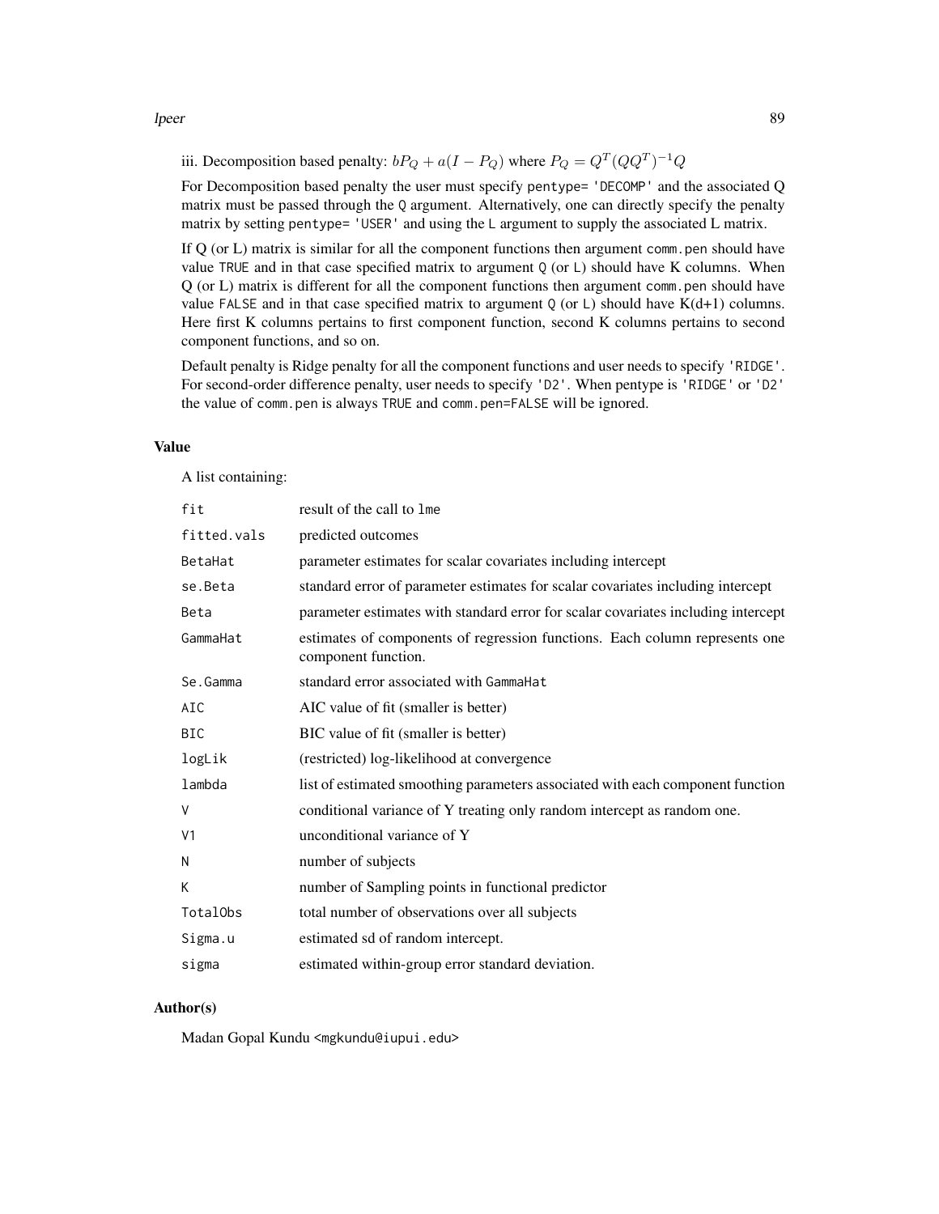iii. Decomposition based penalty: $bP_Q + a(I - P_Q)$ where $P_Q = Q^T(QQ^T)^{-1}Q$

For Decomposition based penalty the user must specify `pentype= 'DECOMP'` and the associated Q matrix must be passed through the `Q` argument. Alternatively, one can directly specify the penalty matrix by setting `pentype= 'USER'` and using the `L` argument to supply the associated L matrix.

If Q (or L) matrix is similar for all the component functions then argument `comm.pen` should have value `TRUE` and in that case specified matrix to argument `Q` (or `L`) should have K columns. When Q (or L) matrix is different for all the component functions then argument `comm.pen` should have value `FALSE` and in that case specified matrix to argument `Q` (or `L`) should have K(d+1) columns. Here first K columns pertains to first component function, second K columns pertains to second component functions, and so on.

Default penalty is Ridge penalty for all the component functions and user needs to specify `'RIDGE'`. For second-order difference penalty, user needs to specify `'D2'`. When pentype is `'RIDGE'` or `'D2'` the value of `comm.pen` is always `TRUE` and `comm.pen=FALSE` will be ignored.

## Value

A list containing:

| | |
|---|---|
| `fit` | result of the call to `lme` |
| `fitted.vals` | predicted outcomes |
| `BetaHat` | parameter estimates for scalar covariates including intercept |
| `se.Beta` | standard error of parameter estimates for scalar covariates including intercept |
| `Beta` | parameter estimates with standard error for scalar covariates including intercept |
| `GammaHat` | estimates of components of regression functions. Each column represents one component function. |
| `Se.Gamma` | standard error associated with `GammaHat` |
| `AIC` | AIC value of fit (smaller is better) |
| `BIC` | BIC value of fit (smaller is better) |
| `logLik` | (restricted) log-likelihood at convergence |
| `lambda` | list of estimated smoothing parameters associated with each component function |
| `V` | conditional variance of Y treating only random intercept as random one. |
| `V1` | unconditional variance of Y |
| `N` | number of subjects |
| `K` | number of Sampling points in functional predictor |
| `TotalObs` | total number of observations over all subjects |
| `Sigma.u` | estimated sd of random intercept. |
| `sigma` | estimated within-group error standard deviation. |

## Author(s)

Madan Gopal Kundu <mgkundu@iupui.edu>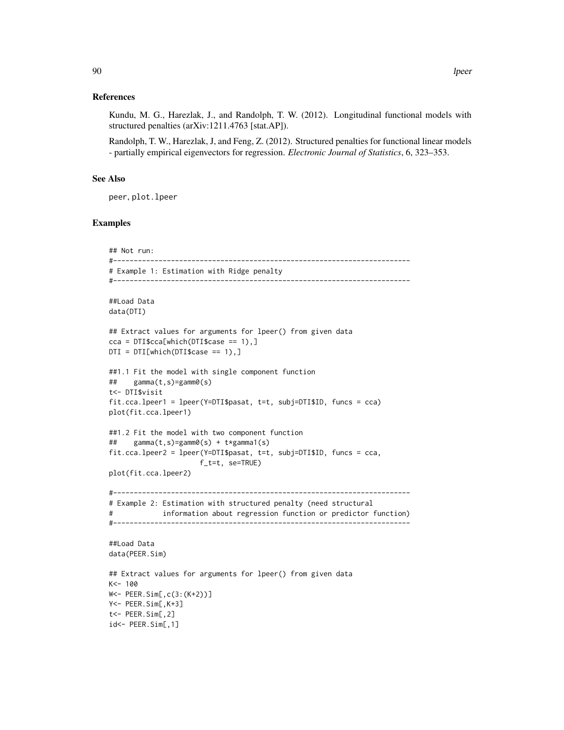### References

Kundu, M. G., Harezlak, J., and Randolph, T. W. (2012). Longitudinal functional models with structured penalties (arXiv:1211.4763 [stat.AP]).

Randolph, T. W., Harezlak, J, and Feng, Z. (2012). Structured penalties for functional linear models - partially empirical eigenvectors for regression. *Electronic Journal of Statistics*, 6, 323–353.

### See Also

peer, plot.lpeer

### Examples

```
## Not run:
#------------------------------------------------------------------------
# Example 1: Estimation with Ridge penalty
#------------------------------------------------------------------------

##Load Data
data(DTI)

## Extract values for arguments for lpeer() from given data
cca = DTI$cca[which(DTI$case == 1),]
DTI = DTI[which(DTI$case == 1),]

##1.1 Fit the model with single component function
##    gamma(t,s)=gamm0(s)
t<- DTI$visit
fit.cca.lpeer1 = lpeer(Y=DTI$pasat, t=t, subj=DTI$ID, funcs = cca)
plot(fit.cca.lpeer1)

##1.2 Fit the model with two component function
##    gamma(t,s)=gamm0(s) + t*gamma1(s)
fit.cca.lpeer2 = lpeer(Y=DTI$pasat, t=t, subj=DTI$ID, funcs = cca,
                    f_t=t, se=TRUE)
plot(fit.cca.lpeer2)

#------------------------------------------------------------------------
# Example 2: Estimation with structured penalty (need structural
#            information about regression function or predictor function)
#------------------------------------------------------------------------

##Load Data
data(PEER.Sim)

## Extract values for arguments for lpeer() from given data
K<- 100
W<- PEER.Sim[,c(3:(K+2))]
Y<- PEER.Sim[,K+3]
t<- PEER.Sim[,2]
id<- PEER.Sim[,1]
```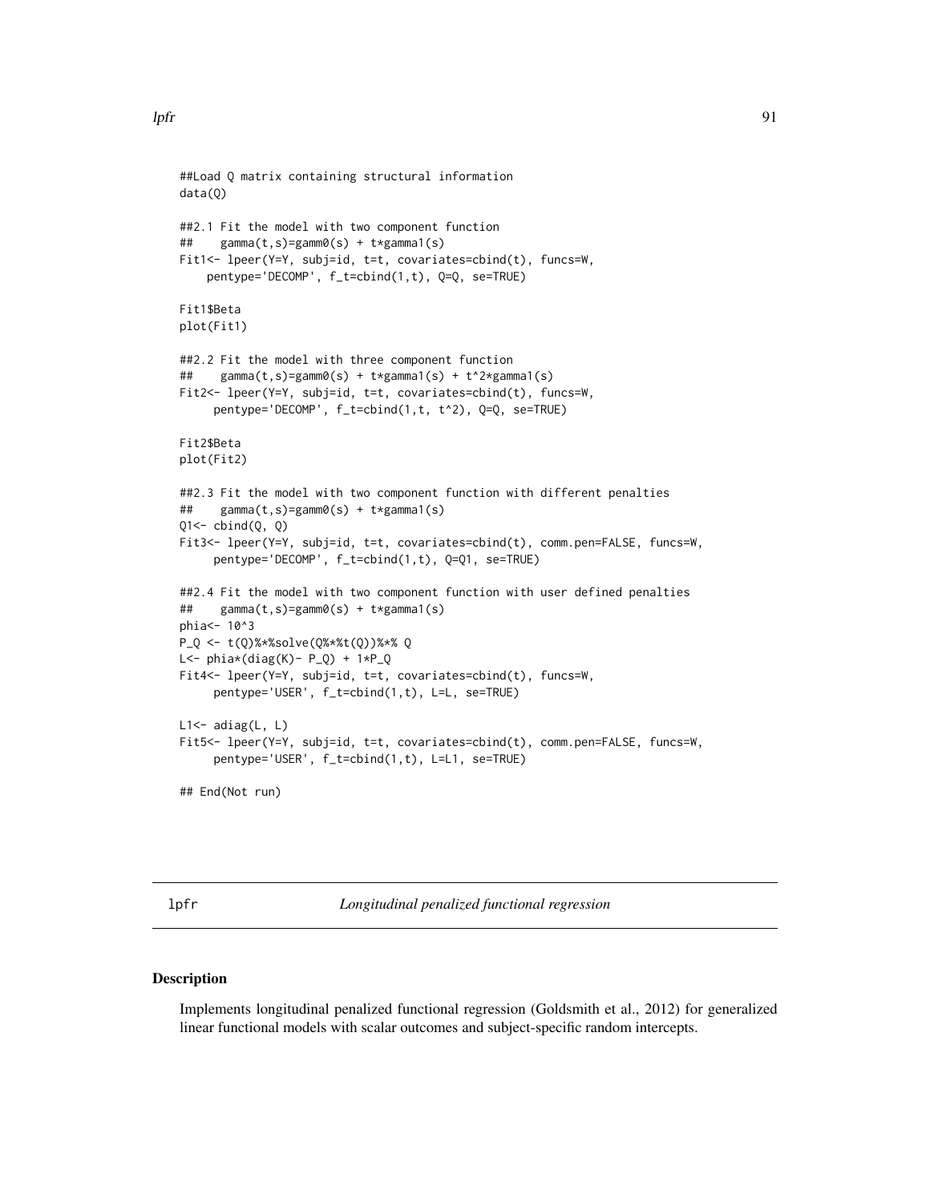```
##Load Q matrix containing structural information
data(Q)

##2.1 Fit the model with two component function
##    gamma(t,s)=gamm0(s) + t*gamma1(s)
Fit1<- lpeer(Y=Y, subj=id, t=t, covariates=cbind(t), funcs=W,
    pentype='DECOMP', f_t=cbind(1,t), Q=Q, se=TRUE)

Fit1$Beta
plot(Fit1)

##2.2 Fit the model with three component function
##    gamma(t,s)=gamm0(s) + t*gamma1(s) + t^2*gamma1(s)
Fit2<- lpeer(Y=Y, subj=id, t=t, covariates=cbind(t), funcs=W,
     pentype='DECOMP', f_t=cbind(1,t, t^2), Q=Q, se=TRUE)

Fit2$Beta
plot(Fit2)

##2.3 Fit the model with two component function with different penalties
##    gamma(t,s)=gamm0(s) + t*gamma1(s)
Q1<- cbind(Q, Q)
Fit3<- lpeer(Y=Y, subj=id, t=t, covariates=cbind(t), comm.pen=FALSE, funcs=W,
     pentype='DECOMP', f_t=cbind(1,t), Q=Q1, se=TRUE)

##2.4 Fit the model with two component function with user defined penalties
##    gamma(t,s)=gamm0(s) + t*gamma1(s)
phia<- 10^3
P_Q <- t(Q)%*%solve(Q%*%t(Q))%*% Q
L<- phia*(diag(K)- P_Q) + 1*P_Q
Fit4<- lpeer(Y=Y, subj=id, t=t, covariates=cbind(t), funcs=W,
     pentype='USER', f_t=cbind(1,t), L=L, se=TRUE)

L1<- adiag(L, L)
Fit5<- lpeer(Y=Y, subj=id, t=t, covariates=cbind(t), comm.pen=FALSE, funcs=W,
     pentype='USER', f_t=cbind(1,t), L=L1, se=TRUE)

## End(Not run)
```

## lpfr — *Longitudinal penalized functional regression*

### Description

Implements longitudinal penalized functional regression (Goldsmith et al., 2012) for generalized linear functional models with scalar outcomes and subject-specific random intercepts.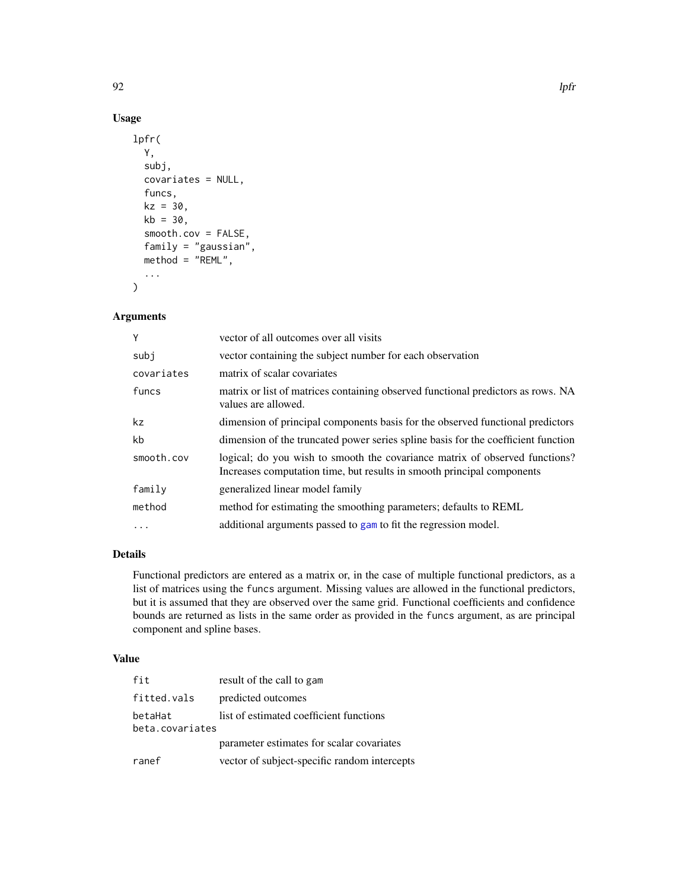## Usage

```
lpfr(
  Y,
  subj,
  covariates = NULL,
  funcs,
  kz = 30,
  kb = 30,
  smooth.cov = FALSE,
  family = "gaussian",
  method = "REML",
  ...
)
```

## Arguments

| | |
|---|---|
| Y | vector of all outcomes over all visits |
| subj | vector containing the subject number for each observation |
| covariates | matrix of scalar covariates |
| funcs | matrix or list of matrices containing observed functional predictors as rows. NA values are allowed. |
| kz | dimension of principal components basis for the observed functional predictors |
| kb | dimension of the truncated power series spline basis for the coefficient function |
| smooth.cov | logical; do you wish to smooth the covariance matrix of observed functions? Increases computation time, but results in smooth principal components |
| family | generalized linear model family |
| method | method for estimating the smoothing parameters; defaults to REML |
| ... | additional arguments passed to gam to fit the regression model. |

## Details

Functional predictors are entered as a matrix or, in the case of multiple functional predictors, as a list of matrices using the funcs argument. Missing values are allowed in the functional predictors, but it is assumed that they are observed over the same grid. Functional coefficients and confidence bounds are returned as lists in the same order as provided in the funcs argument, as are principal component and spline bases.

## Value

| | |
|---|---|
| fit | result of the call to gam |
| fitted.vals | predicted outcomes |
| betaHat | list of estimated coefficient functions |
| beta.covariates | parameter estimates for scalar covariates |
| ranef | vector of subject-specific random intercepts |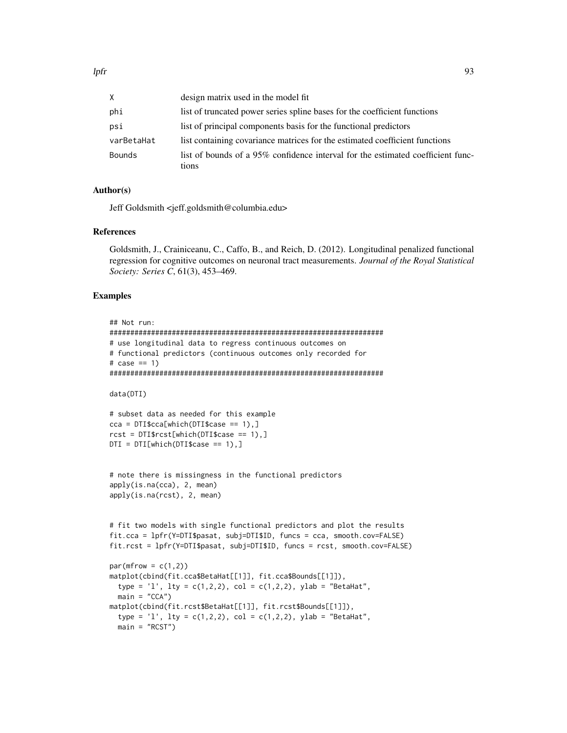| | |
|---|---|
| X | design matrix used in the model fit |
| phi | list of truncated power series spline bases for the coefficient functions |
| psi | list of principal components basis for the functional predictors |
| varBetaHat | list containing covariance matrices for the estimated coefficient functions |
| Bounds | list of bounds of a 95% confidence interval for the estimated coefficient functions |

## Author(s)

Jeff Goldsmith <jeff.goldsmith@columbia.edu>

## References

Goldsmith, J., Crainiceanu, C., Caffo, B., and Reich, D. (2012). Longitudinal penalized functional regression for cognitive outcomes on neuronal tract measurements. *Journal of the Royal Statistical Society: Series C*, 61(3), 453–469.

## Examples

```
## Not run:
##################################################################
# use longitudinal data to regress continuous outcomes on
# functional predictors (continuous outcomes only recorded for
# case == 1)
##################################################################

data(DTI)

# subset data as needed for this example
cca = DTI$cca[which(DTI$case == 1),]
rcst = DTI$rcst[which(DTI$case == 1),]
DTI = DTI[which(DTI$case == 1),]


# note there is missingness in the functional predictors
apply(is.na(cca), 2, mean)
apply(is.na(rcst), 2, mean)


# fit two models with single functional predictors and plot the results
fit.cca = lpfr(Y=DTI$pasat, subj=DTI$ID, funcs = cca, smooth.cov=FALSE)
fit.rcst = lpfr(Y=DTI$pasat, subj=DTI$ID, funcs = rcst, smooth.cov=FALSE)

par(mfrow = c(1,2))
matplot(cbind(fit.cca$BetaHat[[1]], fit.cca$Bounds[[1]]),
  type = 'l', lty = c(1,2,2), col = c(1,2,2), ylab = "BetaHat",
  main = "CCA")
matplot(cbind(fit.rcst$BetaHat[[1]], fit.rcst$Bounds[[1]]),
  type = 'l', lty = c(1,2,2), col = c(1,2,2), ylab = "BetaHat",
  main = "RCST")
```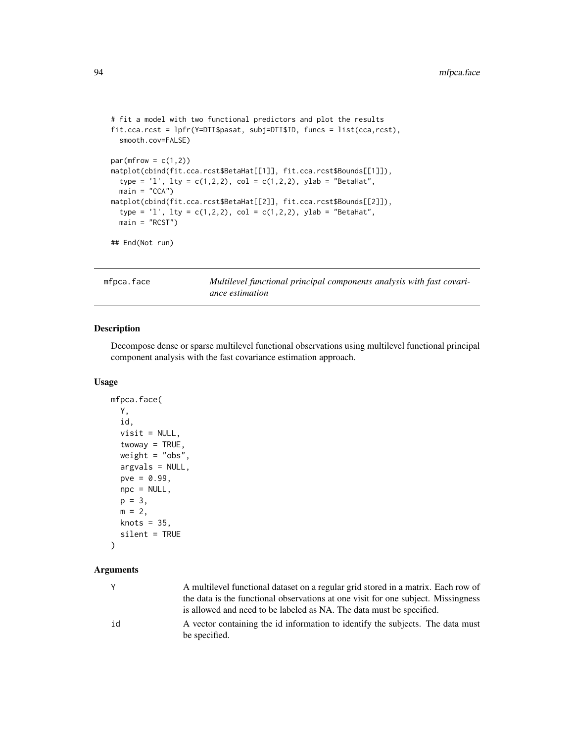```
# fit a model with two functional predictors and plot the results
fit.cca.rcst = lpfr(Y=DTI$pasat, subj=DTI$ID, funcs = list(cca,rcst),
  smooth.cov=FALSE)

par(mfrow = c(1,2))
matplot(cbind(fit.cca.rcst$BetaHat[[1]], fit.cca.rcst$Bounds[[1]]),
  type = 'l', lty = c(1,2,2), col = c(1,2,2), ylab = "BetaHat",
  main = "CCA")
matplot(cbind(fit.cca.rcst$BetaHat[[2]], fit.cca.rcst$Bounds[[2]]),
  type = 'l', lty = c(1,2,2), col = c(1,2,2), ylab = "BetaHat",
  main = "RCST")

## End(Not run)
```

## mfpca.face — *Multilevel functional principal components analysis with fast covariance estimation*

### Description

Decompose dense or sparse multilevel functional observations using multilevel functional principal component analysis with the fast covariance estimation approach.

### Usage

```
mfpca.face(
  Y,
  id,
  visit = NULL,
  twoway = TRUE,
  weight = "obs",
  argvals = NULL,
  pve = 0.99,
  npc = NULL,
  p = 3,
  m = 2,
  knots = 35,
  silent = TRUE
)
```

### Arguments

| | |
|---|---|
| Y | A multilevel functional dataset on a regular grid stored in a matrix. Each row of the data is the functional observations at one visit for one subject. Missingness is allowed and need to be labeled as NA. The data must be specified. |
| id | A vector containing the id information to identify the subjects. The data must be specified. |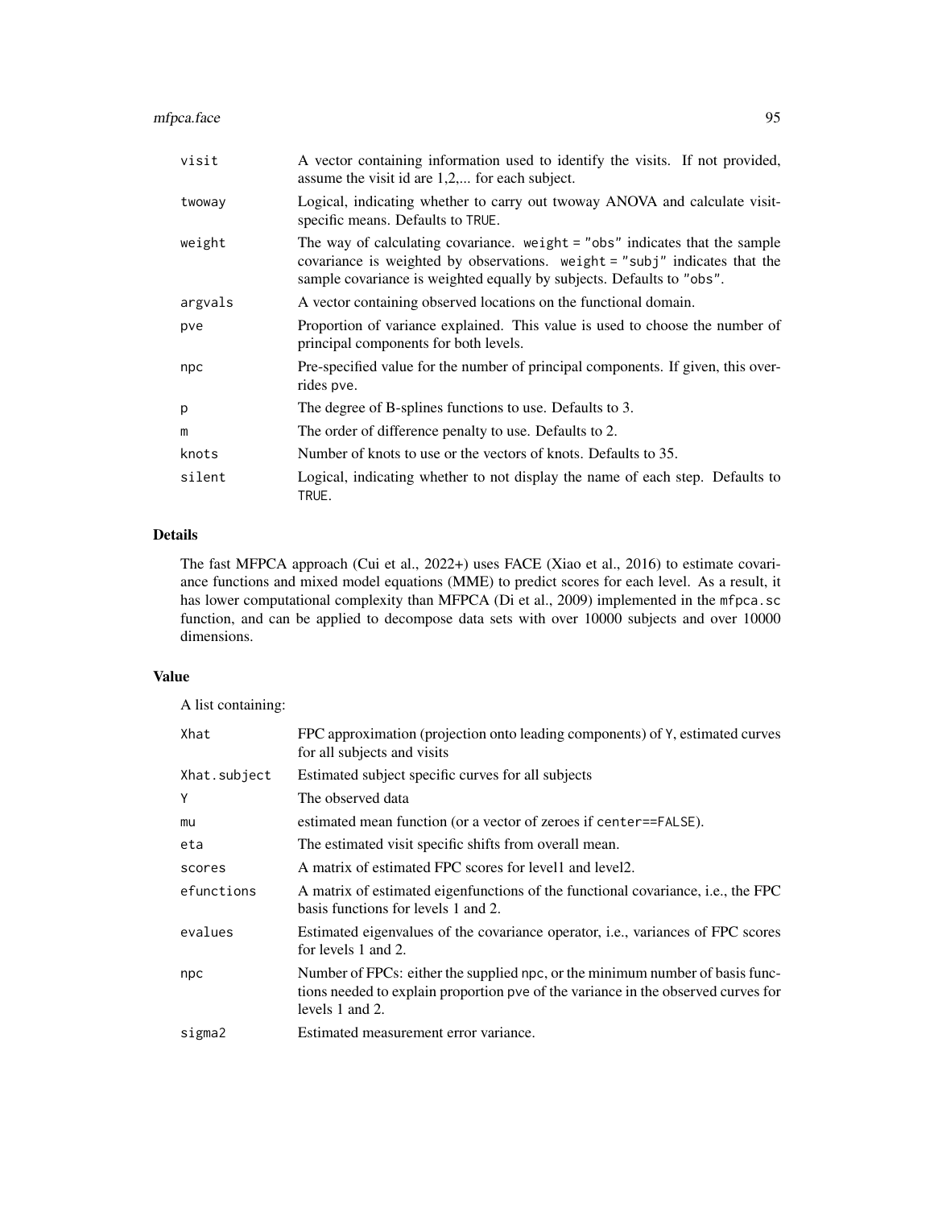| | |
|---|---|
| `visit` | A vector containing information used to identify the visits. If not provided, assume the visit id are 1,2,... for each subject. |
| `twoway` | Logical, indicating whether to carry out twoway ANOVA and calculate visit-specific means. Defaults to `TRUE`. |
| `weight` | The way of calculating covariance. `weight = "obs"` indicates that the sample covariance is weighted by observations. `weight = "subj"` indicates that the sample covariance is weighted equally by subjects. Defaults to `"obs"`. |
| `argvals` | A vector containing observed locations on the functional domain. |
| `pve` | Proportion of variance explained. This value is used to choose the number of principal components for both levels. |
| `npc` | Pre-specified value for the number of principal components. If given, this overrides `pve`. |
| `p` | The degree of B-splines functions to use. Defaults to 3. |
| `m` | The order of difference penalty to use. Defaults to 2. |
| `knots` | Number of knots to use or the vectors of knots. Defaults to 35. |
| `silent` | Logical, indicating whether to not display the name of each step. Defaults to `TRUE`. |

## Details

The fast MFPCA approach (Cui et al., 2022+) uses FACE (Xiao et al., 2016) to estimate covariance functions and mixed model equations (MME) to predict scores for each level. As a result, it has lower computational complexity than MFPCA (Di et al., 2009) implemented in the `mfpca.sc` function, and can be applied to decompose data sets with over 10000 subjects and over 10000 dimensions.

## Value

A list containing:

| | |
|---|---|
| `Xhat` | FPC approximation (projection onto leading components) of `Y`, estimated curves for all subjects and visits |
| `Xhat.subject` | Estimated subject specific curves for all subjects |
| `Y` | The observed data |
| `mu` | estimated mean function (or a vector of zeroes if `center==FALSE`). |
| `eta` | The estimated visit specific shifts from overall mean. |
| `scores` | A matrix of estimated FPC scores for level1 and level2. |
| `efunctions` | A matrix of estimated eigenfunctions of the functional covariance, i.e., the FPC basis functions for levels 1 and 2. |
| `evalues` | Estimated eigenvalues of the covariance operator, i.e., variances of FPC scores for levels 1 and 2. |
| `npc` | Number of FPCs: either the supplied `npc`, or the minimum number of basis functions needed to explain proportion `pve` of the variance in the observed curves for levels 1 and 2. |
| `sigma2` | Estimated measurement error variance. |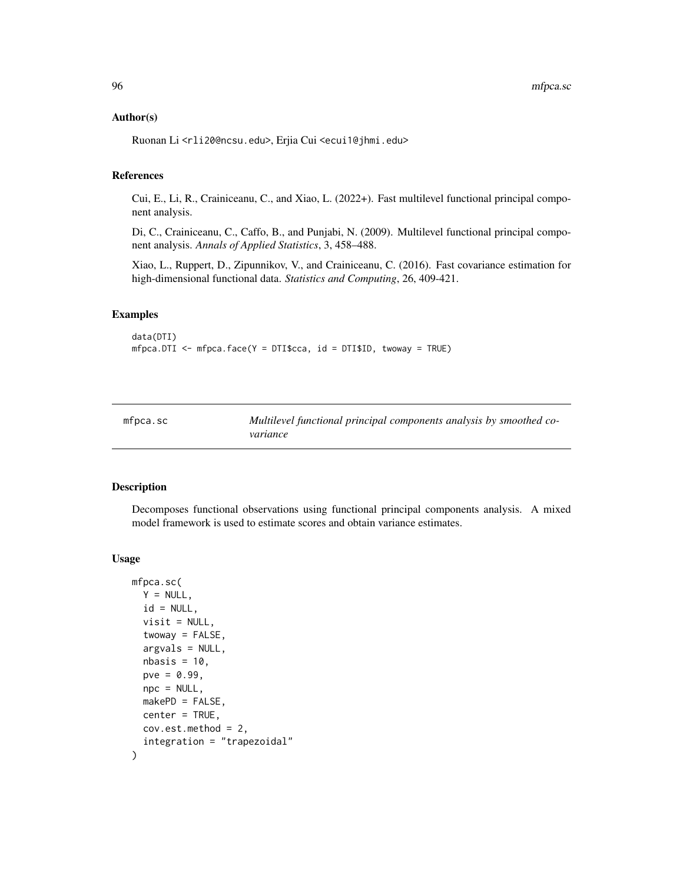### Author(s)

Ruonan Li <rli20@ncsu.edu>, Erjia Cui <ecui1@jhmi.edu>

### References

Cui, E., Li, R., Crainiceanu, C., and Xiao, L. (2022+). Fast multilevel functional principal component analysis.

Di, C., Crainiceanu, C., Caffo, B., and Punjabi, N. (2009). Multilevel functional principal component analysis. *Annals of Applied Statistics*, 3, 458–488.

Xiao, L., Ruppert, D., Zipunnikov, V., and Crainiceanu, C. (2016). Fast covariance estimation for high-dimensional functional data. *Statistics and Computing*, 26, 409-421.

### Examples

```
data(DTI)
mfpca.DTI <- mfpca.face(Y = DTI$cca, id = DTI$ID, twoway = TRUE)
```

---

## mfpca.sc — *Multilevel functional principal components analysis by smoothed covariance*

### Description

Decomposes functional observations using functional principal components analysis. A mixed model framework is used to estimate scores and obtain variance estimates.

### Usage

```
mfpca.sc(
  Y = NULL,
  id = NULL,
  visit = NULL,
  twoway = FALSE,
  argvals = NULL,
  nbasis = 10,
  pve = 0.99,
  npc = NULL,
  makePD = FALSE,
  center = TRUE,
  cov.est.method = 2,
  integration = "trapezoidal"
)
```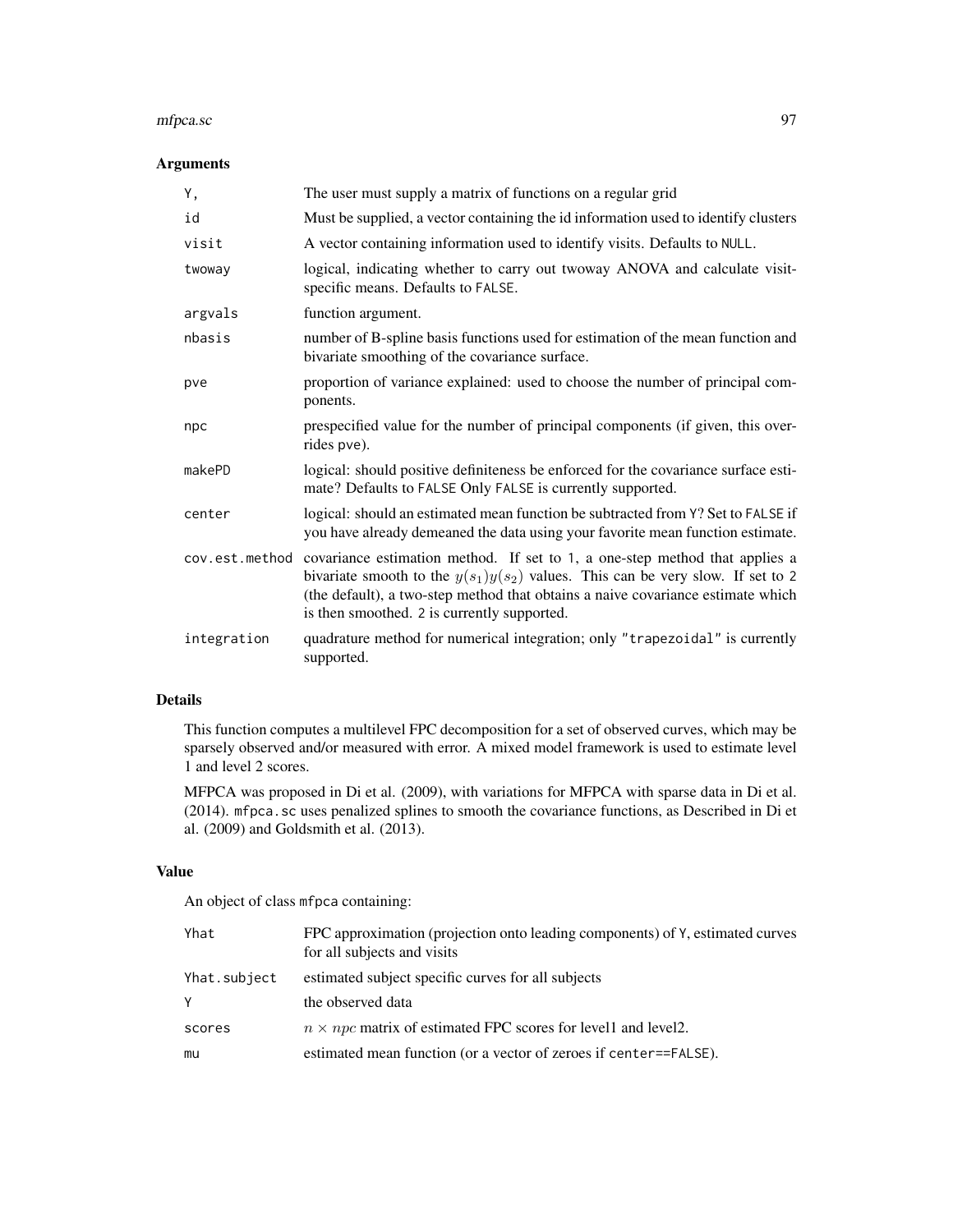## Arguments

| | |
|---|---|
| `Y,` | The user must supply a matrix of functions on a regular grid |
| `id` | Must be supplied, a vector containing the id information used to identify clusters |
| `visit` | A vector containing information used to identify visits. Defaults to `NULL`. |
| `twoway` | logical, indicating whether to carry out twoway ANOVA and calculate visit-specific means. Defaults to `FALSE`. |
| `argvals` | function argument. |
| `nbasis` | number of B-spline basis functions used for estimation of the mean function and bivariate smoothing of the covariance surface. |
| `pve` | proportion of variance explained: used to choose the number of principal components. |
| `npc` | prespecified value for the number of principal components (if given, this overrides `pve`). |
| `makePD` | logical: should positive definiteness be enforced for the covariance surface estimate? Defaults to `FALSE` Only `FALSE` is currently supported. |
| `center` | logical: should an estimated mean function be subtracted from `Y`? Set to `FALSE` if you have already demeaned the data using your favorite mean function estimate. |
| `cov.est.method` | covariance estimation method. If set to `1`, a one-step method that applies a bivariate smooth to the $y(s_1)y(s_2)$ values. This can be very slow. If set to `2` (the default), a two-step method that obtains a naive covariance estimate which is then smoothed. `2` is currently supported. |
| `integration` | quadrature method for numerical integration; only `"trapezoidal"` is currently supported. |

## Details

This function computes a multilevel FPC decomposition for a set of observed curves, which may be sparsely observed and/or measured with error. A mixed model framework is used to estimate level 1 and level 2 scores.

MFPCA was proposed in Di et al. (2009), with variations for MFPCA with sparse data in Di et al. (2014). `mfpca.sc` uses penalized splines to smooth the covariance functions, as Described in Di et al. (2009) and Goldsmith et al. (2013).

## Value

An object of class `mfpca` containing:

| | |
|---|---|
| `Yhat` | FPC approximation (projection onto leading components) of `Y`, estimated curves for all subjects and visits |
| `Yhat.subject` | estimated subject specific curves for all subjects |
| `Y` | the observed data |
| `scores` | $n \times npc$ matrix of estimated FPC scores for level1 and level2. |
| `mu` | estimated mean function (or a vector of zeroes if `center==FALSE`). |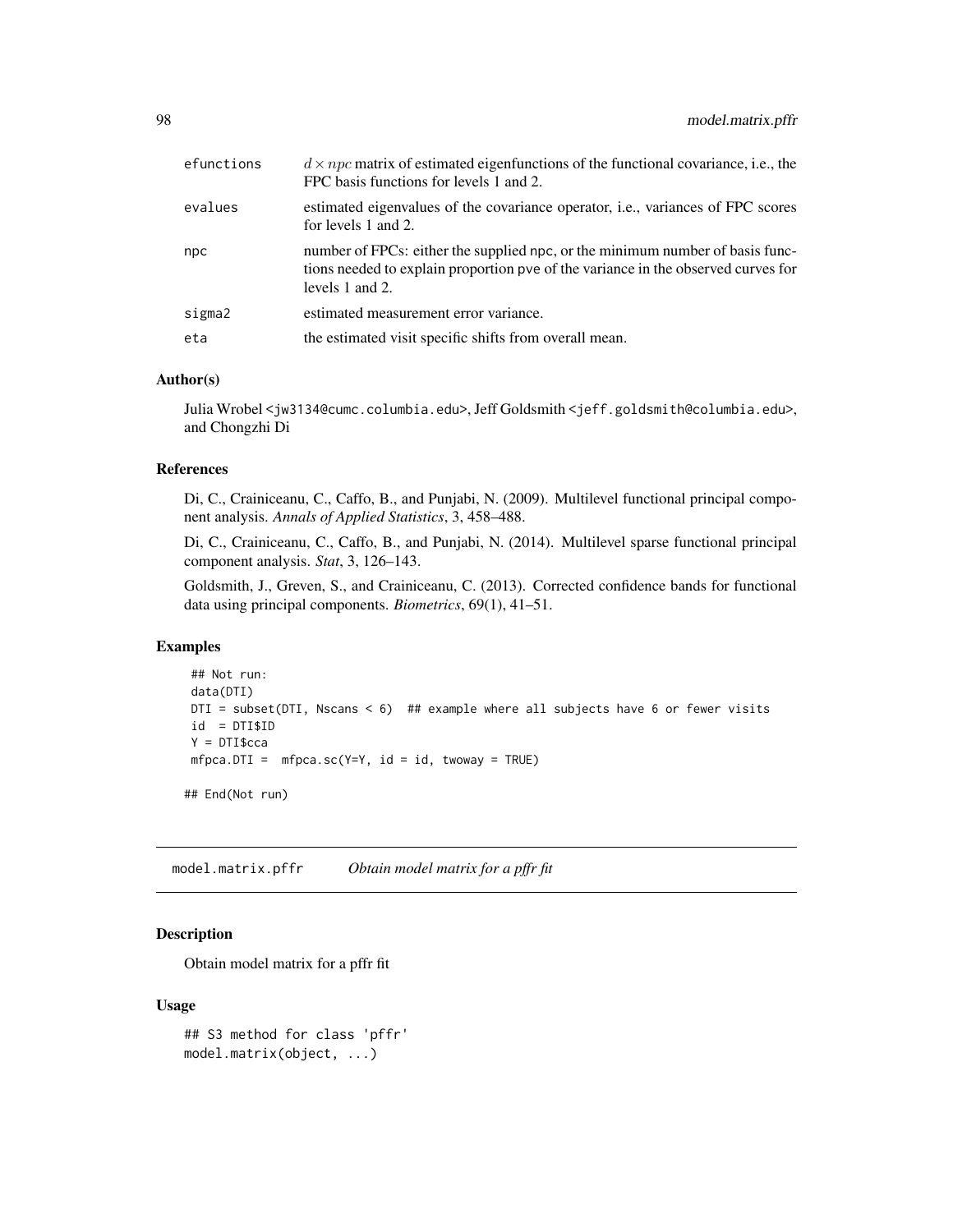| | |
|---|---|
| efunctions | $d \times npc$ matrix of estimated eigenfunctions of the functional covariance, i.e., the FPC basis functions for levels 1 and 2. |
| evalues | estimated eigenvalues of the covariance operator, i.e., variances of FPC scores for levels 1 and 2. |
| npc | number of FPCs: either the supplied npc, or the minimum number of basis functions needed to explain proportion pve of the variance in the observed curves for levels 1 and 2. |
| sigma2 | estimated measurement error variance. |
| eta | the estimated visit specific shifts from overall mean. |

### Author(s)

Julia Wrobel <jw3134@cumc.columbia.edu>, Jeff Goldsmith <jeff.goldsmith@columbia.edu>, and Chongzhi Di

### References

Di, C., Crainiceanu, C., Caffo, B., and Punjabi, N. (2009). Multilevel functional principal component analysis. *Annals of Applied Statistics*, 3, 458–488.

Di, C., Crainiceanu, C., Caffo, B., and Punjabi, N. (2014). Multilevel sparse functional principal component analysis. *Stat*, 3, 126–143.

Goldsmith, J., Greven, S., and Crainiceanu, C. (2013). Corrected confidence bands for functional data using principal components. *Biometrics*, 69(1), 41–51.

### Examples

```
## Not run:
data(DTI)
DTI = subset(DTI, Nscans < 6)  ## example where all subjects have 6 or fewer visits
id  = DTI$ID
Y = DTI$cca
mfpca.DTI =  mfpca.sc(Y=Y, id = id, twoway = TRUE)

## End(Not run)
```

---

## model.matrix.pffr *Obtain model matrix for a pffr fit*

### Description

Obtain model matrix for a pffr fit

### Usage

```
## S3 method for class 'pffr'
model.matrix(object, ...)
```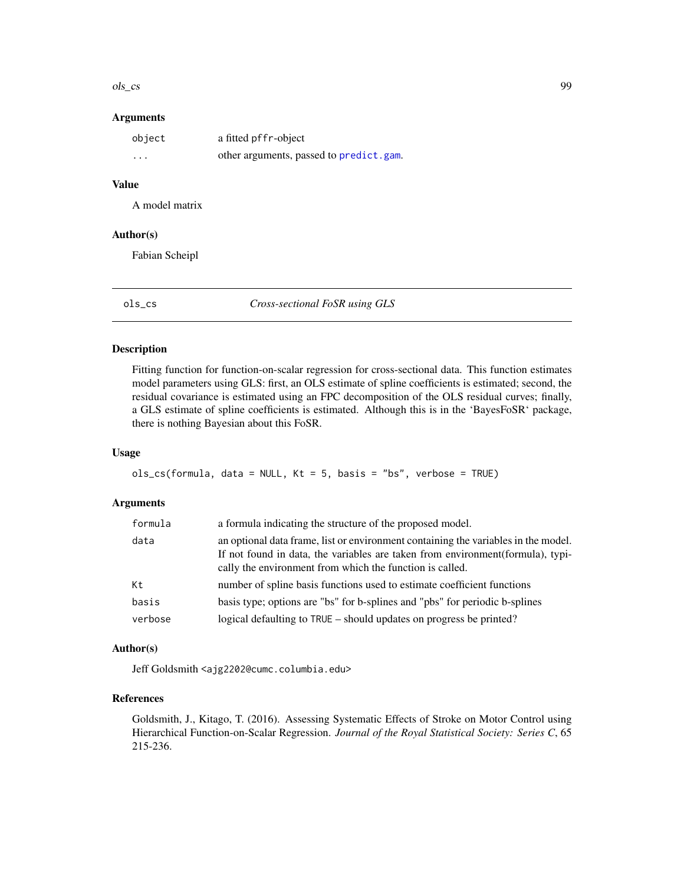## Arguments

| | |
|---|---|
| `object` | a fitted `pffr`-object |
| `...` | other arguments, passed to `predict.gam`. |

## Value

A model matrix

## Author(s)

Fabian Scheipl

---

# ols_cs — *Cross-sectional FoSR using GLS*

## Description

Fitting function for function-on-scalar regression for cross-sectional data. This function estimates model parameters using GLS: first, an OLS estimate of spline coefficients is estimated; second, the residual covariance is estimated using an FPC decomposition of the OLS residual curves; finally, a GLS estimate of spline coefficients is estimated. Although this is in the 'BayesFoSR' package, there is nothing Bayesian about this FoSR.

## Usage

```
ols_cs(formula, data = NULL, Kt = 5, basis = "bs", verbose = TRUE)
```

## Arguments

| | |
|---|---|
| `formula` | a formula indicating the structure of the proposed model. |
| `data` | an optional data frame, list or environment containing the variables in the model. If not found in data, the variables are taken from environment(formula), typically the environment from which the function is called. |
| `Kt` | number of spline basis functions used to estimate coefficient functions |
| `basis` | basis type; options are "bs" for b-splines and "pbs" for periodic b-splines |
| `verbose` | logical defaulting to `TRUE` – should updates on progress be printed? |

## Author(s)

Jeff Goldsmith <ajg2202@cumc.columbia.edu>

## References

Goldsmith, J., Kitago, T. (2016). Assessing Systematic Effects of Stroke on Motor Control using Hierarchical Function-on-Scalar Regression. *Journal of the Royal Statistical Society: Series C*, 65 215-236.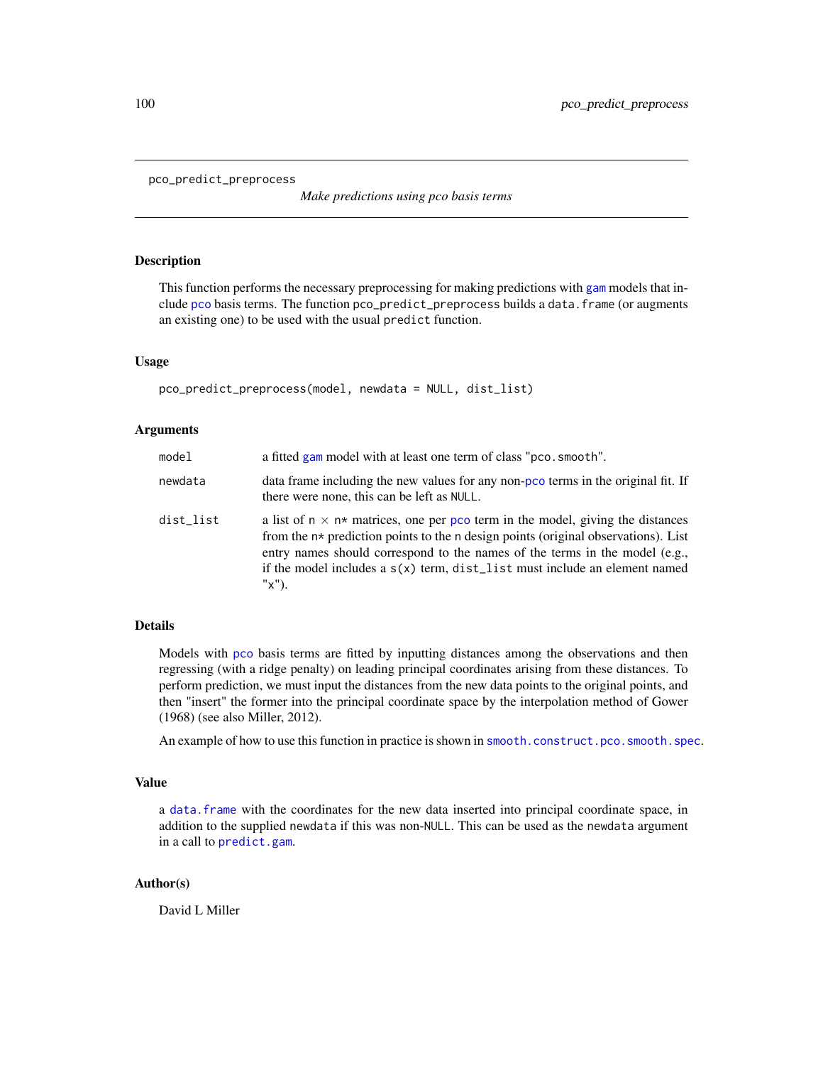## pco_predict_preprocess

*Make predictions using pco basis terms*

### Description

This function performs the necessary preprocessing for making predictions with gam models that include pco basis terms. The function `pco_predict_preprocess` builds a `data.frame` (or augments an existing one) to be used with the usual `predict` function.

### Usage

```
pco_predict_preprocess(model, newdata = NULL, dist_list)
```

### Arguments

| | |
|---|---|
| `model` | a fitted gam model with at least one term of class "`pco.smooth`". |
| `newdata` | data frame including the new values for any non-pco terms in the original fit. If there were none, this can be left as `NULL`. |
| `dist_list` | a list of `n` × `n*` matrices, one per pco term in the model, giving the distances from the `n*` prediction points to the `n` design points (original observations). List entry names should correspond to the names of the terms in the model (e.g., if the model includes a `s(x)` term, `dist_list` must include an element named "`x`"). |

### Details

Models with pco basis terms are fitted by inputting distances among the observations and then regressing (with a ridge penalty) on leading principal coordinates arising from these distances. To perform prediction, we must input the distances from the new data points to the original points, and then "insert" the former into the principal coordinate space by the interpolation method of Gower (1968) (see also Miller, 2012).

An example of how to use this function in practice is shown in `smooth.construct.pco.smooth.spec`.

### Value

a `data.frame` with the coordinates for the new data inserted into principal coordinate space, in addition to the supplied `newdata` if this was non-`NULL`. This can be used as the `newdata` argument in a call to `predict.gam`.

### Author(s)

David L Miller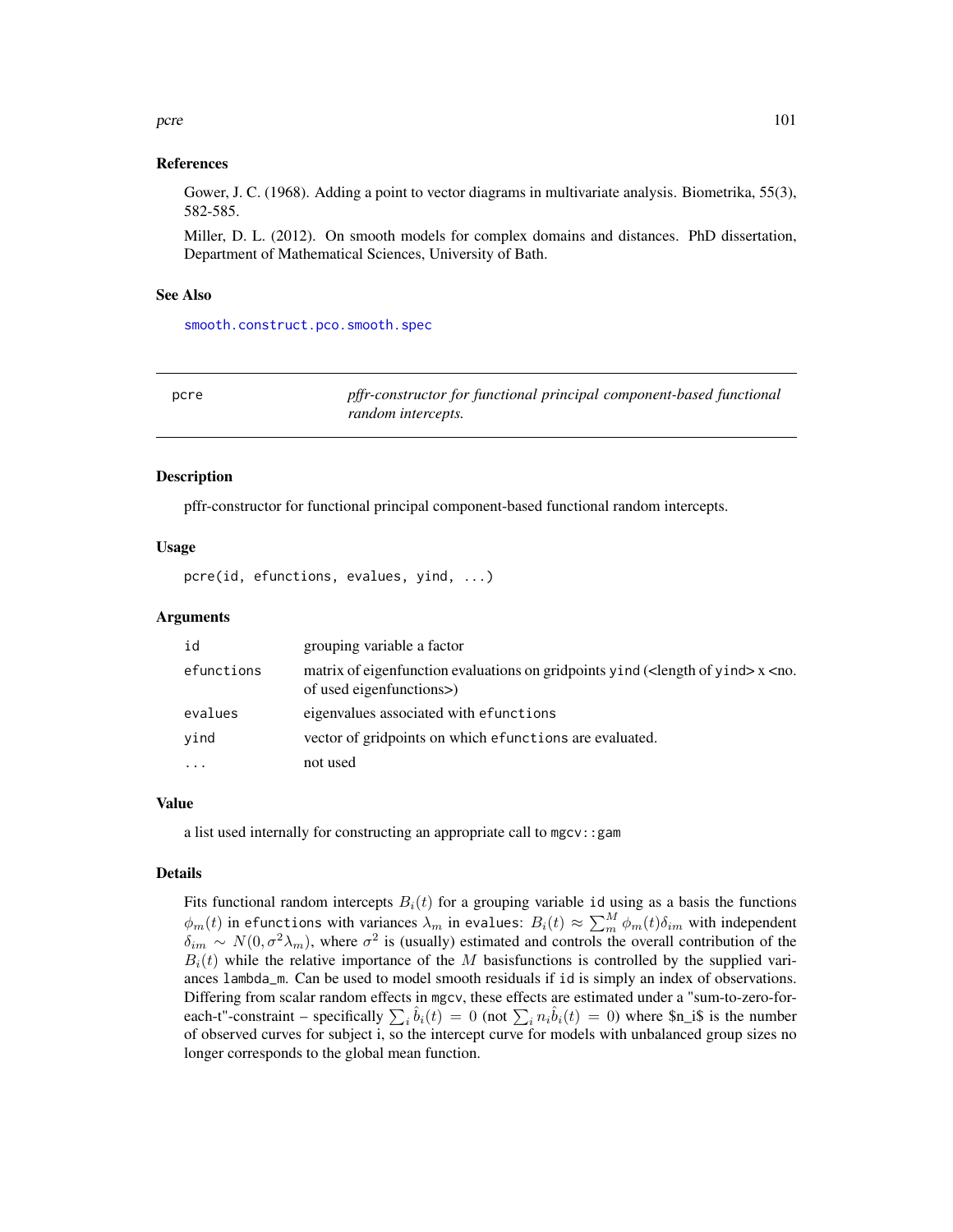### References

Gower, J. C. (1968). Adding a point to vector diagrams in multivariate analysis. Biometrika, 55(3), 582-585.

Miller, D. L. (2012). On smooth models for complex domains and distances. PhD dissertation, Department of Mathematical Sciences, University of Bath.

### See Also

smooth.construct.pco.smooth.spec

---

## pcre — *pffr-constructor for functional principal component-based functional random intercepts.*

### Description

pffr-constructor for functional principal component-based functional random intercepts.

### Usage

```
pcre(id, efunctions, evalues, yind, ...)
```

### Arguments

| | |
|---|---|
| `id` | grouping variable a factor |
| `efunctions` | matrix of eigenfunction evaluations on gridpoints `yind` (<length of `yind`> x <no. of used eigenfunctions>) |
| `evalues` | eigenvalues associated with `efunctions` |
| `yind` | vector of gridpoints on which `efunctions` are evaluated. |
| `...` | not used |

### Value

a list used internally for constructing an appropriate call to `mgcv::gam`

### Details

Fits functional random intercepts $B_i(t)$ for a grouping variable `id` using as a basis the functions $\phi_m(t)$ in `efunctions` with variances $\lambda_m$ in `evalues`: $B_i(t) \approx \sum_m^M \phi_m(t)\delta_{im}$ with independent $\delta_{im} \sim N(0, \sigma^2\lambda_m)$, where $\sigma^2$ is (usually) estimated and controls the overall contribution of the $B_i(t)$ while the relative importance of the $M$ basisfunctions is controlled by the supplied variances `lambda_m`. Can be used to model smooth residuals if `id` is simply an index of observations. Differing from scalar random effects in `mgcv`, these effects are estimated under a "sum-to-zero-for-each-t"-constraint – specifically $\sum_i \hat{b}_i(t) = 0$ (not $\sum_i n_i \hat{b}_i(t) = 0$) where $n_i$ is the number of observed curves for subject i, so the intercept curve for models with unbalanced group sizes no longer corresponds to the global mean function.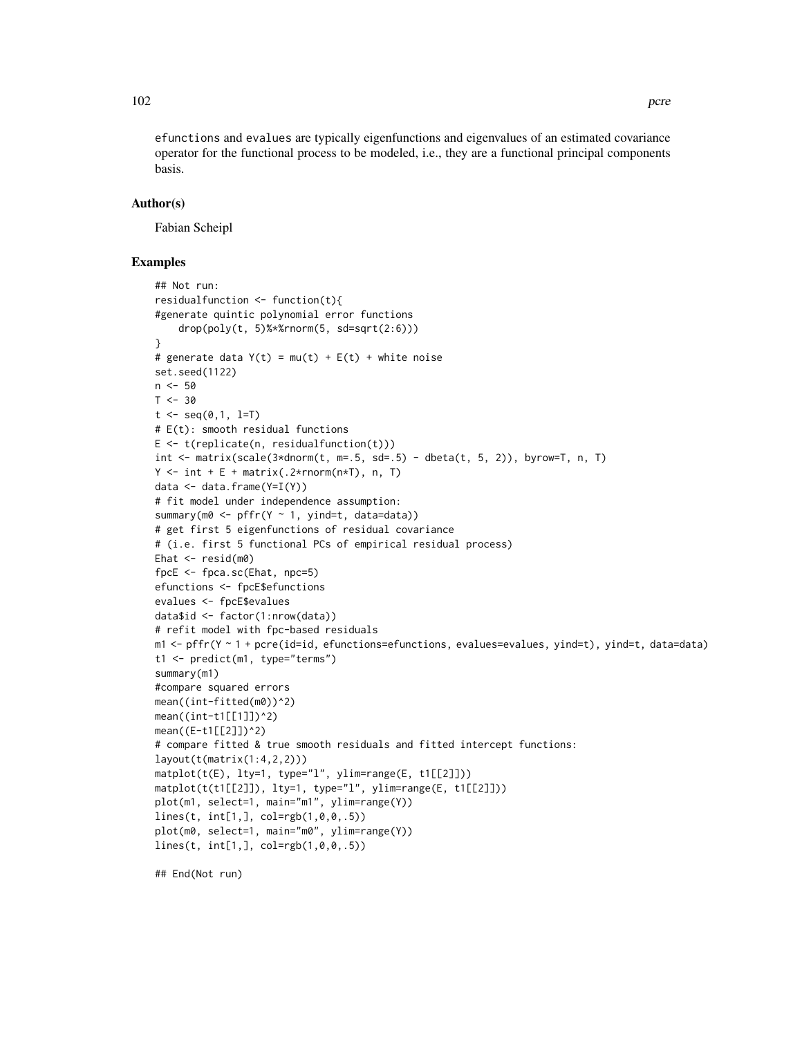efunctions and evalues are typically eigenfunctions and eigenvalues of an estimated covariance operator for the functional process to be modeled, i.e., they are a functional principal components basis.

## Author(s)

Fabian Scheipl

## Examples

```
## Not run:
residualfunction <- function(t){
#generate quintic polynomial error functions
    drop(poly(t, 5)%*%rnorm(5, sd=sqrt(2:6)))
}
# generate data Y(t) = mu(t) + E(t) + white noise
set.seed(1122)
n <- 50
T <- 30
t <- seq(0,1, l=T)
# E(t): smooth residual functions
E <- t(replicate(n, residualfunction(t)))
int <- matrix(scale(3*dnorm(t, m=.5, sd=.5) - dbeta(t, 5, 2)), byrow=T, n, T)
Y <- int + E + matrix(.2*rnorm(n*T), n, T)
data <- data.frame(Y=I(Y))
# fit model under independence assumption:
summary(m0 <- pffr(Y ~ 1, yind=t, data=data))
# get first 5 eigenfunctions of residual covariance
# (i.e. first 5 functional PCs of empirical residual process)
Ehat <- resid(m0)
fpcE <- fpca.sc(Ehat, npc=5)
efunctions <- fpcE$efunctions
evalues <- fpcE$evalues
data$id <- factor(1:nrow(data))
# refit model with fpc-based residuals
m1 <- pffr(Y ~ 1 + pcre(id=id, efunctions=efunctions, evalues=evalues, yind=t), yind=t, data=data)
t1 <- predict(m1, type="terms")
summary(m1)
#compare squared errors
mean((int-fitted(m0))^2)
mean((int-t1[[1]])^2)
mean((E-t1[[2]])^2)
# compare fitted & true smooth residuals and fitted intercept functions:
layout(t(matrix(1:4,2,2)))
matplot(t(E), lty=1, type="l", ylim=range(E, t1[[2]]))
matplot(t(t1[[2]]), lty=1, type="l", ylim=range(E, t1[[2]]))
plot(m1, select=1, main="m1", ylim=range(Y))
lines(t, int[1,], col=rgb(1,0,0,.5))
plot(m0, select=1, main="m0", ylim=range(Y))
lines(t, int[1,], col=rgb(1,0,0,.5))

## End(Not run)
```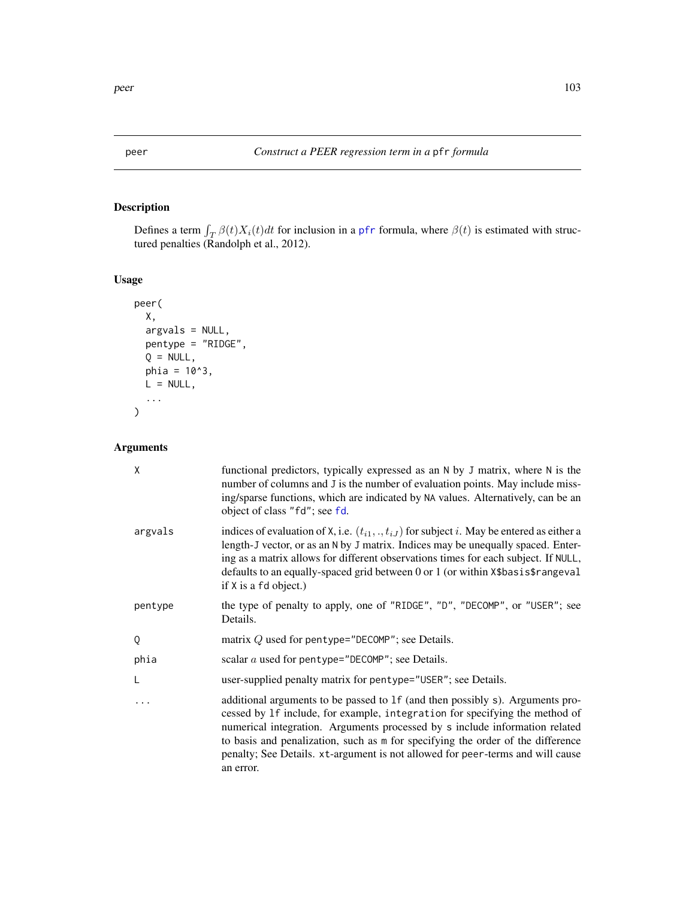# peer

*Construct a PEER regression term in a* pfr *formula*

## Description

Defines a term $\int_T \beta(t) X_i(t) dt$ for inclusion in a pfr formula, where $\beta(t)$ is estimated with structured penalties (Randolph et al., 2012).

## Usage

```
peer(
  X,
  argvals = NULL,
  pentype = "RIDGE",
  Q = NULL,
  phia = 10^3,
  L = NULL,
  ...
)
```

## Arguments

| | |
|---|---|
| X | functional predictors, typically expressed as an N by J matrix, where N is the number of columns and J is the number of evaluation points. May include missing/sparse functions, which are indicated by NA values. Alternatively, can be an object of class "fd"; see fd. |
| argvals | indices of evaluation of X, i.e. $(t_{i1}, ., t_{iJ})$ for subject $i$. May be entered as either a length-J vector, or as an N by J matrix. Indices may be unequally spaced. Entering as a matrix allows for different observations times for each subject. If NULL, defaults to an equally-spaced grid between 0 or 1 (or within X$basis$rangeval if X is a fd object.) |
| pentype | the type of penalty to apply, one of "RIDGE", "D", "DECOMP", or "USER"; see Details. |
| Q | matrix $Q$ used for pentype="DECOMP"; see Details. |
| phia | scalar $a$ used for pentype="DECOMP"; see Details. |
| L | user-supplied penalty matrix for pentype="USER"; see Details. |
| ... | additional arguments to be passed to lf (and then possibly s). Arguments processed by lf include, for example, integration for specifying the method of numerical integration. Arguments processed by s include information related to basis and penalization, such as m for specifying the order of the difference penalty; See Details. xt-argument is not allowed for peer-terms and will cause an error. |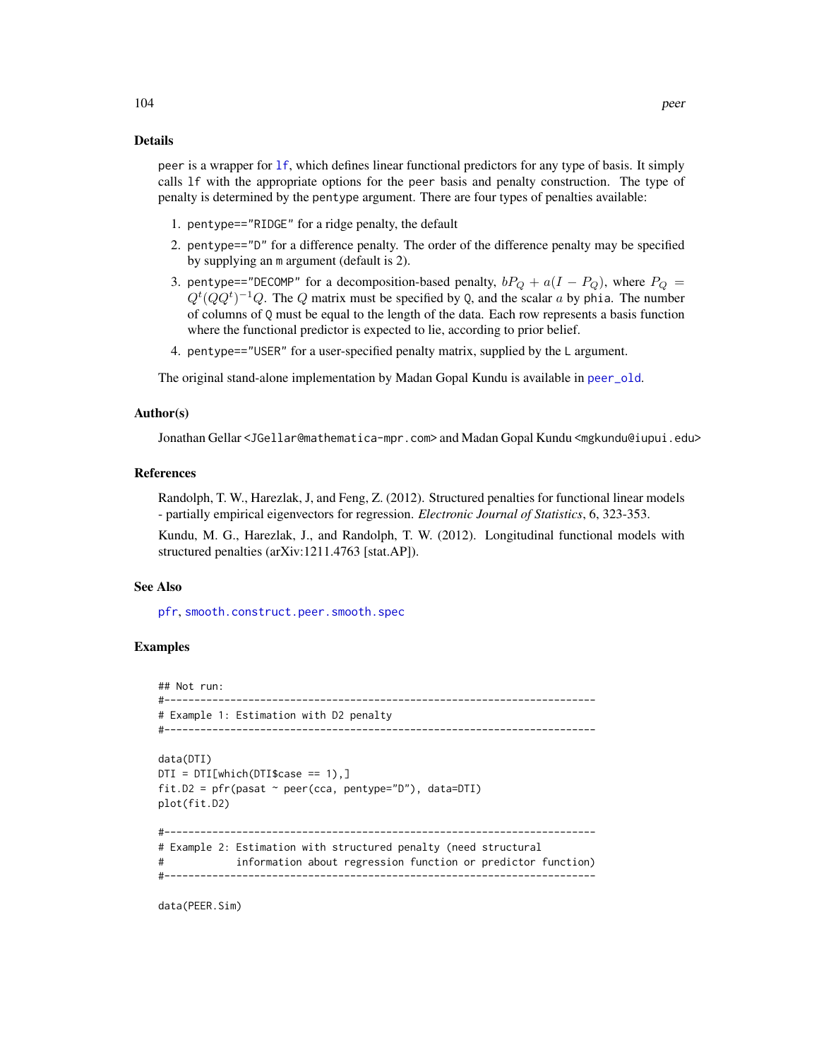### Details

peer is a wrapper for lf, which defines linear functional predictors for any type of basis. It simply calls lf with the appropriate options for the peer basis and penalty construction. The type of penalty is determined by the pentype argument. There are four types of penalties available:

1. pentype=="RIDGE" for a ridge penalty, the default
2. pentype=="D" for a difference penalty. The order of the difference penalty may be specified by supplying an m argument (default is 2).
3. pentype=="DECOMP" for a decomposition-based penalty, $bP_Q + a(I - P_Q)$, where $P_Q = Q^t(QQ^t)^{-1}Q$. The $Q$ matrix must be specified by Q, and the scalar $a$ by phia. The number of columns of Q must be equal to the length of the data. Each row represents a basis function where the functional predictor is expected to lie, according to prior belief.
4. pentype=="USER" for a user-specified penalty matrix, supplied by the L argument.

The original stand-alone implementation by Madan Gopal Kundu is available in peer_old.

### Author(s)

Jonathan Gellar <JGellar@mathematica-mpr.com> and Madan Gopal Kundu <mgkundu@iupui.edu>

### References

Randolph, T. W., Harezlak, J, and Feng, Z. (2012). Structured penalties for functional linear models - partially empirical eigenvectors for regression. *Electronic Journal of Statistics*, 6, 323-353.

Kundu, M. G., Harezlak, J., and Randolph, T. W. (2012). Longitudinal functional models with structured penalties (arXiv:1211.4763 [stat.AP]).

### See Also

pfr, smooth.construct.peer.smooth.spec

### Examples

```
## Not run:
#------------------------------------------------------------------------
# Example 1: Estimation with D2 penalty
#------------------------------------------------------------------------

data(DTI)
DTI = DTI[which(DTI$case == 1),]
fit.D2 = pfr(pasat ~ peer(cca, pentype="D"), data=DTI)
plot(fit.D2)

#------------------------------------------------------------------------
# Example 2: Estimation with structured penalty (need structural
#            information about regression function or predictor function)
#------------------------------------------------------------------------

data(PEER.Sim)
```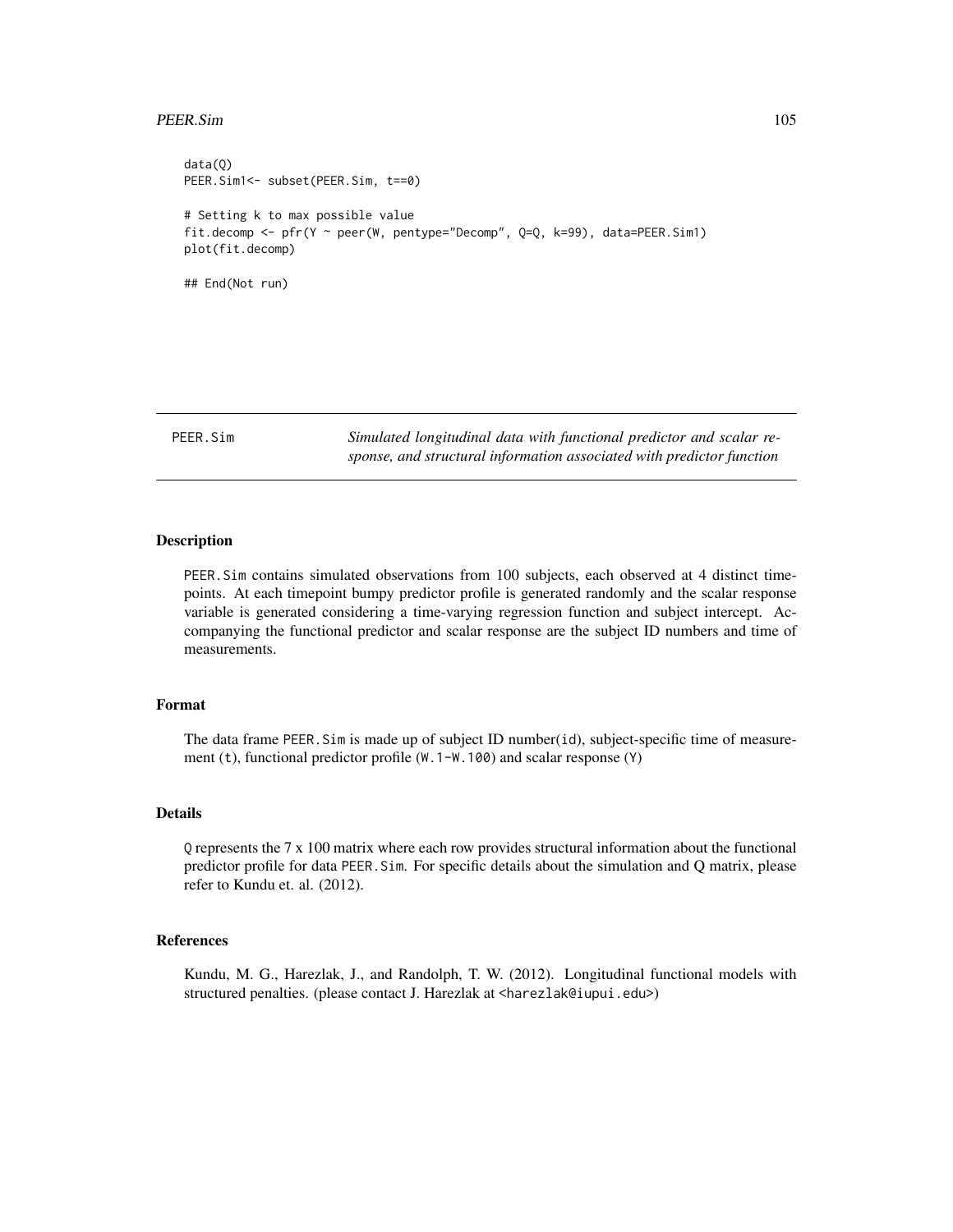```
data(Q)
PEER.Sim1<- subset(PEER.Sim, t==0)

# Setting k to max possible value
fit.decomp <- pfr(Y ~ peer(W, pentype="Decomp", Q=Q, k=99), data=PEER.Sim1)
plot(fit.decomp)

## End(Not run)
```

---

PEER.Sim — *Simulated longitudinal data with functional predictor and scalar response, and structural information associated with predictor function*

---

### Description

PEER.Sim contains simulated observations from 100 subjects, each observed at 4 distinct timepoints. At each timepoint bumpy predictor profile is generated randomly and the scalar response variable is generated considering a time-varying regression function and subject intercept. Accompanying the functional predictor and scalar response are the subject ID numbers and time of measurements.

### Format

The data frame PEER.Sim is made up of subject ID number(id), subject-specific time of measurement (t), functional predictor profile (W.1-W.100) and scalar response (Y)

### Details

Q represents the 7 x 100 matrix where each row provides structural information about the functional predictor profile for data PEER.Sim. For specific details about the simulation and Q matrix, please refer to Kundu et. al. (2012).

### References

Kundu, M. G., Harezlak, J., and Randolph, T. W. (2012). Longitudinal functional models with structured penalties. (please contact J. Harezlak at <harezlak@iupui.edu>)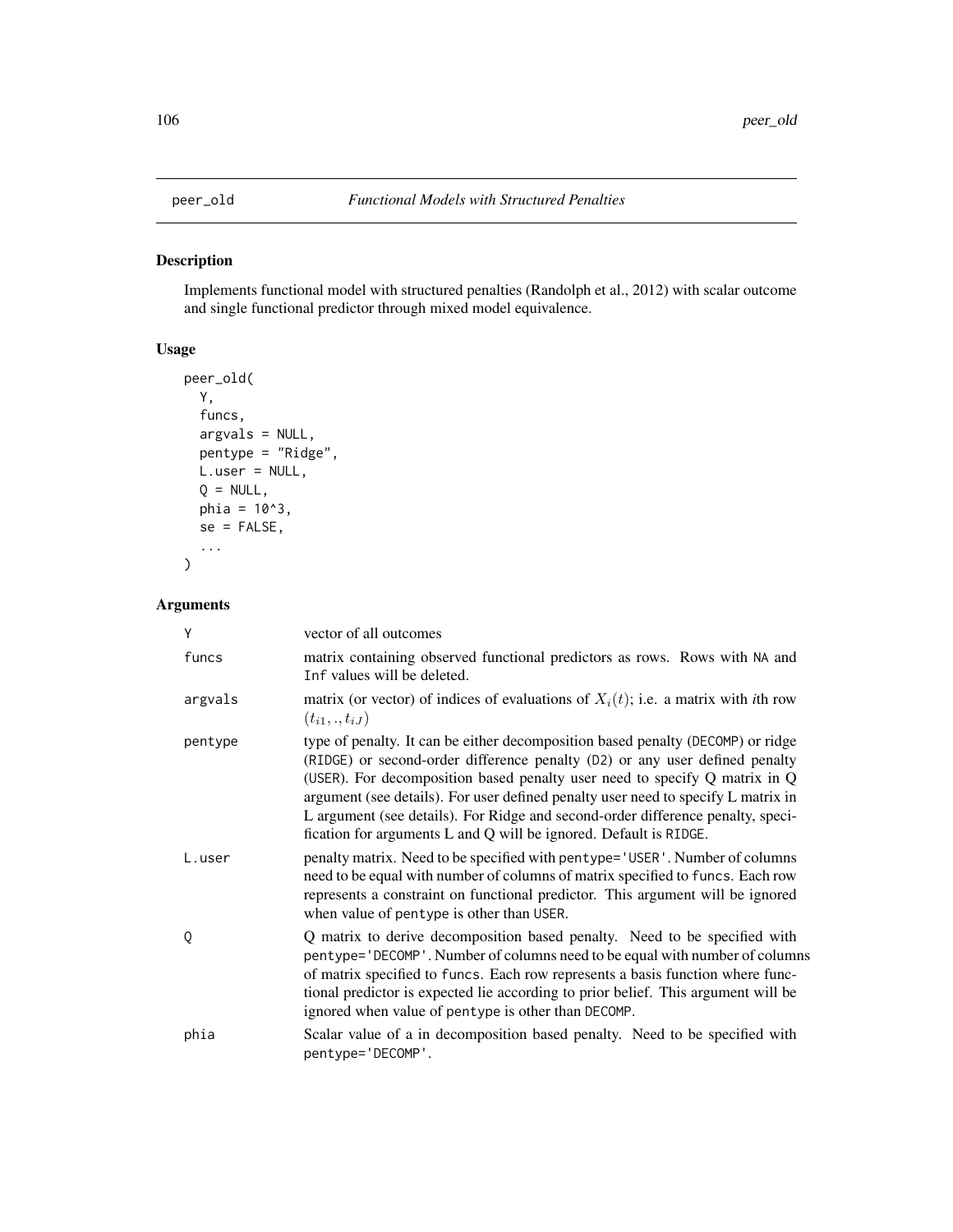# peer_old — *Functional Models with Structured Penalties*

## Description

Implements functional model with structured penalties (Randolph et al., 2012) with scalar outcome and single functional predictor through mixed model equivalence.

## Usage

```
peer_old(
  Y,
  funcs,
  argvals = NULL,
  pentype = "Ridge",
  L.user = NULL,
  Q = NULL,
  phia = 10^3,
  se = FALSE,
  ...
)
```

## Arguments

| Argument | Description |
|---|---|
| Y | vector of all outcomes |
| funcs | matrix containing observed functional predictors as rows. Rows with NA and Inf values will be deleted. |
| argvals | matrix (or vector) of indices of evaluations of $X_i(t)$; i.e. a matrix with *i*th row $(t_{i1}, ., t_{iJ})$ |
| pentype | type of penalty. It can be either decomposition based penalty (DECOMP) or ridge (RIDGE) or second-order difference penalty (D2) or any user defined penalty (USER). For decomposition based penalty user need to specify Q matrix in Q argument (see details). For user defined penalty user need to specify L matrix in L argument (see details). For Ridge and second-order difference penalty, specification for arguments L and Q will be ignored. Default is RIDGE. |
| L.user | penalty matrix. Need to be specified with pentype='USER'. Number of columns need to be equal with number of columns of matrix specified to funcs. Each row represents a constraint on functional predictor. This argument will be ignored when value of pentype is other than USER. |
| Q | Q matrix to derive decomposition based penalty. Need to be specified with pentype='DECOMP'. Number of columns need to be equal with number of columns of matrix specified to funcs. Each row represents a basis function where functional predictor is expected lie according to prior belief. This argument will be ignored when value of pentype is other than DECOMP. |
| phia | Scalar value of a in decomposition based penalty. Need to be specified with pentype='DECOMP'. |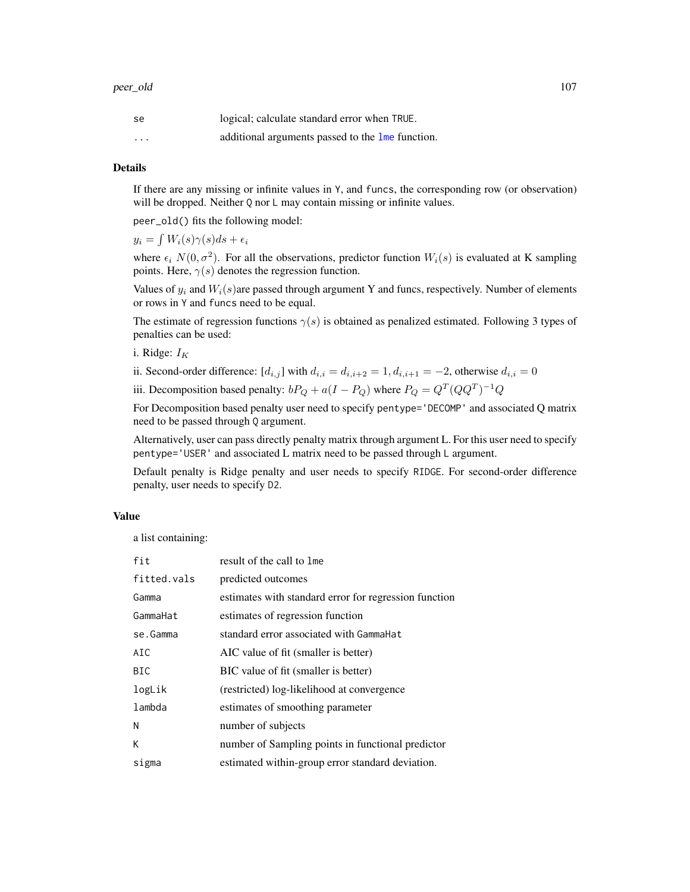| | |
|---|---|
| se | logical; calculate standard error when TRUE. |
| ... | additional arguments passed to the lme function. |

## Details

If there are any missing or infinite values in Y, and funcs, the corresponding row (or observation) will be dropped. Neither Q nor L may contain missing or infinite values.

peer_old() fits the following model:

$y_i = \int W_i(s)\gamma(s)ds + \epsilon_i$

where $\epsilon_i$ $N(0, \sigma^2)$. For all the observations, predictor function $W_i(s)$ is evaluated at K sampling points. Here, $\gamma(s)$ denotes the regression function.

Values of $y_i$ and $W_i(s)$are passed through argument Y and funcs, respectively. Number of elements or rows in Y and funcs need to be equal.

The estimate of regression functions $\gamma(s)$ is obtained as penalized estimated. Following 3 types of penalties can be used:

i. Ridge: $I_K$

ii. Second-order difference: $[d_{i,j}]$ with $d_{i,i} = d_{i,i+2} = 1, d_{i,i+1} = -2$, otherwise $d_{i,i} = 0$

iii. Decomposition based penalty: $bP_Q + a(I - P_Q)$ where $P_Q = Q^T(QQ^T)^{-1}Q$

For Decomposition based penalty user need to specify pentype='DECOMP' and associated Q matrix need to be passed through Q argument.

Alternatively, user can pass directly penalty matrix through argument L. For this user need to specify pentype='USER' and associated L matrix need to be passed through L argument.

Default penalty is Ridge penalty and user needs to specify RIDGE. For second-order difference penalty, user needs to specify D2.

## Value

a list containing:

| | |
|---|---|
| fit | result of the call to lme |
| fitted.vals | predicted outcomes |
| Gamma | estimates with standard error for regression function |
| GammaHat | estimates of regression function |
| se.Gamma | standard error associated with GammaHat |
| AIC | AIC value of fit (smaller is better) |
| BIC | BIC value of fit (smaller is better) |
| logLik | (restricted) log-likelihood at convergence |
| lambda | estimates of smoothing parameter |
| N | number of subjects |
| K | number of Sampling points in functional predictor |
| sigma | estimated within-group error standard deviation. |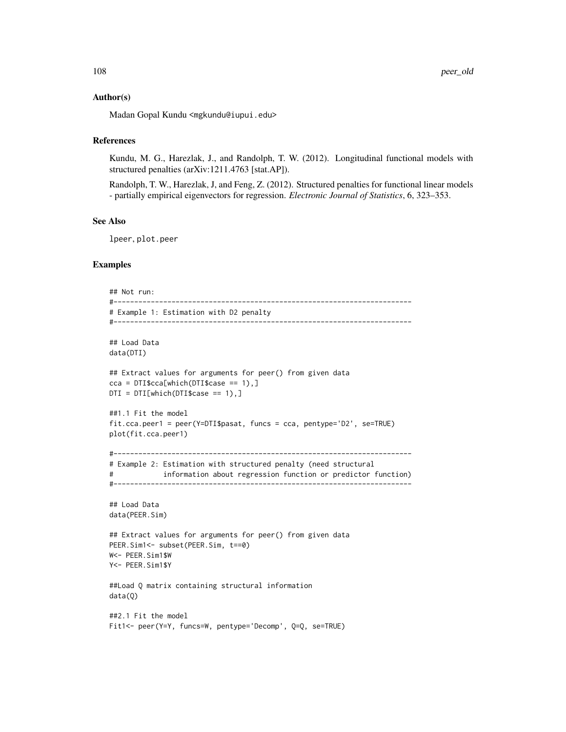### Author(s)

Madan Gopal Kundu <mgkundu@iupui.edu>

### References

Kundu, M. G., Harezlak, J., and Randolph, T. W. (2012). Longitudinal functional models with structured penalties (arXiv:1211.4763 [stat.AP]).

Randolph, T. W., Harezlak, J, and Feng, Z. (2012). Structured penalties for functional linear models - partially empirical eigenvectors for regression. *Electronic Journal of Statistics*, 6, 323–353.

### See Also

lpeer, plot.peer

### Examples

```
## Not run:
#------------------------------------------------------------------------
# Example 1: Estimation with D2 penalty
#------------------------------------------------------------------------

## Load Data
data(DTI)

## Extract values for arguments for peer() from given data
cca = DTI$cca[which(DTI$case == 1),]
DTI = DTI[which(DTI$case == 1),]

##1.1 Fit the model
fit.cca.peer1 = peer(Y=DTI$pasat, funcs = cca, pentype='D2', se=TRUE)
plot(fit.cca.peer1)

#------------------------------------------------------------------------
# Example 2: Estimation with structured penalty (need structural
#            information about regression function or predictor function)
#------------------------------------------------------------------------

## Load Data
data(PEER.Sim)

## Extract values for arguments for peer() from given data
PEER.Sim1<- subset(PEER.Sim, t==0)
W<- PEER.Sim1$W
Y<- PEER.Sim1$Y

##Load Q matrix containing structural information
data(Q)

##2.1 Fit the model
Fit1<- peer(Y=Y, funcs=W, pentype='Decomp', Q=Q, se=TRUE)
```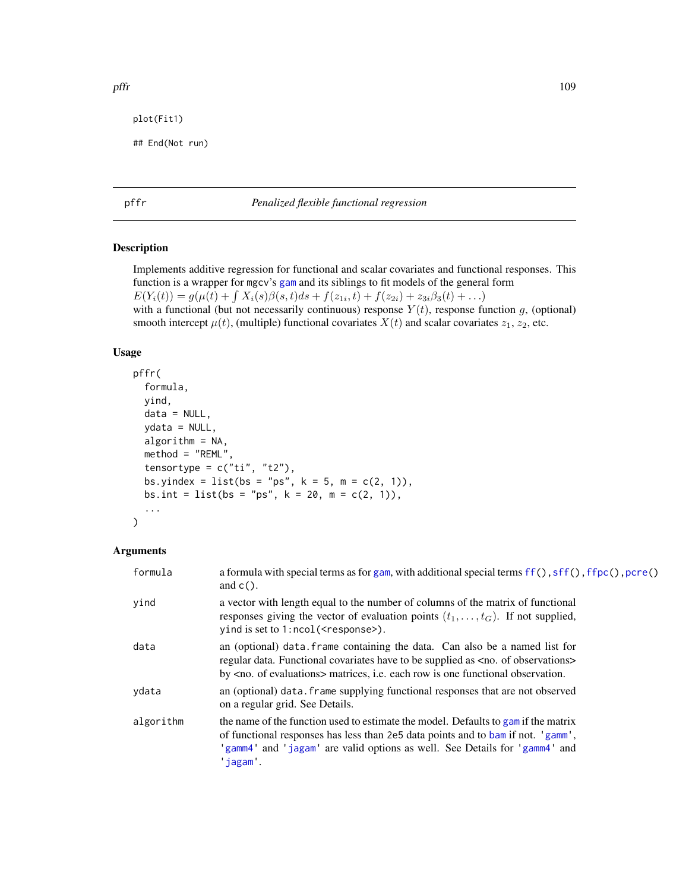```
plot(Fit1)

## End(Not run)
```

## pffr — *Penalized flexible functional regression*

### Description

Implements additive regression for functional and scalar covariates and functional responses. This function is a wrapper for mgcv's gam and its siblings to fit models of the general form
$E(Y_i(t)) = g(\mu(t) + \int X_i(s)\beta(s,t)ds + f(z_{1i}, t) + f(z_{2i}) + z_{3i}\beta_3(t) + \dots)$
with a functional (but not necessarily continuous) response $Y(t)$, response function $g$, (optional) smooth intercept $\mu(t)$, (multiple) functional covariates $X(t)$ and scalar covariates $z_1$, $z_2$, etc.

### Usage

```
pffr(
  formula,
  yind,
  data = NULL,
  ydata = NULL,
  algorithm = NA,
  method = "REML",
  tensortype = c("ti", "t2"),
  bs.yindex = list(bs = "ps", k = 5, m = c(2, 1)),
  bs.int = list(bs = "ps", k = 20, m = c(2, 1)),
  ...
)
```

### Arguments

| | |
|---|---|
| formula | a formula with special terms as for gam, with additional special terms ff(), sff(), ffpc(), pcre() and c(). |
| yind | a vector with length equal to the number of columns of the matrix of functional responses giving the vector of evaluation points $(t_1, \dots, t_G)$. If not supplied, yind is set to 1:ncol(<response>). |
| data | an (optional) data.frame containing the data. Can also be a named list for regular data. Functional covariates have to be supplied as <no. of observations> by <no. of evaluations> matrices, i.e. each row is one functional observation. |
| ydata | an (optional) data.frame supplying functional responses that are not observed on a regular grid. See Details. |
| algorithm | the name of the function used to estimate the model. Defaults to gam if the matrix of functional responses has less than 2e5 data points and to bam if not. 'gamm', 'gamm4' and 'jagam' are valid options as well. See Details for 'gamm4' and 'jagam'. |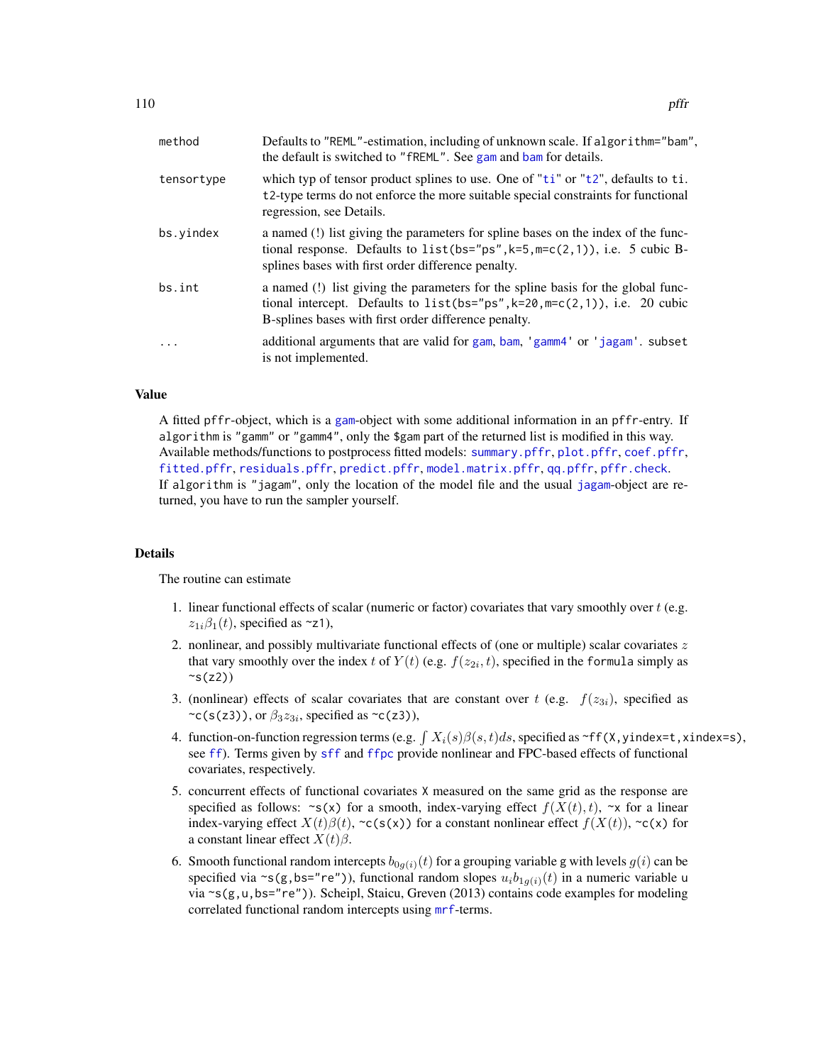| | |
|---|---|
| method | Defaults to "REML"-estimation, including of unknown scale. If algorithm="bam", the default is switched to "fREML". See gam and bam for details. |
| tensortype | which typ of tensor product splines to use. One of "ti" or "t2", defaults to ti. t2-type terms do not enforce the more suitable special constraints for functional regression, see Details. |
| bs.yindex | a named (!) list giving the parameters for spline bases on the index of the functional response. Defaults to list(bs="ps",k=5,m=c(2,1)), i.e. 5 cubic B-splines bases with first order difference penalty. |
| bs.int | a named (!) list giving the parameters for the spline basis for the global functional intercept. Defaults to list(bs="ps",k=20,m=c(2,1)), i.e. 20 cubic B-splines bases with first order difference penalty. |
| ... | additional arguments that are valid for gam, bam, 'gamm4' or 'jagam'. subset is not implemented. |

## Value

A fitted pffr-object, which is a gam-object with some additional information in an pffr-entry. If algorithm is "gamm" or "gamm4", only the $gam part of the returned list is modified in this way. Available methods/functions to postprocess fitted models: summary.pffr, plot.pffr, coef.pffr, fitted.pffr, residuals.pffr, predict.pffr, model.matrix.pffr, qq.pffr, pffr.check. If algorithm is "jagam", only the location of the model file and the usual jagam-object are returned, you have to run the sampler yourself.

## Details

The routine can estimate

1. linear functional effects of scalar (numeric or factor) covariates that vary smoothly over $t$ (e.g. $z_{1i}\beta_1(t)$, specified as ~z1),
2. nonlinear, and possibly multivariate functional effects of (one or multiple) scalar covariates $z$ that vary smoothly over the index $t$ of $Y(t)$ (e.g. $f(z_{2i}, t)$, specified in the formula simply as ~s(z2))
3. (nonlinear) effects of scalar covariates that are constant over $t$ (e.g. $f(z_{3i})$, specified as ~c(s(z3)), or $\beta_3 z_{3i}$, specified as ~c(z3)),
4. function-on-function regression terms (e.g. $\int X_i(s)\beta(s,t)ds$, specified as ~ff(X,yindex=t,xindex=s), see ff). Terms given by sff and ffpc provide nonlinear and FPC-based effects of functional covariates, respectively.
5. concurrent effects of functional covariates X measured on the same grid as the response are specified as follows: ~s(x) for a smooth, index-varying effect $f(X(t),t)$, ~x for a linear index-varying effect $X(t)\beta(t)$, ~c(s(x)) for a constant nonlinear effect $f(X(t))$, ~c(x) for a constant linear effect $X(t)\beta$.
6. Smooth functional random intercepts $b_{0g(i)}(t)$ for a grouping variable g with levels $g(i)$ can be specified via ~s(g,bs="re")), functional random slopes $u_i b_{1g(i)}(t)$ in a numeric variable u via ~s(g,u,bs="re")). Scheipl, Staicu, Greven (2013) contains code examples for modeling correlated functional random intercepts using mrf-terms.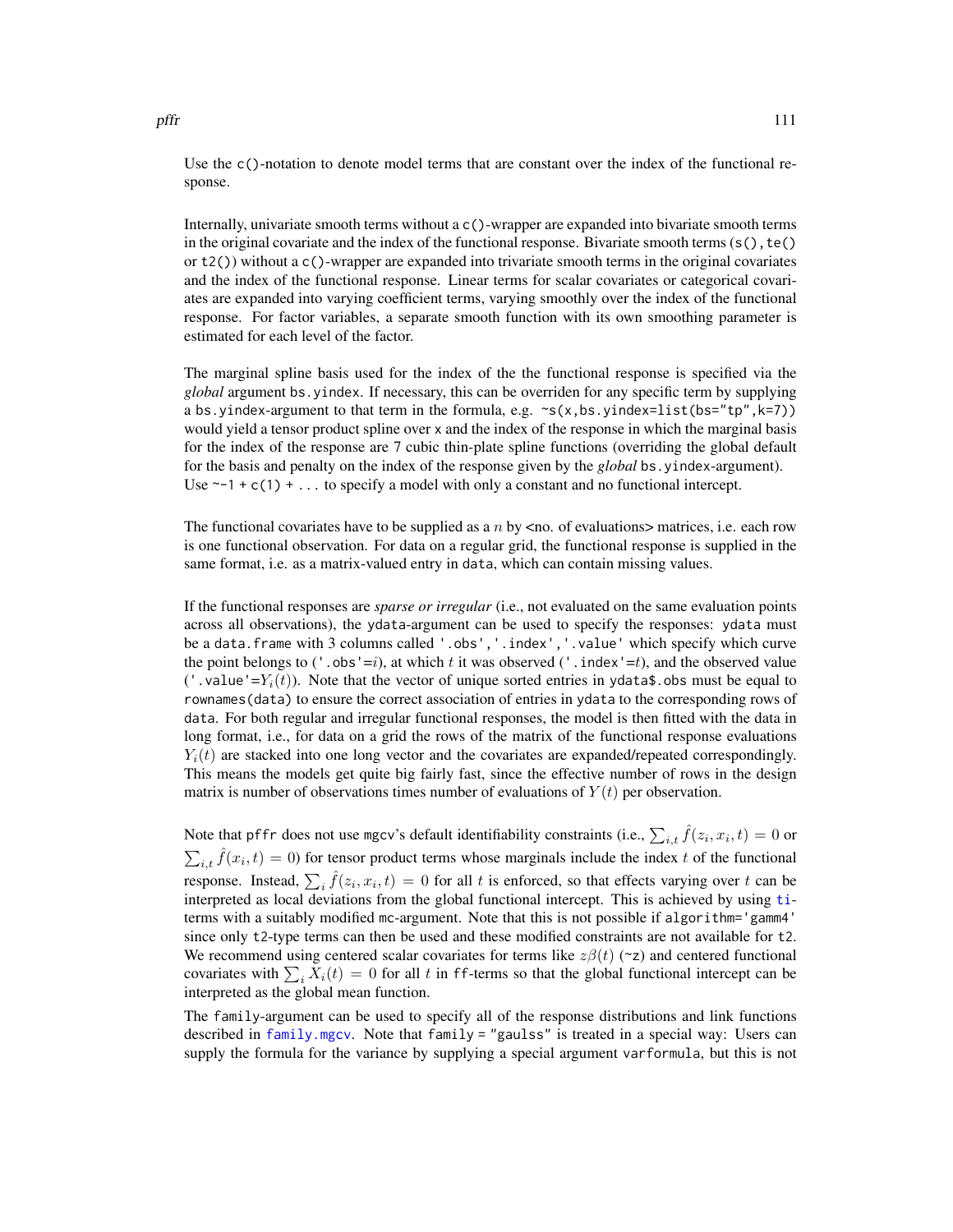Use the `c()`-notation to denote model terms that are constant over the index of the functional response.

Internally, univariate smooth terms without a `c()`-wrapper are expanded into bivariate smooth terms in the original covariate and the index of the functional response. Bivariate smooth terms (`s()`, `te()` or `t2()`) without a `c()`-wrapper are expanded into trivariate smooth terms in the original covariates and the index of the functional response. Linear terms for scalar covariates or categorical covariates are expanded into varying coefficient terms, varying smoothly over the index of the functional response. For factor variables, a separate smooth function with its own smoothing parameter is estimated for each level of the factor.

The marginal spline basis used for the index of the the functional response is specified via the *global* argument `bs.yindex`. If necessary, this can be overriden for any specific term by supplying a `bs.yindex`-argument to that term in the formula, e.g. `~s(x,bs.yindex=list(bs="tp",k=7))` would yield a tensor product spline over `x` and the index of the response in which the marginal basis for the index of the response are 7 cubic thin-plate spline functions (overriding the global default for the basis and penalty on the index of the response given by the *global* `bs.yindex`-argument). Use `~-1 + c(1) + ...` to specify a model with only a constant and no functional intercept.

The functional covariates have to be supplied as a $n$ by <no. of evaluations> matrices, i.e. each row is one functional observation. For data on a regular grid, the functional response is supplied in the same format, i.e. as a matrix-valued entry in `data`, which can contain missing values.

If the functional responses are *sparse or irregular* (i.e., not evaluated on the same evaluation points across all observations), the `ydata`-argument can be used to specify the responses: `ydata` must be a `data.frame` with 3 columns called `'.obs', '.index', '.value'` which specify which curve the point belongs to (`'.obs'`=$i$), at which $t$ it was observed (`'.index'`=$t$), and the observed value (`'.value'`=$Y_i(t)$). Note that the vector of unique sorted entries in `ydata$.obs` must be equal to `rownames(data)` to ensure the correct association of entries in `ydata` to the corresponding rows of `data`. For both regular and irregular functional responses, the model is then fitted with the data in long format, i.e., for data on a grid the rows of the matrix of the functional response evaluations $Y_i(t)$ are stacked into one long vector and the covariates are expanded/repeated correspondingly. This means the models get quite big fairly fast, since the effective number of rows in the design matrix is number of observations times number of evaluations of $Y(t)$ per observation.

Note that `pffr` does not use `mgcv`'s default identifiability constraints (i.e., $\sum_{i,t} \hat{f}(z_i, x_i, t) = 0$ or $\sum_{i,t} \hat{f}(x_i, t) = 0$) for tensor product terms whose marginals include the index $t$ of the functional response. Instead, $\sum_i \hat{f}(z_i, x_i, t) = 0$ for all $t$ is enforced, so that effects varying over $t$ can be interpreted as local deviations from the global functional intercept. This is achieved by using `ti`-terms with a suitably modified `mc`-argument. Note that this is not possible if `algorithm='gamm4'` since only `t2`-type terms can then be used and these modified constraints are not available for `t2`. We recommend using centered scalar covariates for terms like $z\beta(t)$ (`~z`) and centered functional covariates with $\sum_i X_i(t) = 0$ for all $t$ in `ff`-terms so that the global functional intercept can be interpreted as the global mean function.

The `family`-argument can be used to specify all of the response distributions and link functions described in `family.mgcv`. Note that `family = "gaulss"` is treated in a special way: Users can supply the formula for the variance by supplying a special argument `varformula`, but this is not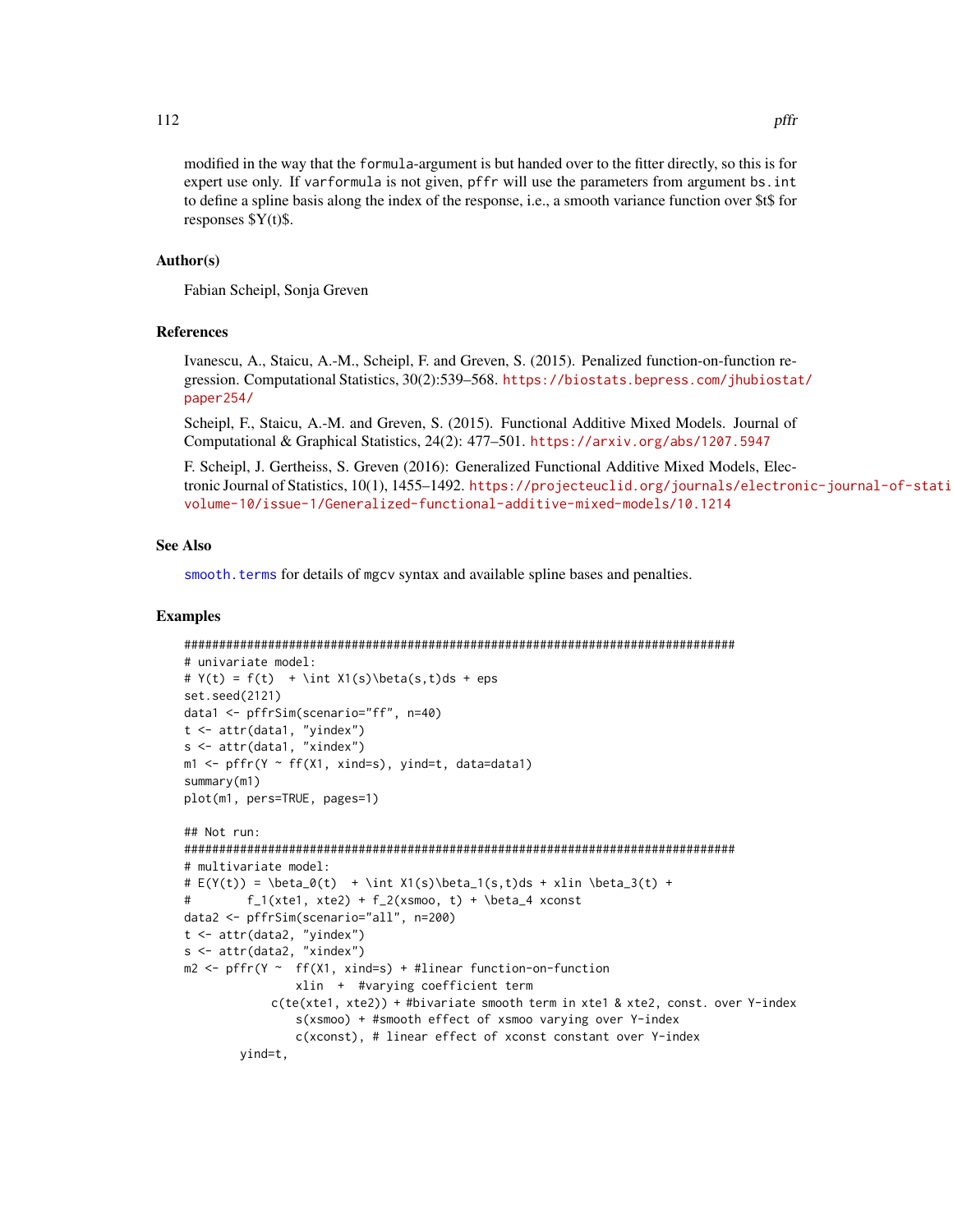modified in the way that the `formula`-argument is but handed over to the fitter directly, so this is for expert use only. If `varformula` is not given, `pffr` will use the parameters from argument `bs.int` to define a spline basis along the index of the response, i.e., a smooth variance function over $t$ for responses $Y(t)$.

## Author(s)

Fabian Scheipl, Sonja Greven

## References

Ivanescu, A., Staicu, A.-M., Scheipl, F. and Greven, S. (2015). Penalized function-on-function regression. Computational Statistics, 30(2):539–568. https://biostats.bepress.com/jhubiostat/paper254/

Scheipl, F., Staicu, A.-M. and Greven, S. (2015). Functional Additive Mixed Models. Journal of Computational & Graphical Statistics, 24(2): 477–501. https://arxiv.org/abs/1207.5947

F. Scheipl, J. Gertheiss, S. Greven (2016): Generalized Functional Additive Mixed Models, Electronic Journal of Statistics, 10(1), 1455–1492. https://projecteuclid.org/journals/electronic-journal-of-statistics/volume-10/issue-1/Generalized-functional-additive-mixed-models/10.1214

## See Also

`smooth.terms` for details of `mgcv` syntax and available spline bases and penalties.

## Examples

```
###############################################################################
# univariate model:
# Y(t) = f(t)  + \int X1(s)\beta(s,t)ds + eps
set.seed(2121)
data1 <- pffrSim(scenario="ff", n=40)
t <- attr(data1, "yindex")
s <- attr(data1, "xindex")
m1 <- pffr(Y ~ ff(X1, xind=s), yind=t, data=data1)
summary(m1)
plot(m1, pers=TRUE, pages=1)

## Not run:
###############################################################################
# multivariate model:
# E(Y(t)) = \beta_0(t)  + \int X1(s)\beta_1(s,t)ds + xlin \beta_3(t) +
#        f_1(xte1, xte2) + f_2(xsmoo, t) + \beta_4 xconst
data2 <- pffrSim(scenario="all", n=200)
t <- attr(data2, "yindex")
s <- attr(data2, "xindex")
m2 <- pffr(Y ~  ff(X1, xind=s) + #linear function-on-function
                xlin  +  #varying coefficient term
             c(te(xte1, xte2)) + #bivariate smooth term in xte1 & xte2, const. over Y-index
                s(xsmoo) + #smooth effect of xsmoo varying over Y-index
                c(xconst), # linear effect of xconst constant over Y-index
        yind=t,
```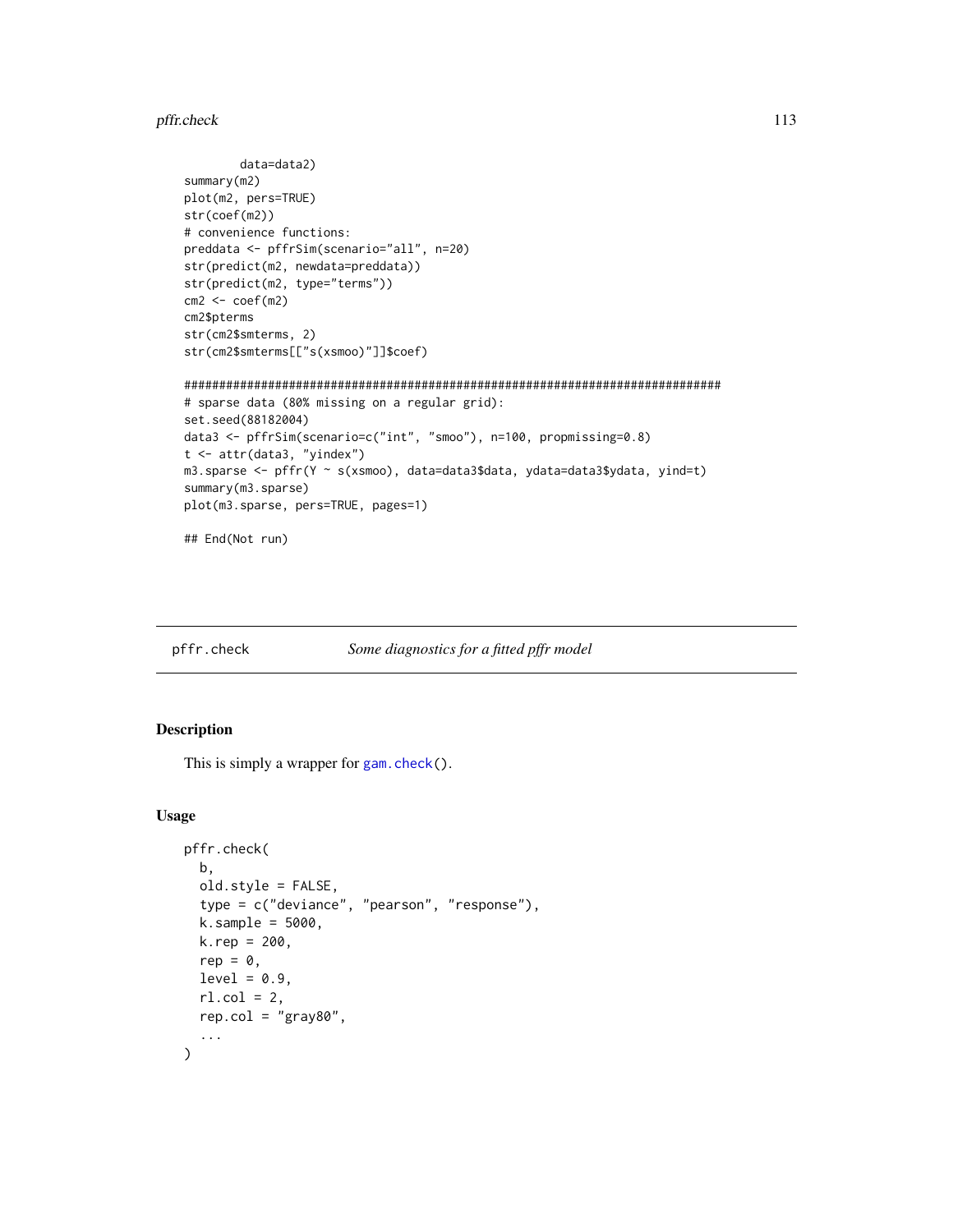```
        data=data2)
summary(m2)
plot(m2, pers=TRUE)
str(coef(m2))
# convenience functions:
preddata <- pffrSim(scenario="all", n=20)
str(predict(m2, newdata=preddata))
str(predict(m2, type="terms"))
cm2 <- coef(m2)
cm2$pterms
str(cm2$smterms, 2)
str(cm2$smterms[["s(xsmoo)"]]$coef)

#############################################################################
# sparse data (80% missing on a regular grid):
set.seed(88182004)
data3 <- pffrSim(scenario=c("int", "smoo"), n=100, propmissing=0.8)
t <- attr(data3, "yindex")
m3.sparse <- pffr(Y ~ s(xsmoo), data=data3$data, ydata=data3$ydata, yind=t)
summary(m3.sparse)
plot(m3.sparse, pers=TRUE, pages=1)

## End(Not run)
```

---

## pffr.check — *Some diagnostics for a fitted pffr model*

### Description

This is simply a wrapper for `gam.check()`.

### Usage

```
pffr.check(
  b,
  old.style = FALSE,
  type = c("deviance", "pearson", "response"),
  k.sample = 5000,
  k.rep = 200,
  rep = 0,
  level = 0.9,
  rl.col = 2,
  rep.col = "gray80",
  ...
)
```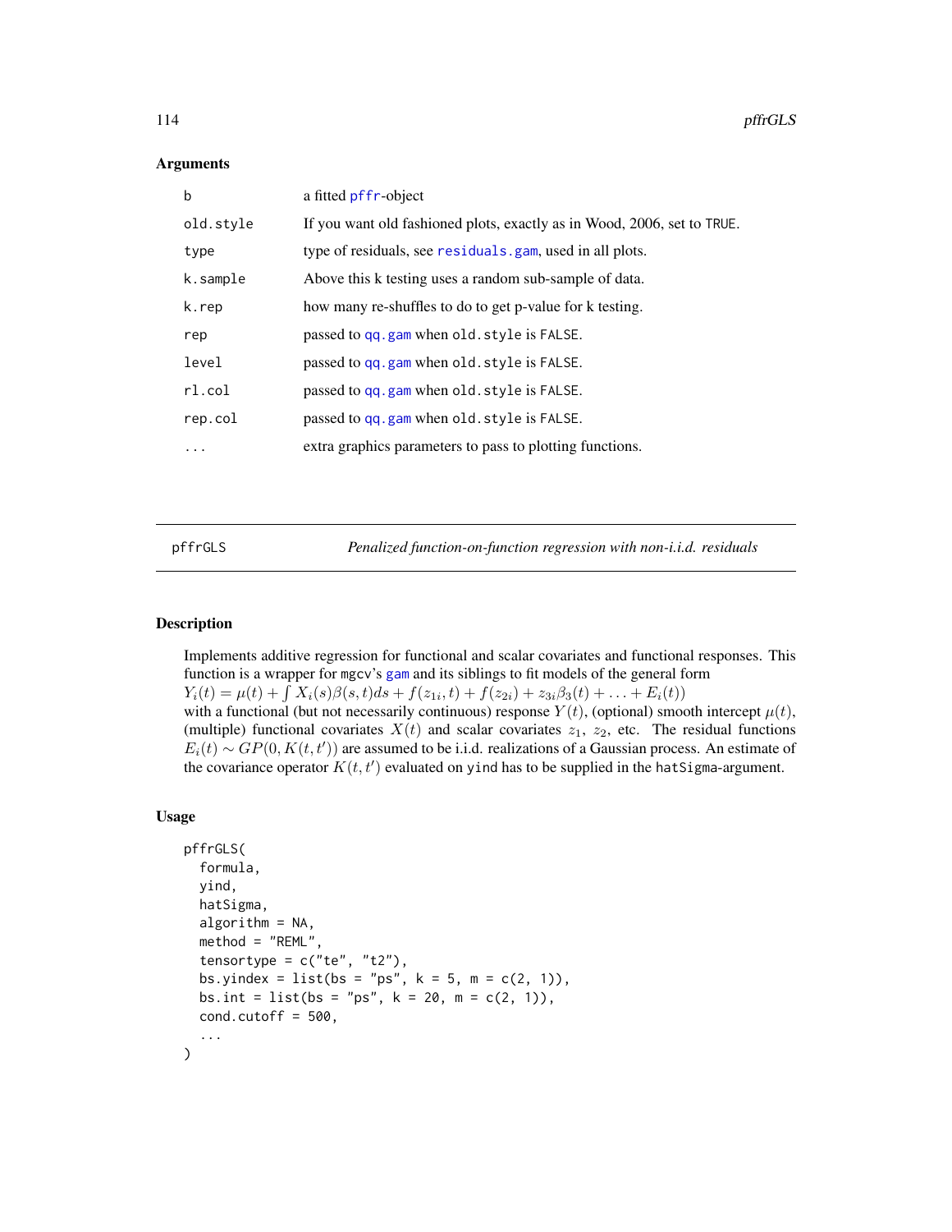### Arguments

| | |
|---|---|
| b | a fitted pffr-object |
| old.style | If you want old fashioned plots, exactly as in Wood, 2006, set to TRUE. |
| type | type of residuals, see residuals.gam, used in all plots. |
| k.sample | Above this k testing uses a random sub-sample of data. |
| k.rep | how many re-shuffles to do to get p-value for k testing. |
| rep | passed to qq.gam when old.style is FALSE. |
| level | passed to qq.gam when old.style is FALSE. |
| rl.col | passed to qq.gam when old.style is FALSE. |
| rep.col | passed to qq.gam when old.style is FALSE. |
| ... | extra graphics parameters to pass to plotting functions. |

---

## pffrGLS — *Penalized function-on-function regression with non-i.i.d. residuals*

### Description

Implements additive regression for functional and scalar covariates and functional responses. This function is a wrapper for mgcv's gam and its siblings to fit models of the general form
$Y_i(t) = \mu(t) + \int X_i(s)\beta(s,t)ds + f(z_{1i}, t) + f(z_{2i}) + z_{3i}\beta_3(t) + \ldots + E_i(t))$
with a functional (but not necessarily continuous) response $Y(t)$, (optional) smooth intercept $\mu(t)$, (multiple) functional covariates $X(t)$ and scalar covariates $z_1$, $z_2$, etc. The residual functions $E_i(t) \sim GP(0, K(t,t'))$ are assumed to be i.i.d. realizations of a Gaussian process. An estimate of the covariance operator $K(t,t')$ evaluated on yind has to be supplied in the hatSigma-argument.

### Usage

```
pffrGLS(
  formula,
  yind,
  hatSigma,
  algorithm = NA,
  method = "REML",
  tensortype = c("te", "t2"),
  bs.yindex = list(bs = "ps", k = 5, m = c(2, 1)),
  bs.int = list(bs = "ps", k = 20, m = c(2, 1)),
  cond.cutoff = 500,
  ...
)
```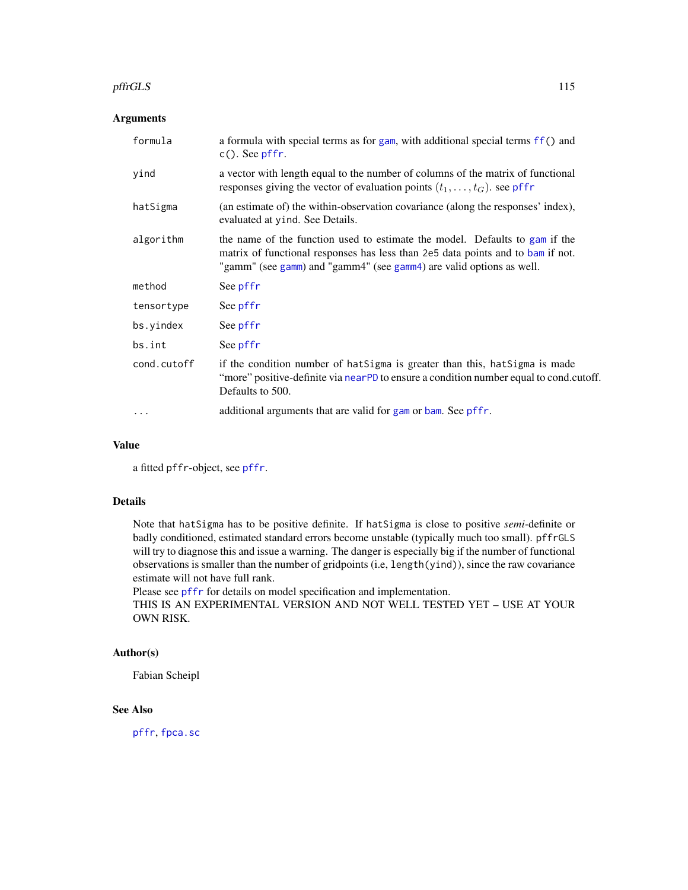## Arguments

| | |
|---|---|
| `formula` | a formula with special terms as for gam, with additional special terms ff() and c(). See pffr. |
| `yind` | a vector with length equal to the number of columns of the matrix of functional responses giving the vector of evaluation points $(t_1, \ldots, t_G)$. see pffr |
| `hatSigma` | (an estimate of) the within-observation covariance (along the responses' index), evaluated at yind. See Details. |
| `algorithm` | the name of the function used to estimate the model. Defaults to gam if the matrix of functional responses has less than 2e5 data points and to bam if not. "gamm" (see gamm) and "gamm4" (see gamm4) are valid options as well. |
| `method` | See pffr |
| `tensortype` | See pffr |
| `bs.yindex` | See pffr |
| `bs.int` | See pffr |
| `cond.cutoff` | if the condition number of hatSigma is greater than this, hatSigma is made "more" positive-definite via nearPD to ensure a condition number equal to cond.cutoff. Defaults to 500. |
| `...` | additional arguments that are valid for gam or bam. See pffr. |

## Value

a fitted pffr-object, see pffr.

## Details

Note that hatSigma has to be positive definite. If hatSigma is close to positive *semi*-definite or badly conditioned, estimated standard errors become unstable (typically much too small). pffrGLS will try to diagnose this and issue a warning. The danger is especially big if the number of functional observations is smaller than the number of gridpoints (i.e, length(yind)), since the raw covariance estimate will not have full rank.
Please see pffr for details on model specification and implementation.
THIS IS AN EXPERIMENTAL VERSION AND NOT WELL TESTED YET – USE AT YOUR OWN RISK.

## Author(s)

Fabian Scheipl

## See Also

pffr, fpca.sc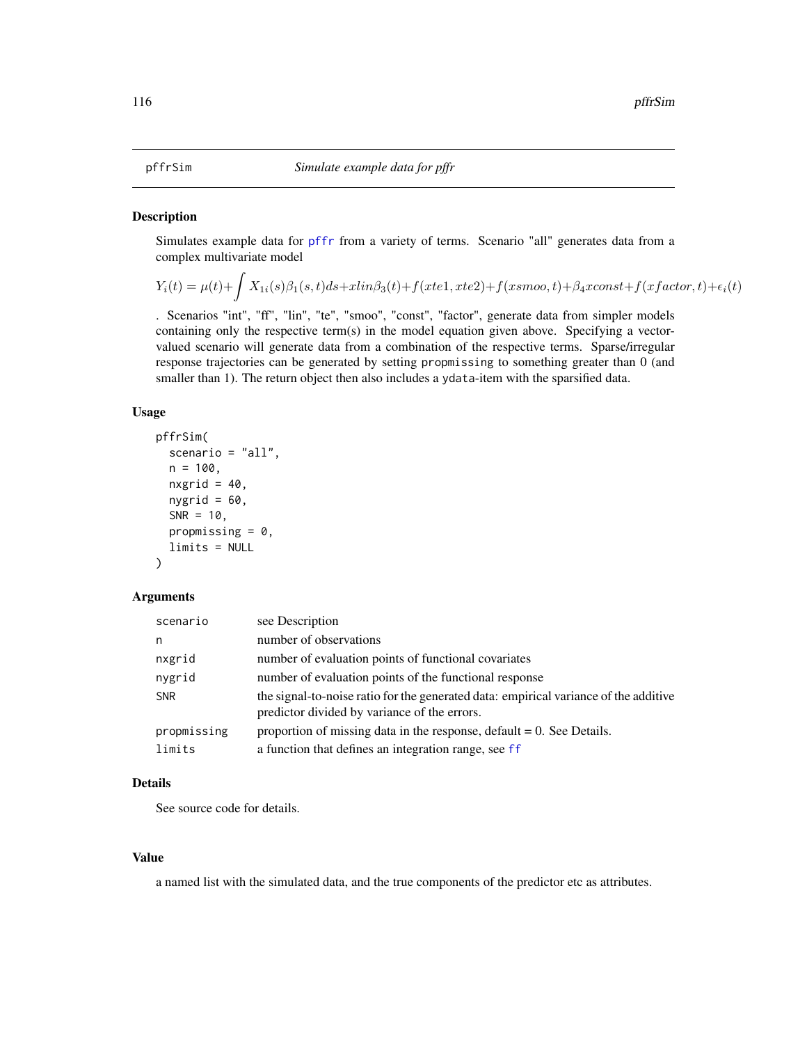## pffrSim — *Simulate example data for pffr*

### Description

Simulates example data for pffr from a variety of terms. Scenario "all" generates data from a complex multivariate model

$$Y_i(t) = \mu(t) + \int X_{1i}(s)\beta_1(s,t)ds + xlin\beta_3(t) + f(xte1, xte2) + f(xsmoo, t) + \beta_4 xconst + f(xfactor, t) + \epsilon_i(t)$$

. Scenarios "int", "ff", "lin", "te", "smoo", "const", "factor", generate data from simpler models containing only the respective term(s) in the model equation given above. Specifying a vector-valued scenario will generate data from a combination of the respective terms. Sparse/irregular response trajectories can be generated by setting `propmissing` to something greater than 0 (and smaller than 1). The return object then also includes a `ydata`-item with the sparsified data.

### Usage

```
pffrSim(
  scenario = "all",
  n = 100,
  nxgrid = 40,
  nygrid = 60,
  SNR = 10,
  propmissing = 0,
  limits = NULL
)
```

### Arguments

| | |
|---|---|
| `scenario` | see Description |
| `n` | number of observations |
| `nxgrid` | number of evaluation points of functional covariates |
| `nygrid` | number of evaluation points of the functional response |
| `SNR` | the signal-to-noise ratio for the generated data: empirical variance of the additive predictor divided by variance of the errors. |
| `propmissing` | proportion of missing data in the response, default = 0. See Details. |
| `limits` | a function that defines an integration range, see ff |

### Details

See source code for details.

### Value

a named list with the simulated data, and the true components of the predictor etc as attributes.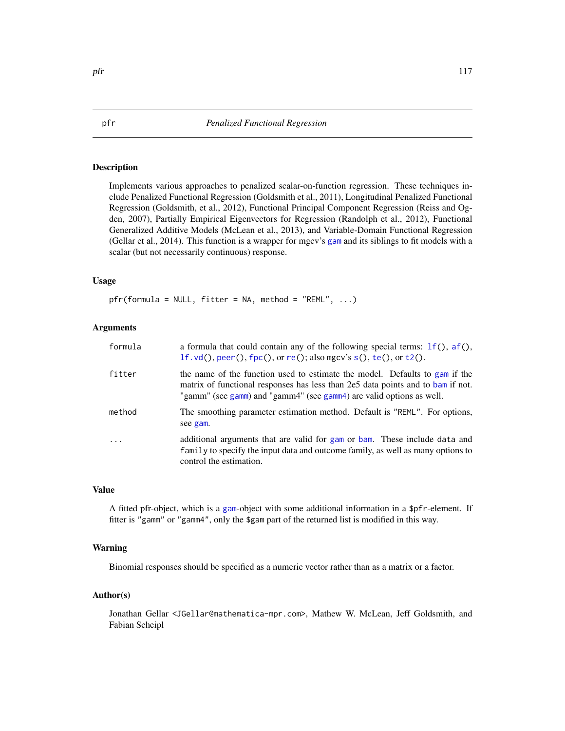# pfr — *Penalized Functional Regression*

## Description

Implements various approaches to penalized scalar-on-function regression. These techniques include Penalized Functional Regression (Goldsmith et al., 2011), Longitudinal Penalized Functional Regression (Goldsmith, et al., 2012), Functional Principal Component Regression (Reiss and Ogden, 2007), Partially Empirical Eigenvectors for Regression (Randolph et al., 2012), Functional Generalized Additive Models (McLean et al., 2013), and Variable-Domain Functional Regression (Gellar et al., 2014). This function is a wrapper for mgcv's `gam` and its siblings to fit models with a scalar (but not necessarily continuous) response.

## Usage

```
pfr(formula = NULL, fitter = NA, method = "REML", ...)
```

## Arguments

| | |
|---|---|
| `formula` | a formula that could contain any of the following special terms: `lf()`, `af()`, `lf.vd()`, `peer()`, `fpc()`, or `re()`; also mgcv's `s()`, `te()`, or `t2()`. |
| `fitter` | the name of the function used to estimate the model. Defaults to `gam` if the matrix of functional responses has less than 2e5 data points and to `bam` if not. "gamm" (see `gamm`) and "gamm4" (see `gamm4`) are valid options as well. |
| `method` | The smoothing parameter estimation method. Default is `"REML"`. For options, see `gam`. |
| `...` | additional arguments that are valid for `gam` or `bam`. These include `data` and `family` to specify the input data and outcome family, as well as many options to control the estimation. |

## Value

A fitted pfr-object, which is a `gam`-object with some additional information in a `$pfr`-element. If fitter is `"gamm"` or `"gamm4"`, only the `$gam` part of the returned list is modified in this way.

## Warning

Binomial responses should be specified as a numeric vector rather than as a matrix or a factor.

## Author(s)

Jonathan Gellar <JGellar@mathematica-mpr.com>, Mathew W. McLean, Jeff Goldsmith, and Fabian Scheipl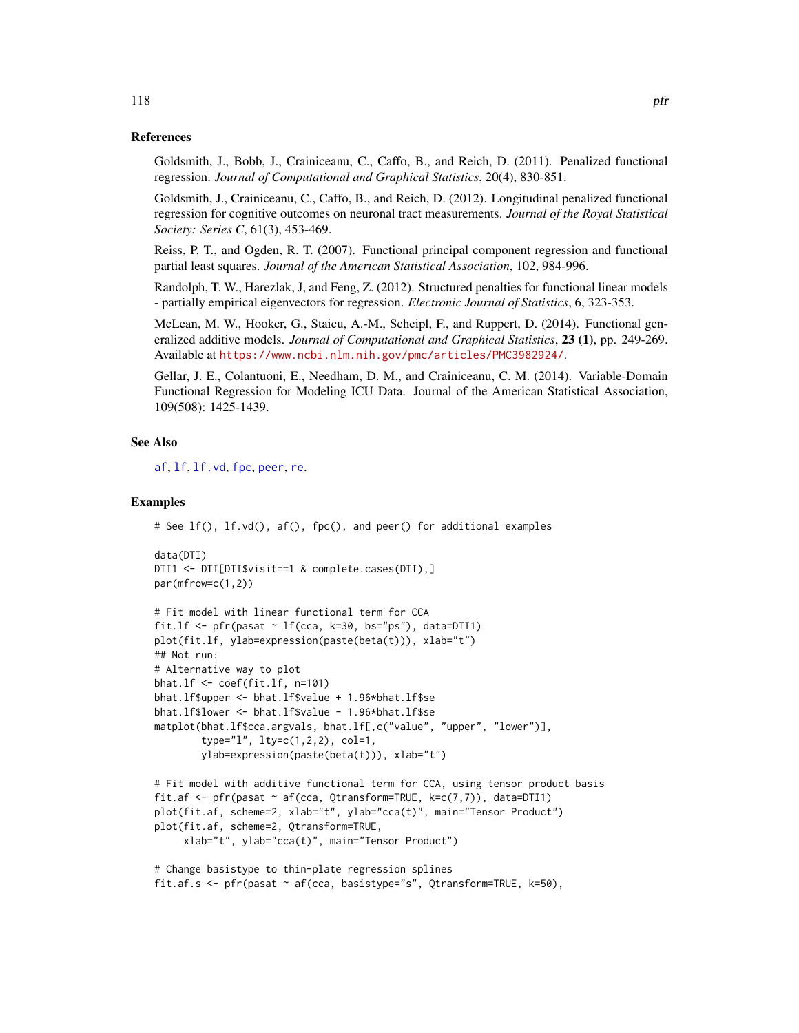### References

Goldsmith, J., Bobb, J., Crainiceanu, C., Caffo, B., and Reich, D. (2011). Penalized functional regression. *Journal of Computational and Graphical Statistics*, 20(4), 830-851.

Goldsmith, J., Crainiceanu, C., Caffo, B., and Reich, D. (2012). Longitudinal penalized functional regression for cognitive outcomes on neuronal tract measurements. *Journal of the Royal Statistical Society: Series C*, 61(3), 453-469.

Reiss, P. T., and Ogden, R. T. (2007). Functional principal component regression and functional partial least squares. *Journal of the American Statistical Association*, 102, 984-996.

Randolph, T. W., Harezlak, J, and Feng, Z. (2012). Structured penalties for functional linear models - partially empirical eigenvectors for regression. *Electronic Journal of Statistics*, 6, 323-353.

McLean, M. W., Hooker, G., Staicu, A.-M., Scheipl, F., and Ruppert, D. (2014). Functional generalized additive models. *Journal of Computational and Graphical Statistics*, **23 (1)**, pp. 249-269. Available at https://www.ncbi.nlm.nih.gov/pmc/articles/PMC3982924/.

Gellar, J. E., Colantuoni, E., Needham, D. M., and Crainiceanu, C. M. (2014). Variable-Domain Functional Regression for Modeling ICU Data. Journal of the American Statistical Association, 109(508): 1425-1439.

### See Also

af, lf, lf.vd, fpc, peer, re.

### Examples

```
# See lf(), lf.vd(), af(), fpc(), and peer() for additional examples

data(DTI)
DTI1 <- DTI[DTI$visit==1 & complete.cases(DTI),]
par(mfrow=c(1,2))

# Fit model with linear functional term for CCA
fit.lf <- pfr(pasat ~ lf(cca, k=30, bs="ps"), data=DTI1)
plot(fit.lf, ylab=expression(paste(beta(t))), xlab="t")
## Not run:
# Alternative way to plot
bhat.lf <- coef(fit.lf, n=101)
bhat.lf$upper <- bhat.lf$value + 1.96*bhat.lf$se
bhat.lf$lower <- bhat.lf$value - 1.96*bhat.lf$se
matplot(bhat.lf$cca.argvals, bhat.lf[,c("value", "upper", "lower")],
        type="l", lty=c(1,2,2), col=1,
        ylab=expression(paste(beta(t))), xlab="t")

# Fit model with additive functional term for CCA, using tensor product basis
fit.af <- pfr(pasat ~ af(cca, Qtransform=TRUE, k=c(7,7)), data=DTI1)
plot(fit.af, scheme=2, xlab="t", ylab="cca(t)", main="Tensor Product")
plot(fit.af, scheme=2, Qtransform=TRUE,
     xlab="t", ylab="cca(t)", main="Tensor Product")

# Change basistype to thin-plate regression splines
fit.af.s <- pfr(pasat ~ af(cca, basistype="s", Qtransform=TRUE, k=50),
```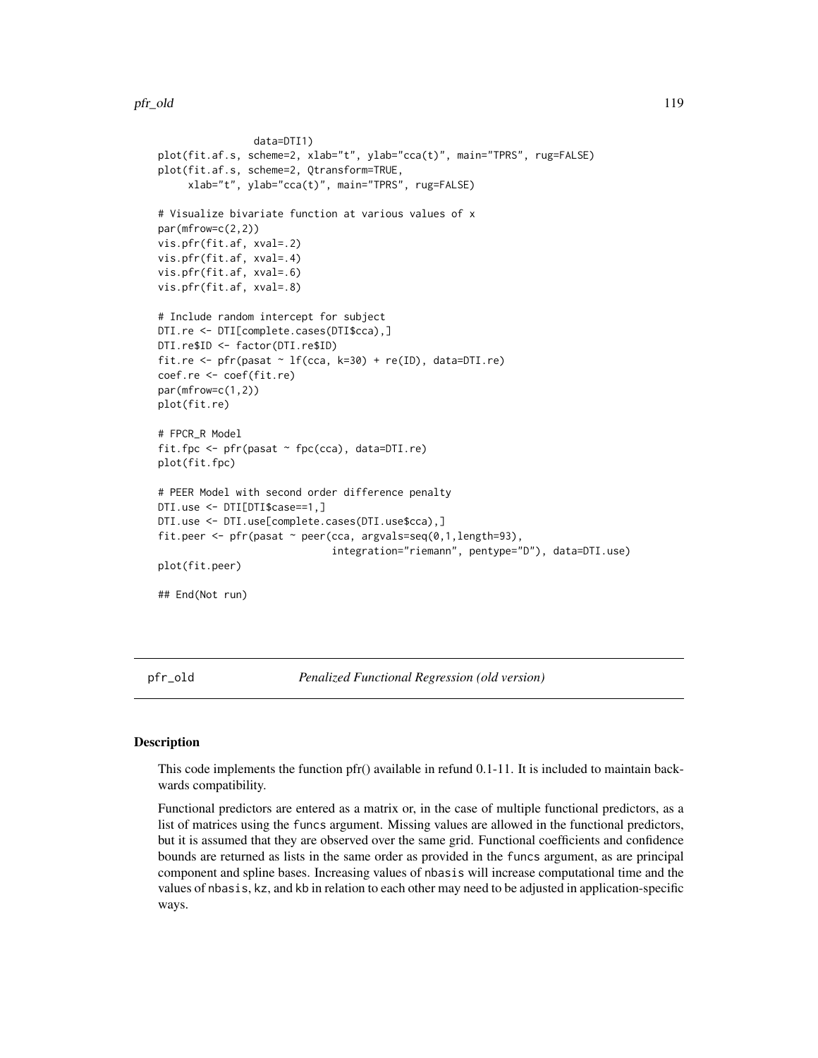```
               data=DTI1)
plot(fit.af.s, scheme=2, xlab="t", ylab="cca(t)", main="TPRS", rug=FALSE)
plot(fit.af.s, scheme=2, Qtransform=TRUE,
     xlab="t", ylab="cca(t)", main="TPRS", rug=FALSE)

# Visualize bivariate function at various values of x
par(mfrow=c(2,2))
vis.pfr(fit.af, xval=.2)
vis.pfr(fit.af, xval=.4)
vis.pfr(fit.af, xval=.6)
vis.pfr(fit.af, xval=.8)

# Include random intercept for subject
DTI.re <- DTI[complete.cases(DTI$cca),]
DTI.re$ID <- factor(DTI.re$ID)
fit.re <- pfr(pasat ~ lf(cca, k=30) + re(ID), data=DTI.re)
coef.re <- coef(fit.re)
par(mfrow=c(1,2))
plot(fit.re)

# FPCR_R Model
fit.fpc <- pfr(pasat ~ fpc(cca), data=DTI.re)
plot(fit.fpc)

# PEER Model with second order difference penalty
DTI.use <- DTI[DTI$case==1,]
DTI.use <- DTI.use[complete.cases(DTI.use$cca),]
fit.peer <- pfr(pasat ~ peer(cca, argvals=seq(0,1,length=93),
                             integration="riemann", pentype="D"), data=DTI.use)
plot(fit.peer)

## End(Not run)
```

---

pfr_old — *Penalized Functional Regression (old version)*

---

## Description

This code implements the function pfr() available in refund 0.1-11. It is included to maintain backwards compatibility.

Functional predictors are entered as a matrix or, in the case of multiple functional predictors, as a list of matrices using the `funcs` argument. Missing values are allowed in the functional predictors, but it is assumed that they are observed over the same grid. Functional coefficients and confidence bounds are returned as lists in the same order as provided in the `funcs` argument, as are principal component and spline bases. Increasing values of `nbasis` will increase computational time and the values of `nbasis`, `kz`, and `kb` in relation to each other may need to be adjusted in application-specific ways.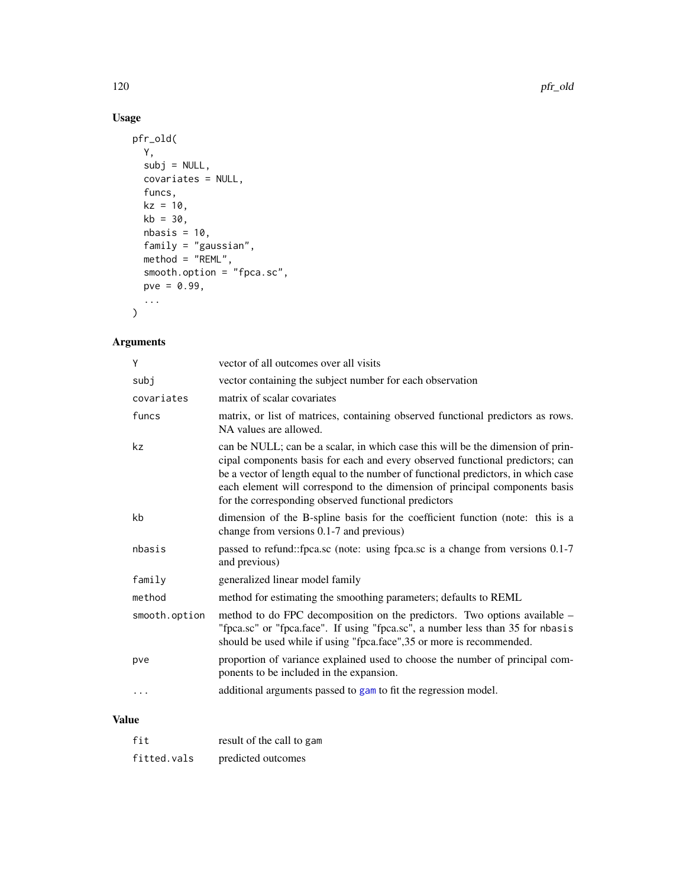## Usage

```
pfr_old(
  Y,
  subj = NULL,
  covariates = NULL,
  funcs,
  kz = 10,
  kb = 30,
  nbasis = 10,
  family = "gaussian",
  method = "REML",
  smooth.option = "fpca.sc",
  pve = 0.99,
  ...
)
```

## Arguments

| | |
|---|---|
| `Y` | vector of all outcomes over all visits |
| `subj` | vector containing the subject number for each observation |
| `covariates` | matrix of scalar covariates |
| `funcs` | matrix, or list of matrices, containing observed functional predictors as rows. NA values are allowed. |
| `kz` | can be NULL; can be a scalar, in which case this will be the dimension of principal components basis for each and every observed functional predictors; can be a vector of length equal to the number of functional predictors, in which case each element will correspond to the dimension of principal components basis for the corresponding observed functional predictors |
| `kb` | dimension of the B-spline basis for the coefficient function (note: this is a change from versions 0.1-7 and previous) |
| `nbasis` | passed to refund::fpca.sc (note: using fpca.sc is a change from versions 0.1-7 and previous) |
| `family` | generalized linear model family |
| `method` | method for estimating the smoothing parameters; defaults to REML |
| `smooth.option` | method to do FPC decomposition on the predictors. Two options available – "fpca.sc" or "fpca.face". If using "fpca.sc", a number less than 35 for `nbasis` should be used while if using "fpca.face",35 or more is recommended. |
| `pve` | proportion of variance explained used to choose the number of principal components to be included in the expansion. |
| `...` | additional arguments passed to `gam` to fit the regression model. |

## Value

| | |
|---|---|
| `fit` | result of the call to `gam` |
| `fitted.vals` | predicted outcomes |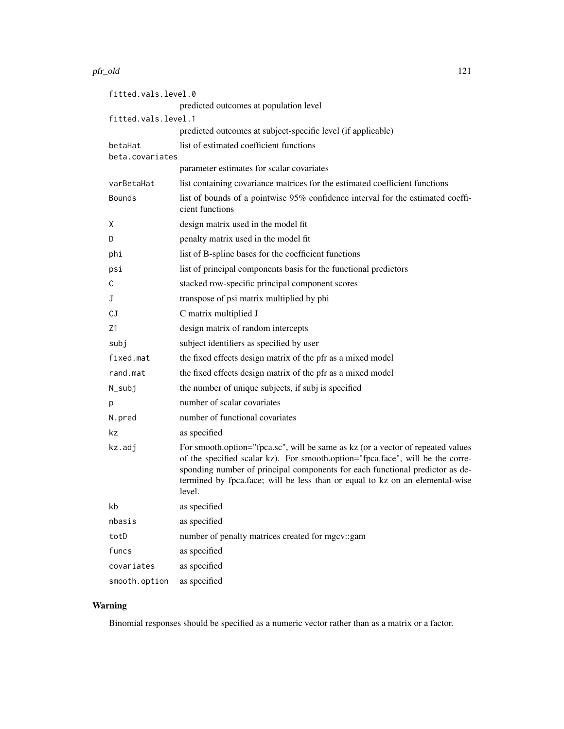| | |
|---|---|
| `fitted.vals.level.0` | predicted outcomes at population level |
| `fitted.vals.level.1` | predicted outcomes at subject-specific level (if applicable) |
| `betaHat` | list of estimated coefficient functions |
| `beta.covariates` | parameter estimates for scalar covariates |
| `varBetaHat` | list containing covariance matrices for the estimated coefficient functions |
| `Bounds` | list of bounds of a pointwise 95% confidence interval for the estimated coefficient functions |
| `X` | design matrix used in the model fit |
| `D` | penalty matrix used in the model fit |
| `phi` | list of B-spline bases for the coefficient functions |
| `psi` | list of principal components basis for the functional predictors |
| `C` | stacked row-specific principal component scores |
| `J` | transpose of psi matrix multiplied by phi |
| `CJ` | C matrix multiplied J |
| `Z1` | design matrix of random intercepts |
| `subj` | subject identifiers as specified by user |
| `fixed.mat` | the fixed effects design matrix of the pfr as a mixed model |
| `rand.mat` | the fixed effects design matrix of the pfr as a mixed model |
| `N_subj` | the number of unique subjects, if subj is specified |
| `p` | number of scalar covariates |
| `N.pred` | number of functional covariates |
| `kz` | as specified |
| `kz.adj` | For smooth.option="fpca.sc", will be same as kz (or a vector of repeated values of the specified scalar kz). For smooth.option="fpca.face", will be the corresponding number of principal components for each functional predictor as determined by fpca.face; will be less than or equal to kz on an elemental-wise level. |
| `kb` | as specified |
| `nbasis` | as specified |
| `totD` | number of penalty matrices created for mgcv::gam |
| `funcs` | as specified |
| `covariates` | as specified |
| `smooth.option` | as specified |

## Warning

Binomial responses should be specified as a numeric vector rather than as a matrix or a factor.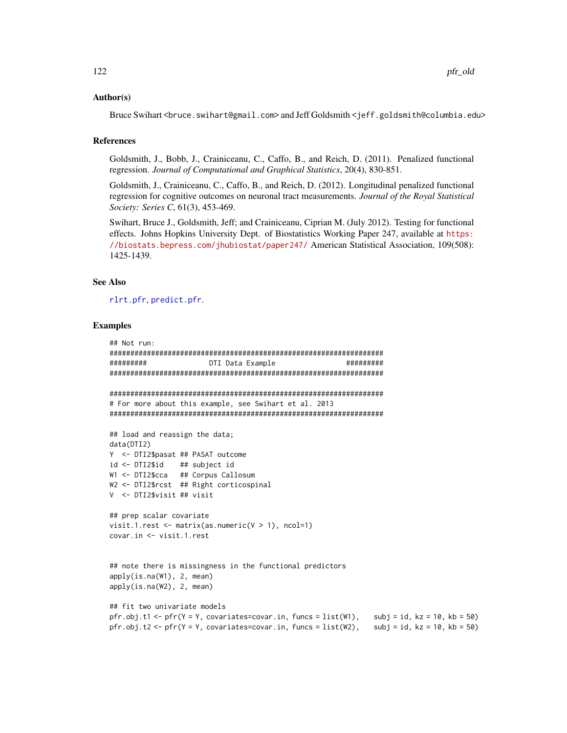### Author(s)

Bruce Swihart <bruce.swihart@gmail.com> and Jeff Goldsmith <jeff.goldsmith@columbia.edu>

### References

Goldsmith, J., Bobb, J., Crainiceanu, C., Caffo, B., and Reich, D. (2011). Penalized functional regression. *Journal of Computational and Graphical Statistics*, 20(4), 830-851.

Goldsmith, J., Crainiceanu, C., Caffo, B., and Reich, D. (2012). Longitudinal penalized functional regression for cognitive outcomes on neuronal tract measurements. *Journal of the Royal Statistical Society: Series C*, 61(3), 453-469.

Swihart, Bruce J., Goldsmith, Jeff; and Crainiceanu, Ciprian M. (July 2012). Testing for functional effects. Johns Hopkins University Dept. of Biostatistics Working Paper 247, available at https://biostats.bepress.com/jhubiostat/paper247/ American Statistical Association, 109(508): 1425-1439.

### See Also

rlrt.pfr, predict.pfr.

### Examples

```
## Not run:
####################################################################
#########               DTI Data Example                 #########
####################################################################

####################################################################
# For more about this example, see Swihart et al. 2013
####################################################################

## load and reassign the data;
data(DTI2)
Y  <- DTI2$pasat ## PASAT outcome
id <- DTI2$id    ## subject id
W1 <- DTI2$cca   ## Corpus Callosum
W2 <- DTI2$rcst  ## Right corticospinal
V  <- DTI2$visit ## visit

## prep scalar covariate
visit.1.rest <- matrix(as.numeric(V > 1), ncol=1)
covar.in <- visit.1.rest


## note there is missingness in the functional predictors
apply(is.na(W1), 2, mean)
apply(is.na(W2), 2, mean)

## fit two univariate models
pfr.obj.t1 <- pfr(Y = Y, covariates=covar.in, funcs = list(W1),    subj = id, kz = 10, kb = 50)
pfr.obj.t2 <- pfr(Y = Y, covariates=covar.in, funcs = list(W2),    subj = id, kz = 10, kb = 50)
```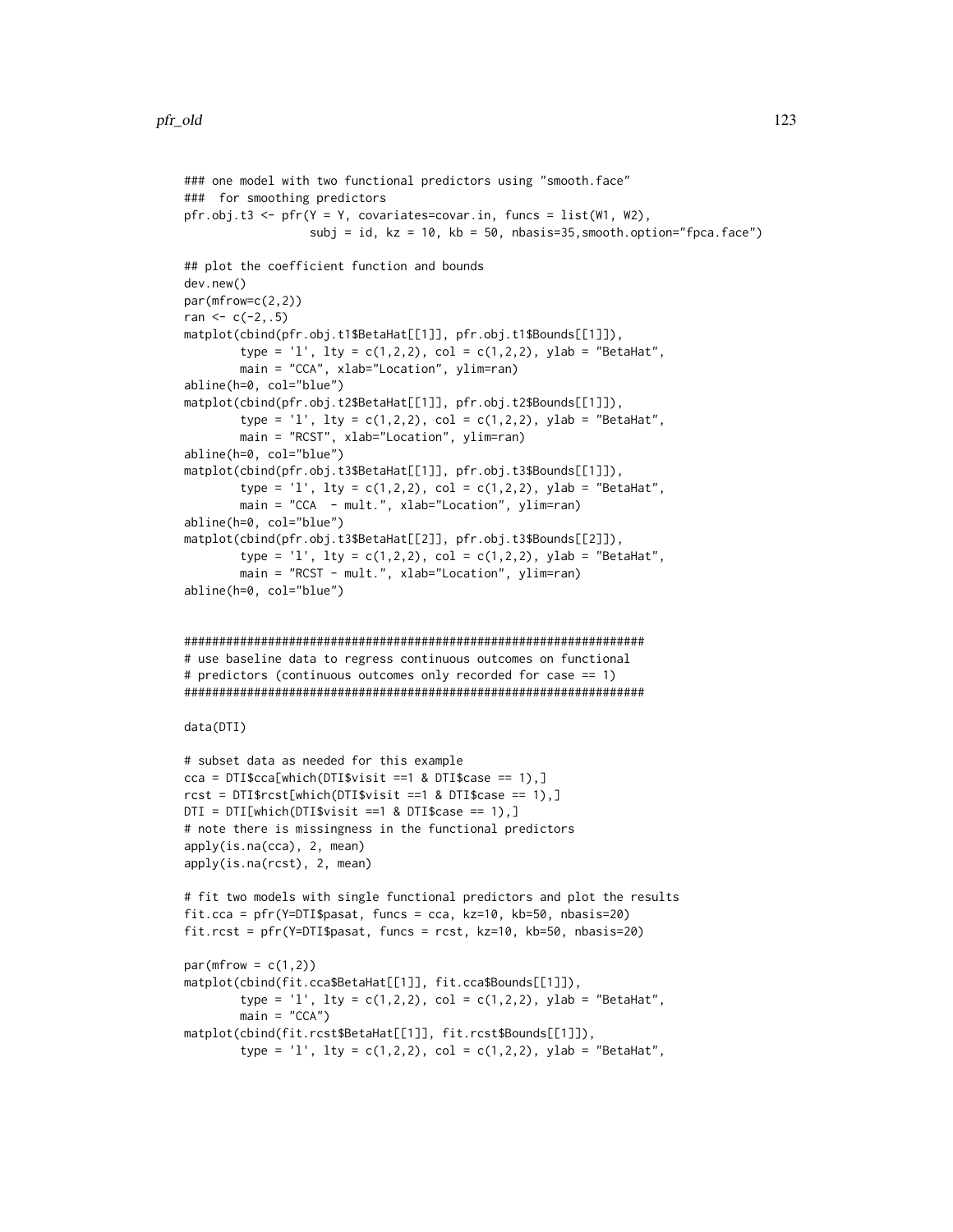```
### one model with two functional predictors using "smooth.face"
###  for smoothing predictors
pfr.obj.t3 <- pfr(Y = Y, covariates=covar.in, funcs = list(W1, W2),
                 subj = id, kz = 10, kb = 50, nbasis=35,smooth.option="fpca.face")

## plot the coefficient function and bounds
dev.new()
par(mfrow=c(2,2))
ran <- c(-2,.5)
matplot(cbind(pfr.obj.t1$BetaHat[[1]], pfr.obj.t1$Bounds[[1]]),
        type = 'l', lty = c(1,2,2), col = c(1,2,2), ylab = "BetaHat",
        main = "CCA", xlab="Location", ylim=ran)
abline(h=0, col="blue")
matplot(cbind(pfr.obj.t2$BetaHat[[1]], pfr.obj.t2$Bounds[[1]]),
        type = 'l', lty = c(1,2,2), col = c(1,2,2), ylab = "BetaHat",
        main = "RCST", xlab="Location", ylim=ran)
abline(h=0, col="blue")
matplot(cbind(pfr.obj.t3$BetaHat[[1]], pfr.obj.t3$Bounds[[1]]),
        type = 'l', lty = c(1,2,2), col = c(1,2,2), ylab = "BetaHat",
        main = "CCA  - mult.", xlab="Location", ylim=ran)
abline(h=0, col="blue")
matplot(cbind(pfr.obj.t3$BetaHat[[2]], pfr.obj.t3$Bounds[[2]]),
        type = 'l', lty = c(1,2,2), col = c(1,2,2), ylab = "BetaHat",
        main = "RCST - mult.", xlab="Location", ylim=ran)
abline(h=0, col="blue")


##################################################################
# use baseline data to regress continuous outcomes on functional
# predictors (continuous outcomes only recorded for case == 1)
##################################################################

data(DTI)

# subset data as needed for this example
cca = DTI$cca[which(DTI$visit ==1 & DTI$case == 1),]
rcst = DTI$rcst[which(DTI$visit ==1 & DTI$case == 1),]
DTI = DTI[which(DTI$visit ==1 & DTI$case == 1),]
# note there is missingness in the functional predictors
apply(is.na(cca), 2, mean)
apply(is.na(rcst), 2, mean)

# fit two models with single functional predictors and plot the results
fit.cca = pfr(Y=DTI$pasat, funcs = cca, kz=10, kb=50, nbasis=20)
fit.rcst = pfr(Y=DTI$pasat, funcs = rcst, kz=10, kb=50, nbasis=20)

par(mfrow = c(1,2))
matplot(cbind(fit.cca$BetaHat[[1]], fit.cca$Bounds[[1]]),
        type = 'l', lty = c(1,2,2), col = c(1,2,2), ylab = "BetaHat",
        main = "CCA")
matplot(cbind(fit.rcst$BetaHat[[1]], fit.rcst$Bounds[[1]]),
        type = 'l', lty = c(1,2,2), col = c(1,2,2), ylab = "BetaHat",
```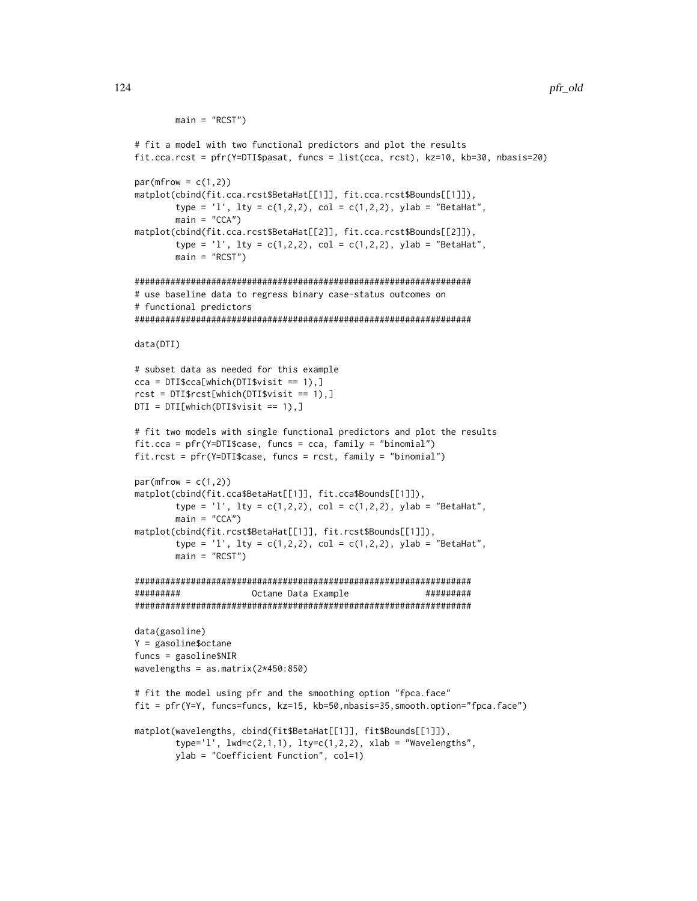```
        main = "RCST")

# fit a model with two functional predictors and plot the results
fit.cca.rcst = pfr(Y=DTI$pasat, funcs = list(cca, rcst), kz=10, kb=30, nbasis=20)

par(mfrow = c(1,2))
matplot(cbind(fit.cca.rcst$BetaHat[[1]], fit.cca.rcst$Bounds[[1]]),
        type = 'l', lty = c(1,2,2), col = c(1,2,2), ylab = "BetaHat",
        main = "CCA")
matplot(cbind(fit.cca.rcst$BetaHat[[2]], fit.cca.rcst$Bounds[[2]]),
        type = 'l', lty = c(1,2,2), col = c(1,2,2), ylab = "BetaHat",
        main = "RCST")

##################################################################
# use baseline data to regress binary case-status outcomes on
# functional predictors
##################################################################

data(DTI)

# subset data as needed for this example
cca = DTI$cca[which(DTI$visit == 1),]
rcst = DTI$rcst[which(DTI$visit == 1),]
DTI = DTI[which(DTI$visit == 1),]

# fit two models with single functional predictors and plot the results
fit.cca = pfr(Y=DTI$case, funcs = cca, family = "binomial")
fit.rcst = pfr(Y=DTI$case, funcs = rcst, family = "binomial")

par(mfrow = c(1,2))
matplot(cbind(fit.cca$BetaHat[[1]], fit.cca$Bounds[[1]]),
        type = 'l', lty = c(1,2,2), col = c(1,2,2), ylab = "BetaHat",
        main = "CCA")
matplot(cbind(fit.rcst$BetaHat[[1]], fit.rcst$Bounds[[1]]),
        type = 'l', lty = c(1,2,2), col = c(1,2,2), ylab = "BetaHat",
        main = "RCST")

##################################################################
#########              Octane Data Example               #########
##################################################################

data(gasoline)
Y = gasoline$octane
funcs = gasoline$NIR
wavelengths = as.matrix(2*450:850)

# fit the model using pfr and the smoothing option "fpca.face"
fit = pfr(Y=Y, funcs=funcs, kz=15, kb=50,nbasis=35,smooth.option="fpca.face")

matplot(wavelengths, cbind(fit$BetaHat[[1]], fit$Bounds[[1]]),
        type='l', lwd=c(2,1,1), lty=c(1,2,2), xlab = "Wavelengths",
        ylab = "Coefficient Function", col=1)
```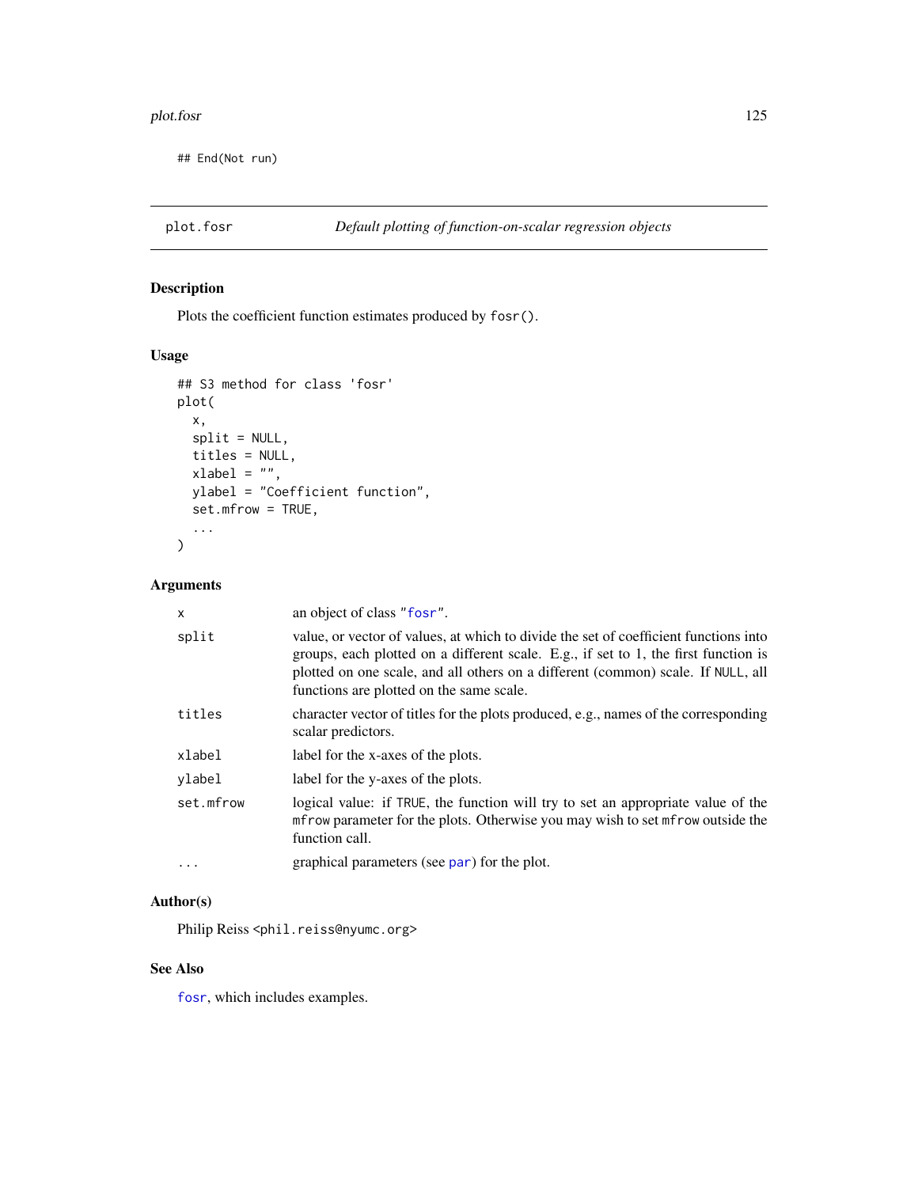```
## End(Not run)
```

---

## plot.fosr — *Default plotting of function-on-scalar regression objects*

### Description

Plots the coefficient function estimates produced by `fosr()`.

### Usage

```
## S3 method for class 'fosr'
plot(
  x,
  split = NULL,
  titles = NULL,
  xlabel = "",
  ylabel = "Coefficient function",
  set.mfrow = TRUE,
  ...
)
```

### Arguments

| | |
|---|---|
| `x` | an object of class "`fosr`". |
| `split` | value, or vector of values, at which to divide the set of coefficient functions into groups, each plotted on a different scale. E.g., if set to 1, the first function is plotted on one scale, and all others on a different (common) scale. If `NULL`, all functions are plotted on the same scale. |
| `titles` | character vector of titles for the plots produced, e.g., names of the corresponding scalar predictors. |
| `xlabel` | label for the x-axes of the plots. |
| `ylabel` | label for the y-axes of the plots. |
| `set.mfrow` | logical value: if `TRUE`, the function will try to set an appropriate value of the `mfrow` parameter for the plots. Otherwise you may wish to set `mfrow` outside the function call. |
| `...` | graphical parameters (see `par`) for the plot. |

### Author(s)

Philip Reiss <phil.reiss@nyumc.org>

### See Also

`fosr`, which includes examples.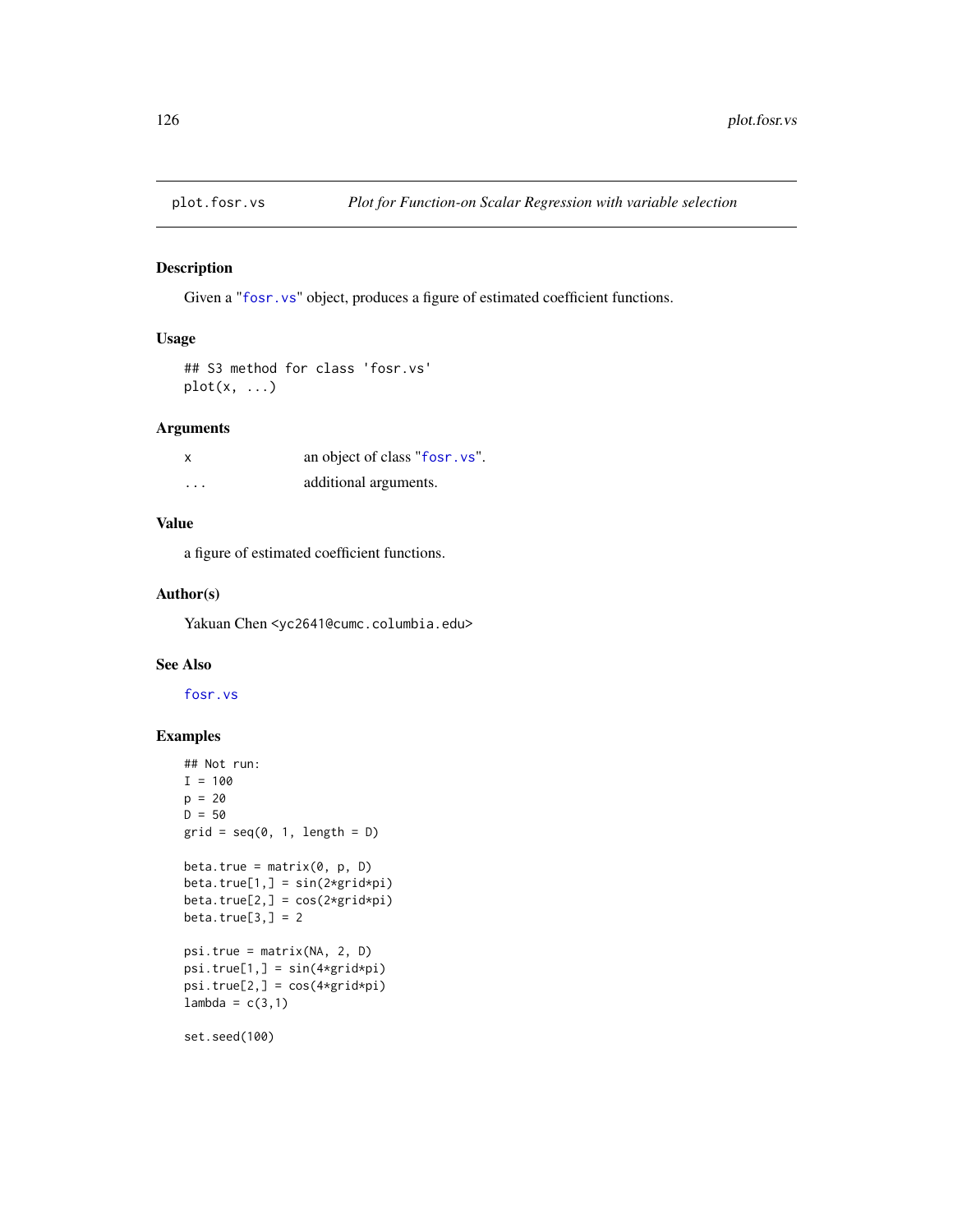| plot.fosr.vs | *Plot for Function-on Scalar Regression with variable selection* |
|---|---|

## Description

Given a "fosr.vs" object, produces a figure of estimated coefficient functions.

## Usage

```
## S3 method for class 'fosr.vs'
plot(x, ...)
```

## Arguments

| | |
|---|---|
| x | an object of class "fosr.vs". |
| ... | additional arguments. |

## Value

a figure of estimated coefficient functions.

## Author(s)

Yakuan Chen <yc2641@cumc.columbia.edu>

## See Also

fosr.vs

## Examples

```
## Not run:
I = 100
p = 20
D = 50
grid = seq(0, 1, length = D)

beta.true = matrix(0, p, D)
beta.true[1,] = sin(2*grid*pi)
beta.true[2,] = cos(2*grid*pi)
beta.true[3,] = 2

psi.true = matrix(NA, 2, D)
psi.true[1,] = sin(4*grid*pi)
psi.true[2,] = cos(4*grid*pi)
lambda = c(3,1)

set.seed(100)
```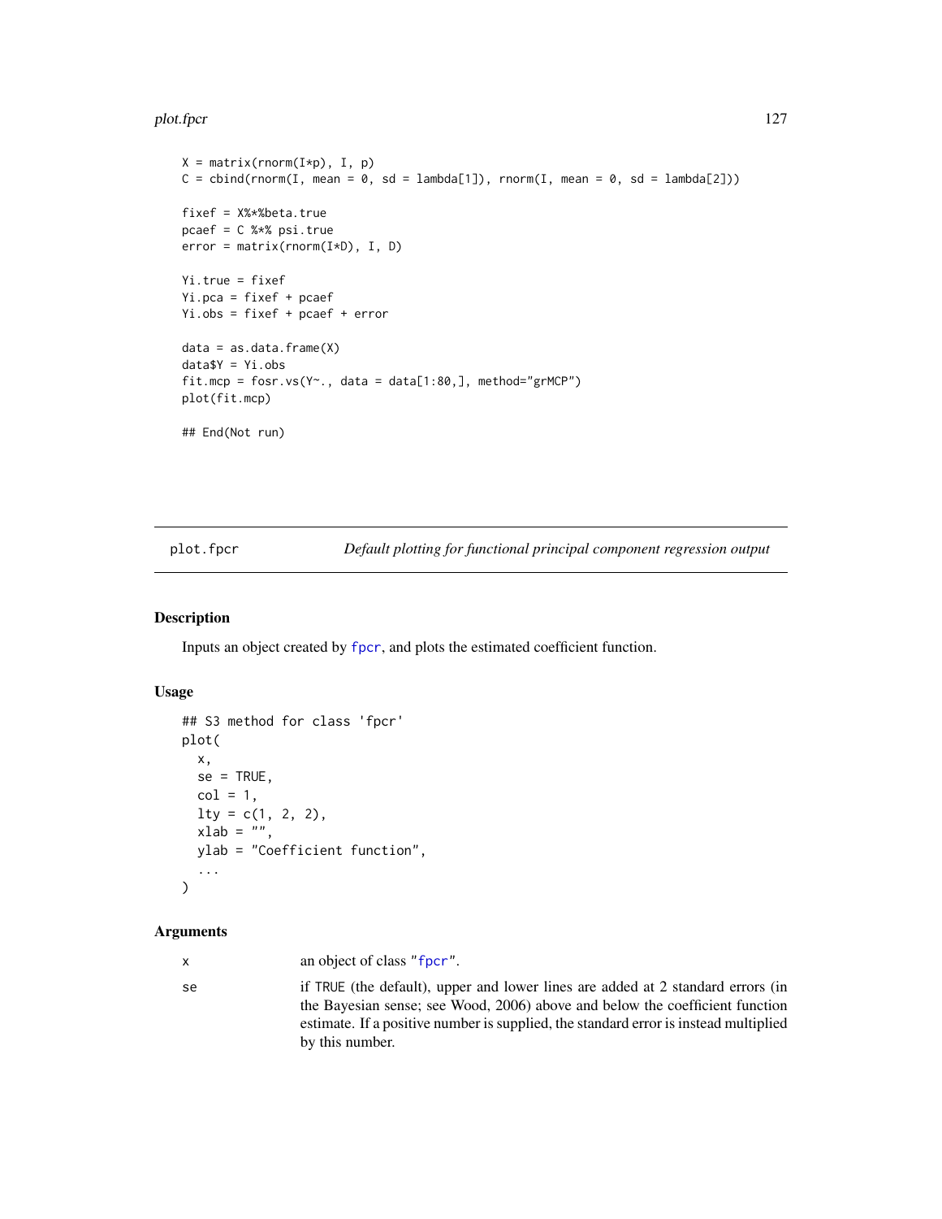```
X = matrix(rnorm(I*p), I, p)
C = cbind(rnorm(I, mean = 0, sd = lambda[1]), rnorm(I, mean = 0, sd = lambda[2]))

fixef = X%*%beta.true
pcaef = C %*% psi.true
error = matrix(rnorm(I*D), I, D)

Yi.true = fixef
Yi.pca = fixef + pcaef
Yi.obs = fixef + pcaef + error

data = as.data.frame(X)
data$Y = Yi.obs
fit.mcp = fosr.vs(Y~., data = data[1:80,], method="grMCP")
plot(fit.mcp)

## End(Not run)
```

## plot.fpcr — *Default plotting for functional principal component regression output*

### Description

Inputs an object created by fpcr, and plots the estimated coefficient function.

### Usage

```
## S3 method for class 'fpcr'
plot(
  x,
  se = TRUE,
  col = 1,
  lty = c(1, 2, 2),
  xlab = "",
  ylab = "Coefficient function",
  ...
)
```

### Arguments

| | |
|---|---|
| x | an object of class "fpcr". |
| se | if TRUE (the default), upper and lower lines are added at 2 standard errors (in the Bayesian sense; see Wood, 2006) above and below the coefficient function estimate. If a positive number is supplied, the standard error is instead multiplied by this number. |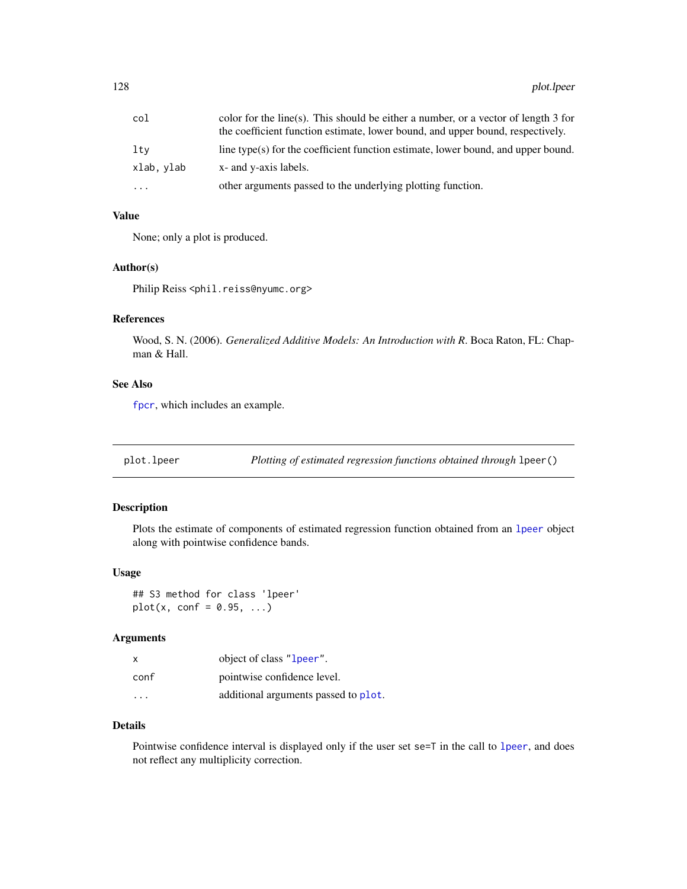| | |
|---|---|
| col | color for the line(s). This should be either a number, or a vector of length 3 for the coefficient function estimate, lower bound, and upper bound, respectively. |
| lty | line type(s) for the coefficient function estimate, lower bound, and upper bound. |
| xlab, ylab | x- and y-axis labels. |
| ... | other arguments passed to the underlying plotting function. |

### Value

None; only a plot is produced.

### Author(s)

Philip Reiss <phil.reiss@nyumc.org>

### References

Wood, S. N. (2006). *Generalized Additive Models: An Introduction with R*. Boca Raton, FL: Chapman & Hall.

### See Also

fpcr, which includes an example.

---

## plot.lpeer — *Plotting of estimated regression functions obtained through* lpeer()

### Description

Plots the estimate of components of estimated regression function obtained from an lpeer object along with pointwise confidence bands.

### Usage

```
## S3 method for class 'lpeer'
plot(x, conf = 0.95, ...)
```

### Arguments

| | |
|---|---|
| x | object of class "lpeer". |
| conf | pointwise confidence level. |
| ... | additional arguments passed to plot. |

### Details

Pointwise confidence interval is displayed only if the user set se=T in the call to lpeer, and does not reflect any multiplicity correction.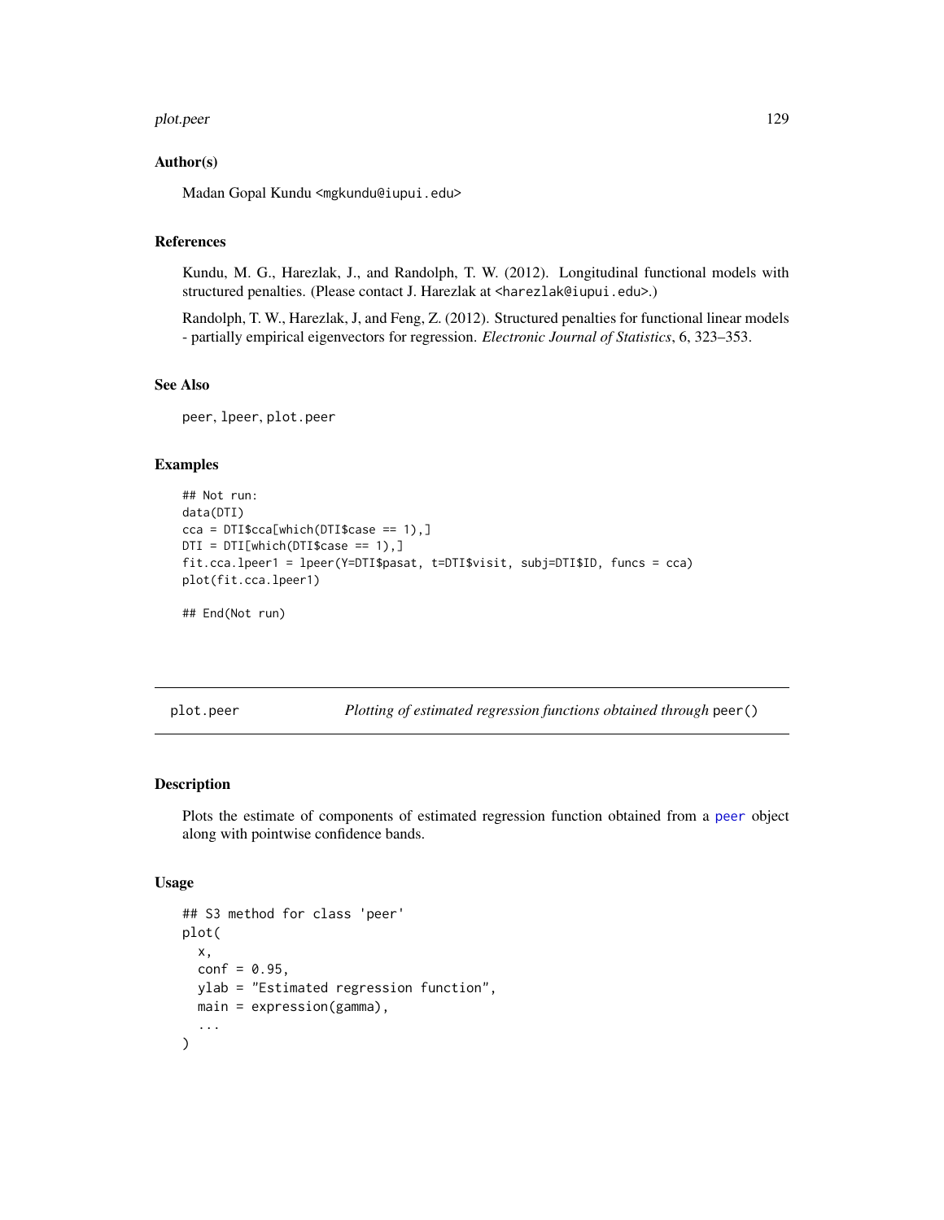### Author(s)

Madan Gopal Kundu <mgkundu@iupui.edu>

### References

Kundu, M. G., Harezlak, J., and Randolph, T. W. (2012). Longitudinal functional models with structured penalties. (Please contact J. Harezlak at <harezlak@iupui.edu>.)

Randolph, T. W., Harezlak, J, and Feng, Z. (2012). Structured penalties for functional linear models - partially empirical eigenvectors for regression. *Electronic Journal of Statistics*, 6, 323–353.

### See Also

peer, lpeer, plot.peer

### Examples

```
## Not run:
data(DTI)
cca = DTI$cca[which(DTI$case == 1),]
DTI = DTI[which(DTI$case == 1),]
fit.cca.lpeer1 = lpeer(Y=DTI$pasat, t=DTI$visit, subj=DTI$ID, funcs = cca)
plot(fit.cca.lpeer1)

## End(Not run)
```

---

## plot.peer — *Plotting of estimated regression functions obtained through* peer()

### Description

Plots the estimate of components of estimated regression function obtained from a peer object along with pointwise confidence bands.

### Usage

```
## S3 method for class 'peer'
plot(
  x,
  conf = 0.95,
  ylab = "Estimated regression function",
  main = expression(gamma),
  ...
)
```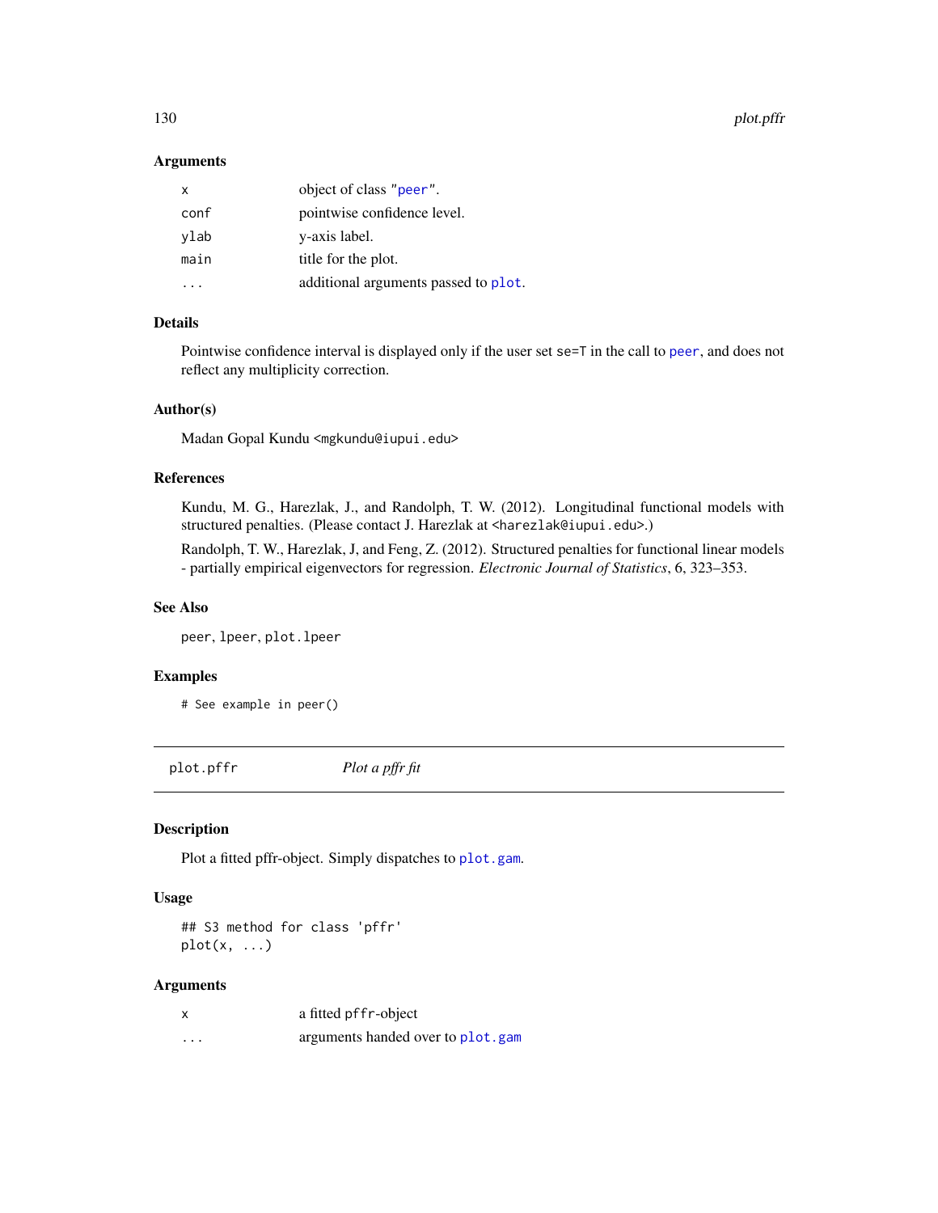### Arguments

| | |
|---|---|
| x | object of class "peer". |
| conf | pointwise confidence level. |
| ylab | y-axis label. |
| main | title for the plot. |
| ... | additional arguments passed to plot. |

### Details

Pointwise confidence interval is displayed only if the user set se=T in the call to peer, and does not reflect any multiplicity correction.

### Author(s)

Madan Gopal Kundu <mgkundu@iupui.edu>

### References

Kundu, M. G., Harezlak, J., and Randolph, T. W. (2012). Longitudinal functional models with structured penalties. (Please contact J. Harezlak at <harezlak@iupui.edu>.)

Randolph, T. W., Harezlak, J, and Feng, Z. (2012). Structured penalties for functional linear models - partially empirical eigenvectors for regression. *Electronic Journal of Statistics*, 6, 323–353.

### See Also

peer, lpeer, plot.lpeer

### Examples

```
# See example in peer()
```

---

## plot.pffr — *Plot a pffr fit*

### Description

Plot a fitted pffr-object. Simply dispatches to plot.gam.

### Usage

```
## S3 method for class 'pffr'
plot(x, ...)
```

### Arguments

| | |
|---|---|
| x | a fitted pffr-object |
| ... | arguments handed over to plot.gam |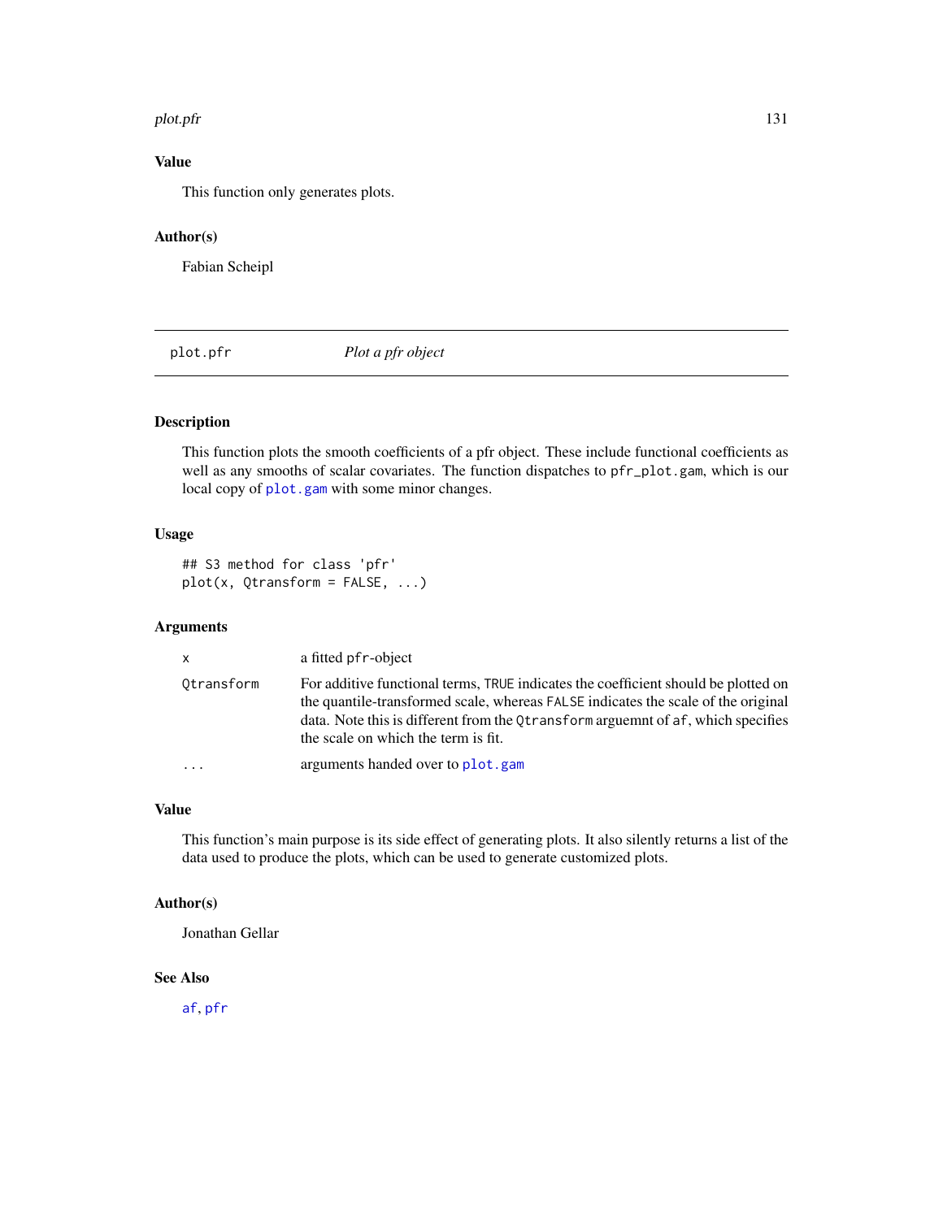## Value

This function only generates plots.

## Author(s)

Fabian Scheipl

---

# plot.pfr *Plot a pfr object*

## Description

This function plots the smooth coefficients of a pfr object. These include functional coefficients as well as any smooths of scalar covariates. The function dispatches to `pfr_plot.gam`, which is our local copy of `plot.gam` with some minor changes.

## Usage

```
## S3 method for class 'pfr'
plot(x, Qtransform = FALSE, ...)
```

## Arguments

| | |
|---|---|
| `x` | a fitted `pfr`-object |
| `Qtransform` | For additive functional terms, `TRUE` indicates the coefficient should be plotted on the quantile-transformed scale, whereas `FALSE` indicates the scale of the original data. Note this is different from the `Qtransform` arguemnt of `af`, which specifies the scale on which the term is fit. |
| `...` | arguments handed over to `plot.gam` |

## Value

This function's main purpose is its side effect of generating plots. It also silently returns a list of the data used to produce the plots, which can be used to generate customized plots.

## Author(s)

Jonathan Gellar

## See Also

`af`, `pfr`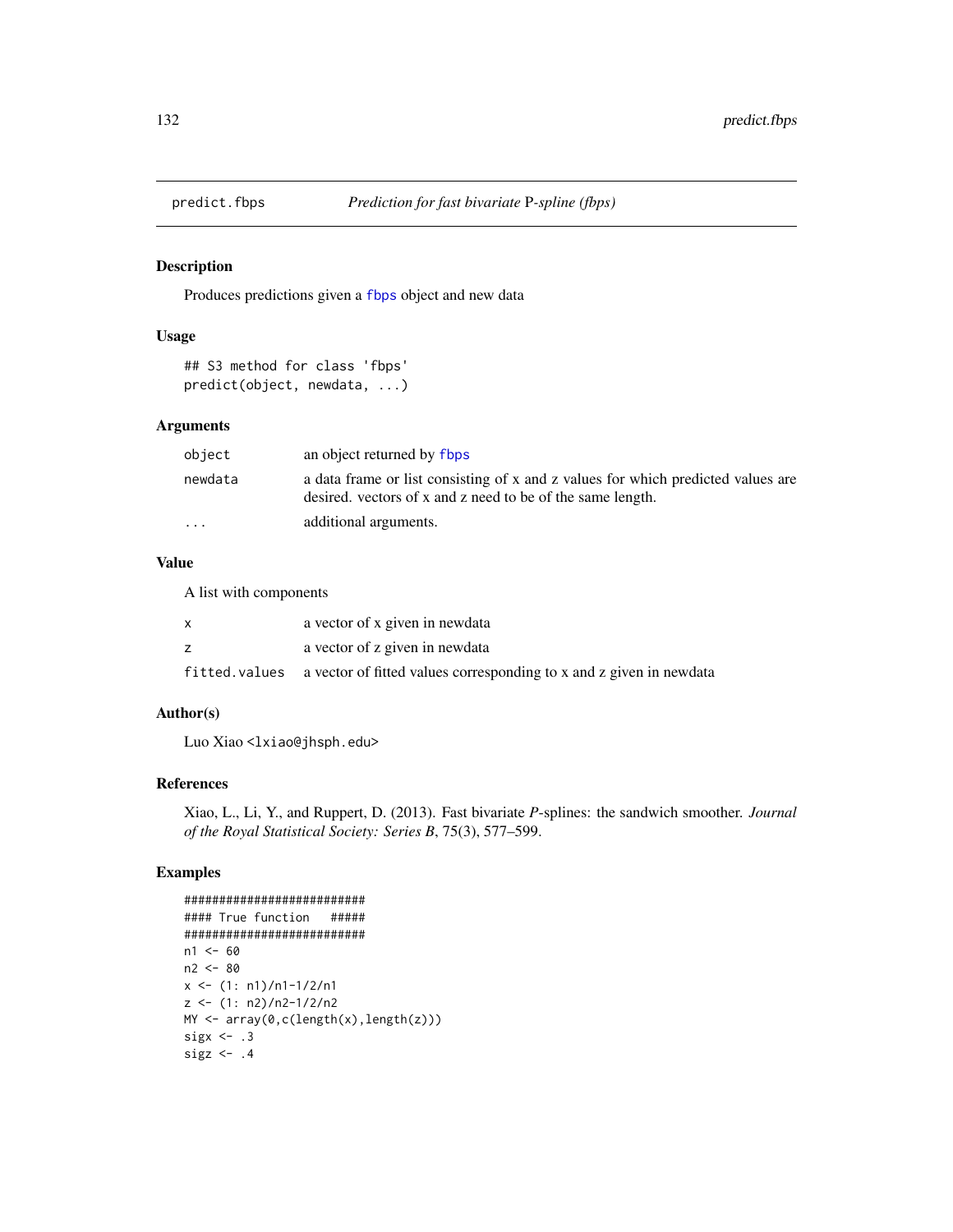predict.fbps — *Prediction for fast bivariate* P*-spline (fbps)*

## Description

Produces predictions given a fbps object and new data

## Usage

```
## S3 method for class 'fbps'
predict(object, newdata, ...)
```

## Arguments

| | |
|---|---|
| object | an object returned by fbps |
| newdata | a data frame or list consisting of x and z values for which predicted values are desired. vectors of x and z need to be of the same length. |
| ... | additional arguments. |

## Value

A list with components

| | |
|---|---|
| x | a vector of x given in newdata |
| z | a vector of z given in newdata |
| fitted.values | a vector of fitted values corresponding to x and z given in newdata |

## Author(s)

Luo Xiao <lxiao@jhsph.edu>

## References

Xiao, L., Li, Y., and Ruppert, D. (2013). Fast bivariate *P*-splines: the sandwich smoother. *Journal of the Royal Statistical Society: Series B*, 75(3), 577–599.

## Examples

```
##########################
#### True function   #####
##########################
n1 <- 60
n2 <- 80
x <- (1: n1)/n1-1/2/n1
z <- (1: n2)/n2-1/2/n2
MY <- array(0,c(length(x),length(z)))
sigx <- .3
sigz <- .4
```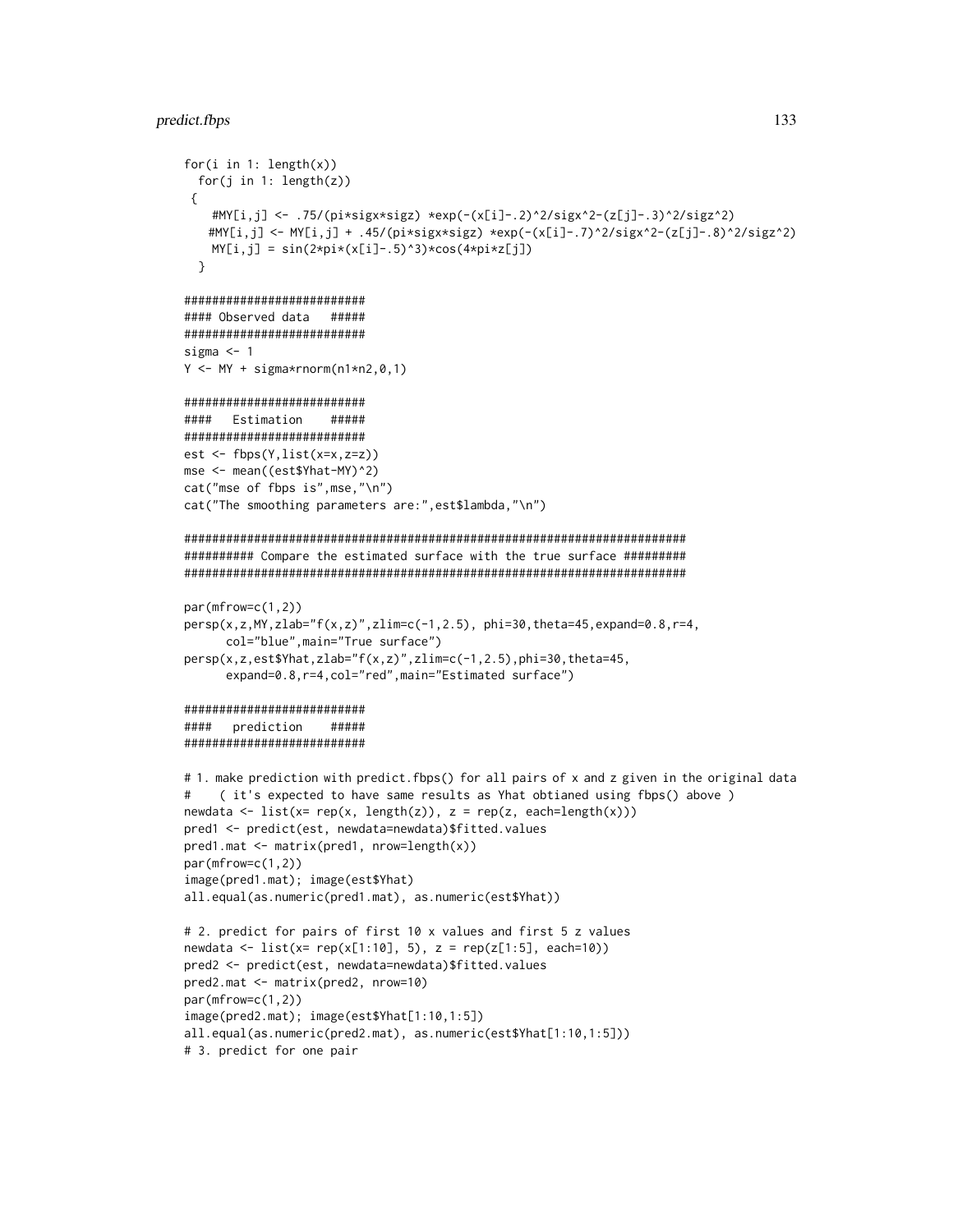```
for(i in 1: length(x))
  for(j in 1: length(z))
 {
    #MY[i,j] <- .75/(pi*sigx*sigz) *exp(-(x[i]-.2)^2/sigx^2-(z[j]-.3)^2/sigz^2)
   #MY[i,j] <- MY[i,j] + .45/(pi*sigx*sigz) *exp(-(x[i]-.7)^2/sigx^2-(z[j]-.8)^2/sigz^2)
    MY[i,j] = sin(2*pi*(x[i]-.5)^3)*cos(4*pi*z[j])
  }

#########################
#### Observed data   #####
#########################
sigma <- 1
Y <- MY + sigma*rnorm(n1*n2,0,1)

#########################
####   Estimation    #####
#########################
est <- fbps(Y,list(x=x,z=z))
mse <- mean((est$Yhat-MY)^2)
cat("mse of fbps is",mse,"\n")
cat("The smoothing parameters are:",est$lambda,"\n")

########################################################################
########## Compare the estimated surface with the true surface #########
########################################################################

par(mfrow=c(1,2))
persp(x,z,MY,zlab="f(x,z)",zlim=c(-1,2.5), phi=30,theta=45,expand=0.8,r=4,
      col="blue",main="True surface")
persp(x,z,est$Yhat,zlab="f(x,z)",zlim=c(-1,2.5),phi=30,theta=45,
      expand=0.8,r=4,col="red",main="Estimated surface")

#########################
####   prediction    #####
#########################

# 1. make prediction with predict.fbps() for all pairs of x and z given in the original data
#    ( it's expected to have same results as Yhat obtianed using fbps() above )
newdata <- list(x= rep(x, length(z)), z = rep(z, each=length(x)))
pred1 <- predict(est, newdata=newdata)$fitted.values
pred1.mat <- matrix(pred1, nrow=length(x))
par(mfrow=c(1,2))
image(pred1.mat); image(est$Yhat)
all.equal(as.numeric(pred1.mat), as.numeric(est$Yhat))

# 2. predict for pairs of first 10 x values and first 5 z values
newdata <- list(x= rep(x[1:10], 5), z = rep(z[1:5], each=10))
pred2 <- predict(est, newdata=newdata)$fitted.values
pred2.mat <- matrix(pred2, nrow=10)
par(mfrow=c(1,2))
image(pred2.mat); image(est$Yhat[1:10,1:5])
all.equal(as.numeric(pred2.mat), as.numeric(est$Yhat[1:10,1:5]))
# 3. predict for one pair
```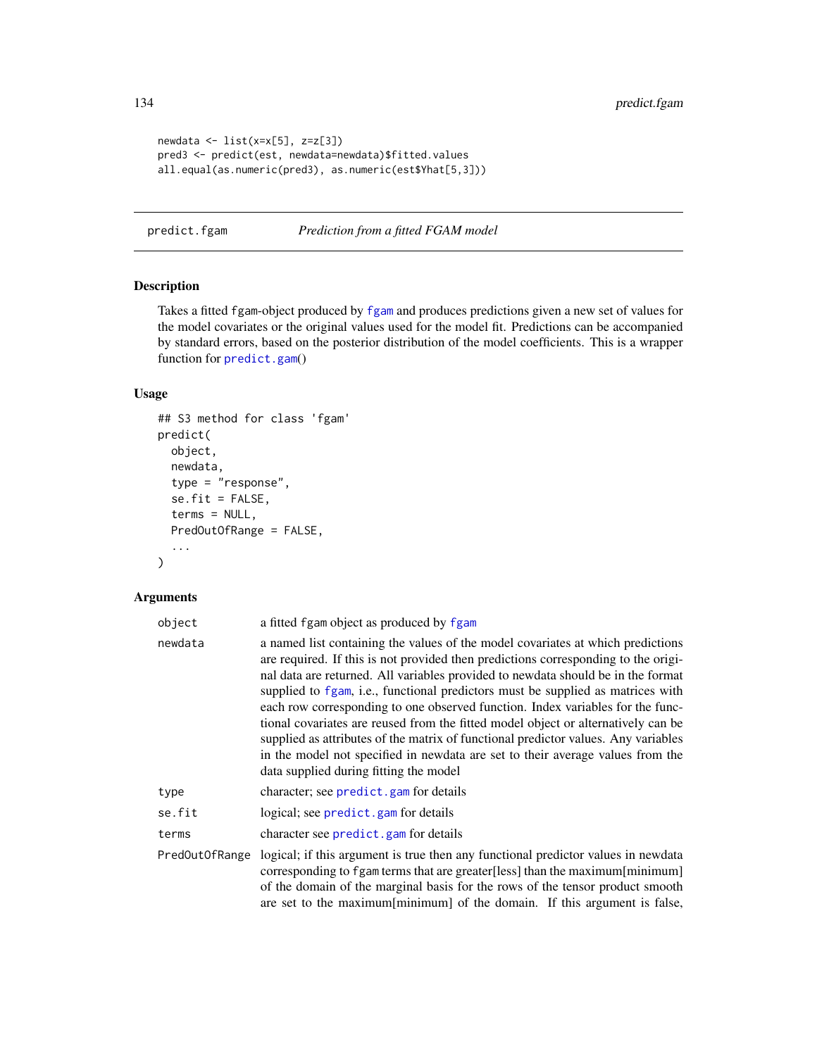```
newdata <- list(x=x[5], z=z[3])
pred3 <- predict(est, newdata=newdata)$fitted.values
all.equal(as.numeric(pred3), as.numeric(est$Yhat[5,3]))
```

---

predict.fgam — *Prediction from a fitted FGAM model*

---

## Description

Takes a fitted fgam-object produced by fgam and produces predictions given a new set of values for the model covariates or the original values used for the model fit. Predictions can be accompanied by standard errors, based on the posterior distribution of the model coefficients. This is a wrapper function for predict.gam()

## Usage

```
## S3 method for class 'fgam'
predict(
  object,
  newdata,
  type = "response",
  se.fit = FALSE,
  terms = NULL,
  PredOutOfRange = FALSE,
  ...
)
```

## Arguments

| | |
|---|---|
| object | a fitted fgam object as produced by fgam |
| newdata | a named list containing the values of the model covariates at which predictions are required. If this is not provided then predictions corresponding to the original data are returned. All variables provided to newdata should be in the format supplied to fgam, i.e., functional predictors must be supplied as matrices with each row corresponding to one observed function. Index variables for the functional covariates are reused from the fitted model object or alternatively can be supplied as attributes of the matrix of functional predictor values. Any variables in the model not specified in newdata are set to their average values from the data supplied during fitting the model |
| type | character; see predict.gam for details |
| se.fit | logical; see predict.gam for details |
| terms | character see predict.gam for details |
| PredOutOfRange | logical; if this argument is true then any functional predictor values in newdata corresponding to fgam terms that are greater[less] than the maximum[minimum] of the domain of the marginal basis for the rows of the tensor product smooth are set to the maximum[minimum] of the domain. If this argument is false, |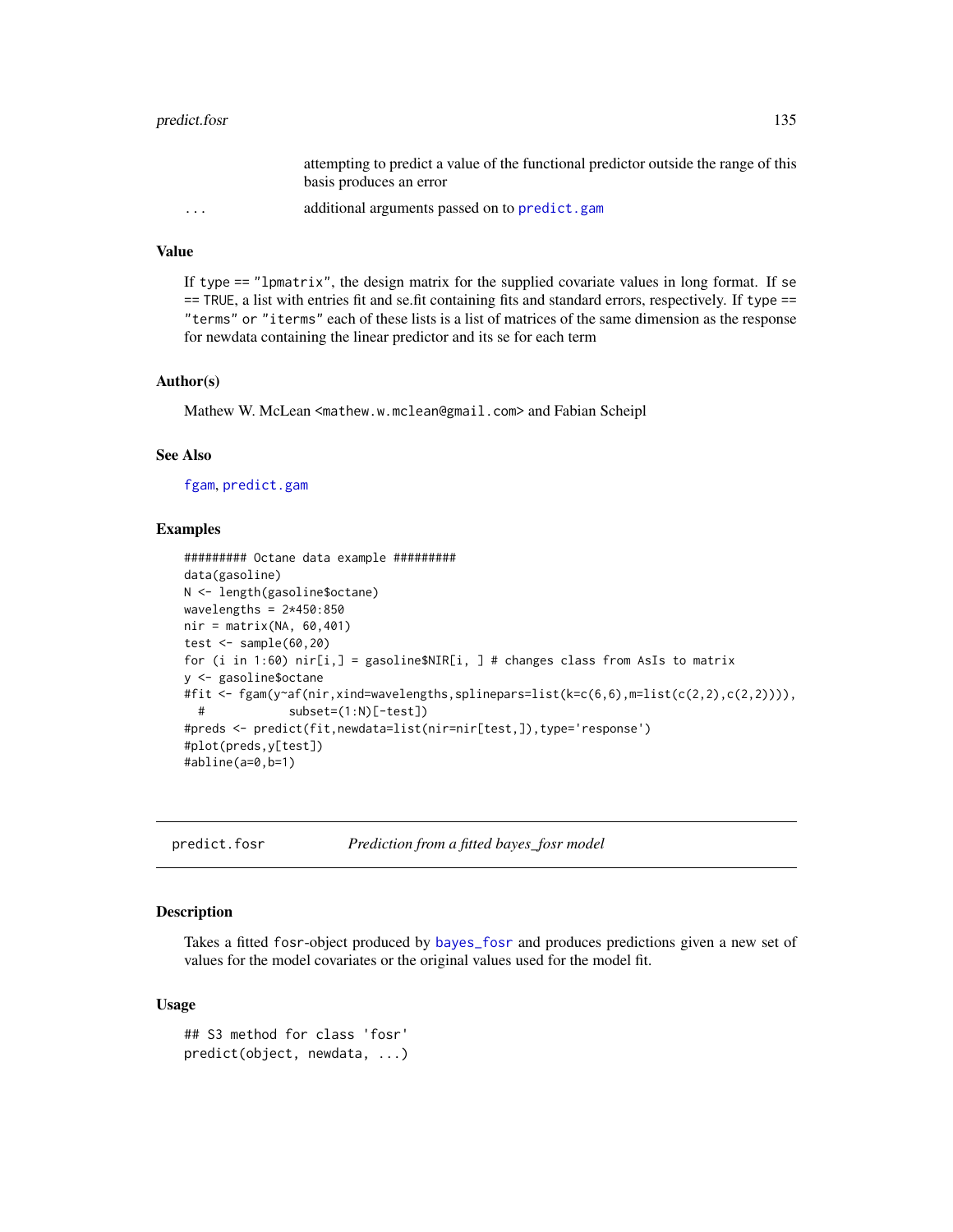| | |
|---|---|
| | attempting to predict a value of the functional predictor outside the range of this basis produces an error |
| ... | additional arguments passed on to predict.gam |

### Value

If `type == "lpmatrix"`, the design matrix for the supplied covariate values in long format. If `se == TRUE`, a list with entries fit and se.fit containing fits and standard errors, respectively. If `type == "terms"` or `"iterms"` each of these lists is a list of matrices of the same dimension as the response for newdata containing the linear predictor and its se for each term

### Author(s)

Mathew W. McLean <mathew.w.mclean@gmail.com> and Fabian Scheipl

### See Also

fgam, predict.gam

### Examples

```
######### Octane data example #########
data(gasoline)
N <- length(gasoline$octane)
wavelengths = 2*450:850
nir = matrix(NA, 60,401)
test <- sample(60,20)
for (i in 1:60) nir[i,] = gasoline$NIR[i, ] # changes class from AsIs to matrix
y <- gasoline$octane
#fit <- fgam(y~af(nir,xind=wavelengths,splinepars=list(k=c(6,6),m=list(c(2,2),c(2,2)))),
  #           subset=(1:N)[-test])
#preds <- predict(fit,newdata=list(nir=nir[test,]),type='response')
#plot(preds,y[test])
#abline(a=0,b=1)
```

---

## predict.fosr — *Prediction from a fitted bayes_fosr model*

### Description

Takes a fitted `fosr`-object produced by bayes_fosr and produces predictions given a new set of values for the model covariates or the original values used for the model fit.

### Usage

```
## S3 method for class 'fosr'
predict(object, newdata, ...)
```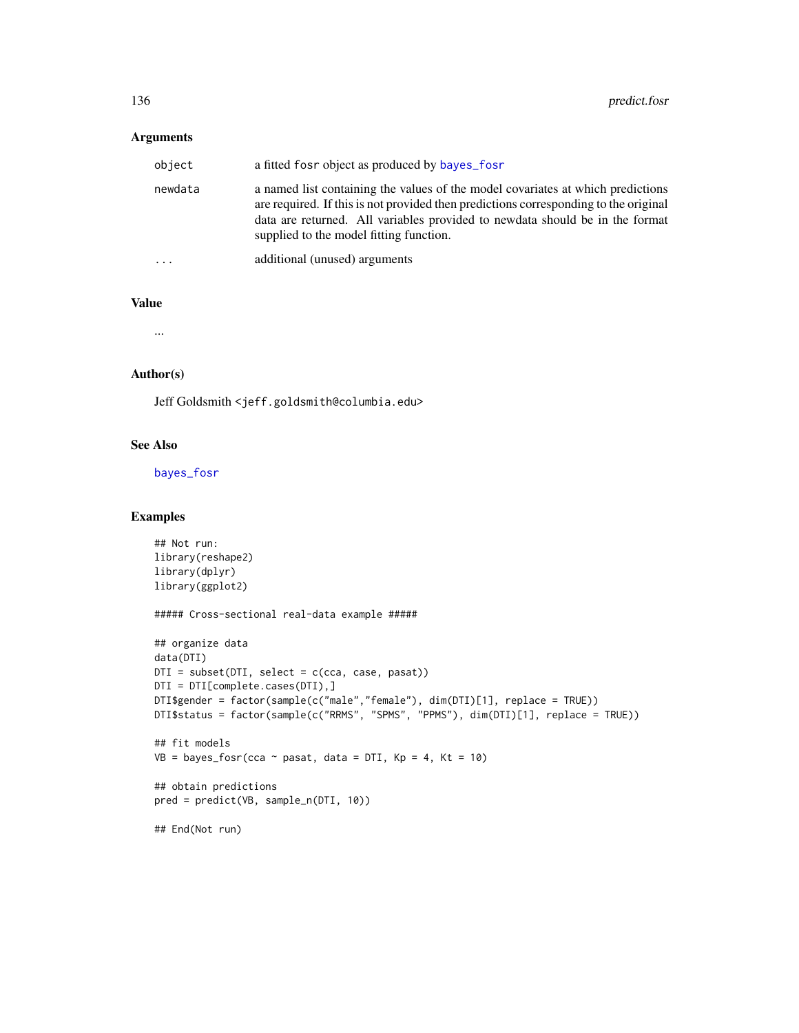## Arguments

| | |
|---|---|
| object | a fitted fosr object as produced by bayes_fosr |
| newdata | a named list containing the values of the model covariates at which predictions are required. If this is not provided then predictions corresponding to the original data are returned. All variables provided to newdata should be in the format supplied to the model fitting function. |
| ... | additional (unused) arguments |

## Value

...

## Author(s)

Jeff Goldsmith <jeff.goldsmith@columbia.edu>

## See Also

bayes_fosr

## Examples

```
## Not run:
library(reshape2)
library(dplyr)
library(ggplot2)

##### Cross-sectional real-data example #####

## organize data
data(DTI)
DTI = subset(DTI, select = c(cca, case, pasat))
DTI = DTI[complete.cases(DTI),]
DTI$gender = factor(sample(c("male","female"), dim(DTI)[1], replace = TRUE))
DTI$status = factor(sample(c("RRMS", "SPMS", "PPMS"), dim(DTI)[1], replace = TRUE))

## fit models
VB = bayes_fosr(cca ~ pasat, data = DTI, Kp = 4, Kt = 10)

## obtain predictions
pred = predict(VB, sample_n(DTI, 10))

## End(Not run)
```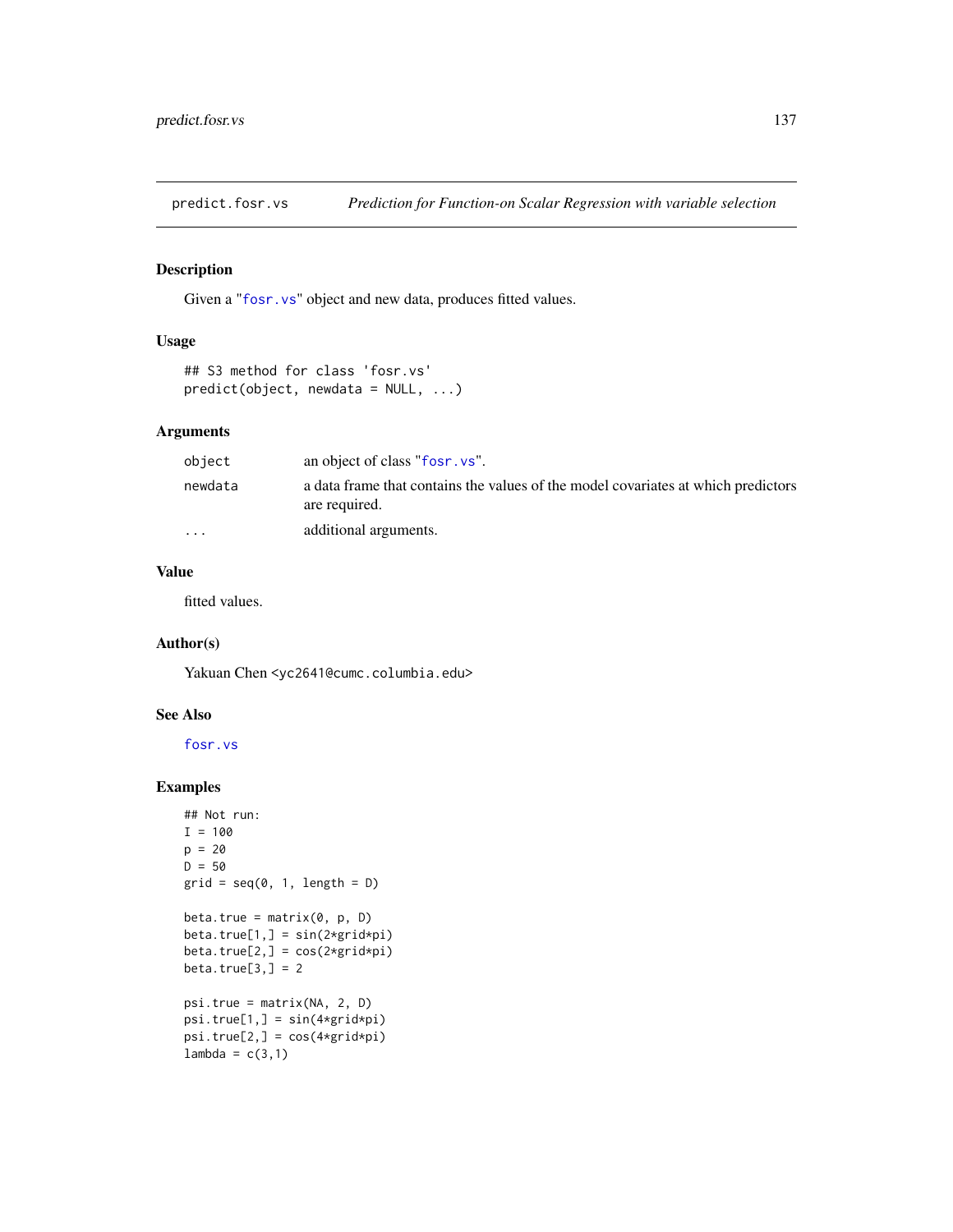# predict.fosr.vs — *Prediction for Function-on Scalar Regression with variable selection*

## Description

Given a "fosr.vs" object and new data, produces fitted values.

## Usage

```
## S3 method for class 'fosr.vs'
predict(object, newdata = NULL, ...)
```

## Arguments

| | |
|---|---|
| object | an object of class "fosr.vs". |
| newdata | a data frame that contains the values of the model covariates at which predictors are required. |
| ... | additional arguments. |

## Value

fitted values.

## Author(s)

Yakuan Chen <yc2641@cumc.columbia.edu>

## See Also

fosr.vs

## Examples

```
## Not run:
I = 100
p = 20
D = 50
grid = seq(0, 1, length = D)

beta.true = matrix(0, p, D)
beta.true[1,] = sin(2*grid*pi)
beta.true[2,] = cos(2*grid*pi)
beta.true[3,] = 2

psi.true = matrix(NA, 2, D)
psi.true[1,] = sin(4*grid*pi)
psi.true[2,] = cos(4*grid*pi)
lambda = c(3,1)
```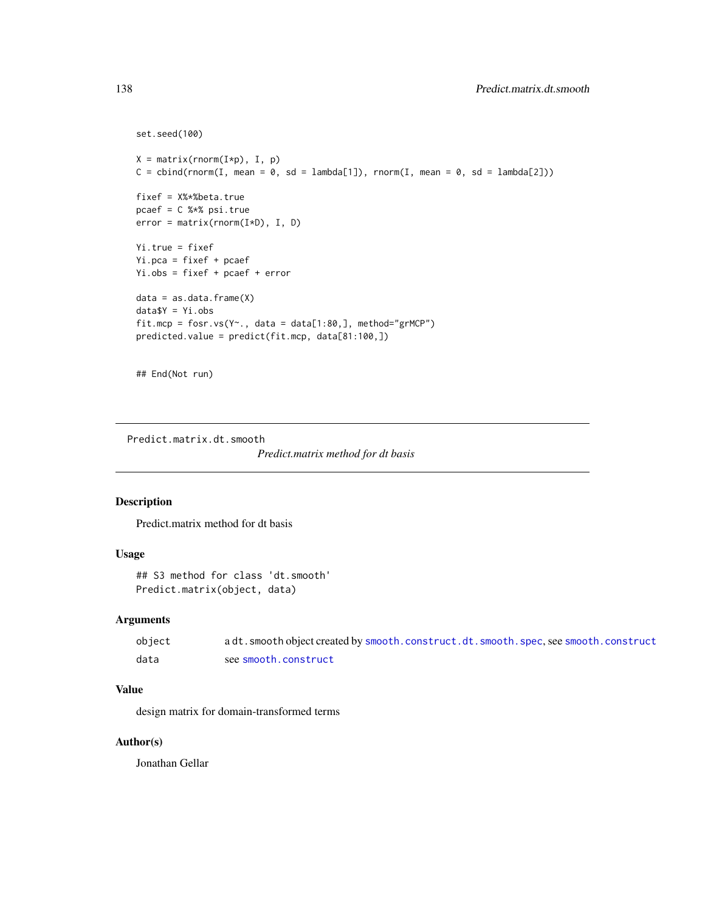```
set.seed(100)

X = matrix(rnorm(I*p), I, p)
C = cbind(rnorm(I, mean = 0, sd = lambda[1]), rnorm(I, mean = 0, sd = lambda[2]))

fixef = X%*%beta.true
pcaef = C %*% psi.true
error = matrix(rnorm(I*D), I, D)

Yi.true = fixef
Yi.pca = fixef + pcaef
Yi.obs = fixef + pcaef + error

data = as.data.frame(X)
data$Y = Yi.obs
fit.mcp = fosr.vs(Y~., data = data[1:80,], method="grMCP")
predicted.value = predict(fit.mcp, data[81:100,])


## End(Not run)
```

---

Predict.matrix.dt.smooth *Predict.matrix method for dt basis*

---

## Description

Predict.matrix method for dt basis

## Usage

```
## S3 method for class 'dt.smooth'
Predict.matrix(object, data)
```

## Arguments

| | |
|---|---|
| `object` | a `dt.smooth` object created by `smooth.construct.dt.smooth.spec`, see `smooth.construct` |
| `data` | see `smooth.construct` |

## Value

design matrix for domain-transformed terms

## Author(s)

Jonathan Gellar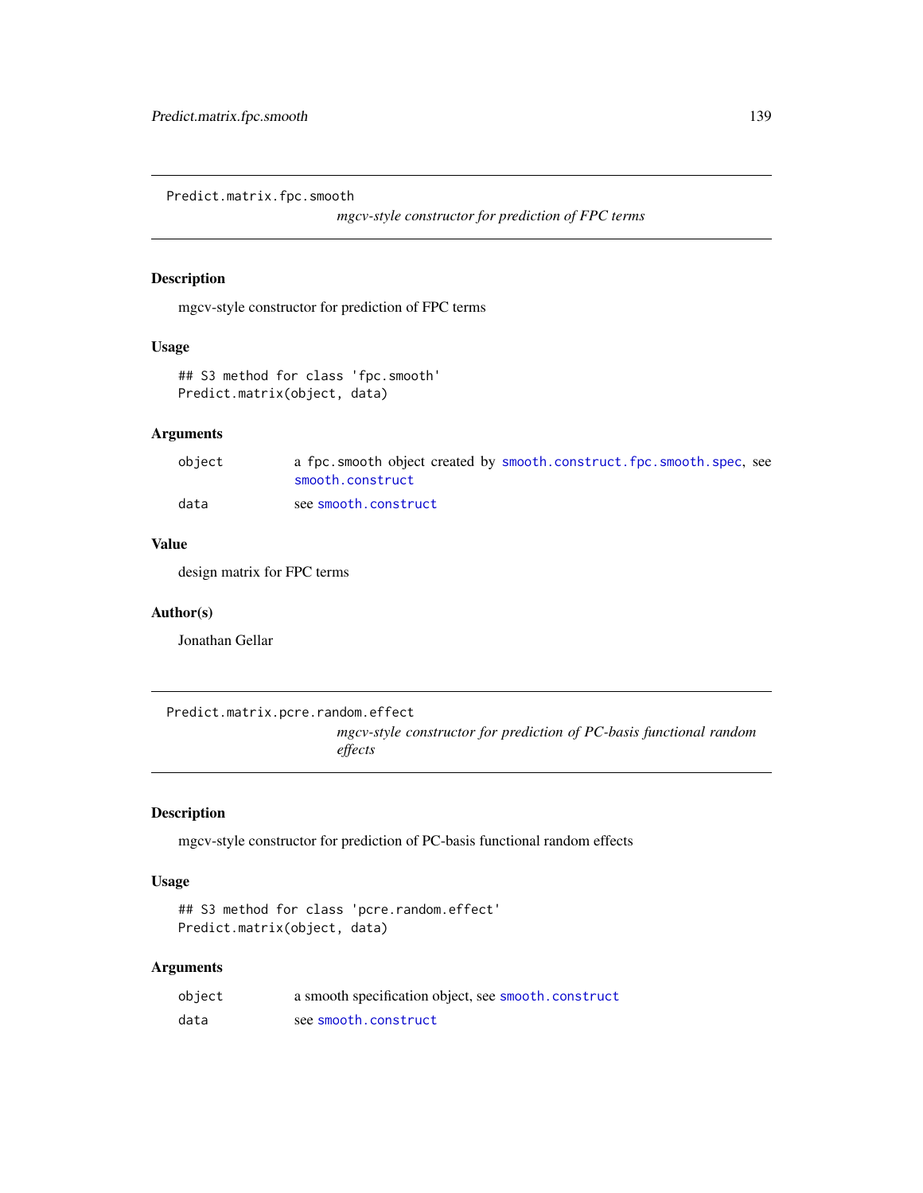## Predict.matrix.fpc.smooth

*mgcv-style constructor for prediction of FPC terms*

### Description

mgcv-style constructor for prediction of FPC terms

### Usage

```
## S3 method for class 'fpc.smooth'
Predict.matrix(object, data)
```

### Arguments

| | |
|---|---|
| object | a fpc.smooth object created by `smooth.construct.fpc.smooth.spec`, see `smooth.construct` |
| data | see `smooth.construct` |

### Value

design matrix for FPC terms

### Author(s)

Jonathan Gellar

## Predict.matrix.pcre.random.effect

*mgcv-style constructor for prediction of PC-basis functional random effects*

### Description

mgcv-style constructor for prediction of PC-basis functional random effects

### Usage

```
## S3 method for class 'pcre.random.effect'
Predict.matrix(object, data)
```

### Arguments

| | |
|---|---|
| object | a smooth specification object, see `smooth.construct` |
| data | see `smooth.construct` |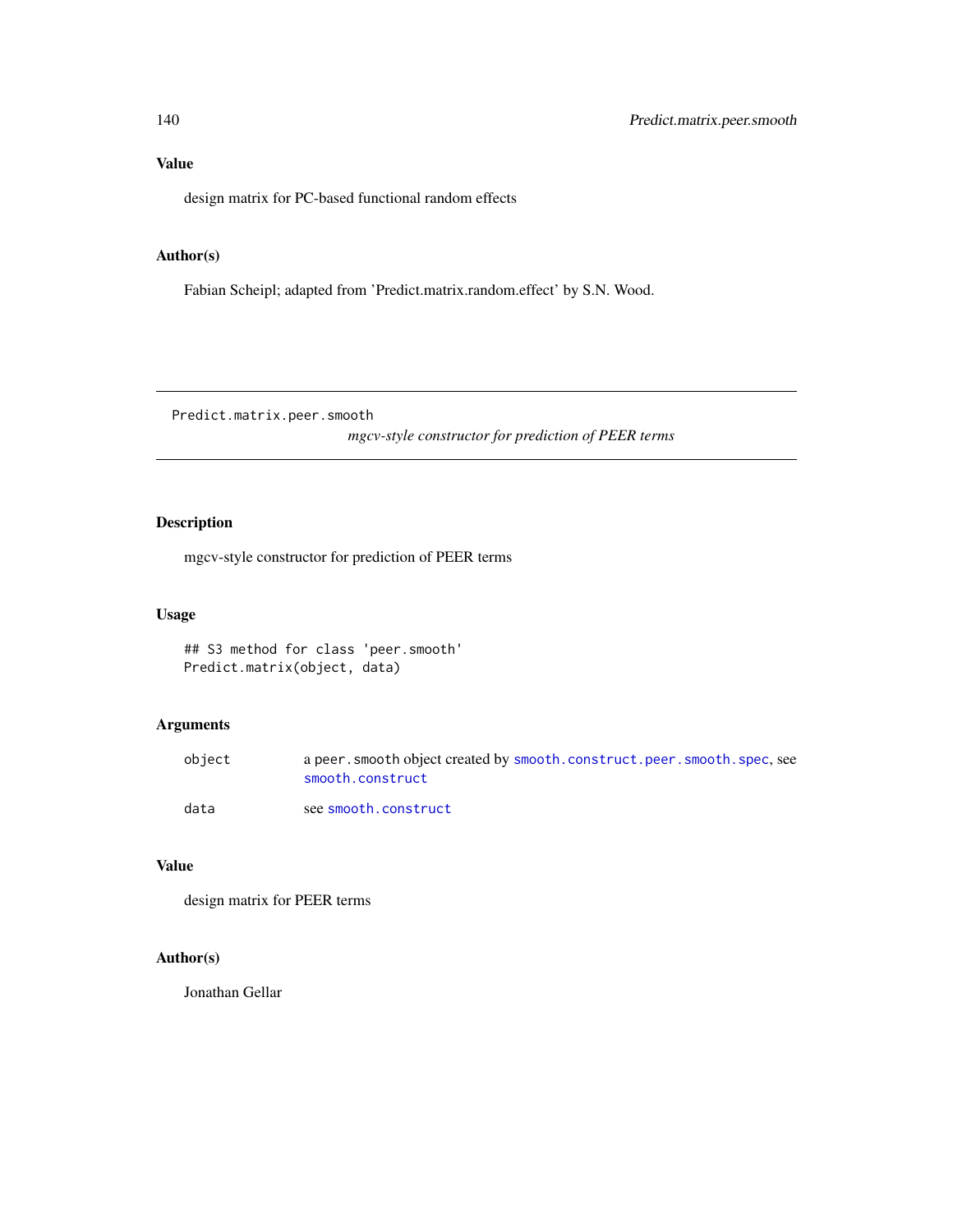## Value

design matrix for PC-based functional random effects

## Author(s)

Fabian Scheipl; adapted from 'Predict.matrix.random.effect' by S.N. Wood.

---

# Predict.matrix.peer.smooth

*mgcv-style constructor for prediction of PEER terms*

---

## Description

mgcv-style constructor for prediction of PEER terms

## Usage

```
## S3 method for class 'peer.smooth'
Predict.matrix(object, data)
```

## Arguments

| | |
|---|---|
| object | a peer.smooth object created by smooth.construct.peer.smooth.spec, see smooth.construct |
| data | see smooth.construct |

## Value

design matrix for PEER terms

## Author(s)

Jonathan Gellar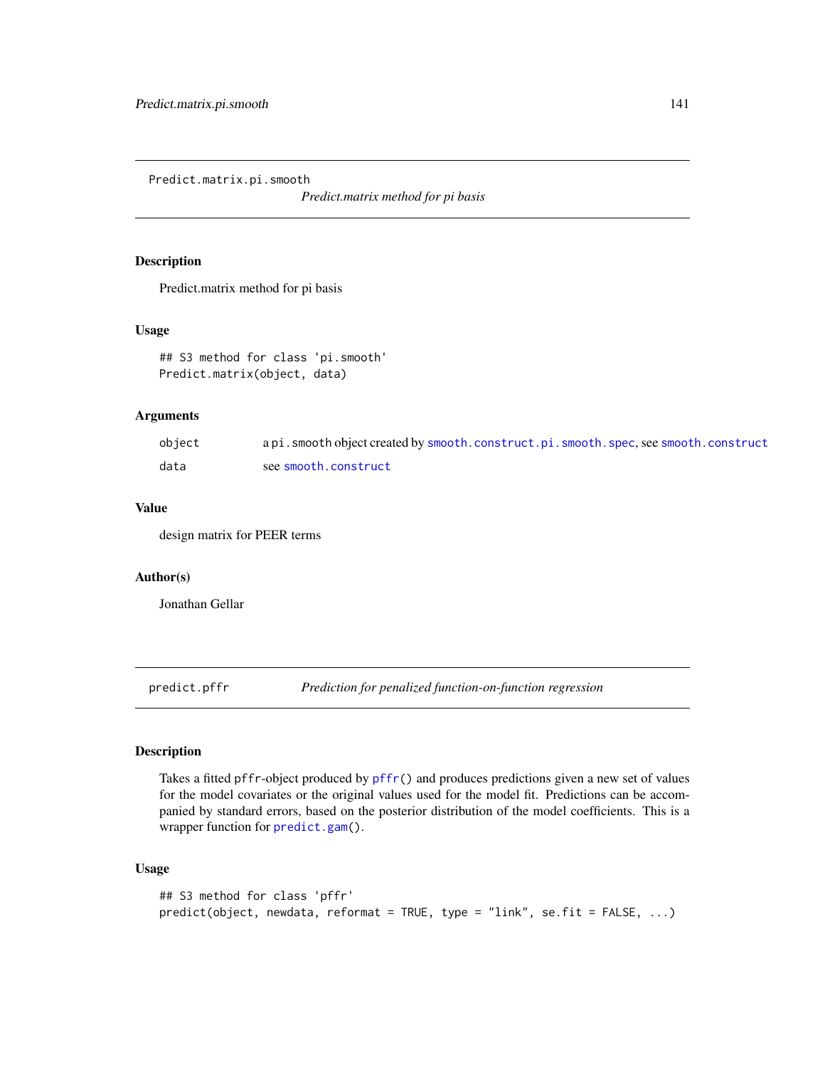## Predict.matrix.pi.smooth

*Predict.matrix method for pi basis*

### Description

Predict.matrix method for pi basis

### Usage

```
## S3 method for class 'pi.smooth'
Predict.matrix(object, data)
```

### Arguments

| | |
|---|---|
| object | a pi.smooth object created by smooth.construct.pi.smooth.spec, see smooth.construct |
| data | see smooth.construct |

### Value

design matrix for PEER terms

### Author(s)

Jonathan Gellar

## predict.pffr

*Prediction for penalized function-on-function regression*

### Description

Takes a fitted pffr-object produced by pffr() and produces predictions given a new set of values for the model covariates or the original values used for the model fit. Predictions can be accompanied by standard errors, based on the posterior distribution of the model coefficients. This is a wrapper function for predict.gam().

### Usage

```
## S3 method for class 'pffr'
predict(object, newdata, reformat = TRUE, type = "link", se.fit = FALSE, ...)
```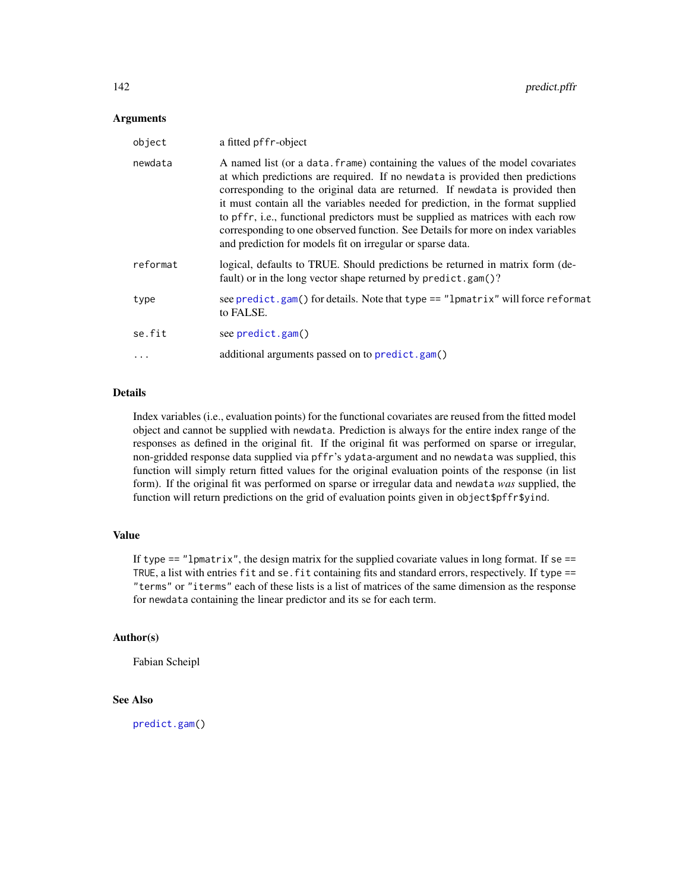### Arguments

| | |
|---|---|
| `object` | a fitted `pffr`-object |
| `newdata` | A named list (or a `data.frame`) containing the values of the model covariates at which predictions are required. If no `newdata` is provided then predictions corresponding to the original data are returned. If `newdata` is provided then it must contain all the variables needed for prediction, in the format supplied to `pffr`, i.e., functional predictors must be supplied as matrices with each row corresponding to one observed function. See Details for more on index variables and prediction for models fit on irregular or sparse data. |
| `reformat` | logical, defaults to TRUE. Should predictions be returned in matrix form (default) or in the long vector shape returned by `predict.gam()`? |
| `type` | see `predict.gam()` for details. Note that `type == "lpmatrix"` will force `reformat` to FALSE. |
| `se.fit` | see `predict.gam()` |
| `...` | additional arguments passed on to `predict.gam()` |

### Details

Index variables (i.e., evaluation points) for the functional covariates are reused from the fitted model object and cannot be supplied with `newdata`. Prediction is always for the entire index range of the responses as defined in the original fit. If the original fit was performed on sparse or irregular, non-gridded response data supplied via `pffr`'s `ydata`-argument and no `newdata` was supplied, this function will simply return fitted values for the original evaluation points of the response (in list form). If the original fit was performed on sparse or irregular data and `newdata` *was* supplied, the function will return predictions on the grid of evaluation points given in `object$pffr$yind`.

### Value

If `type == "lpmatrix"`, the design matrix for the supplied covariate values in long format. If `se == TRUE`, a list with entries `fit` and `se.fit` containing fits and standard errors, respectively. If `type == "terms"` or `"iterms"` each of these lists is a list of matrices of the same dimension as the response for `newdata` containing the linear predictor and its se for each term.

### Author(s)

Fabian Scheipl

### See Also

`predict.gam()`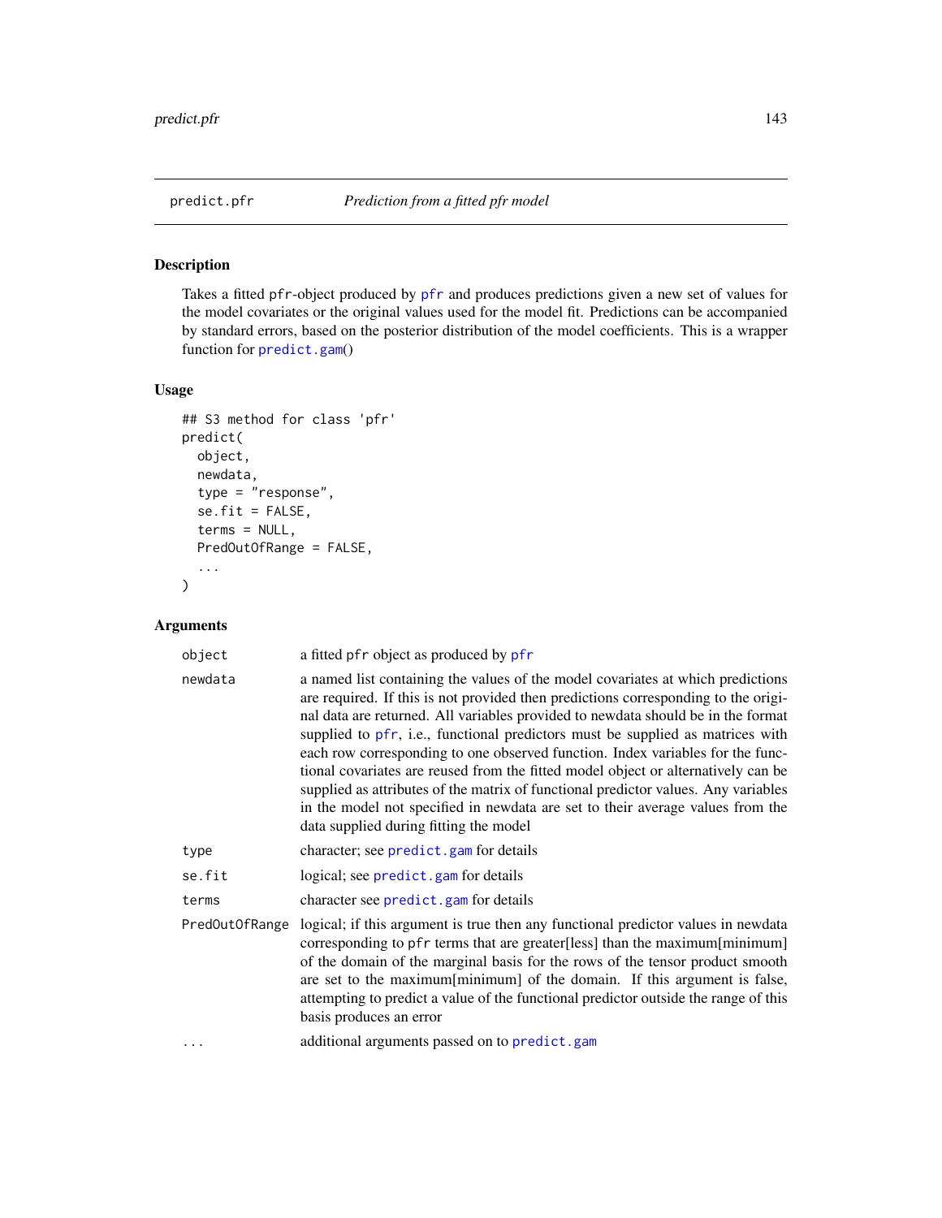predict.pfr *Prediction from a fitted pfr model*

## Description

Takes a fitted pfr-object produced by pfr and produces predictions given a new set of values for the model covariates or the original values used for the model fit. Predictions can be accompanied by standard errors, based on the posterior distribution of the model coefficients. This is a wrapper function for predict.gam()

## Usage

```
## S3 method for class 'pfr'
predict(
  object,
  newdata,
  type = "response",
  se.fit = FALSE,
  terms = NULL,
  PredOutOfRange = FALSE,
  ...
)
```

## Arguments

| | |
|---|---|
| object | a fitted pfr object as produced by pfr |
| newdata | a named list containing the values of the model covariates at which predictions are required. If this is not provided then predictions corresponding to the original data are returned. All variables provided to newdata should be in the format supplied to pfr, i.e., functional predictors must be supplied as matrices with each row corresponding to one observed function. Index variables for the functional covariates are reused from the fitted model object or alternatively can be supplied as attributes of the matrix of functional predictor values. Any variables in the model not specified in newdata are set to their average values from the data supplied during fitting the model |
| type | character; see predict.gam for details |
| se.fit | logical; see predict.gam for details |
| terms | character see predict.gam for details |
| PredOutOfRange | logical; if this argument is true then any functional predictor values in newdata corresponding to pfr terms that are greater[less] than the maximum[minimum] of the domain of the marginal basis for the rows of the tensor product smooth are set to the maximum[minimum] of the domain. If this argument is false, attempting to predict a value of the functional predictor outside the range of this basis produces an error |
| ... | additional arguments passed on to predict.gam |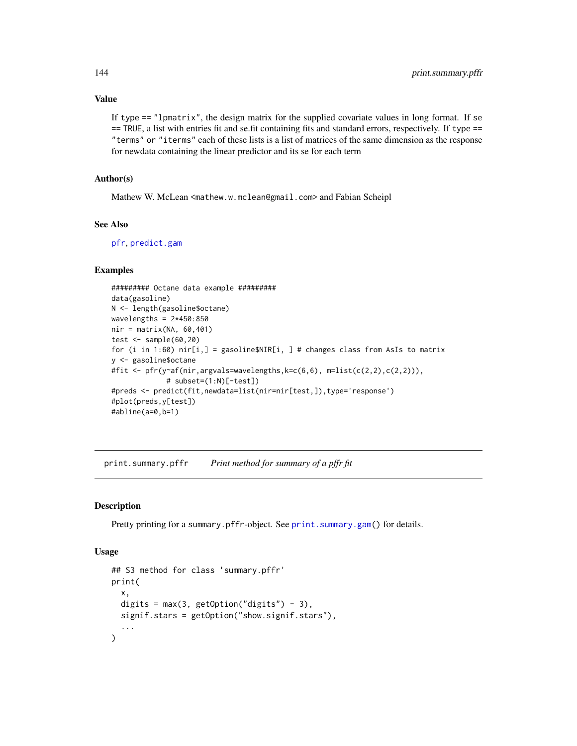### Value

If `type == "lpmatrix"`, the design matrix for the supplied covariate values in long format. If `se == TRUE`, a list with entries fit and se.fit containing fits and standard errors, respectively. If `type == "terms"` or `"iterms"` each of these lists is a list of matrices of the same dimension as the response for newdata containing the linear predictor and its se for each term

### Author(s)

Mathew W. McLean <mathew.w.mclean@gmail.com> and Fabian Scheipl

### See Also

pfr, predict.gam

### Examples

```
######### Octane data example #########
data(gasoline)
N <- length(gasoline$octane)
wavelengths = 2*450:850
nir = matrix(NA, 60,401)
test <- sample(60,20)
for (i in 1:60) nir[i,] = gasoline$NIR[i, ] # changes class from AsIs to matrix
y <- gasoline$octane
#fit <- pfr(y~af(nir,argvals=wavelengths,k=c(6,6), m=list(c(2,2),c(2,2))),
            # subset=(1:N)[-test])
#preds <- predict(fit,newdata=list(nir=nir[test,]),type='response')
#plot(preds,y[test])
#abline(a=0,b=1)
```

---

## print.summary.pffr — *Print method for summary of a pffr fit*

---

### Description

Pretty printing for a `summary.pffr`-object. See `print.summary.gam()` for details.

### Usage

```
## S3 method for class 'summary.pffr'
print(
  x,
  digits = max(3, getOption("digits") - 3),
  signif.stars = getOption("show.signif.stars"),
  ...
)
```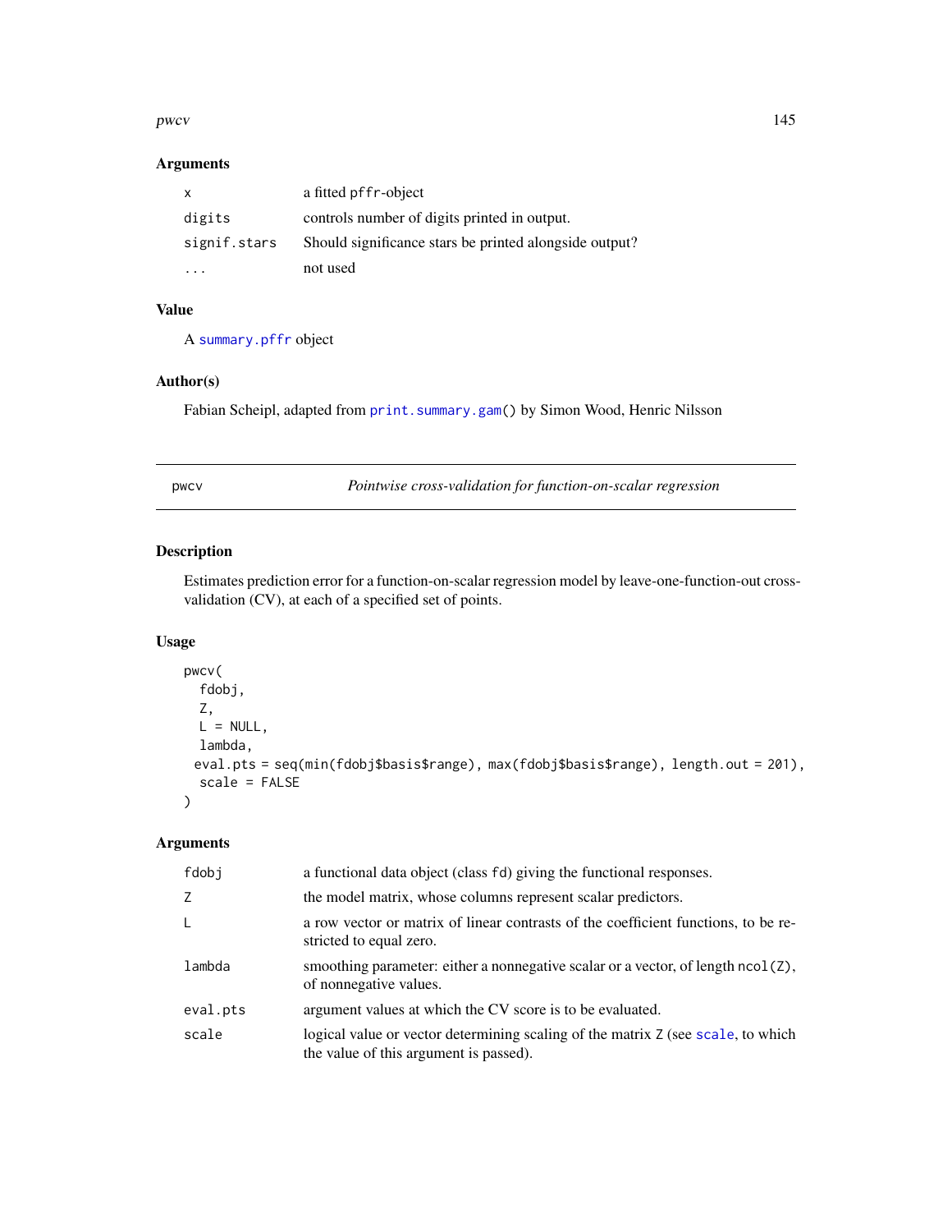### Arguments

| | |
|---|---|
| x | a fitted pffr-object |
| digits | controls number of digits printed in output. |
| signif.stars | Should significance stars be printed alongside output? |
| ... | not used |

### Value

A summary.pffr object

### Author(s)

Fabian Scheipl, adapted from print.summary.gam() by Simon Wood, Henric Nilsson

---

## pwcv — *Pointwise cross-validation for function-on-scalar regression*

### Description

Estimates prediction error for a function-on-scalar regression model by leave-one-function-out cross-validation (CV), at each of a specified set of points.

### Usage

```
pwcv(
  fdobj,
  Z,
  L = NULL,
  lambda,
  eval.pts = seq(min(fdobj$basis$range), max(fdobj$basis$range), length.out = 201),
  scale = FALSE
)
```

### Arguments

| | |
|---|---|
| fdobj | a functional data object (class fd) giving the functional responses. |
| Z | the model matrix, whose columns represent scalar predictors. |
| L | a row vector or matrix of linear contrasts of the coefficient functions, to be restricted to equal zero. |
| lambda | smoothing parameter: either a nonnegative scalar or a vector, of length ncol(Z), of nonnegative values. |
| eval.pts | argument values at which the CV score is to be evaluated. |
| scale | logical value or vector determining scaling of the matrix Z (see scale, to which the value of this argument is passed). |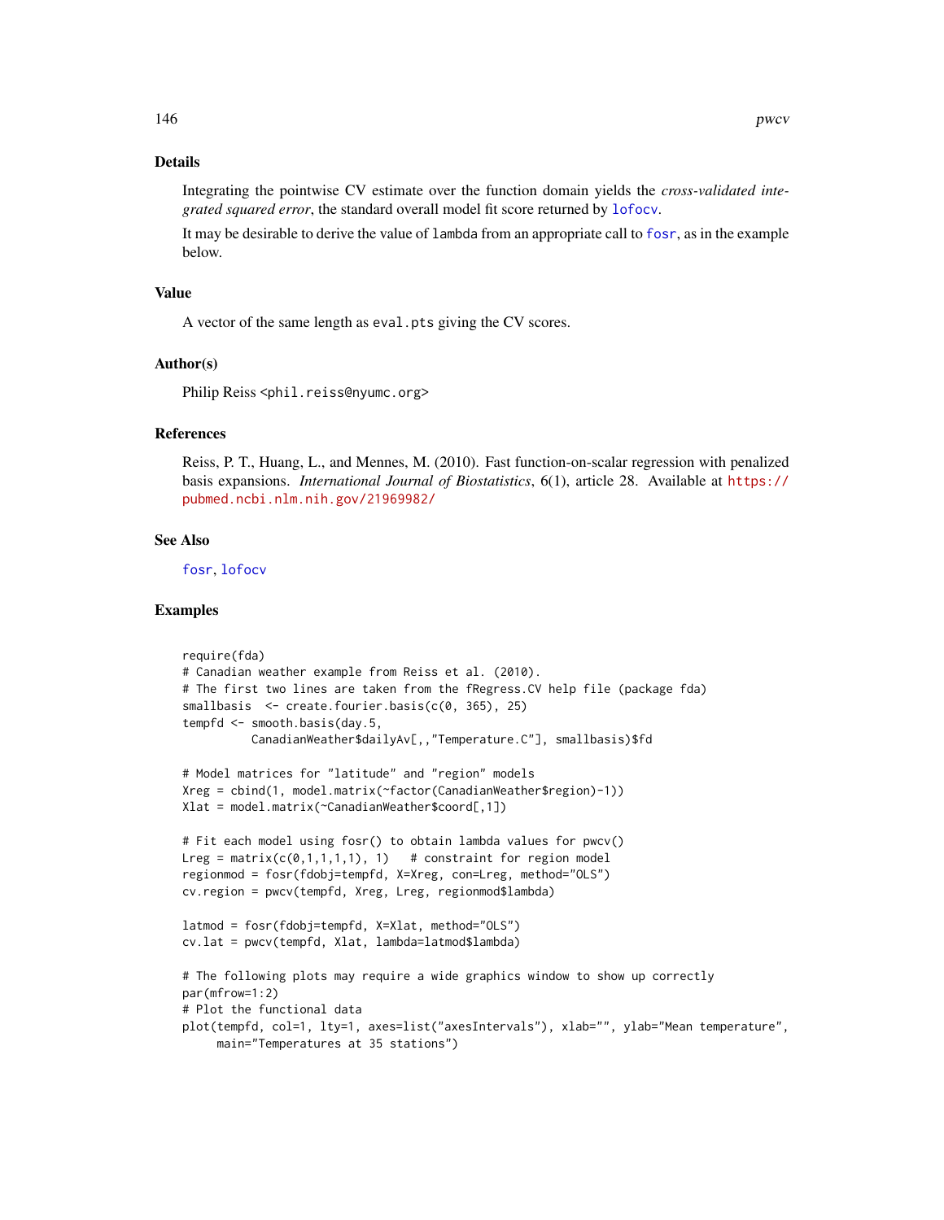## Details

Integrating the pointwise CV estimate over the function domain yields the *cross-validated integrated squared error*, the standard overall model fit score returned by `lofocv`.

It may be desirable to derive the value of `lambda` from an appropriate call to `fosr`, as in the example below.

## Value

A vector of the same length as `eval.pts` giving the CV scores.

## Author(s)

Philip Reiss <phil.reiss@nyumc.org>

## References

Reiss, P. T., Huang, L., and Mennes, M. (2010). Fast function-on-scalar regression with penalized basis expansions. *International Journal of Biostatistics*, 6(1), article 28. Available at https://pubmed.ncbi.nlm.nih.gov/21969982/

## See Also

`fosr`, `lofocv`

## Examples

```
require(fda)
# Canadian weather example from Reiss et al. (2010).
# The first two lines are taken from the fRegress.CV help file (package fda)
smallbasis  <- create.fourier.basis(c(0, 365), 25)
tempfd <- smooth.basis(day.5,
          CanadianWeather$dailyAv[,,"Temperature.C"], smallbasis)$fd

# Model matrices for "latitude" and "region" models
Xreg = cbind(1, model.matrix(~factor(CanadianWeather$region)-1))
Xlat = model.matrix(~CanadianWeather$coord[,1])

# Fit each model using fosr() to obtain lambda values for pwcv()
Lreg = matrix(c(0,1,1,1,1), 1)   # constraint for region model
regionmod = fosr(fdobj=tempfd, X=Xreg, con=Lreg, method="OLS")
cv.region = pwcv(tempfd, Xreg, Lreg, regionmod$lambda)

latmod = fosr(fdobj=tempfd, X=Xlat, method="OLS")
cv.lat = pwcv(tempfd, Xlat, lambda=latmod$lambda)

# The following plots may require a wide graphics window to show up correctly
par(mfrow=1:2)
# Plot the functional data
plot(tempfd, col=1, lty=1, axes=list("axesIntervals"), xlab="", ylab="Mean temperature",
     main="Temperatures at 35 stations")
```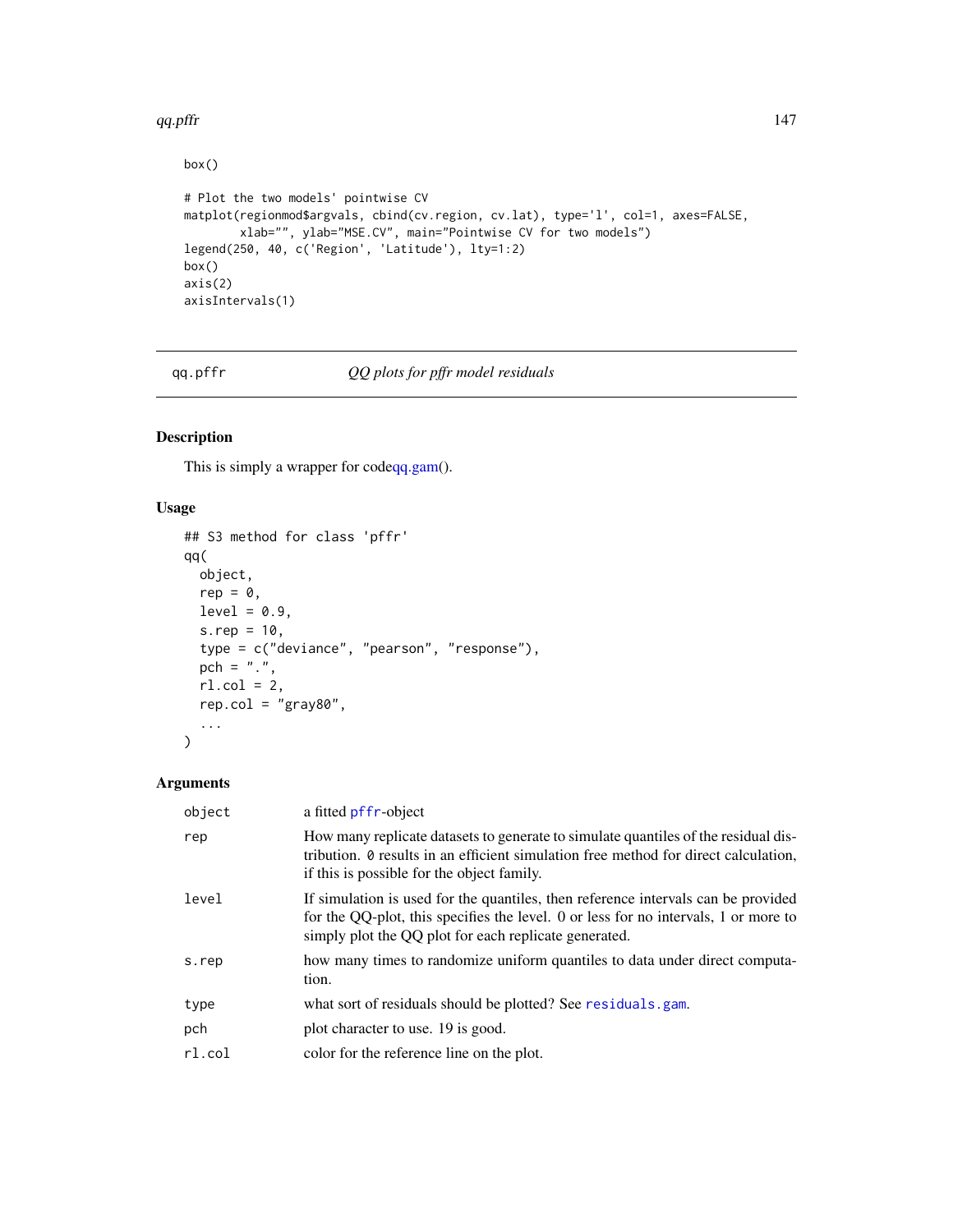```
box()

# Plot the two models' pointwise CV
matplot(regionmod$argvals, cbind(cv.region, cv.lat), type='l', col=1, axes=FALSE,
        xlab="", ylab="MSE.CV", main="Pointwise CV for two models")
legend(250, 40, c('Region', 'Latitude'), lty=1:2)
box()
axis(2)
axisIntervals(1)
```

---

qq.pffr — *QQ plots for pffr model residuals*

---

## Description

This is simply a wrapper for codeqq.gam().

## Usage

```
## S3 method for class 'pffr'
qq(
  object,
  rep = 0,
  level = 0.9,
  s.rep = 10,
  type = c("deviance", "pearson", "response"),
  pch = ".",
  rl.col = 2,
  rep.col = "gray80",
  ...
)
```

## Arguments

| | |
|---|---|
| `object` | a fitted `pffr`-object |
| `rep` | How many replicate datasets to generate to simulate quantiles of the residual distribution. `0` results in an efficient simulation free method for direct calculation, if this is possible for the object family. |
| `level` | If simulation is used for the quantiles, then reference intervals can be provided for the QQ-plot, this specifies the level. 0 or less for no intervals, 1 or more to simply plot the QQ plot for each replicate generated. |
| `s.rep` | how many times to randomize uniform quantiles to data under direct computation. |
| `type` | what sort of residuals should be plotted? See `residuals.gam`. |
| `pch` | plot character to use. 19 is good. |
| `rl.col` | color for the reference line on the plot. |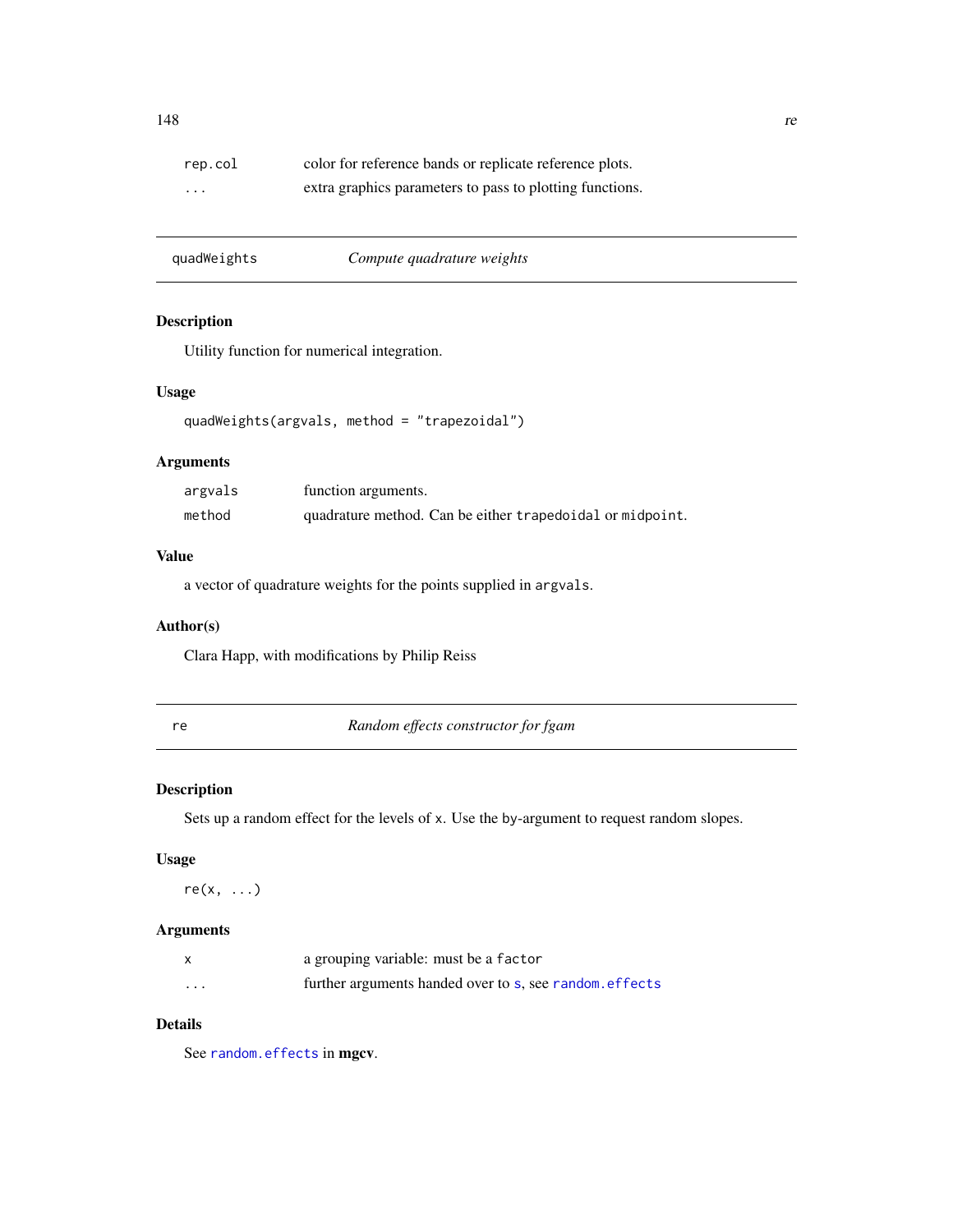| | |
|---|---|
| `rep.col` | color for reference bands or replicate reference plots. |
| `...` | extra graphics parameters to pass to plotting functions. |

---

## quadWeights — *Compute quadrature weights*

### Description

Utility function for numerical integration.

### Usage

```
quadWeights(argvals, method = "trapezoidal")
```

### Arguments

| | |
|---|---|
| `argvals` | function arguments. |
| `method` | quadrature method. Can be either `trapedoidal` or `midpoint`. |

### Value

a vector of quadrature weights for the points supplied in `argvals`.

### Author(s)

Clara Happ, with modifications by Philip Reiss

---

## re — *Random effects constructor for fgam*

### Description

Sets up a random effect for the levels of `x`. Use the `by`-argument to request random slopes.

### Usage

```
re(x, ...)
```

### Arguments

| | |
|---|---|
| `x` | a grouping variable: must be a `factor` |
| `...` | further arguments handed over to `s`, see `random.effects` |

### Details

See `random.effects` in **mgcv**.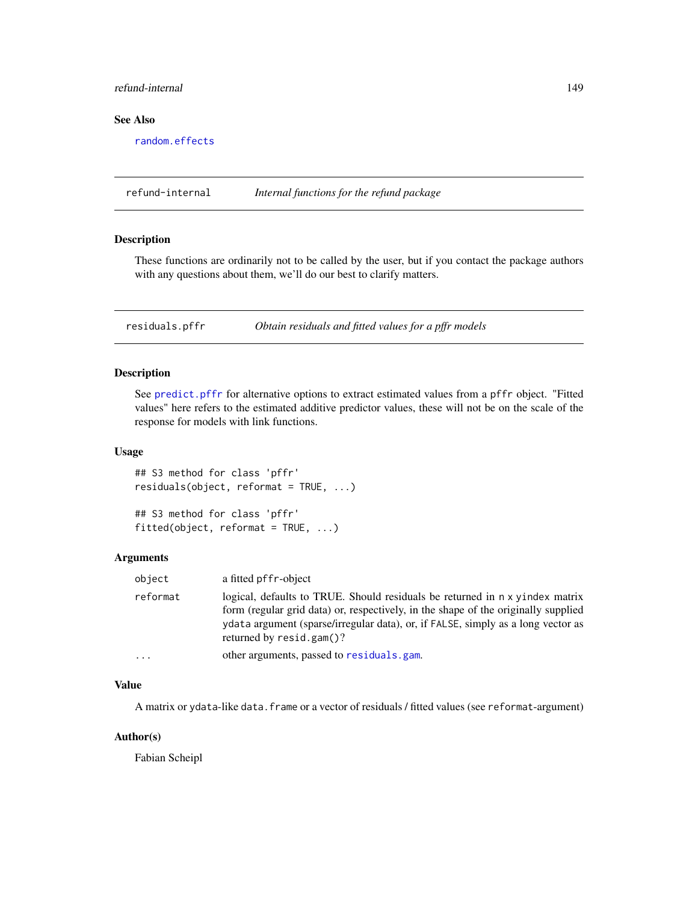## See Also

random.effects

---

## refund-internal — *Internal functions for the refund package*

### Description

These functions are ordinarily not to be called by the user, but if you contact the package authors with any questions about them, we'll do our best to clarify matters.

---

## residuals.pffr — *Obtain residuals and fitted values for a pffr models*

### Description

See predict.pffr for alternative options to extract estimated values from a pffr object. "Fitted values" here refers to the estimated additive predictor values, these will not be on the scale of the response for models with link functions.

### Usage

```
## S3 method for class 'pffr'
residuals(object, reformat = TRUE, ...)

## S3 method for class 'pffr'
fitted(object, reformat = TRUE, ...)
```

### Arguments

| | |
|---|---|
| object | a fitted pffr-object |
| reformat | logical, defaults to TRUE. Should residuals be returned in n x yindex matrix form (regular grid data) or, respectively, in the shape of the originally supplied ydata argument (sparse/irregular data), or, if FALSE, simply as a long vector as returned by resid.gam()? |
| ... | other arguments, passed to residuals.gam. |

### Value

A matrix or ydata-like data.frame or a vector of residuals / fitted values (see reformat-argument)

### Author(s)

Fabian Scheipl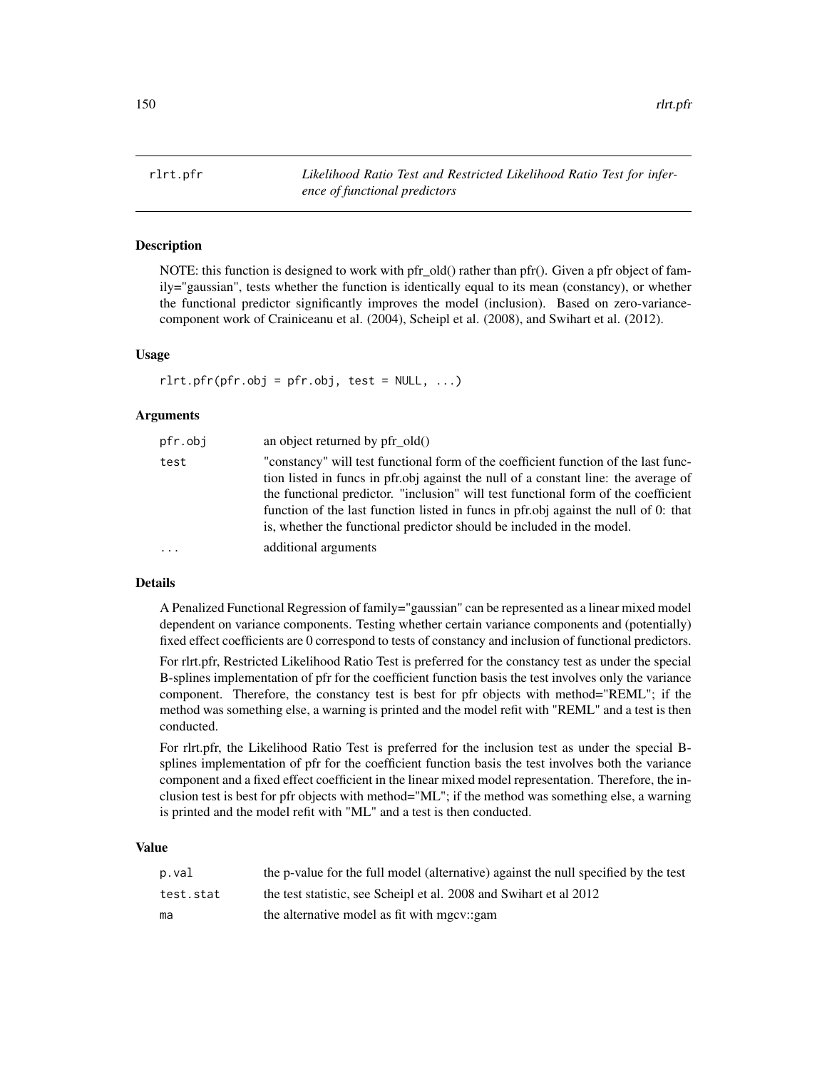# rlrt.pfr

*Likelihood Ratio Test and Restricted Likelihood Ratio Test for inference of functional predictors*

## Description

NOTE: this function is designed to work with pfr_old() rather than pfr(). Given a pfr object of family="gaussian", tests whether the function is identically equal to its mean (constancy), or whether the functional predictor significantly improves the model (inclusion). Based on zero-variance-component work of Crainiceanu et al. (2004), Scheipl et al. (2008), and Swihart et al. (2012).

## Usage

```
rlrt.pfr(pfr.obj = pfr.obj, test = NULL, ...)
```

## Arguments

| | |
|---|---|
| pfr.obj | an object returned by pfr_old() |
| test | "constancy" will test functional form of the coefficient function of the last function listed in funcs in pfr.obj against the null of a constant line: the average of the functional predictor. "inclusion" will test functional form of the coefficient function of the last function listed in funcs in pfr.obj against the null of 0: that is, whether the functional predictor should be included in the model. |
| ... | additional arguments |

## Details

A Penalized Functional Regression of family="gaussian" can be represented as a linear mixed model dependent on variance components. Testing whether certain variance components and (potentially) fixed effect coefficients are 0 correspond to tests of constancy and inclusion of functional predictors.

For rlrt.pfr, Restricted Likelihood Ratio Test is preferred for the constancy test as under the special B-splines implementation of pfr for the coefficient function basis the test involves only the variance component. Therefore, the constancy test is best for pfr objects with method="REML"; if the method was something else, a warning is printed and the model refit with "REML" and a test is then conducted.

For rlrt.pfr, the Likelihood Ratio Test is preferred for the inclusion test as under the special B-splines implementation of pfr for the coefficient function basis the test involves both the variance component and a fixed effect coefficient in the linear mixed model representation. Therefore, the inclusion test is best for pfr objects with method="ML"; if the method was something else, a warning is printed and the model refit with "ML" and a test is then conducted.

## Value

| | |
|---|---|
| p.val | the p-value for the full model (alternative) against the null specified by the test |
| test.stat | the test statistic, see Scheipl et al. 2008 and Swihart et al 2012 |
| ma | the alternative model as fit with mgcv::gam |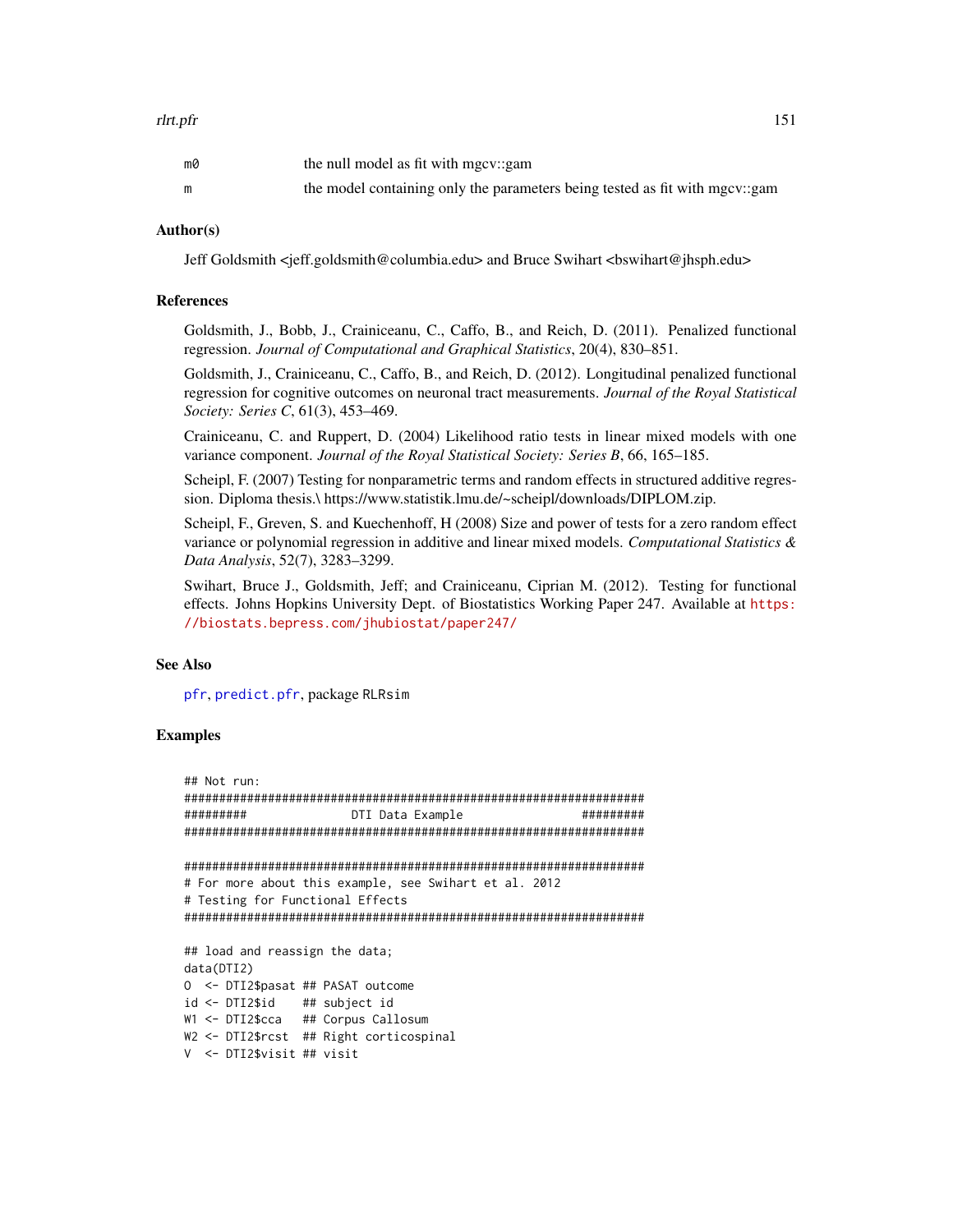| | |
|---|---|
| m0 | the null model as fit with mgcv::gam |
| m | the model containing only the parameters being tested as fit with mgcv::gam |

### Author(s)

Jeff Goldsmith <jeff.goldsmith@columbia.edu> and Bruce Swihart <bswihart@jhsph.edu>

### References

Goldsmith, J., Bobb, J., Crainiceanu, C., Caffo, B., and Reich, D. (2011). Penalized functional regression. *Journal of Computational and Graphical Statistics*, 20(4), 830–851.

Goldsmith, J., Crainiceanu, C., Caffo, B., and Reich, D. (2012). Longitudinal penalized functional regression for cognitive outcomes on neuronal tract measurements. *Journal of the Royal Statistical Society: Series C*, 61(3), 453–469.

Crainiceanu, C. and Ruppert, D. (2004) Likelihood ratio tests in linear mixed models with one variance component. *Journal of the Royal Statistical Society: Series B*, 66, 165–185.

Scheipl, F. (2007) Testing for nonparametric terms and random effects in structured additive regression. Diploma thesis.\ https://www.statistik.lmu.de/~scheipl/downloads/DIPLOM.zip.

Scheipl, F., Greven, S. and Kuechenhoff, H (2008) Size and power of tests for a zero random effect variance or polynomial regression in additive and linear mixed models. *Computational Statistics & Data Analysis*, 52(7), 3283–3299.

Swihart, Bruce J., Goldsmith, Jeff; and Crainiceanu, Ciprian M. (2012). Testing for functional effects. Johns Hopkins University Dept. of Biostatistics Working Paper 247. Available at https://biostats.bepress.com/jhubiostat/paper247/

### See Also

pfr, predict.pfr, package RLRsim

### Examples

```
## Not run:
###################################################################
#########               DTI Data Example                  #########
###################################################################

###################################################################
# For more about this example, see Swihart et al. 2012
# Testing for Functional Effects
###################################################################

## load and reassign the data;
data(DTI2)
O  <- DTI2$pasat ## PASAT outcome
id <- DTI2$id    ## subject id
W1 <- DTI2$cca   ## Corpus Callosum
W2 <- DTI2$rcst  ## Right corticospinal
V  <- DTI2$visit ## visit
```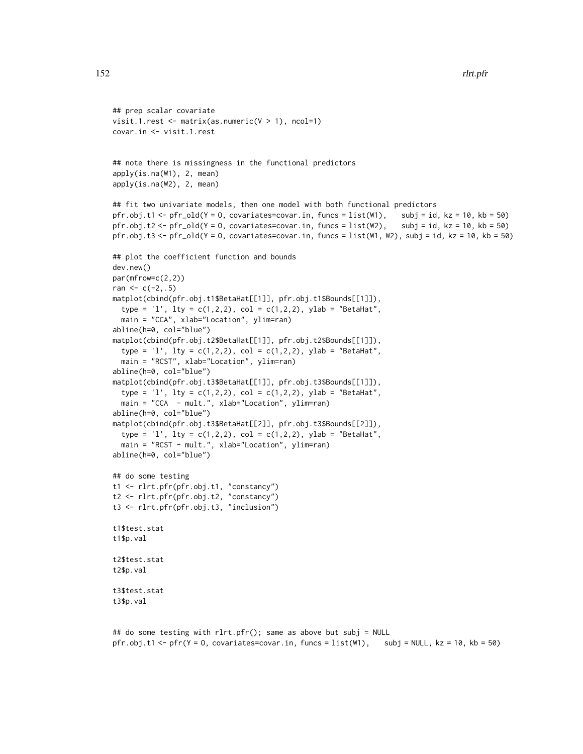```
## prep scalar covariate
visit.1.rest <- matrix(as.numeric(V > 1), ncol=1)
covar.in <- visit.1.rest


## note there is missingness in the functional predictors
apply(is.na(W1), 2, mean)
apply(is.na(W2), 2, mean)

## fit two univariate models, then one model with both functional predictors
pfr.obj.t1 <- pfr_old(Y = O, covariates=covar.in, funcs = list(W1),    subj = id, kz = 10, kb = 50)
pfr.obj.t2 <- pfr_old(Y = O, covariates=covar.in, funcs = list(W2),    subj = id, kz = 10, kb = 50)
pfr.obj.t3 <- pfr_old(Y = O, covariates=covar.in, funcs = list(W1, W2), subj = id, kz = 10, kb = 50)

## plot the coefficient function and bounds
dev.new()
par(mfrow=c(2,2))
ran <- c(-2,.5)
matplot(cbind(pfr.obj.t1$BetaHat[[1]], pfr.obj.t1$Bounds[[1]]),
  type = 'l', lty = c(1,2,2), col = c(1,2,2), ylab = "BetaHat",
  main = "CCA", xlab="Location", ylim=ran)
abline(h=0, col="blue")
matplot(cbind(pfr.obj.t2$BetaHat[[1]], pfr.obj.t2$Bounds[[1]]),
  type = 'l', lty = c(1,2,2), col = c(1,2,2), ylab = "BetaHat",
  main = "RCST", xlab="Location", ylim=ran)
abline(h=0, col="blue")
matplot(cbind(pfr.obj.t3$BetaHat[[1]], pfr.obj.t3$Bounds[[1]]),
  type = 'l', lty = c(1,2,2), col = c(1,2,2), ylab = "BetaHat",
  main = "CCA  - mult.", xlab="Location", ylim=ran)
abline(h=0, col="blue")
matplot(cbind(pfr.obj.t3$BetaHat[[2]], pfr.obj.t3$Bounds[[2]]),
  type = 'l', lty = c(1,2,2), col = c(1,2,2), ylab = "BetaHat",
  main = "RCST - mult.", xlab="Location", ylim=ran)
abline(h=0, col="blue")

## do some testing
t1 <- rlrt.pfr(pfr.obj.t1, "constancy")
t2 <- rlrt.pfr(pfr.obj.t2, "constancy")
t3 <- rlrt.pfr(pfr.obj.t3, "inclusion")

t1$test.stat
t1$p.val

t2$test.stat
t2$p.val

t3$test.stat
t3$p.val


## do some testing with rlrt.pfr(); same as above but subj = NULL
pfr.obj.t1 <- pfr(Y = O, covariates=covar.in, funcs = list(W1),    subj = NULL, kz = 10, kb = 50)
```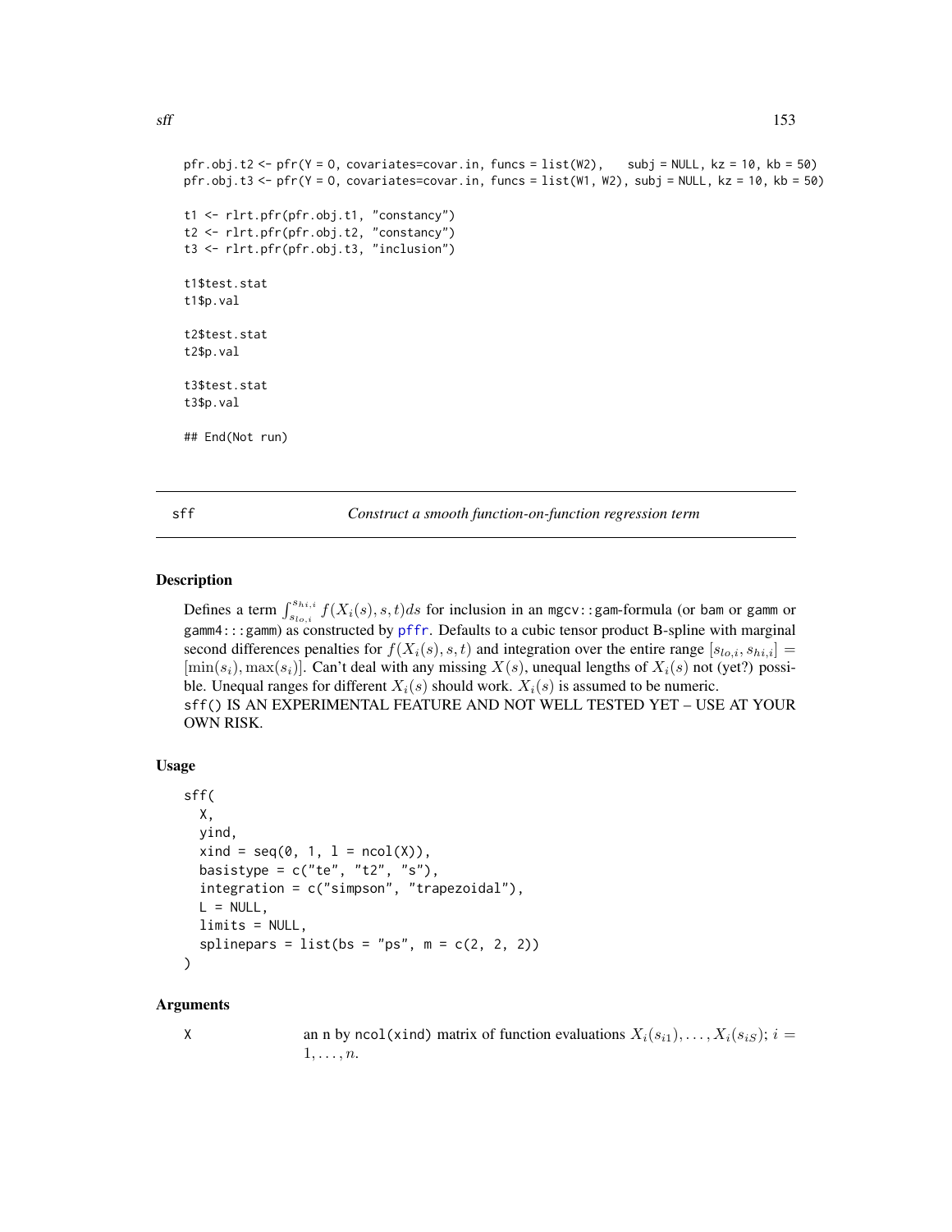```
pfr.obj.t2 <- pfr(Y = O, covariates=covar.in, funcs = list(W2),    subj = NULL, kz = 10, kb = 50)
pfr.obj.t3 <- pfr(Y = O, covariates=covar.in, funcs = list(W1, W2), subj = NULL, kz = 10, kb = 50)

t1 <- rlrt.pfr(pfr.obj.t1, "constancy")
t2 <- rlrt.pfr(pfr.obj.t2, "constancy")
t3 <- rlrt.pfr(pfr.obj.t3, "inclusion")

t1$test.stat
t1$p.val

t2$test.stat
t2$p.val

t3$test.stat
t3$p.val

## End(Not run)
```

## sff — *Construct a smooth function-on-function regression term*

### Description

Defines a term $\int_{s_{lo,i}}^{s_{hi,i}} f(X_i(s), s, t) ds$ for inclusion in an mgcv::gam-formula (or bam or gamm or gamm4:::gamm) as constructed by pffr. Defaults to a cubic tensor product B-spline with marginal second differences penalties for $f(X_i(s), s, t)$ and integration over the entire range $[s_{lo,i}, s_{hi,i}] = [\min(s_i), \max(s_i)]$. Can't deal with any missing $X(s)$, unequal lengths of $X_i(s)$ not (yet?) possible. Unequal ranges for different $X_i(s)$ should work. $X_i(s)$ is assumed to be numeric.
sff() IS AN EXPERIMENTAL FEATURE AND NOT WELL TESTED YET – USE AT YOUR OWN RISK.

### Usage

```
sff(
  X,
  yind,
  xind = seq(0, 1, l = ncol(X)),
  basistype = c("te", "t2", "s"),
  integration = c("simpson", "trapezoidal"),
  L = NULL,
  limits = NULL,
  splinepars = list(bs = "ps", m = c(2, 2, 2))
)
```

### Arguments

X — an n by ncol(xind) matrix of function evaluations $X_i(s_{i1}), \ldots, X_i(s_{iS})$; $i = 1, \ldots, n$.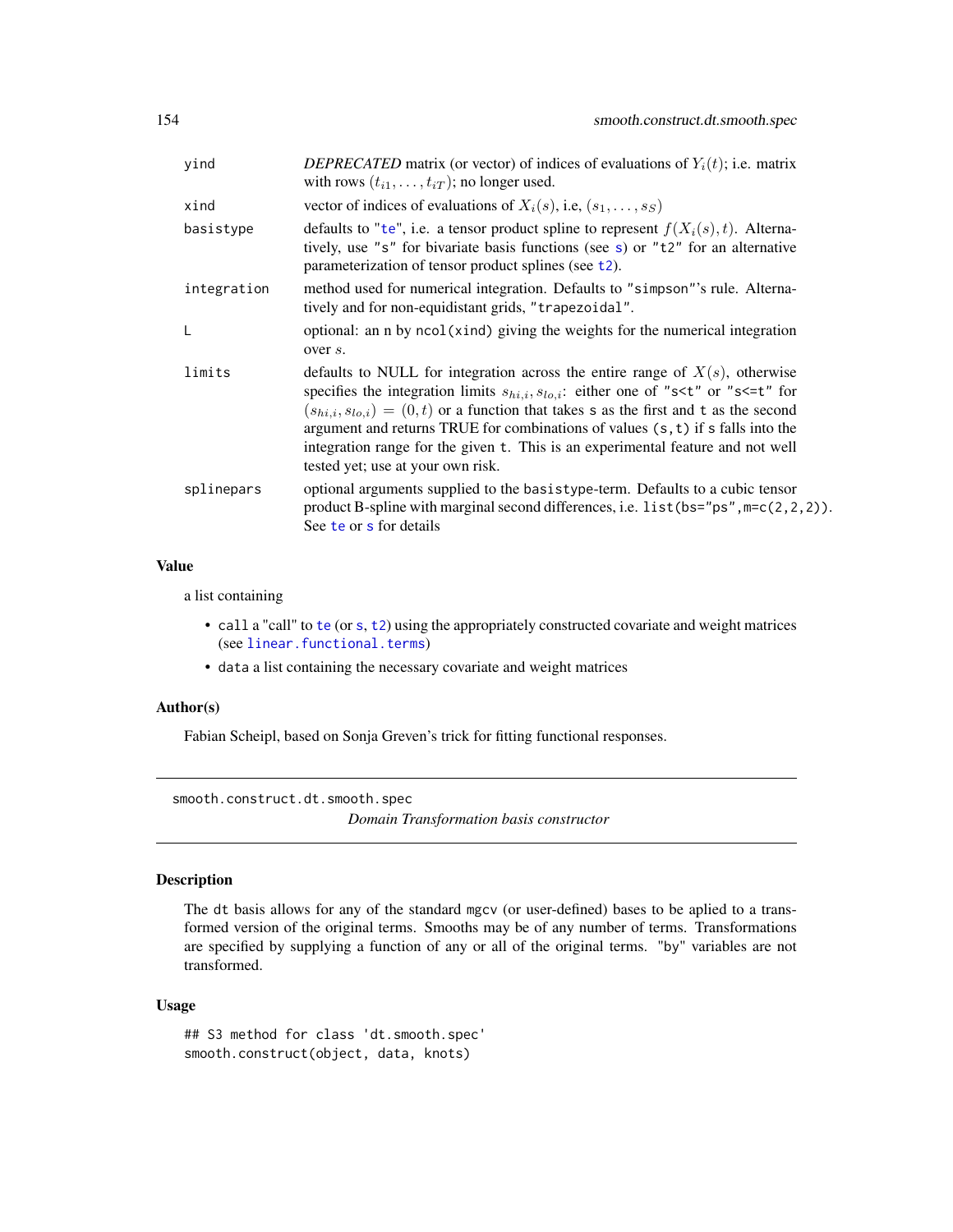| | |
|---|---|
| yind | *DEPRECATED* matrix (or vector) of indices of evaluations of $Y_i(t)$; i.e. matrix with rows $(t_{i1}, \ldots, t_{iT})$; no longer used. |
| xind | vector of indices of evaluations of $X_i(s)$, i.e, $(s_1, \ldots, s_S)$ |
| basistype | defaults to "te", i.e. a tensor product spline to represent $f(X_i(s), t)$. Alternatively, use "s" for bivariate basis functions (see s) or "t2" for an alternative parameterization of tensor product splines (see t2). |
| integration | method used for numerical integration. Defaults to "simpson"'s rule. Alternatively and for non-equidistant grids, "trapezoidal". |
| L | optional: an n by ncol(xind) giving the weights for the numerical integration over $s$. |
| limits | defaults to NULL for integration across the entire range of $X(s)$, otherwise specifies the integration limits $s_{hi,i}, s_{lo,i}$: either one of "s<t" or "s<=t" for $(s_{hi,i}, s_{lo,i}) = (0, t)$ or a function that takes s as the first and t as the second argument and returns TRUE for combinations of values (s,t) if s falls into the integration range for the given t. This is an experimental feature and not well tested yet; use at your own risk. |
| splinepars | optional arguments supplied to the basistype-term. Defaults to a cubic tensor product B-spline with marginal second differences, i.e. list(bs="ps",m=c(2,2,2)). See te or s for details |

## Value

a list containing

- call a "call" to te (or s, t2) using the appropriately constructed covariate and weight matrices (see linear.functional.terms)
- data a list containing the necessary covariate and weight matrices

## Author(s)

Fabian Scheipl, based on Sonja Greven's trick for fitting functional responses.

---

# smooth.construct.dt.smooth.spec

*Domain Transformation basis constructor*

## Description

The dt basis allows for any of the standard mgcv (or user-defined) bases to be aplied to a transformed version of the original terms. Smooths may be of any number of terms. Transformations are specified by supplying a function of any or all of the original terms. "by" variables are not transformed.

## Usage

```
## S3 method for class 'dt.smooth.spec'
smooth.construct(object, data, knots)
```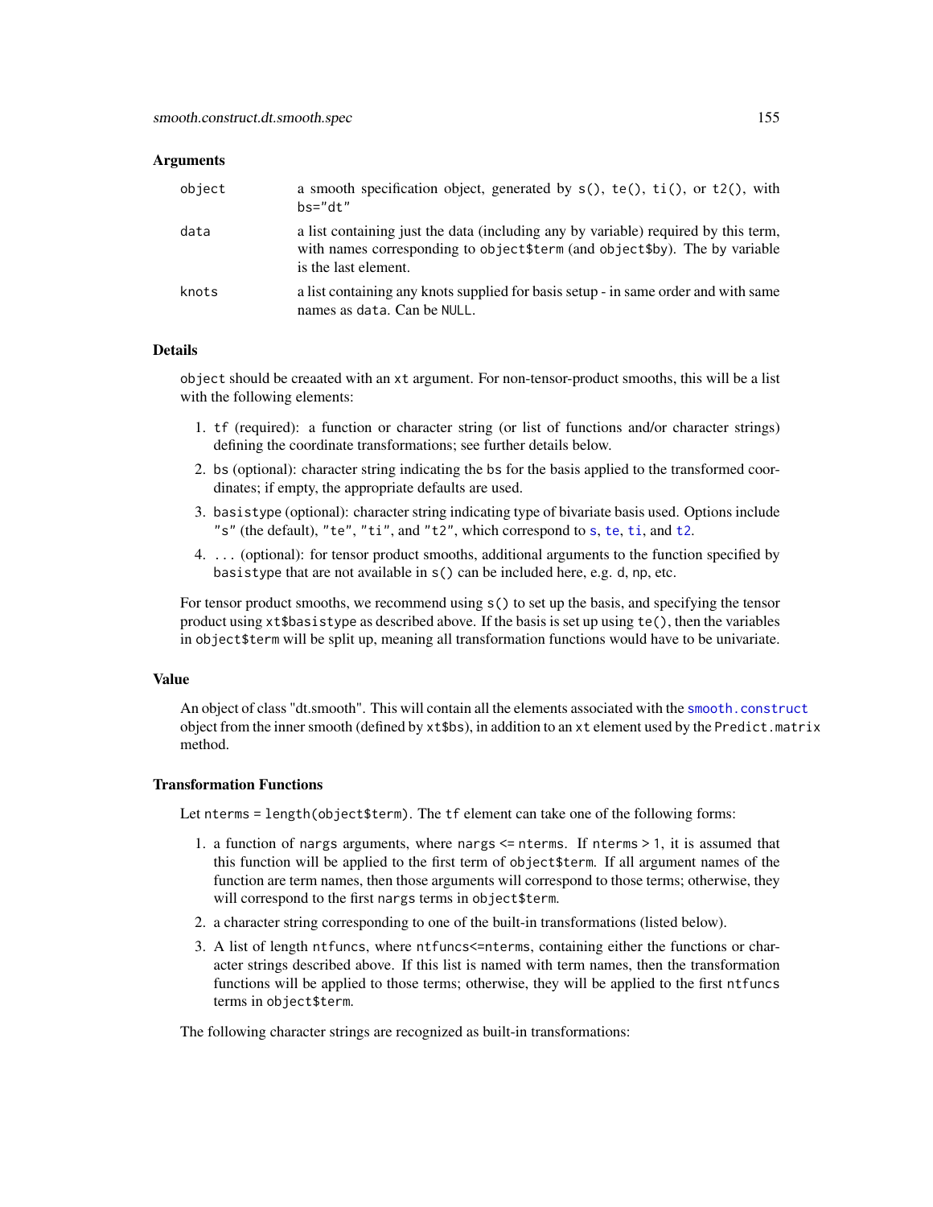### Arguments

| | |
|---|---|
| `object` | a smooth specification object, generated by `s()`, `te()`, `ti()`, or `t2()`, with `bs="dt"` |
| `data` | a list containing just the data (including any by variable) required by this term, with names corresponding to `object$term` (and `object$by`). The by variable is the last element. |
| `knots` | a list containing any knots supplied for basis setup - in same order and with same names as `data`. Can be `NULL`. |

### Details

`object` should be creaated with an `xt` argument. For non-tensor-product smooths, this will be a list with the following elements:

1. `tf` (required): a function or character string (or list of functions and/or character strings) defining the coordinate transformations; see further details below.
2. `bs` (optional): character string indicating the `bs` for the basis applied to the transformed coordinates; if empty, the appropriate defaults are used.
3. `basistype` (optional): character string indicating type of bivariate basis used. Options include `"s"` (the default), `"te"`, `"ti"`, and `"t2"`, which correspond to `s`, `te`, `ti`, and `t2`.
4. `...` (optional): for tensor product smooths, additional arguments to the function specified by `basistype` that are not available in `s()` can be included here, e.g. `d`, `np`, etc.

For tensor product smooths, we recommend using `s()` to set up the basis, and specifying the tensor product using `xt$basistype` as described above. If the basis is set up using `te()`, then the variables in `object$term` will be split up, meaning all transformation functions would have to be univariate.

### Value

An object of class "dt.smooth". This will contain all the elements associated with the `smooth.construct` object from the inner smooth (defined by `xt$bs`), in addition to an `xt` element used by the `Predict.matrix` method.

### Transformation Functions

Let `nterms = length(object$term)`. The `tf` element can take one of the following forms:

1. a function of `nargs` arguments, where `nargs <= nterms`. If `nterms > 1`, it is assumed that this function will be applied to the first term of `object$term`. If all argument names of the function are term names, then those arguments will correspond to those terms; otherwise, they will correspond to the first `nargs` terms in `object$term`.
2. a character string corresponding to one of the built-in transformations (listed below).
3. A list of length `ntfuncs`, where `ntfuncs<=nterms`, containing either the functions or character strings described above. If this list is named with term names, then the transformation functions will be applied to those terms; otherwise, they will be applied to the first `ntfuncs` terms in `object$term`.

The following character strings are recognized as built-in transformations: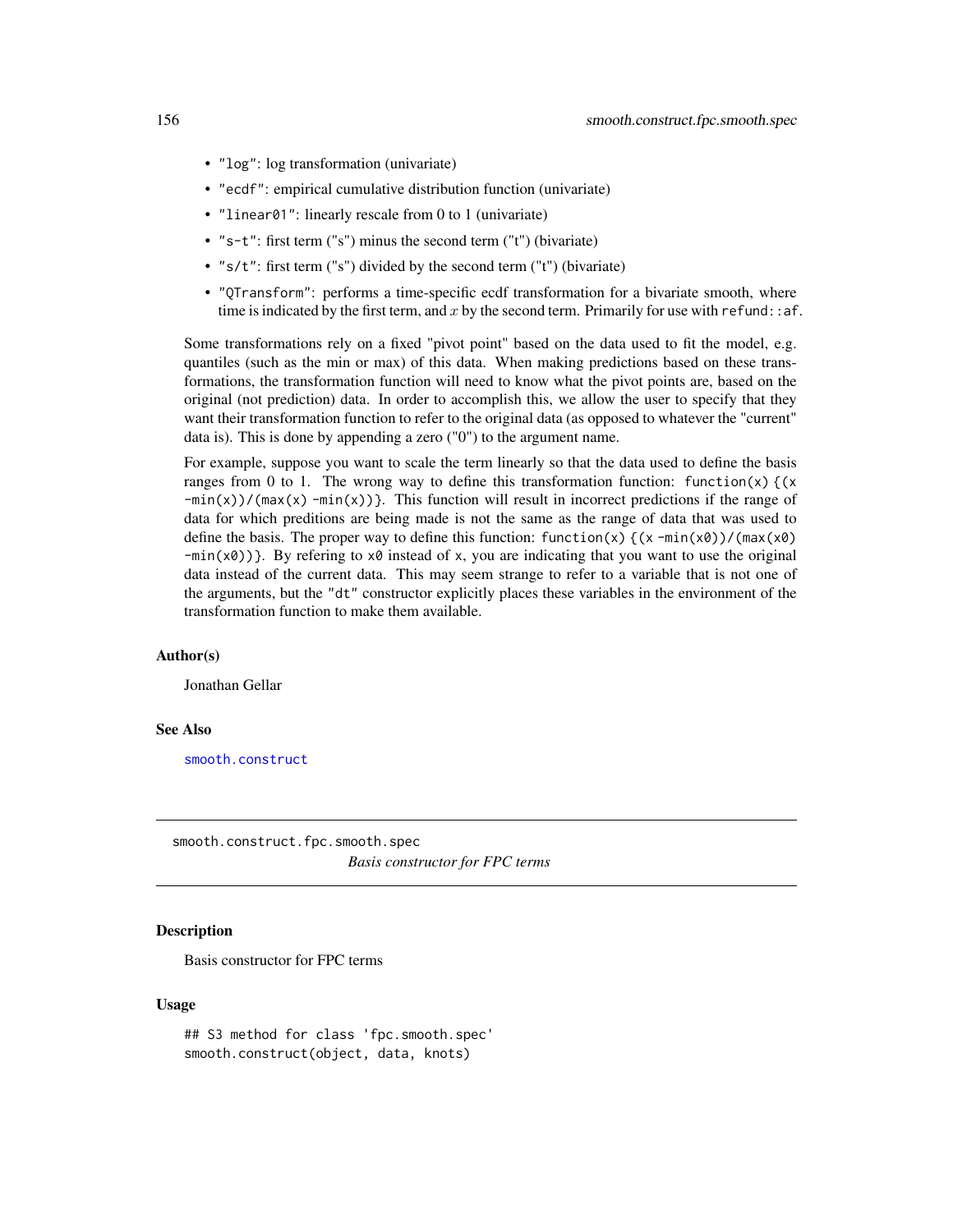- "log": log transformation (univariate)
- "ecdf": empirical cumulative distribution function (univariate)
- "linear01": linearly rescale from 0 to 1 (univariate)
- "s-t": first term ("s") minus the second term ("t") (bivariate)
- "s/t": first term ("s") divided by the second term ("t") (bivariate)
- "QTransform": performs a time-specific ecdf transformation for a bivariate smooth, where time is indicated by the first term, and $x$ by the second term. Primarily for use with `refund::af`.

Some transformations rely on a fixed "pivot point" based on the data used to fit the model, e.g. quantiles (such as the min or max) of this data. When making predictions based on these transformations, the transformation function will need to know what the pivot points are, based on the original (not prediction) data. In order to accomplish this, we allow the user to specify that they want their transformation function to refer to the original data (as opposed to whatever the "current" data is). This is done by appending a zero ("0") to the argument name.

For example, suppose you want to scale the term linearly so that the data used to define the basis ranges from 0 to 1. The wrong way to define this transformation function: `function(x) {(x -min(x))/(max(x) -min(x))}`. This function will result in incorrect predictions if the range of data for which preditions are being made is not the same as the range of data that was used to define the basis. The proper way to define this function: `function(x) {(x -min(x0))/(max(x0) -min(x0))}`. By refering to `x0` instead of `x`, you are indicating that you want to use the original data instead of the current data. This may seem strange to refer to a variable that is not one of the arguments, but the "dt" constructor explicitly places these variables in the environment of the transformation function to make them available.

### Author(s)

Jonathan Gellar

### See Also

smooth.construct

---

## smooth.construct.fpc.smooth.spec

*Basis constructor for FPC terms*

### Description

Basis constructor for FPC terms

### Usage

```
## S3 method for class 'fpc.smooth.spec'
smooth.construct(object, data, knots)
```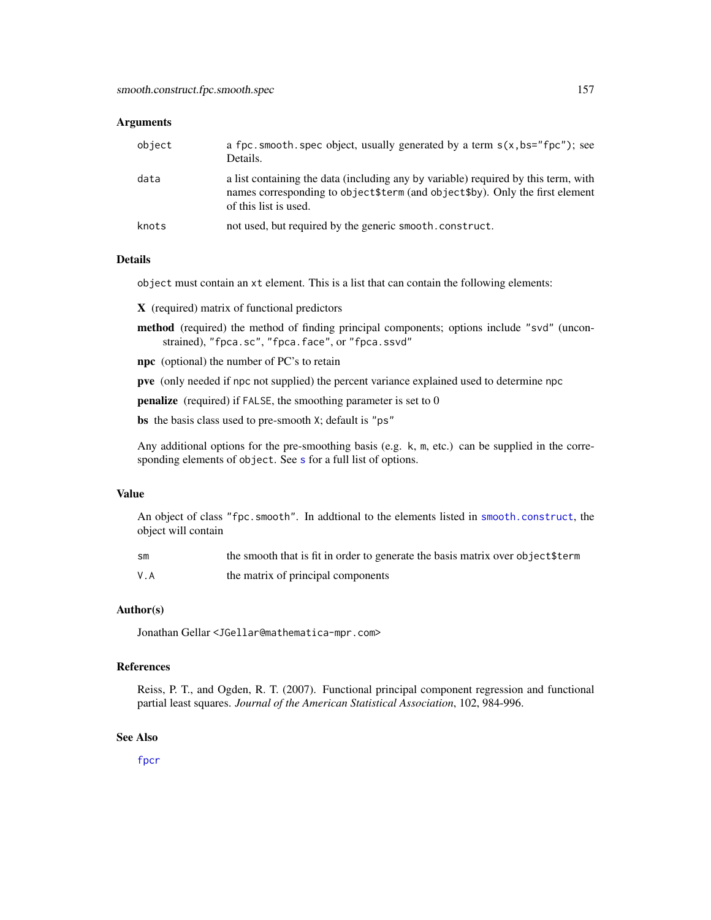### Arguments

| | |
|---|---|
| object | a `fpc.smooth.spec` object, usually generated by a term `s(x,bs="fpc")`; see Details. |
| data | a list containing the data (including any by variable) required by this term, with names corresponding to `object$term` (and `object$by`). Only the first element of this list is used. |
| knots | not used, but required by the generic `smooth.construct`. |

### Details

`object` must contain an `xt` element. This is a list that can contain the following elements:

**X** (required) matrix of functional predictors

**method** (required) the method of finding principal components; options include `"svd"` (unconstrained), `"fpca.sc"`, `"fpca.face"`, or `"fpca.ssvd"`

**npc** (optional) the number of PC's to retain

**pve** (only needed if `npc` not supplied) the percent variance explained used to determine `npc`

**penalize** (required) if `FALSE`, the smoothing parameter is set to 0

**bs** the basis class used to pre-smooth `X`; default is `"ps"`

Any additional options for the pre-smoothing basis (e.g. `k`, `m`, etc.) can be supplied in the corresponding elements of `object`. See `s` for a full list of options.

### Value

An object of class `"fpc.smooth"`. In addtional to the elements listed in `smooth.construct`, the object will contain

| | |
|---|---|
| sm | the smooth that is fit in order to generate the basis matrix over `object$term` |
| V.A | the matrix of principal components |

### Author(s)

Jonathan Gellar <JGellar@mathematica-mpr.com>

### References

Reiss, P. T., and Ogden, R. T. (2007). Functional principal component regression and functional partial least squares. *Journal of the American Statistical Association*, 102, 984-996.

### See Also

`fpcr`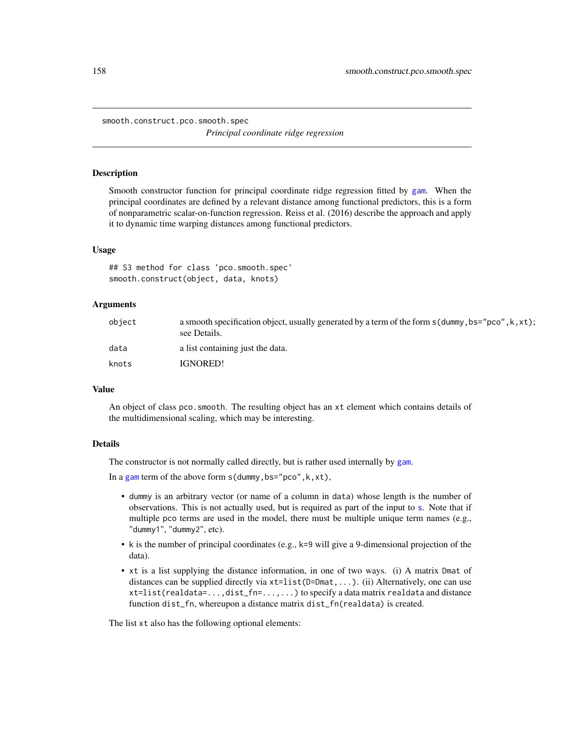# smooth.construct.pco.smooth.spec

*Principal coordinate ridge regression*

## Description

Smooth constructor function for principal coordinate ridge regression fitted by gam. When the principal coordinates are defined by a relevant distance among functional predictors, this is a form of nonparametric scalar-on-function regression. Reiss et al. (2016) describe the approach and apply it to dynamic time warping distances among functional predictors.

## Usage

```
## S3 method for class 'pco.smooth.spec'
smooth.construct(object, data, knots)
```

## Arguments

| | |
|---|---|
| `object` | a smooth specification object, usually generated by a term of the form `s(dummy,bs="pco",k,xt)`; see Details. |
| `data` | a list containing just the data. |
| `knots` | IGNORED! |

## Value

An object of class `pco.smooth`. The resulting object has an `xt` element which contains details of the multidimensional scaling, which may be interesting.

## Details

The constructor is not normally called directly, but is rather used internally by gam.

In a gam term of the above form `s(dummy,bs="pco",k,xt)`,

- `dummy` is an arbitrary vector (or name of a column in `data`) whose length is the number of observations. This is not actually used, but is required as part of the input to s. Note that if multiple `pco` terms are used in the model, there must be multiple unique term names (e.g., `"dummy1"`, `"dummy2"`, etc).
- `k` is the number of principal coordinates (e.g., `k=9` will give a 9-dimensional projection of the data).
- `xt` is a list supplying the distance information, in one of two ways. (i) A matrix `Dmat` of distances can be supplied directly via `xt=list(D=Dmat,...)`. (ii) Alternatively, one can use `xt=list(realdata=...,dist_fn=...,...)` to specify a data matrix `realdata` and distance function `dist_fn`, whereupon a distance matrix `dist_fn(realdata)` is created.

The list `xt` also has the following optional elements: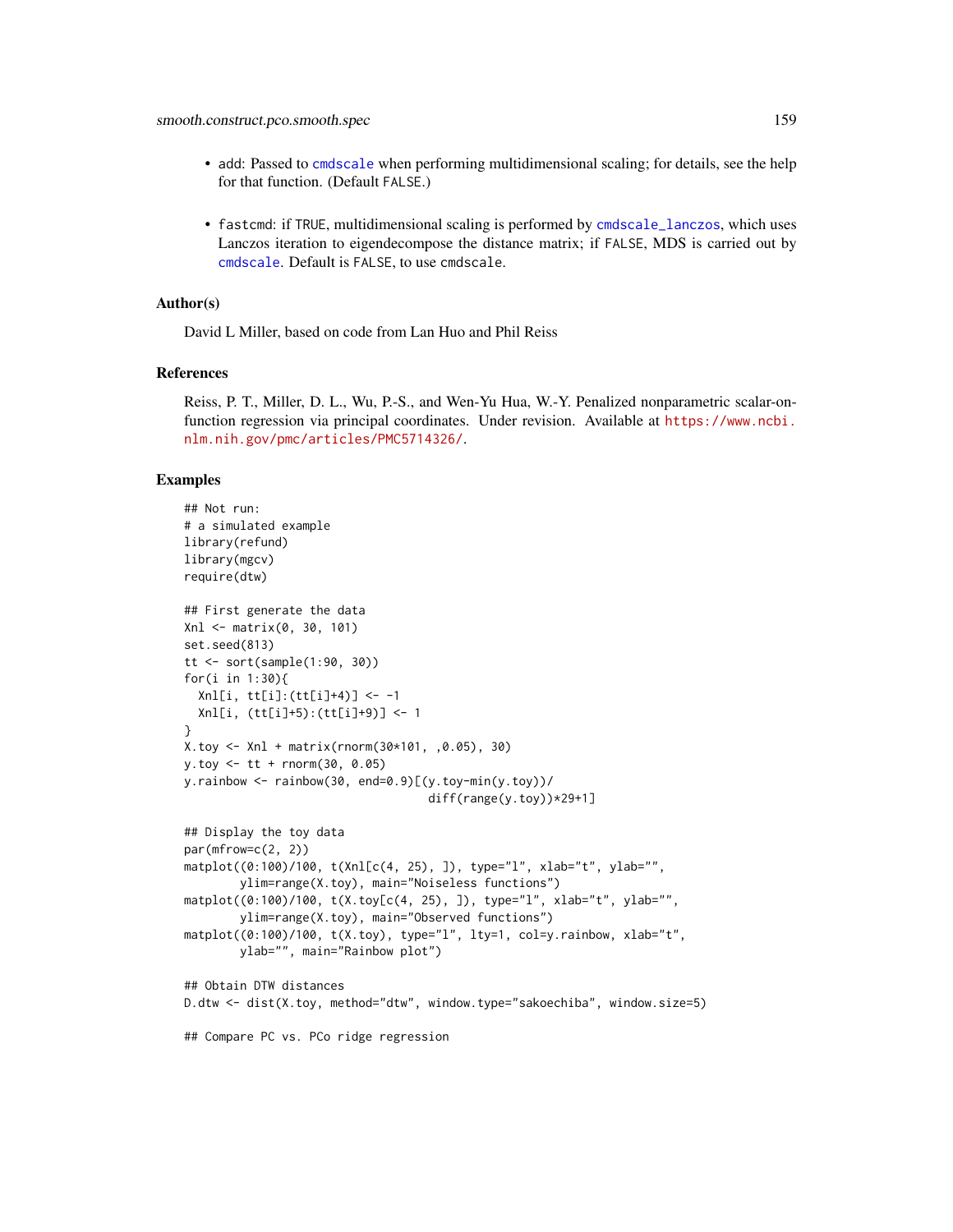- add: Passed to cmdscale when performing multidimensional scaling; for details, see the help for that function. (Default FALSE.)
- fastcmd: if TRUE, multidimensional scaling is performed by cmdscale_lanczos, which uses Lanczos iteration to eigendecompose the distance matrix; if FALSE, MDS is carried out by cmdscale. Default is FALSE, to use cmdscale.

### Author(s)

David L Miller, based on code from Lan Huo and Phil Reiss

### References

Reiss, P. T., Miller, D. L., Wu, P.-S., and Wen-Yu Hua, W.-Y. Penalized nonparametric scalar-on-function regression via principal coordinates. Under revision. Available at https://www.ncbi.nlm.nih.gov/pmc/articles/PMC5714326/.

### Examples

```
## Not run:
# a simulated example
library(refund)
library(mgcv)
require(dtw)

## First generate the data
Xnl <- matrix(0, 30, 101)
set.seed(813)
tt <- sort(sample(1:90, 30))
for(i in 1:30){
  Xnl[i, tt[i]:(tt[i]+4)] <- -1
  Xnl[i, (tt[i]+5):(tt[i]+9)] <- 1
}
X.toy <- Xnl + matrix(rnorm(30*101, ,0.05), 30)
y.toy <- tt + rnorm(30, 0.05)
y.rainbow <- rainbow(30, end=0.9)[(y.toy-min(y.toy))/
                                  diff(range(y.toy))*29+1]

## Display the toy data
par(mfrow=c(2, 2))
matplot((0:100)/100, t(Xnl[c(4, 25), ]), type="l", xlab="t", ylab="",
        ylim=range(X.toy), main="Noiseless functions")
matplot((0:100)/100, t(X.toy[c(4, 25), ]), type="l", xlab="t", ylab="",
        ylim=range(X.toy), main="Observed functions")
matplot((0:100)/100, t(X.toy), type="l", lty=1, col=y.rainbow, xlab="t",
        ylab="", main="Rainbow plot")

## Obtain DTW distances
D.dtw <- dist(X.toy, method="dtw", window.type="sakoechiba", window.size=5)

## Compare PC vs. PCo ridge regression
```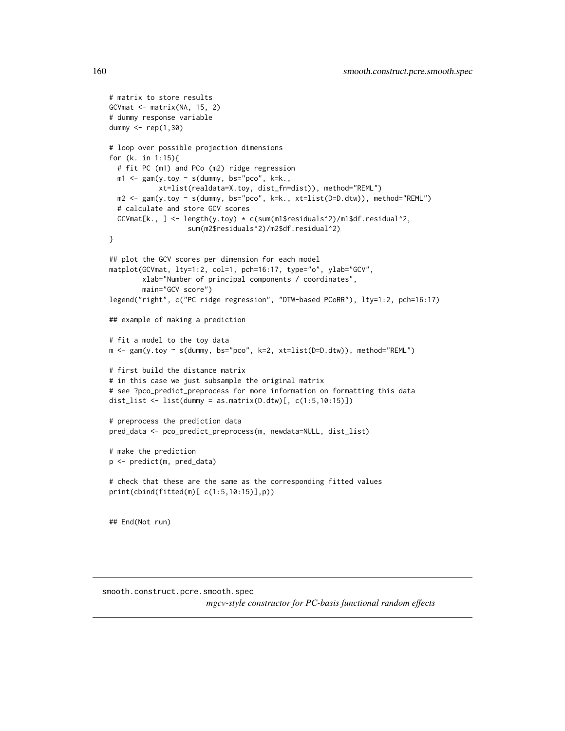```
# matrix to store results
GCVmat <- matrix(NA, 15, 2)
# dummy response variable
dummy <- rep(1,30)

# loop over possible projection dimensions
for (k. in 1:15){
  # fit PC (m1) and PCo (m2) ridge regression
  m1 <- gam(y.toy ~ s(dummy, bs="pco", k=k.,
            xt=list(realdata=X.toy, dist_fn=dist)), method="REML")
  m2 <- gam(y.toy ~ s(dummy, bs="pco", k=k., xt=list(D=D.dtw)), method="REML")
  # calculate and store GCV scores
  GCVmat[k., ] <- length(y.toy) * c(sum(m1$residuals^2)/m1$df.residual^2,
                   sum(m2$residuals^2)/m2$df.residual^2)
}

## plot the GCV scores per dimension for each model
matplot(GCVmat, lty=1:2, col=1, pch=16:17, type="o", ylab="GCV",
        xlab="Number of principal components / coordinates",
        main="GCV score")
legend("right", c("PC ridge regression", "DTW-based PCoRR"), lty=1:2, pch=16:17)

## example of making a prediction

# fit a model to the toy data
m <- gam(y.toy ~ s(dummy, bs="pco", k=2, xt=list(D=D.dtw)), method="REML")

# first build the distance matrix
# in this case we just subsample the original matrix
# see ?pco_predict_preprocess for more information on formatting this data
dist_list <- list(dummy = as.matrix(D.dtw)[, c(1:5,10:15)])

# preprocess the prediction data
pred_data <- pco_predict_preprocess(m, newdata=NULL, dist_list)

# make the prediction
p <- predict(m, pred_data)

# check that these are the same as the corresponding fitted values
print(cbind(fitted(m)[ c(1:5,10:15)],p))


## End(Not run)
```

---

smooth.construct.pcre.smooth.spec    *mgcv-style constructor for PC-basis functional random effects*

---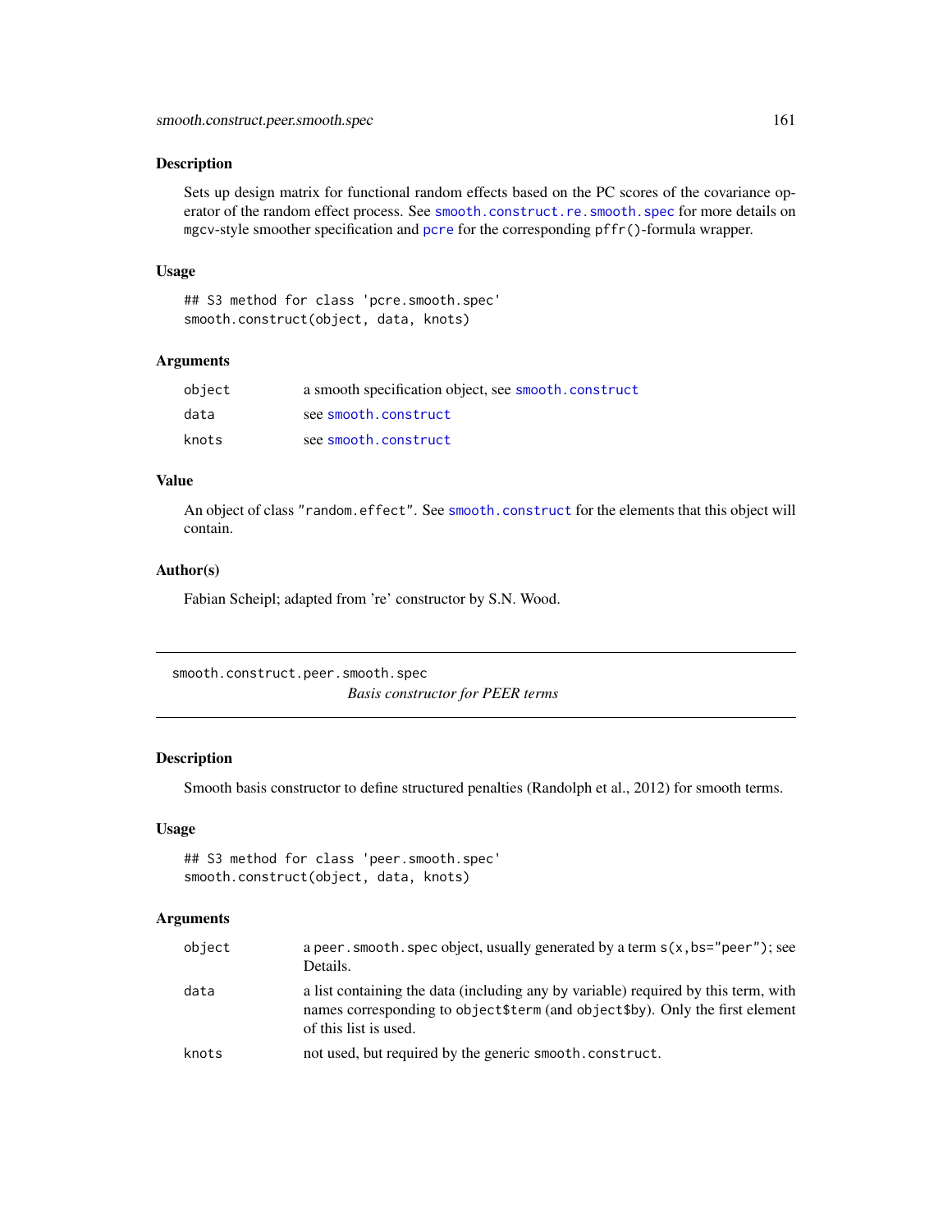### Description

Sets up design matrix for functional random effects based on the PC scores of the covariance operator of the random effect process. See smooth.construct.re.smooth.spec for more details on mgcv-style smoother specification and pcre for the corresponding pffr()-formula wrapper.

### Usage

```
## S3 method for class 'pcre.smooth.spec'
smooth.construct(object, data, knots)
```

### Arguments

| | |
|---|---|
| object | a smooth specification object, see smooth.construct |
| data | see smooth.construct |
| knots | see smooth.construct |

### Value

An object of class "random.effect". See smooth.construct for the elements that this object will contain.

### Author(s)

Fabian Scheipl; adapted from 're' constructor by S.N. Wood.

---

## smooth.construct.peer.smooth.spec

*Basis constructor for PEER terms*

### Description

Smooth basis constructor to define structured penalties (Randolph et al., 2012) for smooth terms.

### Usage

```
## S3 method for class 'peer.smooth.spec'
smooth.construct(object, data, knots)
```

### Arguments

| | |
|---|---|
| object | a peer.smooth.spec object, usually generated by a term s(x,bs="peer"); see Details. |
| data | a list containing the data (including any by variable) required by this term, with names corresponding to object$term (and object$by). Only the first element of this list is used. |
| knots | not used, but required by the generic smooth.construct. |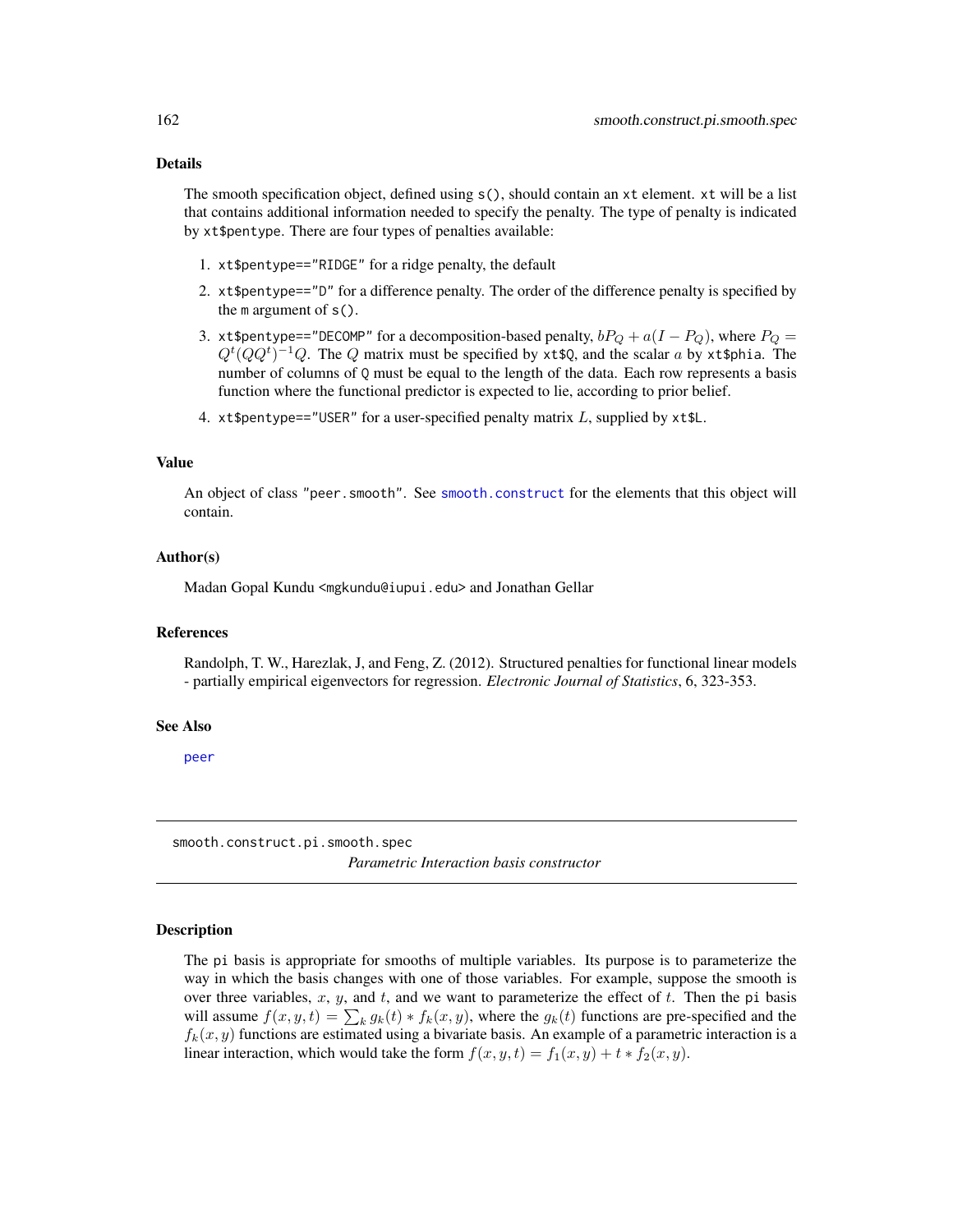### Details

The smooth specification object, defined using `s()`, should contain an `xt` element. `xt` will be a list that contains additional information needed to specify the penalty. The type of penalty is indicated by `xt$pentype`. There are four types of penalties available:

1. `xt$pentype=="RIDGE"` for a ridge penalty, the default
2. `xt$pentype=="D"` for a difference penalty. The order of the difference penalty is specified by the `m` argument of `s()`.
3. `xt$pentype=="DECOMP"` for a decomposition-based penalty, $bP_Q + a(I - P_Q)$, where $P_Q = Q^t(QQ^t)^{-1}Q$. The $Q$ matrix must be specified by `xt$Q`, and the scalar $a$ by `xt$phia`. The number of columns of `Q` must be equal to the length of the data. Each row represents a basis function where the functional predictor is expected to lie, according to prior belief.
4. `xt$pentype=="USER"` for a user-specified penalty matrix $L$, supplied by `xt$L`.

### Value

An object of class `"peer.smooth"`. See `smooth.construct` for the elements that this object will contain.

### Author(s)

Madan Gopal Kundu <mgkundu@iupui.edu> and Jonathan Gellar

### References

Randolph, T. W., Harezlak, J, and Feng, Z. (2012). Structured penalties for functional linear models - partially empirical eigenvectors for regression. *Electronic Journal of Statistics*, 6, 323-353.

### See Also

`peer`

---

## smooth.construct.pi.smooth.spec — *Parametric Interaction basis constructor*

### Description

The `pi` basis is appropriate for smooths of multiple variables. Its purpose is to parameterize the way in which the basis changes with one of those variables. For example, suppose the smooth is over three variables, $x$, $y$, and $t$, and we want to parameterize the effect of $t$. Then the `pi` basis will assume $f(x, y, t) = \sum_k g_k(t) * f_k(x, y)$, where the $g_k(t)$ functions are pre-specified and the $f_k(x, y)$ functions are estimated using a bivariate basis. An example of a parametric interaction is a linear interaction, which would take the form $f(x, y, t) = f_1(x, y) + t * f_2(x, y)$.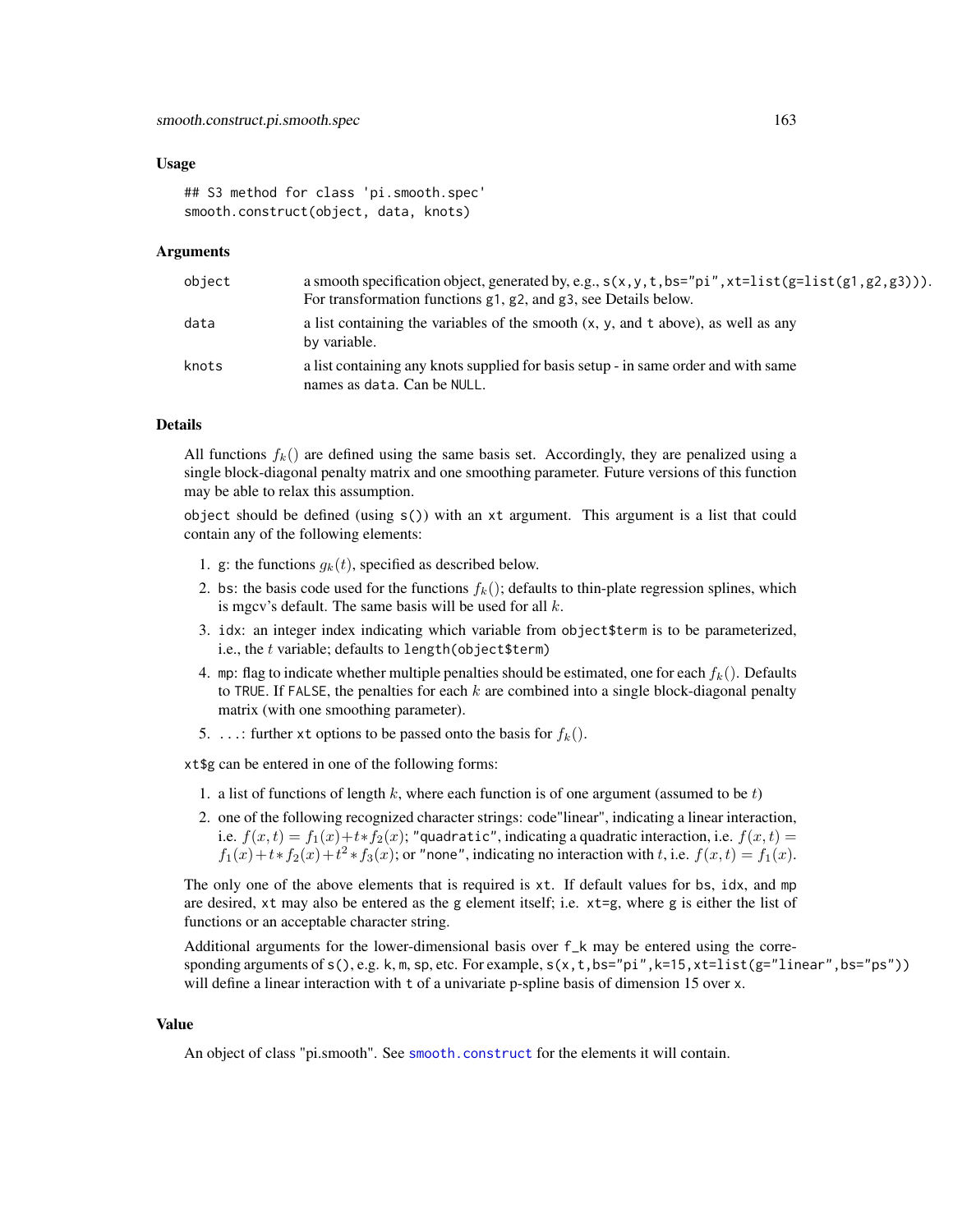### Usage

```
## S3 method for class 'pi.smooth.spec'
smooth.construct(object, data, knots)
```

### Arguments

| | |
|---|---|
| object | a smooth specification object, generated by, e.g., `s(x,y,t,bs="pi",xt=list(g=list(g1,g2,g3)))`. For transformation functions g1, g2, and g3, see Details below. |
| data | a list containing the variables of the smooth (x, y, and t above), as well as any by variable. |
| knots | a list containing any knots supplied for basis setup - in same order and with same names as data. Can be NULL. |

### Details

All functions $f_k()$ are defined using the same basis set. Accordingly, they are penalized using a single block-diagonal penalty matrix and one smoothing parameter. Future versions of this function may be able to relax this assumption.

object should be defined (using `s()`) with an xt argument. This argument is a list that could contain any of the following elements:

1. g: the functions $g_k(t)$, specified as described below.
2. bs: the basis code used for the functions $f_k()$; defaults to thin-plate regression splines, which is mgcv's default. The same basis will be used for all $k$.
3. idx: an integer index indicating which variable from object$term is to be parameterized, i.e., the $t$ variable; defaults to length(object$term)
4. mp: flag to indicate whether multiple penalties should be estimated, one for each $f_k()$. Defaults to TRUE. If FALSE, the penalties for each $k$ are combined into a single block-diagonal penalty matrix (with one smoothing parameter).
5. ...: further xt options to be passed onto the basis for $f_k()$.

xt$g can be entered in one of the following forms:

1. a list of functions of length $k$, where each function is of one argument (assumed to be $t$)
2. one of the following recognized character strings: code"linear", indicating a linear interaction, i.e. $f(x,t) = f_1(x) + t * f_2(x)$; "quadratic", indicating a quadratic interaction, i.e. $f(x,t) = f_1(x) + t * f_2(x) + t^2 * f_3(x)$; or "none", indicating no interaction with $t$, i.e. $f(x,t) = f_1(x)$.

The only one of the above elements that is required is xt. If default values for bs, idx, and mp are desired, xt may also be entered as the g element itself; i.e. xt=g, where g is either the list of functions or an acceptable character string.

Additional arguments for the lower-dimensional basis over f_k may be entered using the corresponding arguments of `s()`, e.g. k, m, sp, etc. For example, `s(x,t,bs="pi",k=15,xt=list(g="linear",bs="ps"))` will define a linear interaction with t of a univariate p-spline basis of dimension 15 over x.

### Value

An object of class "pi.smooth". See smooth.construct for the elements it will contain.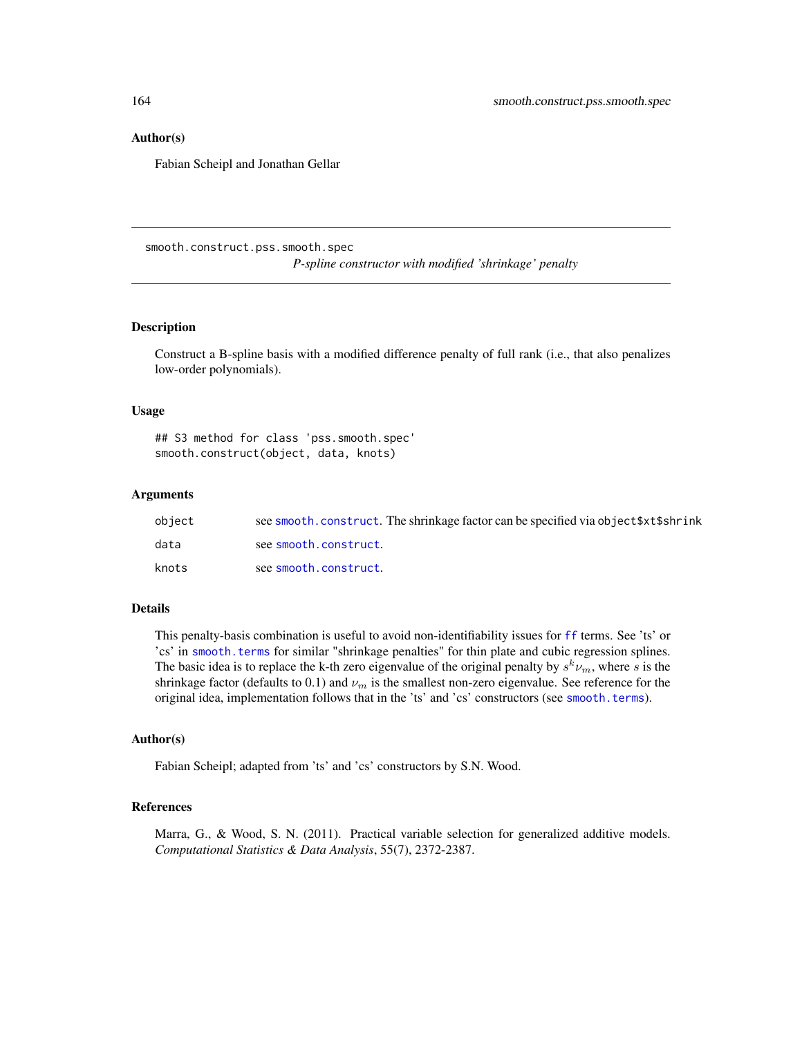## Author(s)

Fabian Scheipl and Jonathan Gellar

---

smooth.construct.pss.smooth.spec

*P-spline constructor with modified 'shrinkage' penalty*

---

### Description

Construct a B-spline basis with a modified difference penalty of full rank (i.e., that also penalizes low-order polynomials).

### Usage

```
## S3 method for class 'pss.smooth.spec'
smooth.construct(object, data, knots)
```

### Arguments

| | |
|---|---|
| object | see smooth.construct. The shrinkage factor can be specified via object$xt$shrink |
| data | see smooth.construct. |
| knots | see smooth.construct. |

### Details

This penalty-basis combination is useful to avoid non-identifiability issues for ff terms. See 'ts' or 'cs' in smooth.terms for similar "shrinkage penalties" for thin plate and cubic regression splines. The basic idea is to replace the k-th zero eigenvalue of the original penalty by $s^k \nu_m$, where $s$ is the shrinkage factor (defaults to 0.1) and $\nu_m$ is the smallest non-zero eigenvalue. See reference for the original idea, implementation follows that in the 'ts' and 'cs' constructors (see smooth.terms).

### Author(s)

Fabian Scheipl; adapted from 'ts' and 'cs' constructors by S.N. Wood.

### References

Marra, G., & Wood, S. N. (2011). Practical variable selection for generalized additive models. *Computational Statistics & Data Analysis*, 55(7), 2372-2387.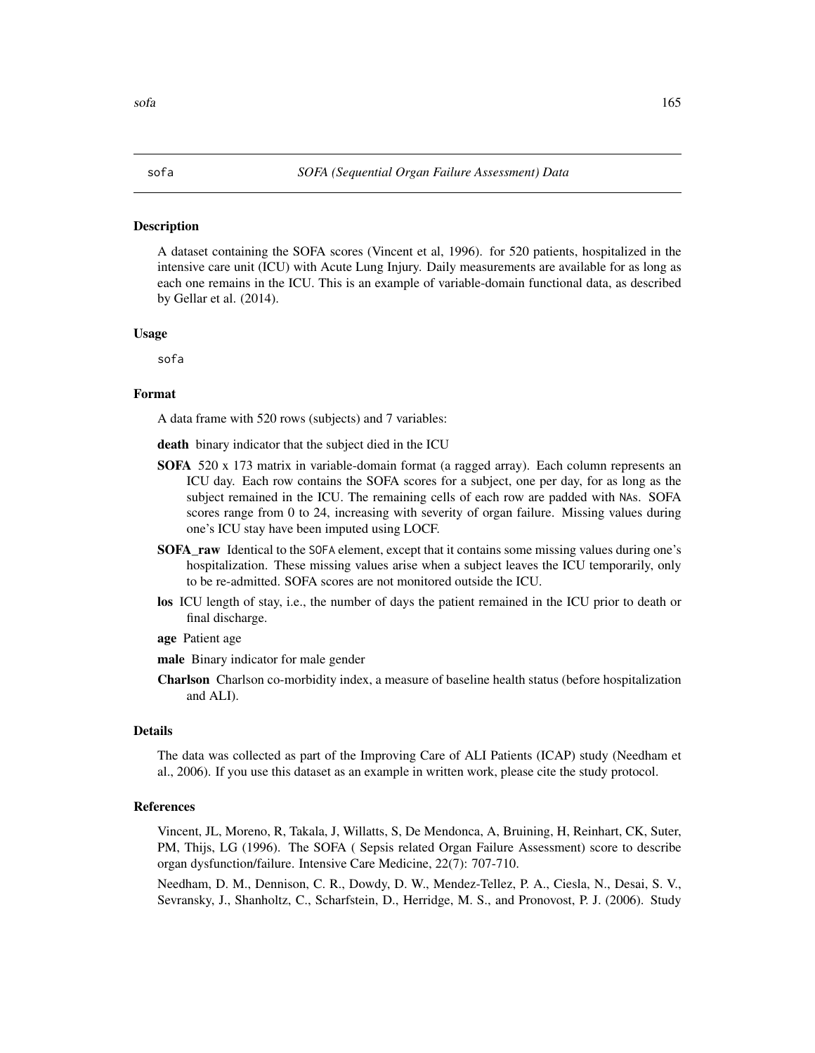sofa *SOFA (Sequential Organ Failure Assessment) Data*

## Description

A dataset containing the SOFA scores (Vincent et al, 1996). for 520 patients, hospitalized in the intensive care unit (ICU) with Acute Lung Injury. Daily measurements are available for as long as each one remains in the ICU. This is an example of variable-domain functional data, as described by Gellar et al. (2014).

## Usage

```
sofa
```

## Format

A data frame with 520 rows (subjects) and 7 variables:

**death** binary indicator that the subject died in the ICU

**SOFA** 520 x 173 matrix in variable-domain format (a ragged array). Each column represents an ICU day. Each row contains the SOFA scores for a subject, one per day, for as long as the subject remained in the ICU. The remaining cells of each row are padded with `NA`s. SOFA scores range from 0 to 24, increasing with severity of organ failure. Missing values during one's ICU stay have been imputed using LOCF.

**SOFA_raw** Identical to the `SOFA` element, except that it contains some missing values during one's hospitalization. These missing values arise when a subject leaves the ICU temporarily, only to be re-admitted. SOFA scores are not monitored outside the ICU.

**los** ICU length of stay, i.e., the number of days the patient remained in the ICU prior to death or final discharge.

**age** Patient age

**male** Binary indicator for male gender

**Charlson** Charlson co-morbidity index, a measure of baseline health status (before hospitalization and ALI).

## Details

The data was collected as part of the Improving Care of ALI Patients (ICAP) study (Needham et al., 2006). If you use this dataset as an example in written work, please cite the study protocol.

## References

Vincent, JL, Moreno, R, Takala, J, Willatts, S, De Mendonca, A, Bruining, H, Reinhart, CK, Suter, PM, Thijs, LG (1996). The SOFA ( Sepsis related Organ Failure Assessment) score to describe organ dysfunction/failure. Intensive Care Medicine, 22(7): 707-710.

Needham, D. M., Dennison, C. R., Dowdy, D. W., Mendez-Tellez, P. A., Ciesla, N., Desai, S. V., Sevransky, J., Shanholtz, C., Scharfstein, D., Herridge, M. S., and Pronovost, P. J. (2006). Study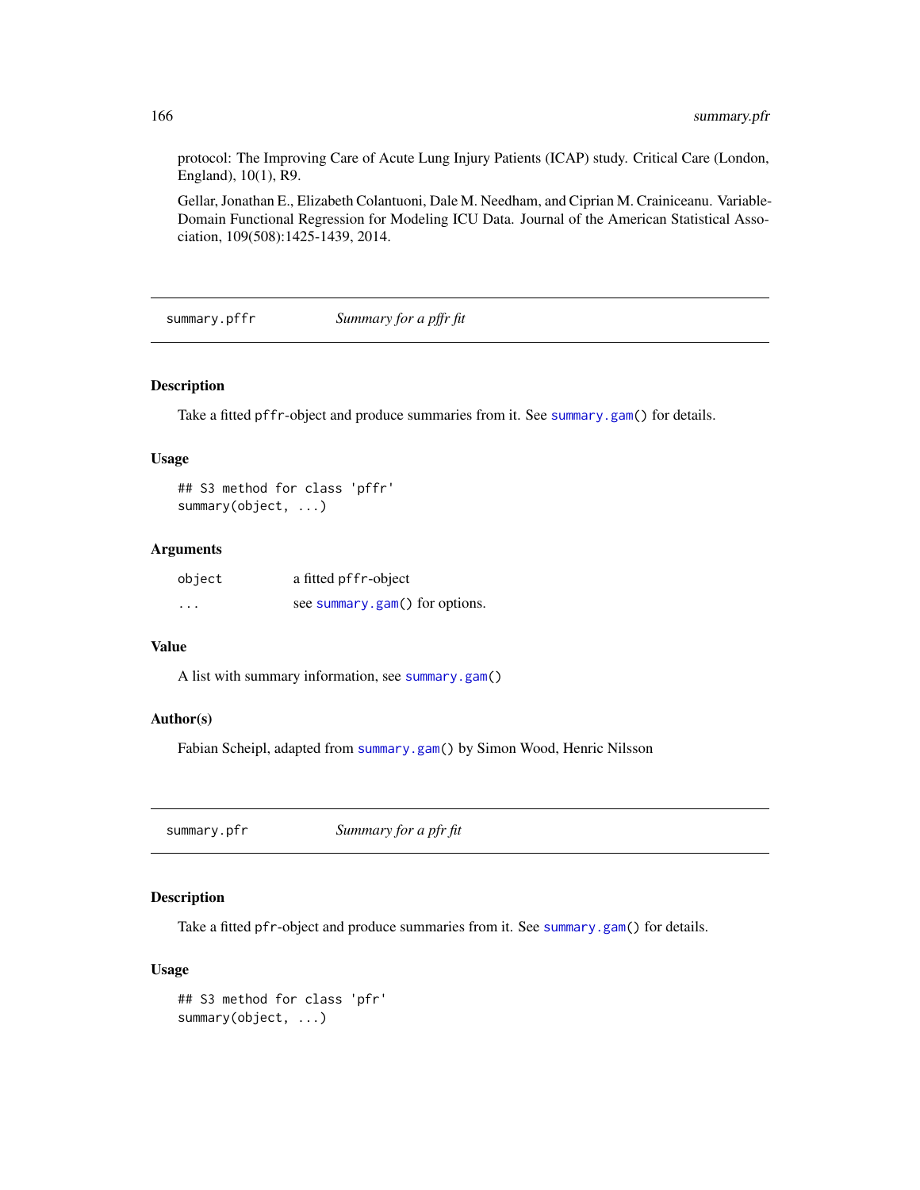protocol: The Improving Care of Acute Lung Injury Patients (ICAP) study. Critical Care (London, England), 10(1), R9.

Gellar, Jonathan E., Elizabeth Colantuoni, Dale M. Needham, and Ciprian M. Crainiceanu. Variable-Domain Functional Regression for Modeling ICU Data. Journal of the American Statistical Association, 109(508):1425-1439, 2014.

## summary.pffr — *Summary for a pffr fit*

### Description

Take a fitted `pffr`-object and produce summaries from it. See `summary.gam()` for details.

### Usage

```
## S3 method for class 'pffr'
summary(object, ...)
```

### Arguments

| | |
|---|---|
| `object` | a fitted `pffr`-object |
| `...` | see `summary.gam()` for options. |

### Value

A list with summary information, see `summary.gam()`

### Author(s)

Fabian Scheipl, adapted from `summary.gam()` by Simon Wood, Henric Nilsson

## summary.pfr — *Summary for a pfr fit*

### Description

Take a fitted `pfr`-object and produce summaries from it. See `summary.gam()` for details.

### Usage

```
## S3 method for class 'pfr'
summary(object, ...)
```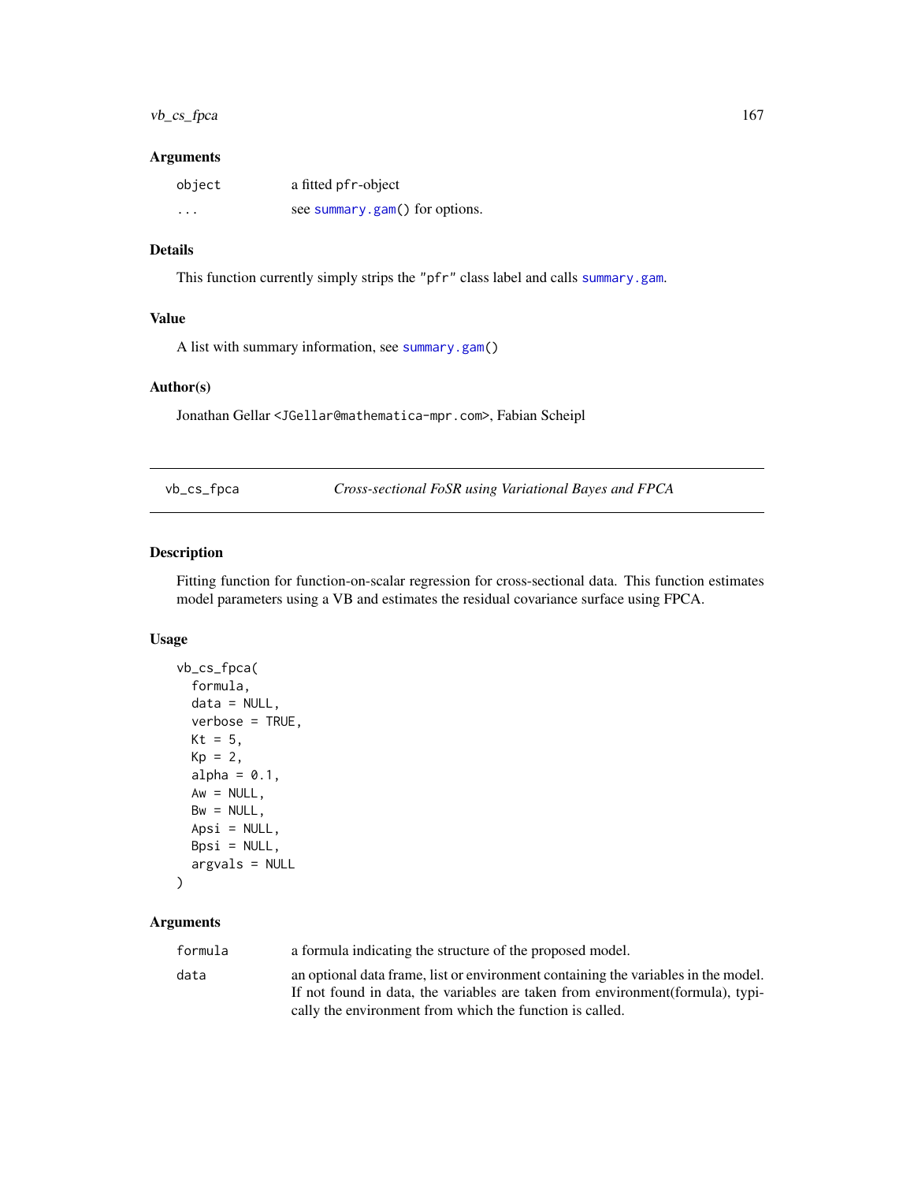### Arguments

| | |
|---|---|
| `object` | a fitted pfr-object |
| `...` | see `summary.gam()` for options. |

### Details

This function currently simply strips the "pfr" class label and calls `summary.gam`.

### Value

A list with summary information, see `summary.gam()`

### Author(s)

Jonathan Gellar <JGellar@mathematica-mpr.com>, Fabian Scheipl

---

## vb_cs_fpca — *Cross-sectional FoSR using Variational Bayes and FPCA*

### Description

Fitting function for function-on-scalar regression for cross-sectional data. This function estimates model parameters using a VB and estimates the residual covariance surface using FPCA.

### Usage

```
vb_cs_fpca(
  formula,
  data = NULL,
  verbose = TRUE,
  Kt = 5,
  Kp = 2,
  alpha = 0.1,
  Aw = NULL,
  Bw = NULL,
  Apsi = NULL,
  Bpsi = NULL,
  argvals = NULL
)
```

### Arguments

| | |
|---|---|
| `formula` | a formula indicating the structure of the proposed model. |
| `data` | an optional data frame, list or environment containing the variables in the model. If not found in data, the variables are taken from environment(formula), typically the environment from which the function is called. |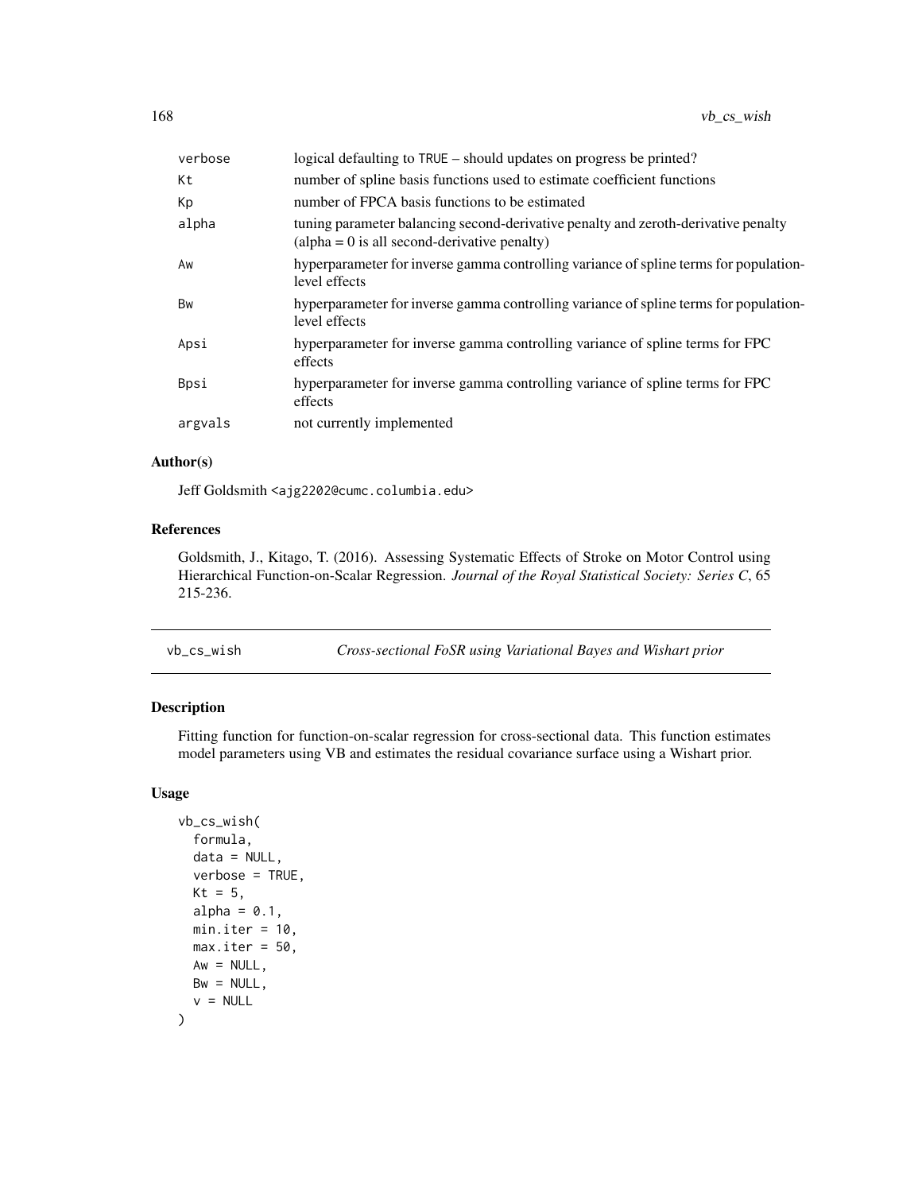| | |
|---|---|
| verbose | logical defaulting to TRUE – should updates on progress be printed? |
| Kt | number of spline basis functions used to estimate coefficient functions |
| Kp | number of FPCA basis functions to be estimated |
| alpha | tuning parameter balancing second-derivative penalty and zeroth-derivative penalty (alpha = 0 is all second-derivative penalty) |
| Aw | hyperparameter for inverse gamma controlling variance of spline terms for population-level effects |
| Bw | hyperparameter for inverse gamma controlling variance of spline terms for population-level effects |
| Apsi | hyperparameter for inverse gamma controlling variance of spline terms for FPC effects |
| Bpsi | hyperparameter for inverse gamma controlling variance of spline terms for FPC effects |
| argvals | not currently implemented |

### Author(s)

Jeff Goldsmith <ajg2202@cumc.columbia.edu>

### References

Goldsmith, J., Kitago, T. (2016). Assessing Systematic Effects of Stroke on Motor Control using Hierarchical Function-on-Scalar Regression. *Journal of the Royal Statistical Society: Series C*, 65 215-236.

---

## vb_cs_wish — *Cross-sectional FoSR using Variational Bayes and Wishart prior*

### Description

Fitting function for function-on-scalar regression for cross-sectional data. This function estimates model parameters using VB and estimates the residual covariance surface using a Wishart prior.

### Usage

```
vb_cs_wish(
  formula,
  data = NULL,
  verbose = TRUE,
  Kt = 5,
  alpha = 0.1,
  min.iter = 10,
  max.iter = 50,
  Aw = NULL,
  Bw = NULL,
  v = NULL
)
```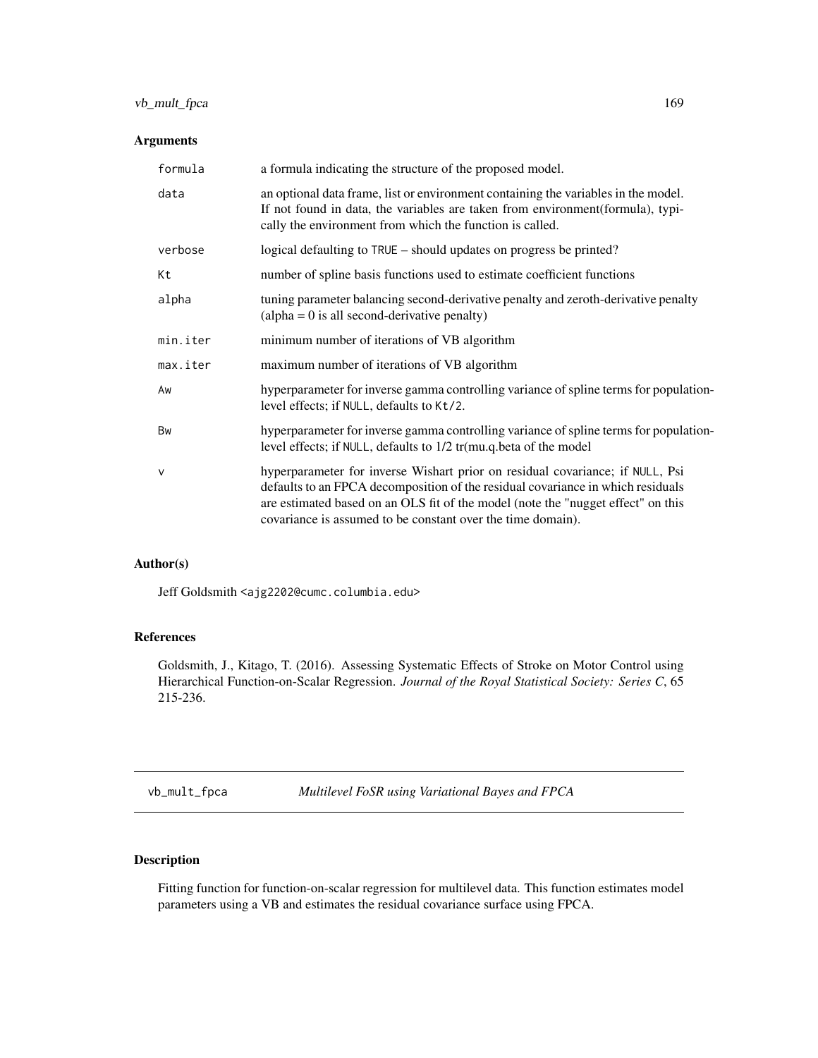## Arguments

| | |
|---|---|
| `formula` | a formula indicating the structure of the proposed model. |
| `data` | an optional data frame, list or environment containing the variables in the model. If not found in data, the variables are taken from environment(formula), typically the environment from which the function is called. |
| `verbose` | logical defaulting to `TRUE` – should updates on progress be printed? |
| `Kt` | number of spline basis functions used to estimate coefficient functions |
| `alpha` | tuning parameter balancing second-derivative penalty and zeroth-derivative penalty (alpha = 0 is all second-derivative penalty) |
| `min.iter` | minimum number of iterations of VB algorithm |
| `max.iter` | maximum number of iterations of VB algorithm |
| `Aw` | hyperparameter for inverse gamma controlling variance of spline terms for population-level effects; if `NULL`, defaults to `Kt/2`. |
| `Bw` | hyperparameter for inverse gamma controlling variance of spline terms for population-level effects; if `NULL`, defaults to 1/2 tr(mu.q.beta of the model |
| `v` | hyperparameter for inverse Wishart prior on residual covariance; if `NULL`, Psi defaults to an FPCA decomposition of the residual covariance in which residuals are estimated based on an OLS fit of the model (note the "nugget effect" on this covariance is assumed to be constant over the time domain). |

## Author(s)

Jeff Goldsmith <ajg2202@cumc.columbia.edu>

## References

Goldsmith, J., Kitago, T. (2016). Assessing Systematic Effects of Stroke on Motor Control using Hierarchical Function-on-Scalar Regression. *Journal of the Royal Statistical Society: Series C*, 65 215-236.

---

# vb_mult_fpca — *Multilevel FoSR using Variational Bayes and FPCA*

## Description

Fitting function for function-on-scalar regression for multilevel data. This function estimates model parameters using a VB and estimates the residual covariance surface using FPCA.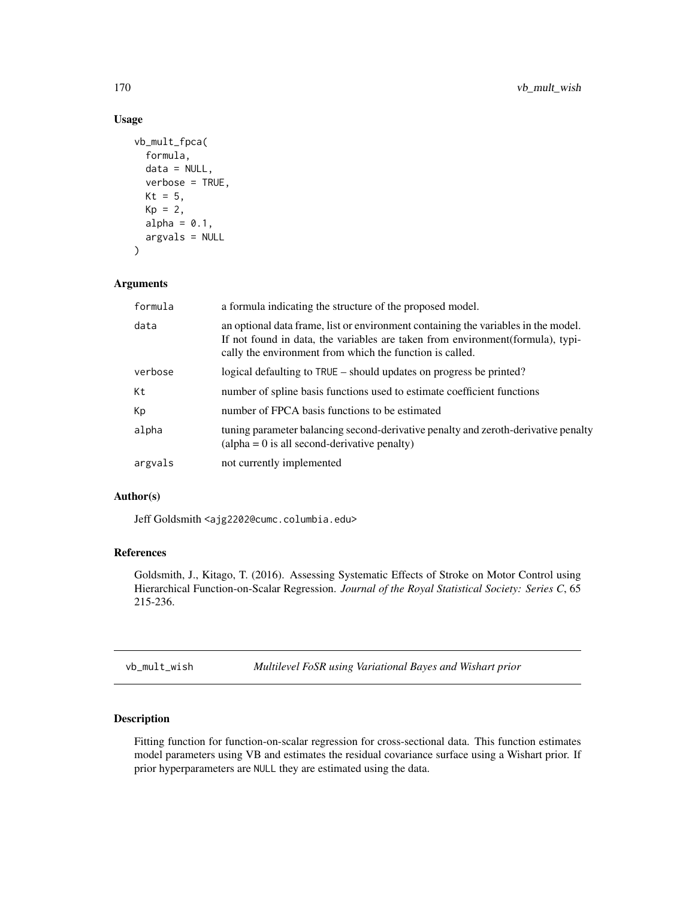## Usage

```
vb_mult_fpca(
  formula,
  data = NULL,
  verbose = TRUE,
  Kt = 5,
  Kp = 2,
  alpha = 0.1,
  argvals = NULL
)
```

## Arguments

| | |
|---|---|
| formula | a formula indicating the structure of the proposed model. |
| data | an optional data frame, list or environment containing the variables in the model. If not found in data, the variables are taken from environment(formula), typically the environment from which the function is called. |
| verbose | logical defaulting to TRUE – should updates on progress be printed? |
| Kt | number of spline basis functions used to estimate coefficient functions |
| Kp | number of FPCA basis functions to be estimated |
| alpha | tuning parameter balancing second-derivative penalty and zeroth-derivative penalty (alpha = 0 is all second-derivative penalty) |
| argvals | not currently implemented |

## Author(s)

Jeff Goldsmith <ajg2202@cumc.columbia.edu>

## References

Goldsmith, J., Kitago, T. (2016). Assessing Systematic Effects of Stroke on Motor Control using Hierarchical Function-on-Scalar Regression. *Journal of the Royal Statistical Society: Series C*, 65 215-236.

---

# vb_mult_wish — *Multilevel FoSR using Variational Bayes and Wishart prior*

## Description

Fitting function for function-on-scalar regression for cross-sectional data. This function estimates model parameters using VB and estimates the residual covariance surface using a Wishart prior. If prior hyperparameters are NULL they are estimated using the data.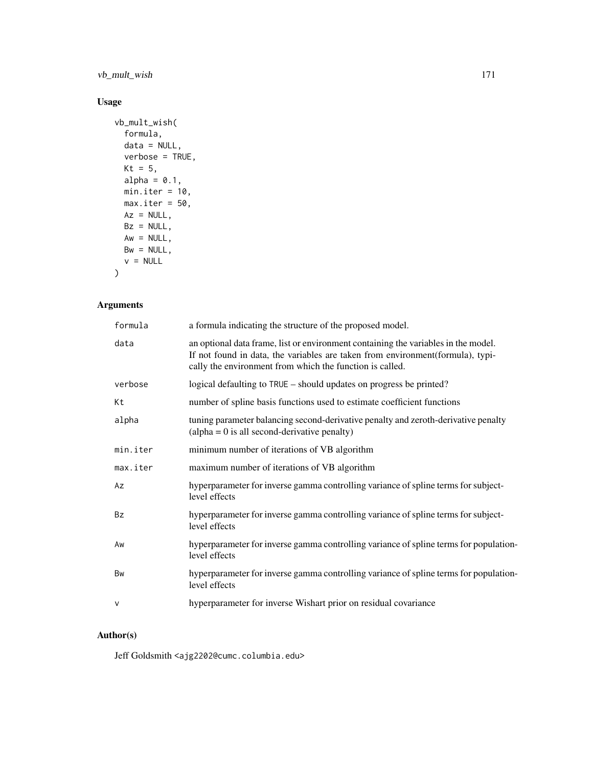## Usage

```
vb_mult_wish(
  formula,
  data = NULL,
  verbose = TRUE,
  Kt = 5,
  alpha = 0.1,
  min.iter = 10,
  max.iter = 50,
  Az = NULL,
  Bz = NULL,
  Aw = NULL,
  Bw = NULL,
  v = NULL
)
```

## Arguments

| | |
|---|---|
| formula | a formula indicating the structure of the proposed model. |
| data | an optional data frame, list or environment containing the variables in the model. If not found in data, the variables are taken from environment(formula), typically the environment from which the function is called. |
| verbose | logical defaulting to TRUE – should updates on progress be printed? |
| Kt | number of spline basis functions used to estimate coefficient functions |
| alpha | tuning parameter balancing second-derivative penalty and zeroth-derivative penalty (alpha = 0 is all second-derivative penalty) |
| min.iter | minimum number of iterations of VB algorithm |
| max.iter | maximum number of iterations of VB algorithm |
| Az | hyperparameter for inverse gamma controlling variance of spline terms for subject-level effects |
| Bz | hyperparameter for inverse gamma controlling variance of spline terms for subject-level effects |
| Aw | hyperparameter for inverse gamma controlling variance of spline terms for population-level effects |
| Bw | hyperparameter for inverse gamma controlling variance of spline terms for population-level effects |
| v | hyperparameter for inverse Wishart prior on residual covariance |

## Author(s)

Jeff Goldsmith <ajg2202@cumc.columbia.edu>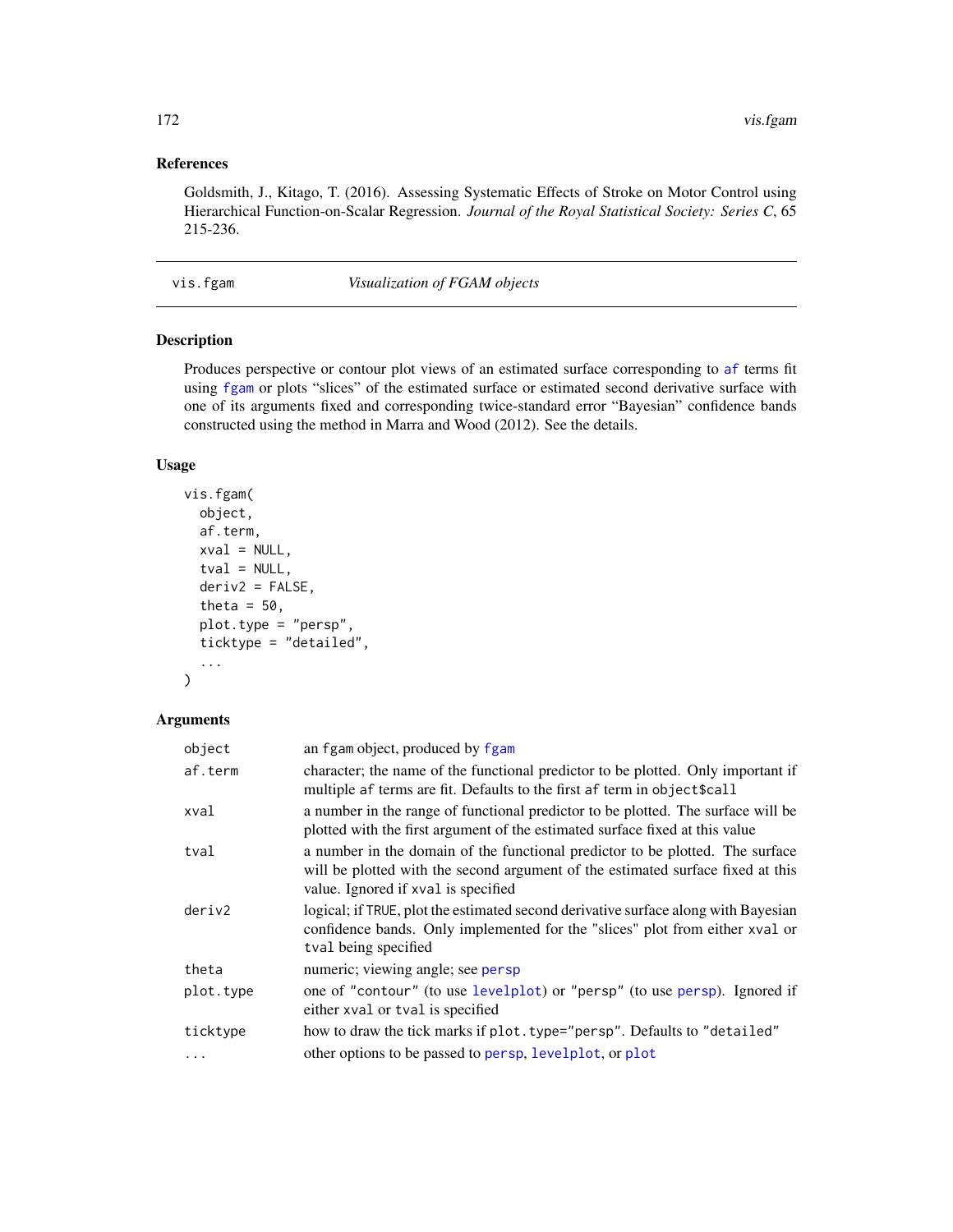## References

Goldsmith, J., Kitago, T. (2016). Assessing Systematic Effects of Stroke on Motor Control using Hierarchical Function-on-Scalar Regression. *Journal of the Royal Statistical Society: Series C*, 65 215-236.

---

# vis.fgam — *Visualization of FGAM objects*

---

## Description

Produces perspective or contour plot views of an estimated surface corresponding to af terms fit using fgam or plots "slices" of the estimated surface or estimated second derivative surface with one of its arguments fixed and corresponding twice-standard error "Bayesian" confidence bands constructed using the method in Marra and Wood (2012). See the details.

## Usage

```
vis.fgam(
  object,
  af.term,
  xval = NULL,
  tval = NULL,
  deriv2 = FALSE,
  theta = 50,
  plot.type = "persp",
  ticktype = "detailed",
  ...
)
```

## Arguments

| | |
|---|---|
| object | an fgam object, produced by fgam |
| af.term | character; the name of the functional predictor to be plotted. Only important if multiple af terms are fit. Defaults to the first af term in object$call |
| xval | a number in the range of functional predictor to be plotted. The surface will be plotted with the first argument of the estimated surface fixed at this value |
| tval | a number in the domain of the functional predictor to be plotted. The surface will be plotted with the second argument of the estimated surface fixed at this value. Ignored if xval is specified |
| deriv2 | logical; if TRUE, plot the estimated second derivative surface along with Bayesian confidence bands. Only implemented for the "slices" plot from either xval or tval being specified |
| theta | numeric; viewing angle; see persp |
| plot.type | one of "contour" (to use levelplot) or "persp" (to use persp). Ignored if either xval or tval is specified |
| ticktype | how to draw the tick marks if plot.type="persp". Defaults to "detailed" |
| ... | other options to be passed to persp, levelplot, or plot |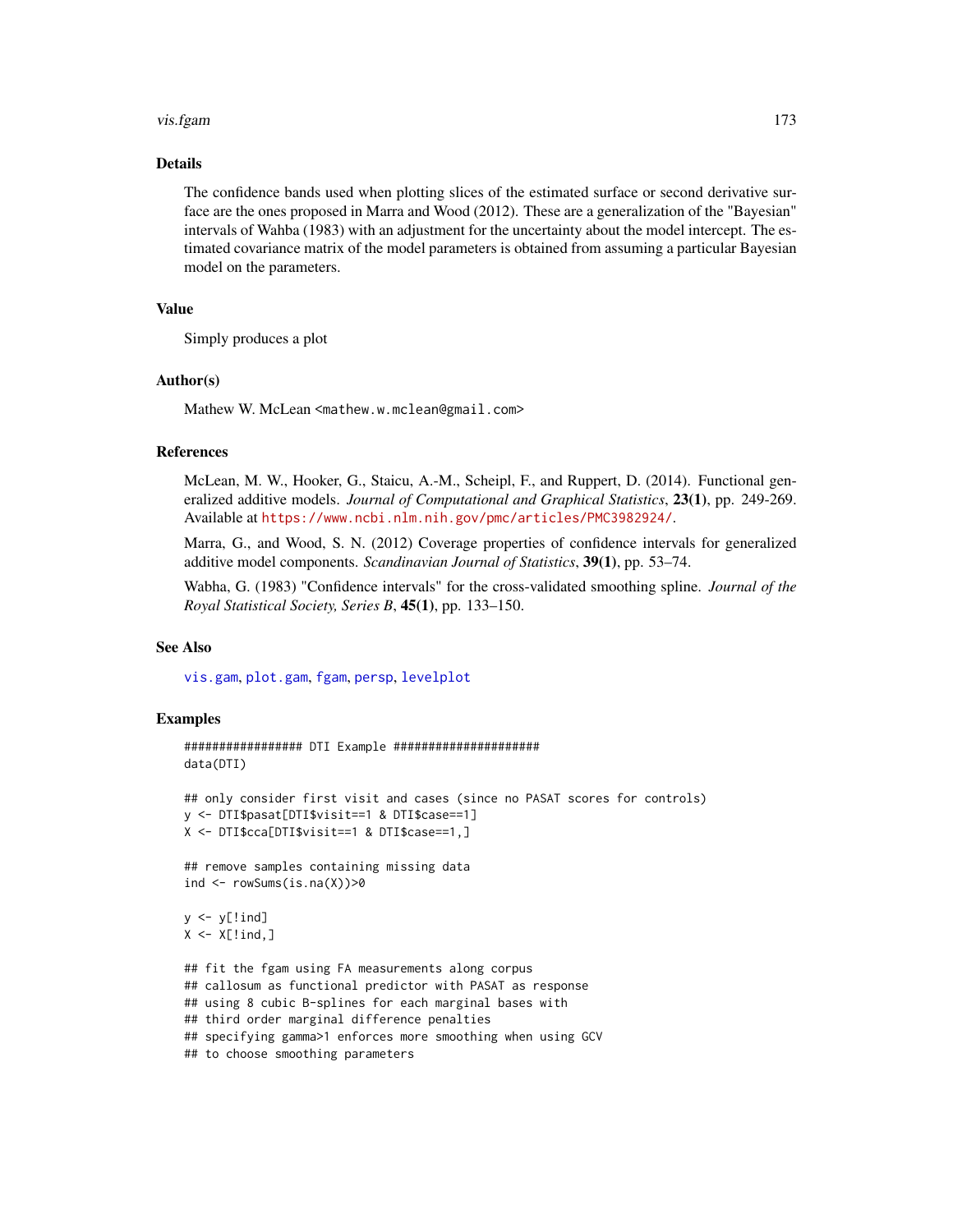### Details

The confidence bands used when plotting slices of the estimated surface or second derivative surface are the ones proposed in Marra and Wood (2012). These are a generalization of the "Bayesian" intervals of Wahba (1983) with an adjustment for the uncertainty about the model intercept. The estimated covariance matrix of the model parameters is obtained from assuming a particular Bayesian model on the parameters.

### Value

Simply produces a plot

### Author(s)

Mathew W. McLean <mathew.w.mclean@gmail.com>

### References

McLean, M. W., Hooker, G., Staicu, A.-M., Scheipl, F., and Ruppert, D. (2014). Functional generalized additive models. *Journal of Computational and Graphical Statistics*, **23(1)**, pp. 249-269. Available at https://www.ncbi.nlm.nih.gov/pmc/articles/PMC3982924/.

Marra, G., and Wood, S. N. (2012) Coverage properties of confidence intervals for generalized additive model components. *Scandinavian Journal of Statistics*, **39(1)**, pp. 53–74.

Wabha, G. (1983) "Confidence intervals" for the cross-validated smoothing spline. *Journal of the Royal Statistical Society, Series B*, **45(1)**, pp. 133–150.

### See Also

vis.gam, plot.gam, fgam, persp, levelplot

### Examples

```
################# DTI Example #####################
data(DTI)

## only consider first visit and cases (since no PASAT scores for controls)
y <- DTI$pasat[DTI$visit==1 & DTI$case==1]
X <- DTI$cca[DTI$visit==1 & DTI$case==1,]

## remove samples containing missing data
ind <- rowSums(is.na(X))>0

y <- y[!ind]
X <- X[!ind,]

## fit the fgam using FA measurements along corpus
## callosum as functional predictor with PASAT as response
## using 8 cubic B-splines for each marginal bases with
## third order marginal difference penalties
## specifying gamma>1 enforces more smoothing when using GCV
## to choose smoothing parameters
```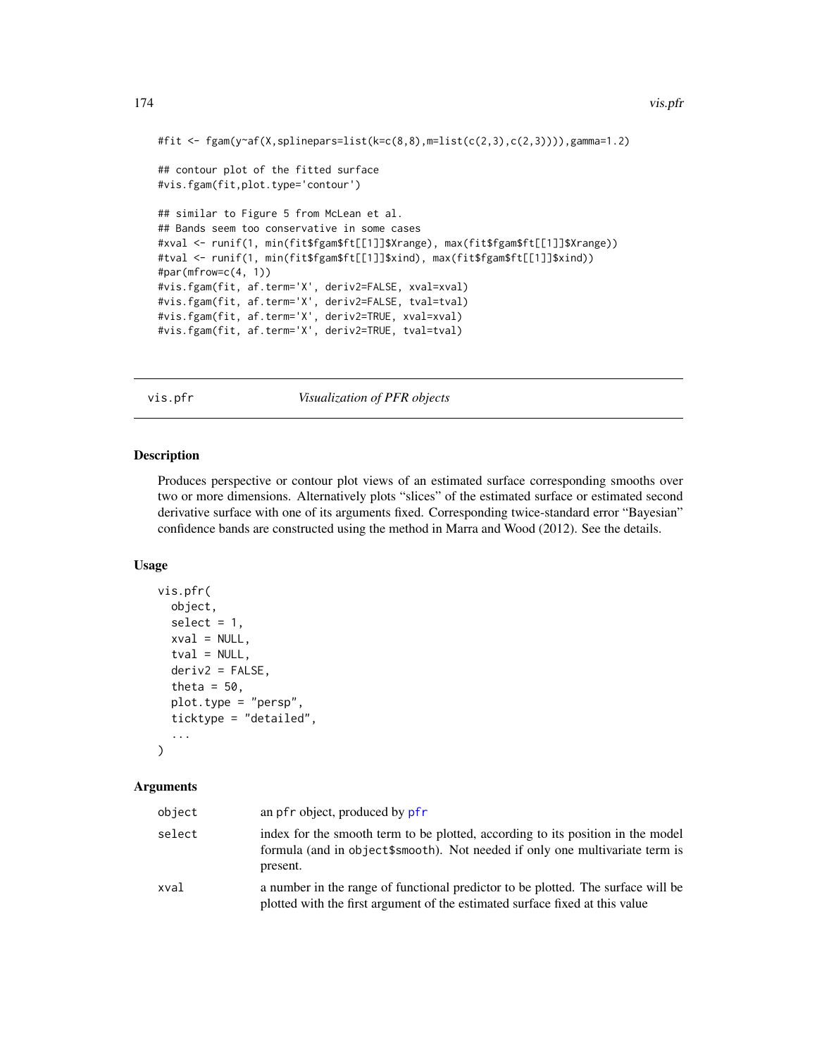```
#fit <- fgam(y~af(X,splinepars=list(k=c(8,8),m=list(c(2,3),c(2,3)))),gamma=1.2)

## contour plot of the fitted surface
#vis.fgam(fit,plot.type='contour')

## similar to Figure 5 from McLean et al.
## Bands seem too conservative in some cases
#xval <- runif(1, min(fit$fgam$ft[[1]]$Xrange), max(fit$fgam$ft[[1]]$Xrange))
#tval <- runif(1, min(fit$fgam$ft[[1]]$xind), max(fit$fgam$ft[[1]]$xind))
#par(mfrow=c(4, 1))
#vis.fgam(fit, af.term='X', deriv2=FALSE, xval=xval)
#vis.fgam(fit, af.term='X', deriv2=FALSE, tval=tval)
#vis.fgam(fit, af.term='X', deriv2=TRUE, xval=xval)
#vis.fgam(fit, af.term='X', deriv2=TRUE, tval=tval)
```

---

## vis.pfr — *Visualization of PFR objects*

### Description

Produces perspective or contour plot views of an estimated surface corresponding smooths over two or more dimensions. Alternatively plots "slices" of the estimated surface or estimated second derivative surface with one of its arguments fixed. Corresponding twice-standard error "Bayesian" confidence bands are constructed using the method in Marra and Wood (2012). See the details.

### Usage

```
vis.pfr(
  object,
  select = 1,
  xval = NULL,
  tval = NULL,
  deriv2 = FALSE,
  theta = 50,
  plot.type = "persp",
  ticktype = "detailed",
  ...
)
```

### Arguments

| | |
|---|---|
| object | an pfr object, produced by pfr |
| select | index for the smooth term to be plotted, according to its position in the model formula (and in object$smooth). Not needed if only one multivariate term is present. |
| xval | a number in the range of functional predictor to be plotted. The surface will be plotted with the first argument of the estimated surface fixed at this value |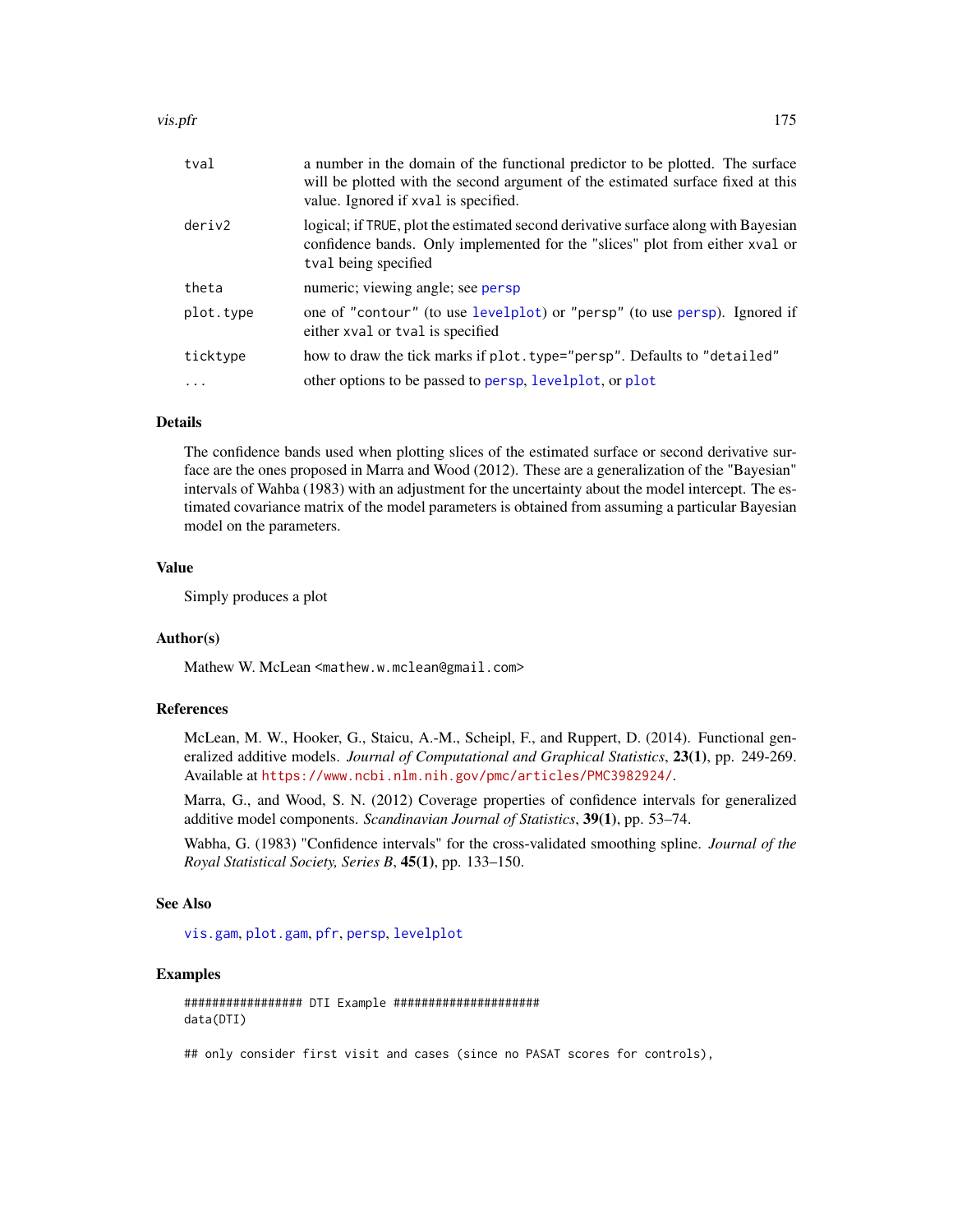| | |
|---|---|
| tval | a number in the domain of the functional predictor to be plotted. The surface will be plotted with the second argument of the estimated surface fixed at this value. Ignored if xval is specified. |
| deriv2 | logical; if TRUE, plot the estimated second derivative surface along with Bayesian confidence bands. Only implemented for the "slices" plot from either xval or tval being specified |
| theta | numeric; viewing angle; see persp |
| plot.type | one of "contour" (to use levelplot) or "persp" (to use persp). Ignored if either xval or tval is specified |
| ticktype | how to draw the tick marks if plot.type="persp". Defaults to "detailed" |
| ... | other options to be passed to persp, levelplot, or plot |

## Details

The confidence bands used when plotting slices of the estimated surface or second derivative surface are the ones proposed in Marra and Wood (2012). These are a generalization of the "Bayesian" intervals of Wahba (1983) with an adjustment for the uncertainty about the model intercept. The estimated covariance matrix of the model parameters is obtained from assuming a particular Bayesian model on the parameters.

## Value

Simply produces a plot

## Author(s)

Mathew W. McLean <mathew.w.mclean@gmail.com>

## References

McLean, M. W., Hooker, G., Staicu, A.-M., Scheipl, F., and Ruppert, D. (2014). Functional generalized additive models. *Journal of Computational and Graphical Statistics*, **23(1)**, pp. 249-269. Available at https://www.ncbi.nlm.nih.gov/pmc/articles/PMC3982924/.

Marra, G., and Wood, S. N. (2012) Coverage properties of confidence intervals for generalized additive model components. *Scandinavian Journal of Statistics*, **39(1)**, pp. 53–74.

Wabha, G. (1983) "Confidence intervals" for the cross-validated smoothing spline. *Journal of the Royal Statistical Society, Series B*, **45(1)**, pp. 133–150.

## See Also

vis.gam, plot.gam, pfr, persp, levelplot

## Examples

```
################# DTI Example #####################
data(DTI)

## only consider first visit and cases (since no PASAT scores for controls),
```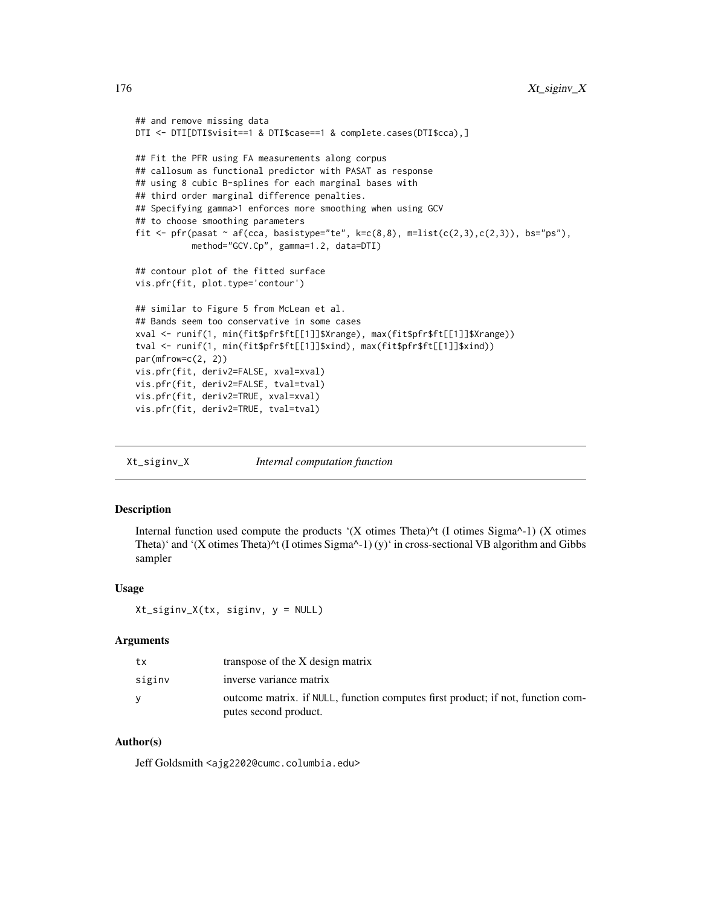```
## and remove missing data
DTI <- DTI[DTI$visit==1 & DTI$case==1 & complete.cases(DTI$cca),]

## Fit the PFR using FA measurements along corpus
## callosum as functional predictor with PASAT as response
## using 8 cubic B-splines for each marginal bases with
## third order marginal difference penalties.
## Specifying gamma>1 enforces more smoothing when using GCV
## to choose smoothing parameters
fit <- pfr(pasat ~ af(cca, basistype="te", k=c(8,8), m=list(c(2,3),c(2,3)), bs="ps"),
           method="GCV.Cp", gamma=1.2, data=DTI)

## contour plot of the fitted surface
vis.pfr(fit, plot.type='contour')

## similar to Figure 5 from McLean et al.
## Bands seem too conservative in some cases
xval <- runif(1, min(fit$pfr$ft[[1]]$Xrange), max(fit$pfr$ft[[1]]$Xrange))
tval <- runif(1, min(fit$pfr$ft[[1]]$xind), max(fit$pfr$ft[[1]]$xind))
par(mfrow=c(2, 2))
vis.pfr(fit, deriv2=FALSE, xval=xval)
vis.pfr(fit, deriv2=FALSE, tval=tval)
vis.pfr(fit, deriv2=TRUE, xval=xval)
vis.pfr(fit, deriv2=TRUE, tval=tval)
```

---

## Xt_siginv_X *Internal computation function*

### Description

Internal function used compute the products '(X otimes Theta)^t (I otimes Sigma^-1) (X otimes Theta)' and '(X otimes Theta)^t (I otimes Sigma^-1) (y)' in cross-sectional VB algorithm and Gibbs sampler

### Usage

```
Xt_siginv_X(tx, siginv, y = NULL)
```

### Arguments

| | |
|---|---|
| tx | transpose of the X design matrix |
| siginv | inverse variance matrix |
| y | outcome matrix. if NULL, function computes first product; if not, function computes second product. |

### Author(s)

Jeff Goldsmith <ajg2202@cumc.columbia.edu>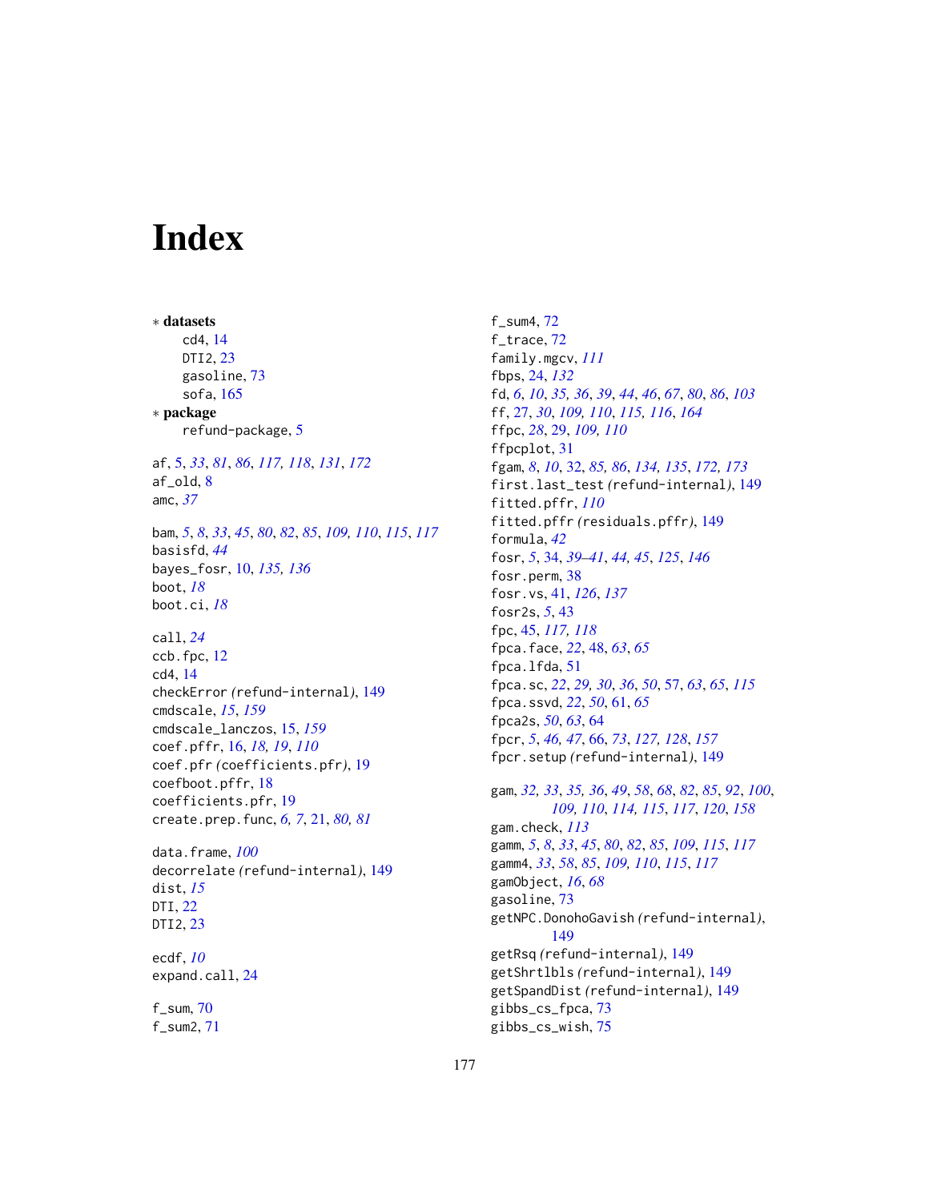# Index

∗ **datasets**
  cd4, 14
  DTI2, 23
  gasoline, 73
  sofa, 165

∗ **package**
  refund-package, 5

af, 5, *33*, *81*, *86*, *117, 118*, *131*, *172*
af_old, 8
amc, *37*

bam, *5*, *8*, *33*, *45*, *80*, *82*, *85*, *109, 110*, *115*, *117*
basisfd, *44*
bayes_fosr, 10, *135, 136*
boot, *18*
boot.ci, *18*

call, *24*
ccb.fpc, 12
cd4, 14
checkError *(refund-internal)*, 149
cmdscale, *15*, *159*
cmdscale_lanczos, 15, *159*
coef.pffr, 16, *18, 19*, *110*
coef.pfr *(coefficients.pfr)*, 19
coefboot.pffr, 18
coefficients.pfr, 19
create.prep.func, *6, 7*, 21, *80, 81*

data.frame, *100*
decorrelate *(refund-internal)*, 149
dist, *15*
DTI, 22
DTI2, 23

ecdf, *10*
expand.call, 24

f_sum, 70
f_sum2, 71
f_sum4, 72
f_trace, 72
family.mgcv, *111*
fbps, 24, *132*
fd, *6*, *10*, *35, 36*, *39*, *44*, *46*, *67*, *80*, *86*, *103*
ff, 27, *30*, *109, 110*, *115, 116*, *164*
ffpc, *28*, 29, *109, 110*
ffpcplot, 31
fgam, *8*, *10*, 32, *85, 86*, *134, 135*, *172, 173*
first.last_test *(refund-internal)*, 149
fitted.pffr, *110*
fitted.pffr *(residuals.pffr)*, 149
formula, *42*
fosr, *5*, 34, *39–41*, *44, 45*, *125*, *146*
fosr.perm, 38
fosr.vs, 41, *126*, *137*
fosr2s, *5*, 43
fpc, 45, *117, 118*
fpca.face, *22*, 48, *63*, *65*
fpca.lfda, 51
fpca.sc, *22*, *29, 30*, *36*, *50*, 57, *63*, *65*, *115*
fpca.ssvd, *22*, *50*, 61, *65*
fpca2s, *50*, *63*, 64
fpcr, *5*, *46, 47*, 66, *73*, *127, 128*, *157*
fpcr.setup *(refund-internal)*, 149

gam, *32, 33*, *35, 36*, *49*, *58*, *68*, *82*, *85*, *92*, *100*, *109, 110*, *114, 115*, *117*, *120*, *158*
gam.check, *113*
gamm, *5*, *8*, *33*, *45*, *80*, *82*, *85*, *109*, *115*, *117*
gamm4, *33*, *58*, *85*, *109, 110*, *115*, *117*
gamObject, *16*, *68*
gasoline, 73
getNPC.DonohoGavish *(refund-internal)*, 149
getRsq *(refund-internal)*, 149
getShrtlbls *(refund-internal)*, 149
getSpandDist *(refund-internal)*, 149
gibbs_cs_fpca, 73
gibbs_cs_wish, 75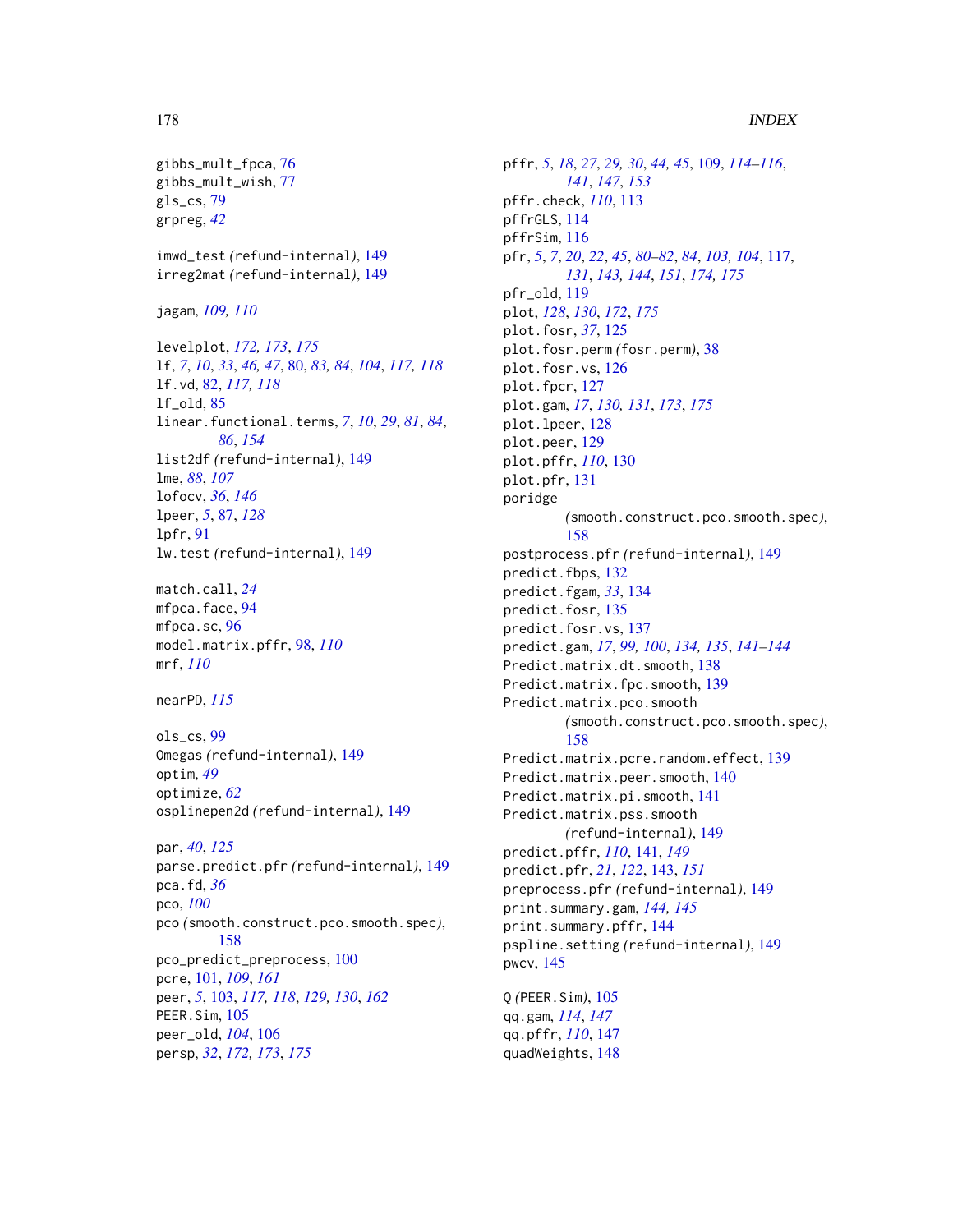gibbs_mult_fpca, 76
gibbs_mult_wish, 77
gls_cs, 79
grpreg, *42*

imwd_test *(*refund-internal*)*, 149
irreg2mat *(*refund-internal*)*, 149

jagam, *109, 110*

levelplot, *172, 173*, *175*
lf, *7*, *10*, *33*, *46, 47*, 80, *83, 84*, *104*, *117, 118*
lf.vd, 82, *117, 118*
lf_old, 85
linear.functional.terms, *7*, *10*, *29*, *81*, *84*, *86*, *154*
list2df *(*refund-internal*)*, 149
lme, *88*, *107*
lofocv, *36*, *146*
lpeer, *5*, 87, *128*
lpfr, 91
lw.test *(*refund-internal*)*, 149

match.call, *24*
mfpca.face, 94
mfpca.sc, 96
model.matrix.pffr, 98, *110*
mrf, *110*

nearPD, *115*

ols_cs, 99
Omegas *(*refund-internal*)*, 149
optim, *49*
optimize, *62*
osplinepen2d *(*refund-internal*)*, 149

par, *40*, *125*
parse.predict.pfr *(*refund-internal*)*, 149
pca.fd, *36*
pco, *100*
pco *(*smooth.construct.pco.smooth.spec*)*, 158
pco_predict_preprocess, 100
pcre, 101, *109*, *161*
peer, *5*, 103, *117, 118*, *129, 130*, *162*
PEER.Sim, 105
peer_old, *104*, 106
persp, *32*, *172, 173*, *175*
pffr, *5*, *18*, *27*, *29, 30*, *44, 45*, 109, *114–116*, *141*, *147*, *153*
pffr.check, *110*, 113
pffrGLS, 114
pffrSim, 116
pfr, *5*, *7*, *20*, *22*, *45*, *80–82*, *84*, *103, 104*, 117, *131*, *143, 144*, *151*, *174, 175*
pfr_old, 119
plot, *128*, *130*, *172*, *175*
plot.fosr, *37*, 125
plot.fosr.perm *(*fosr.perm*)*, 38
plot.fosr.vs, 126
plot.fpcr, 127
plot.gam, *17*, *130, 131*, *173*, *175*
plot.lpeer, 128
plot.peer, 129
plot.pffr, *110*, 130
plot.pfr, 131
poridge *(*smooth.construct.pco.smooth.spec*)*, 158
postprocess.pfr *(*refund-internal*)*, 149
predict.fbps, 132
predict.fgam, *33*, 134
predict.fosr, 135
predict.fosr.vs, 137
predict.gam, *17*, *99, 100*, *134, 135*, *141–144*
Predict.matrix.dt.smooth, 138
Predict.matrix.fpc.smooth, 139
Predict.matrix.pco.smooth *(*smooth.construct.pco.smooth.spec*)*, 158
Predict.matrix.pcre.random.effect, 139
Predict.matrix.peer.smooth, 140
Predict.matrix.pi.smooth, 141
Predict.matrix.pss.smooth *(*refund-internal*)*, 149
predict.pffr, *110*, 141, *149*
predict.pfr, *21*, *122*, 143, *151*
preprocess.pfr *(*refund-internal*)*, 149
print.summary.gam, *144, 145*
print.summary.pffr, 144
pspline.setting *(*refund-internal*)*, 149
pwcv, 145

Q *(*PEER.Sim*)*, 105
qq.gam, *114*, *147*
qq.pffr, *110*, 147
quadWeights, 148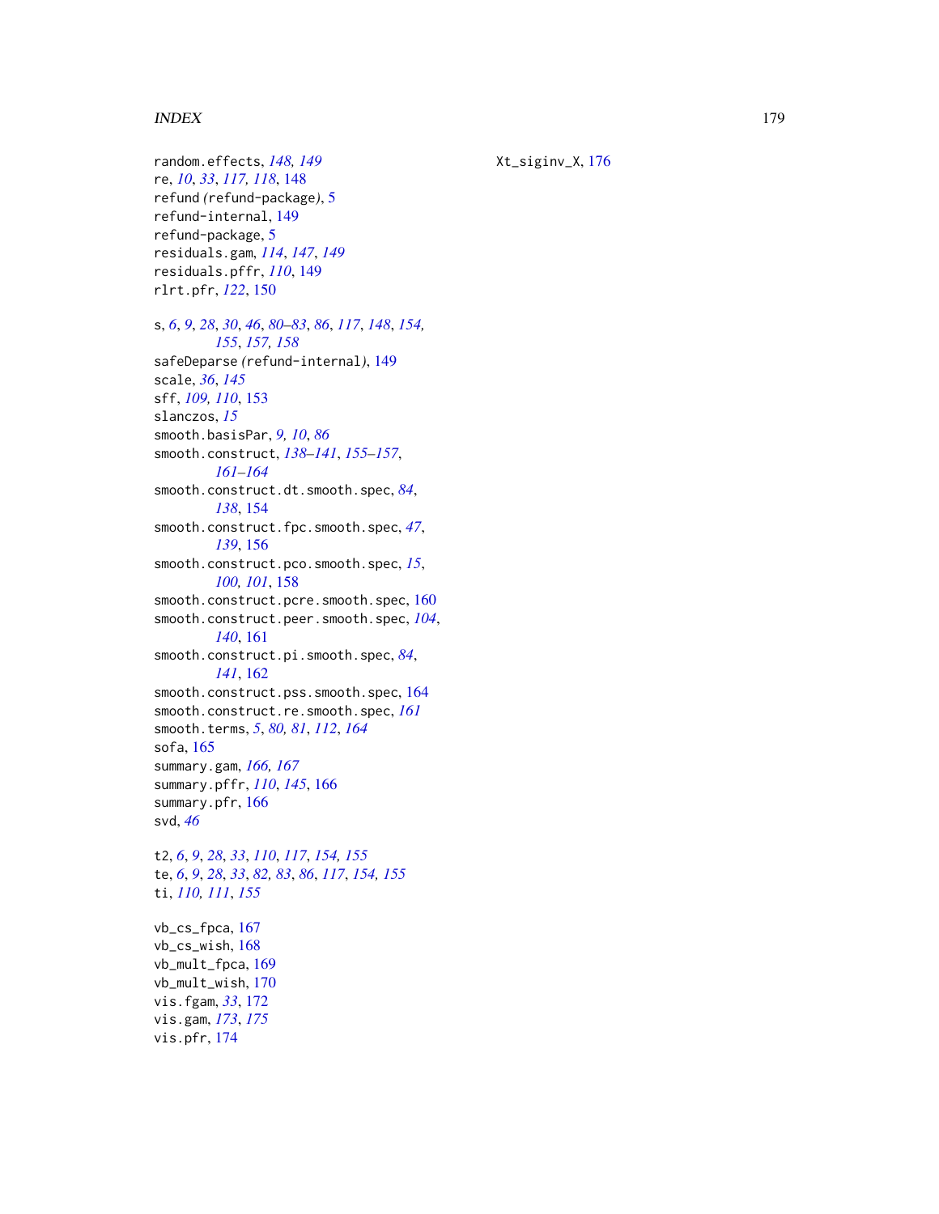random.effects, *148, 149*
re, *10*, *33*, *117, 118*, 148
refund (refund-package), 5
refund-internal, 149
refund-package, 5
residuals.gam, *114*, *147*, *149*
residuals.pffr, *110*, 149
rlrt.pfr, *122*, 150

s, *6*, *9*, *28*, *30*, *46*, *80–83*, *86*, *117*, *148*, *154, 155*, *157, 158*
safeDeparse (refund-internal), 149
scale, *36*, *145*
sff, *109, 110*, 153
slanczos, *15*
smooth.basisPar, *9, 10*, *86*
smooth.construct, *138–141*, *155–157*, *161–164*
smooth.construct.dt.smooth.spec, *84*, *138*, 154
smooth.construct.fpc.smooth.spec, *47*, *139*, 156
smooth.construct.pco.smooth.spec, *15*, *100, 101*, 158
smooth.construct.pcre.smooth.spec, 160
smooth.construct.peer.smooth.spec, *104*, *140*, 161
smooth.construct.pi.smooth.spec, *84*, *141*, 162
smooth.construct.pss.smooth.spec, 164
smooth.construct.re.smooth.spec, *161*
smooth.terms, *5*, *80, 81*, *112*, *164*
sofa, 165
summary.gam, *166, 167*
summary.pffr, *110*, *145*, 166
summary.pfr, 166
svd, *46*

t2, *6*, *9*, *28*, *33*, *110*, *117*, *154, 155*
te, *6*, *9*, *28*, *33*, *82, 83*, *86*, *117*, *154, 155*
ti, *110, 111*, *155*

vb_cs_fpca, 167
vb_cs_wish, 168
vb_mult_fpca, 169
vb_mult_wish, 170
vis.fgam, *33*, 172
vis.gam, *173*, *175*
vis.pfr, 174

Xt_siginv_X, 176